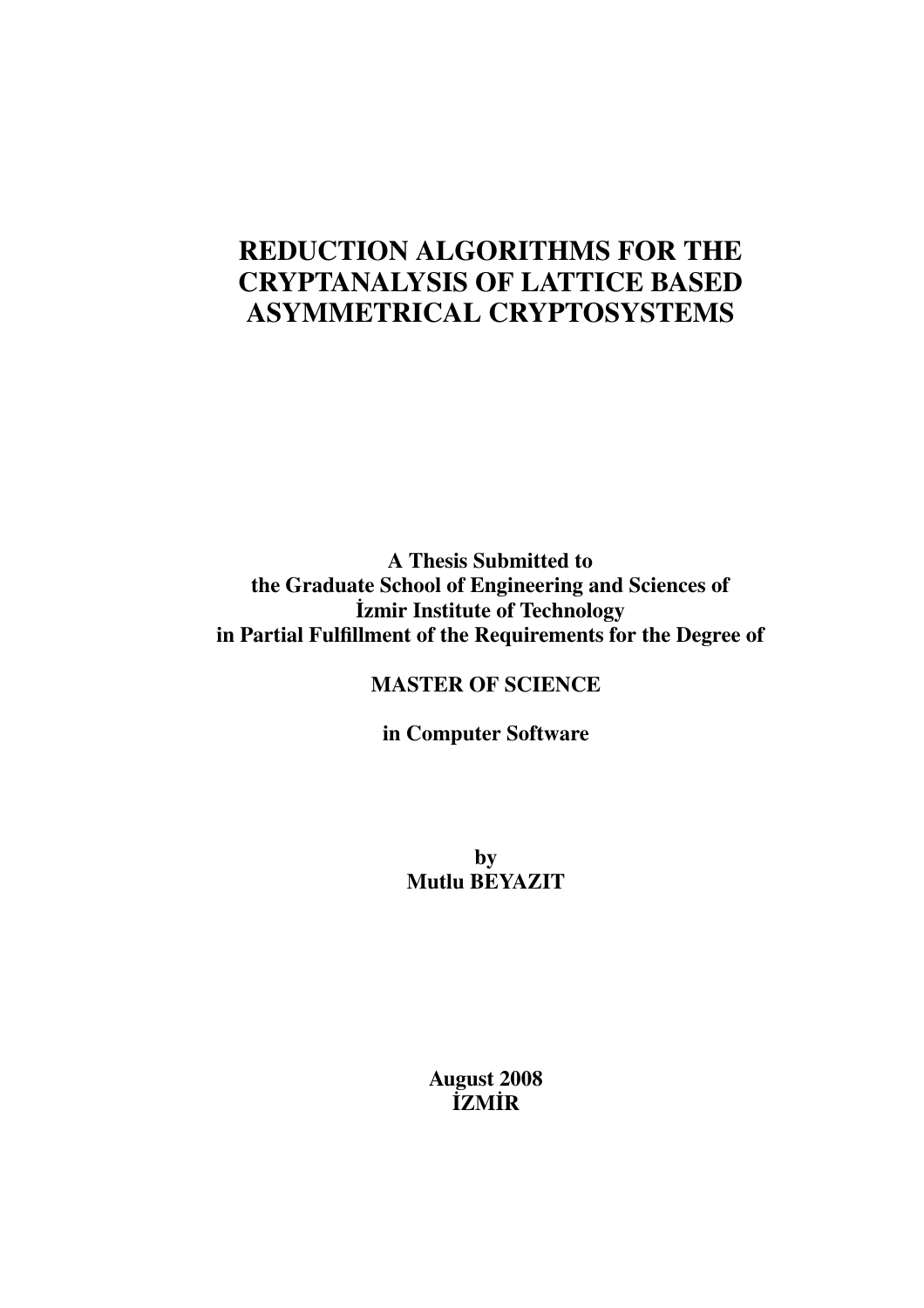# REDUCTION ALGORITHMS FOR THE CRYPTANALYSIS OF LATTICE BASED ASYMMETRICAL CRYPTOSYSTEMS

**A Thesis Submitted to**
**the Graduate School of Engineering and Sciences of**
**İzmir Institute of Technology**
**in Partial Fulfillment of the Requirements for the Degree of**

**MASTER OF SCIENCE**

**in Computer Software**

**by**
**Mutlu BEYAZIT**

**August 2008**
**İZMİR**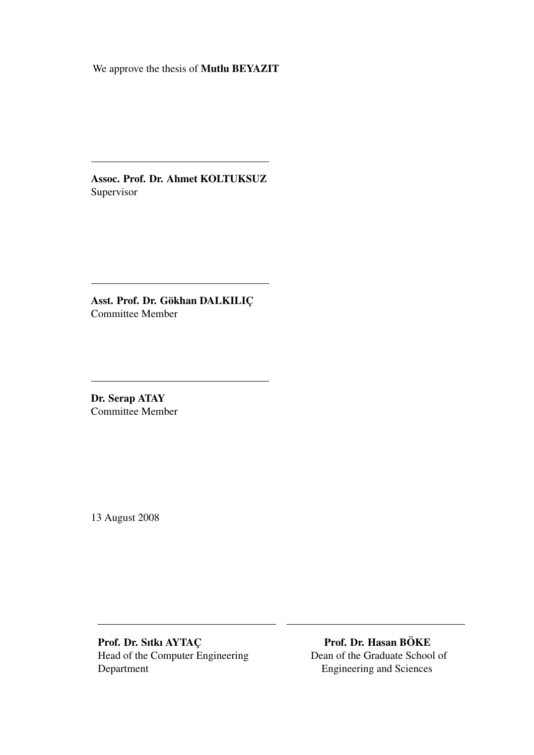We approve the thesis of **Mutlu BEYAZIT**

---

**Assoc. Prof. Dr. Ahmet KOLTUKSUZ**
Supervisor

---

**Asst. Prof. Dr. Gökhan DALKILIÇ**
Committee Member

---

**Dr. Serap ATAY**
Committee Member

13 August 2008

---

**Prof. Dr. Sıtkı AYTAÇ**
Head of the Computer Engineering Department

---

**Prof. Dr. Hasan BÖKE**
Dean of the Graduate School of Engineering and Sciences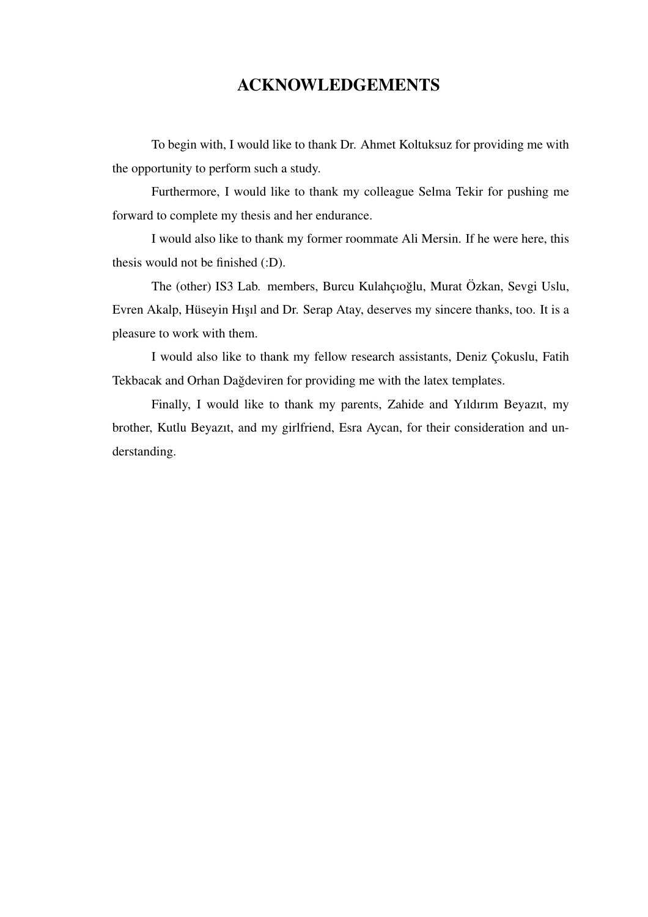# ACKNOWLEDGEMENTS

To begin with, I would like to thank Dr. Ahmet Koltuksuz for providing me with the opportunity to perform such a study.

Furthermore, I would like to thank my colleague Selma Tekir for pushing me forward to complete my thesis and her endurance.

I would also like to thank my former roommate Ali Mersin. If he were here, this thesis would not be finished (:D).

The (other) IS3 Lab. members, Burcu Kulahçıoğlu, Murat Özkan, Sevgi Uslu, Evren Akalp, Hüseyin Hışıl and Dr. Serap Atay, deserves my sincere thanks, too. It is a pleasure to work with them.

I would also like to thank my fellow research assistants, Deniz Çokuslu, Fatih Tekbacak and Orhan Dağdeviren for providing me with the latex templates.

Finally, I would like to thank my parents, Zahide and Yıldırım Beyazıt, my brother, Kutlu Beyazıt, and my girlfriend, Esra Aycan, for their consideration and understanding.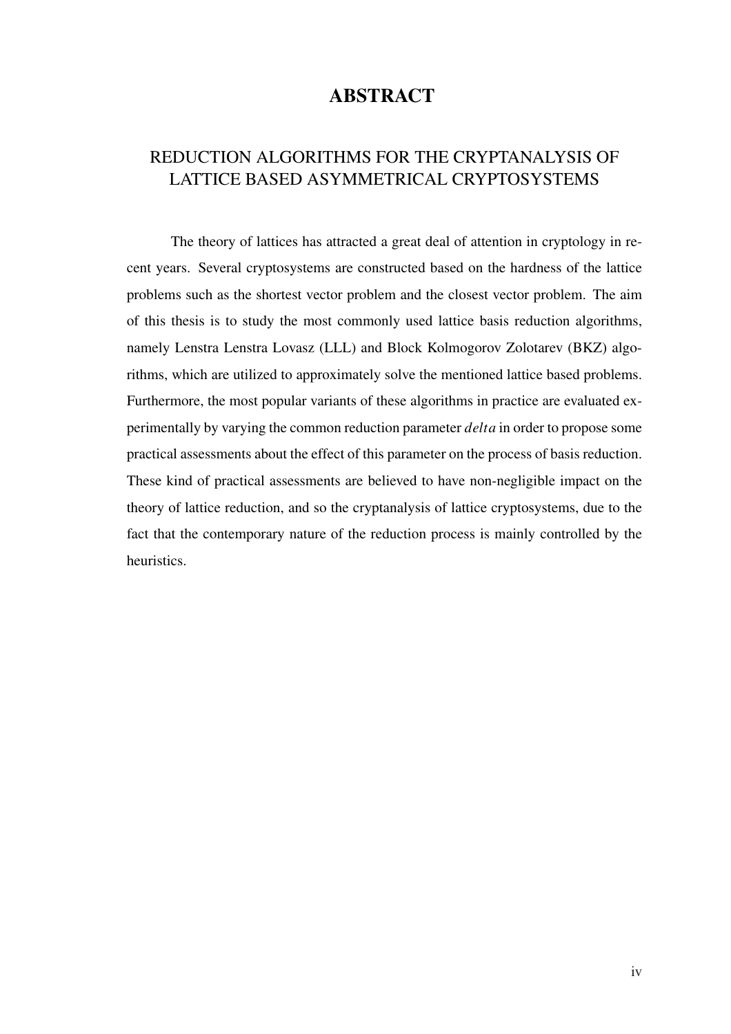# ABSTRACT

## REDUCTION ALGORITHMS FOR THE CRYPTANALYSIS OF LATTICE BASED ASYMMETRICAL CRYPTOSYSTEMS

The theory of lattices has attracted a great deal of attention in cryptology in recent years. Several cryptosystems are constructed based on the hardness of the lattice problems such as the shortest vector problem and the closest vector problem. The aim of this thesis is to study the most commonly used lattice basis reduction algorithms, namely Lenstra Lenstra Lovasz (LLL) and Block Kolmogorov Zolotarev (BKZ) algorithms, which are utilized to approximately solve the mentioned lattice based problems. Furthermore, the most popular variants of these algorithms in practice are evaluated experimentally by varying the common reduction parameter $delta$ in order to propose some practical assessments about the effect of this parameter on the process of basis reduction. These kind of practical assessments are believed to have non-negligible impact on the theory of lattice reduction, and so the cryptanalysis of lattice cryptosystems, due to the fact that the contemporary nature of the reduction process is mainly controlled by the heuristics.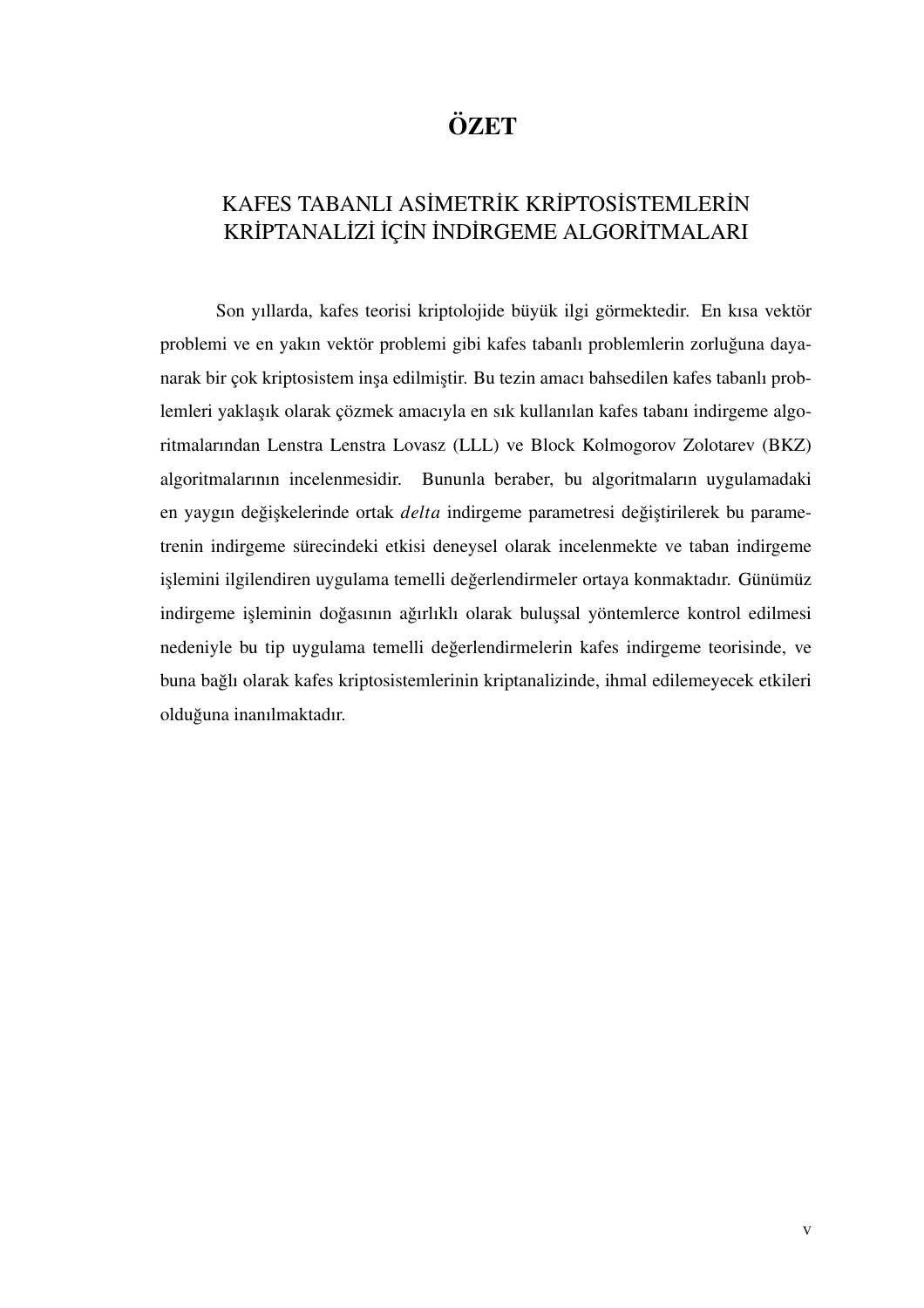# ÖZET

## KAFES TABANLI ASİMETRİK KRİPTOSİSTEMLERİN KRİPTANALİZİ İÇİN İNDİRGEME ALGORİTMALARI

Son yıllarda, kafes teorisi kriptolojide büyük ilgi görmektedir. En kısa vektör problemi ve en yakın vektör problemi gibi kafes tabanlı problemlerin zorluğuna dayanarak bir çok kriptosistem inşa edilmiştir. Bu tezin amacı bahsedilen kafes tabanlı problemleri yaklaşık olarak çözmek amacıyla en sık kullanılan kafes tabanı indirgeme algoritmalarından Lenstra Lenstra Lovasz (LLL) ve Block Kolmogorov Zolotarev (BKZ) algoritmalarının incelenmesidir. Bununla beraber, bu algoritmaların uygulamadaki en yaygın değişkelerinde ortak $delta$ indirgeme parametresi değiştirilerek bu parametrenin indirgeme sürecindeki etkisi deneysel olarak incelenmekte ve taban indirgeme işlemini ilgilendiren uygulama temelli değerlendirmeler ortaya konmaktadır. Günümüz indirgeme işleminin doğasının ağırlıklı olarak buluşsal yöntemlerce kontrol edilmesi nedeniyle bu tip uygulama temelli değerlendirmelerin kafes indirgeme teorisinde, ve buna bağlı olarak kafes kriptosistemlerinin kriptanalizinde, ihmal edilemeyecek etkileri olduğuna inanılmaktadır.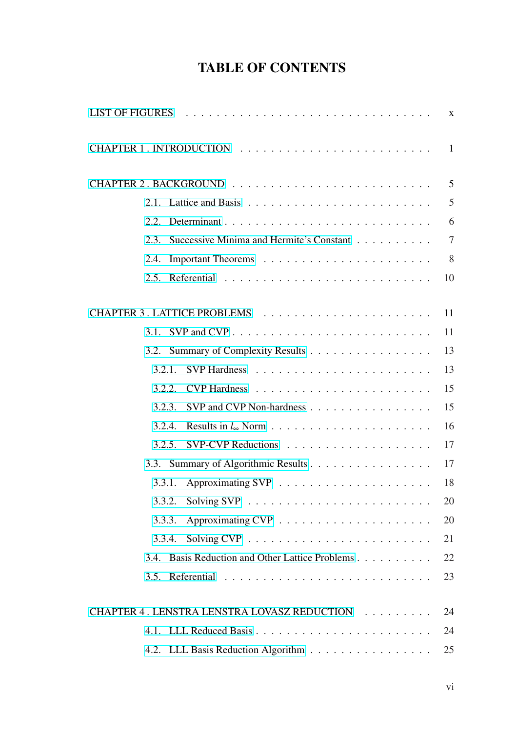# TABLE OF CONTENTS

LIST OF FIGURES . . . . . . . . . . x

CHAPTER 1 . INTRODUCTION . . . . . . . . . . 1

CHAPTER 2 . BACKGROUND . . . . . . . . . . 5

- 2.1. Lattice and Basis . . . . . . . . . . 5
- 2.2. Determinant . . . . . . . . . . 6
- 2.3. Successive Minima and Hermite's Constant . . . . . . . . . . 7
- 2.4. Important Theorems . . . . . . . . . . 8
- 2.5. Referential . . . . . . . . . . 10

CHAPTER 3 . LATTICE PROBLEMS . . . . . . . . . . 11

- 3.1. SVP and CVP . . . . . . . . . . 11
- 3.2. Summary of Complexity Results . . . . . . . . . . 13
  - 3.2.1. SVP Hardness . . . . . . . . . . 13
  - 3.2.2. CVP Hardness . . . . . . . . . . 15
  - 3.2.3. SVP and CVP Non-hardness . . . . . . . . . . 15
  - 3.2.4. Results in $l_\infty$ Norm . . . . . . . . . . 16
  - 3.2.5. SVP-CVP Reductions . . . . . . . . . . 17
- 3.3. Summary of Algorithmic Results . . . . . . . . . . 17
  - 3.3.1. Approximating SVP . . . . . . . . . . 18
  - 3.3.2. Solving SVP . . . . . . . . . . 20
  - 3.3.3. Approximating CVP . . . . . . . . . . 20
  - 3.3.4. Solving CVP . . . . . . . . . . 21
- 3.4. Basis Reduction and Other Lattice Problems . . . . . . . . . . 22
- 3.5. Referential . . . . . . . . . . 23

CHAPTER 4 . LENSTRA LENSTRA LOVASZ REDUCTION . . . . . . . . . . 24

- 4.1. LLL Reduced Basis . . . . . . . . . . 24
- 4.2. LLL Basis Reduction Algorithm . . . . . . . . . . 25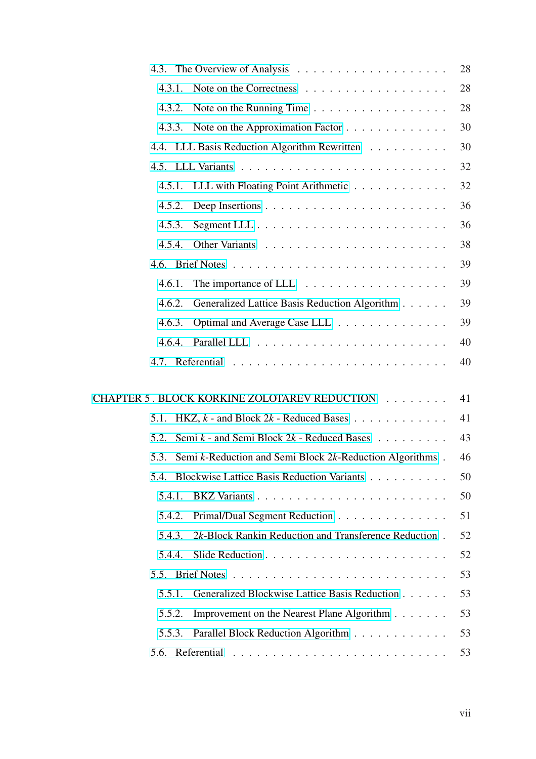- 4.3. The Overview of Analysis . . . . . . . . . . . . . . . . . . . 28
  - 4.3.1. Note on the Correctness . . . . . . . . . . . . . . . . . . 28
  - 4.3.2. Note on the Running Time . . . . . . . . . . . . . . . . . 28
  - 4.3.3. Note on the Approximation Factor . . . . . . . . . . . . . 30
- 4.4. LLL Basis Reduction Algorithm Rewritten . . . . . . . . . . 30
- 4.5. LLL Variants . . . . . . . . . . . . . . . . . . . . . . . . . 32
  - 4.5.1. LLL with Floating Point Arithmetic . . . . . . . . . . . 32
  - 4.5.2. Deep Insertions . . . . . . . . . . . . . . . . . . . . . 36
  - 4.5.3. Segment LLL . . . . . . . . . . . . . . . . . . . . . . . 36
  - 4.5.4. Other Variants . . . . . . . . . . . . . . . . . . . . . . 38
- 4.6. Brief Notes . . . . . . . . . . . . . . . . . . . . . . . . . 39
  - 4.6.1. The importance of LLL . . . . . . . . . . . . . . . . . 39
  - 4.6.2. Generalized Lattice Basis Reduction Algorithm . . . . . 39
  - 4.6.3. Optimal and Average Case LLL . . . . . . . . . . . . . 39
  - 4.6.4. Parallel LLL . . . . . . . . . . . . . . . . . . . . . . . 40
- 4.7. Referential . . . . . . . . . . . . . . . . . . . . . . . . . 40

CHAPTER 5 . BLOCK KORKINE ZOLOTAREV REDUCTION . . . . . . . . 41

- 5.1. HKZ, $k$ - and Block $2k$ - Reduced Bases . . . . . . . . . . . 41
- 5.2. Semi $k$ - and Semi Block $2k$ - Reduced Bases . . . . . . . . . 43
- 5.3. Semi $k$-Reduction and Semi Block $2k$-Reduction Algorithms . 46
- 5.4. Blockwise Lattice Basis Reduction Variants . . . . . . . . . . 50
  - 5.4.1. BKZ Variants . . . . . . . . . . . . . . . . . . . . . . . 50
  - 5.4.2. Primal/Dual Segment Reduction . . . . . . . . . . . . . 51
  - 5.4.3. $2k$-Block Rankin Reduction and Transference Reduction . 52
  - 5.4.4. Slide Reduction . . . . . . . . . . . . . . . . . . . . . . 52
- 5.5. Brief Notes . . . . . . . . . . . . . . . . . . . . . . . . . 53
  - 5.5.1. Generalized Blockwise Lattice Basis Reduction . . . . . 53
  - 5.5.2. Improvement on the Nearest Plane Algorithm . . . . . . . 53
  - 5.5.3. Parallel Block Reduction Algorithm . . . . . . . . . . . 53
- 5.6. Referential . . . . . . . . . . . . . . . . . . . . . . . . . 53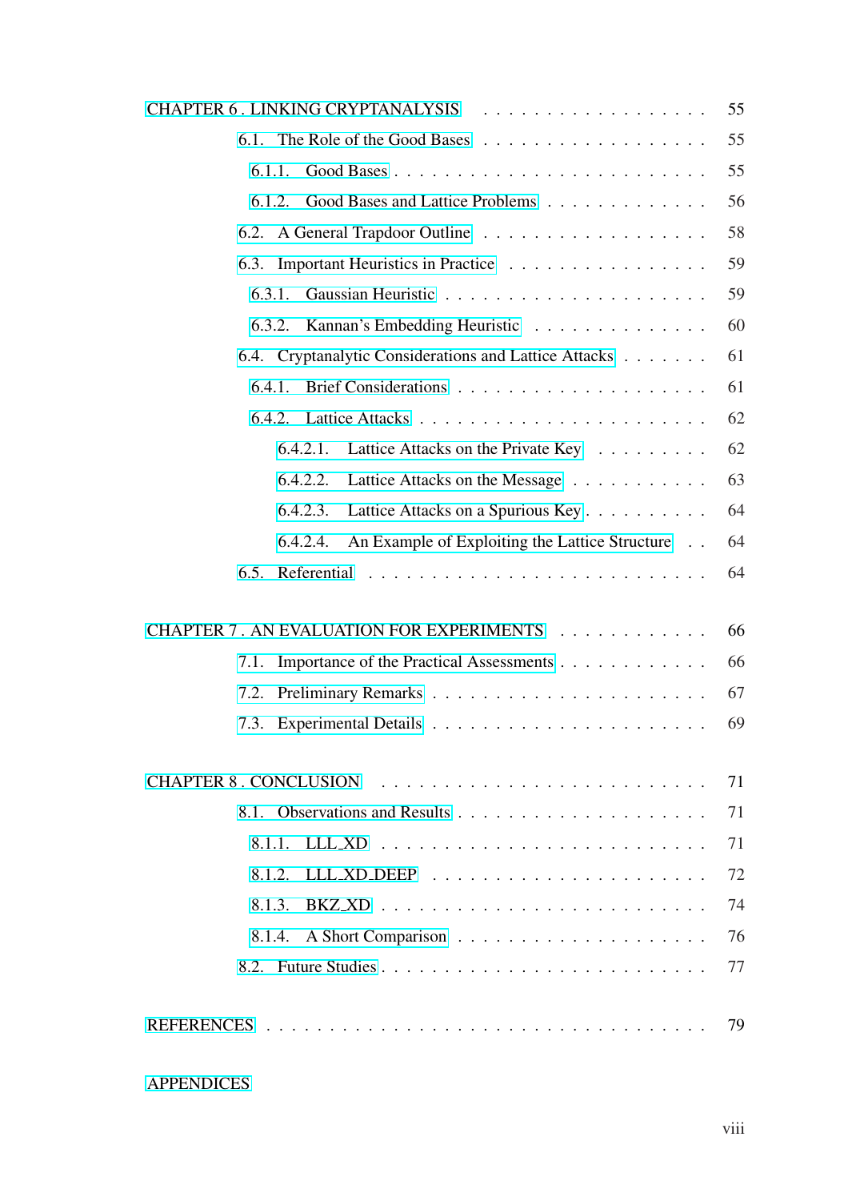CHAPTER 6 . LINKING CRYPTANALYSIS . . . . . . . . . . . . . . . . . . 55

- 6.1. The Role of the Good Bases . . . . . . . . . . . . . . . . . . 55
  - 6.1.1. Good Bases . . . . . . . . . . . . . . . . . . . . . . . . 55
  - 6.1.2. Good Bases and Lattice Problems . . . . . . . . . . . . . 56
- 6.2. A General Trapdoor Outline . . . . . . . . . . . . . . . . . . 58
- 6.3. Important Heuristics in Practice . . . . . . . . . . . . . . . . 59
  - 6.3.1. Gaussian Heuristic . . . . . . . . . . . . . . . . . . . . . 59
  - 6.3.2. Kannan's Embedding Heuristic . . . . . . . . . . . . . . 60
- 6.4. Cryptanalytic Considerations and Lattice Attacks . . . . . . . 61
  - 6.4.1. Brief Considerations . . . . . . . . . . . . . . . . . . . . 61
  - 6.4.2. Lattice Attacks . . . . . . . . . . . . . . . . . . . . . . . 62
    - 6.4.2.1. Lattice Attacks on the Private Key . . . . . . . . . 62
    - 6.4.2.2. Lattice Attacks on the Message . . . . . . . . . . . 63
    - 6.4.2.3. Lattice Attacks on a Spurious Key . . . . . . . . . . 64
    - 6.4.2.4. An Example of Exploiting the Lattice Structure . . 64
- 6.5. Referential . . . . . . . . . . . . . . . . . . . . . . . . . . 64

CHAPTER 7 . AN EVALUATION FOR EXPERIMENTS . . . . . . . . . . . . 66

- 7.1. Importance of the Practical Assessments . . . . . . . . . . . . 66
- 7.2. Preliminary Remarks . . . . . . . . . . . . . . . . . . . . . . 67
- 7.3. Experimental Details . . . . . . . . . . . . . . . . . . . . . . 69

CHAPTER 8 . CONCLUSION . . . . . . . . . . . . . . . . . . . . . . . 71

- 8.1. Observations and Results . . . . . . . . . . . . . . . . . . . . 71
  - 8.1.1. LLL_XD . . . . . . . . . . . . . . . . . . . . . . . . . . 71
  - 8.1.2. LLL_XD_DEEP . . . . . . . . . . . . . . . . . . . . . . 72
  - 8.1.3. BKZ_XD . . . . . . . . . . . . . . . . . . . . . . . . . . 74
  - 8.1.4. A Short Comparison . . . . . . . . . . . . . . . . . . . . 76
- 8.2. Future Studies . . . . . . . . . . . . . . . . . . . . . . . . . 77

REFERENCES . . . . . . . . . . . . . . . . . . . . . . . . . . . . . . 79

APPENDICES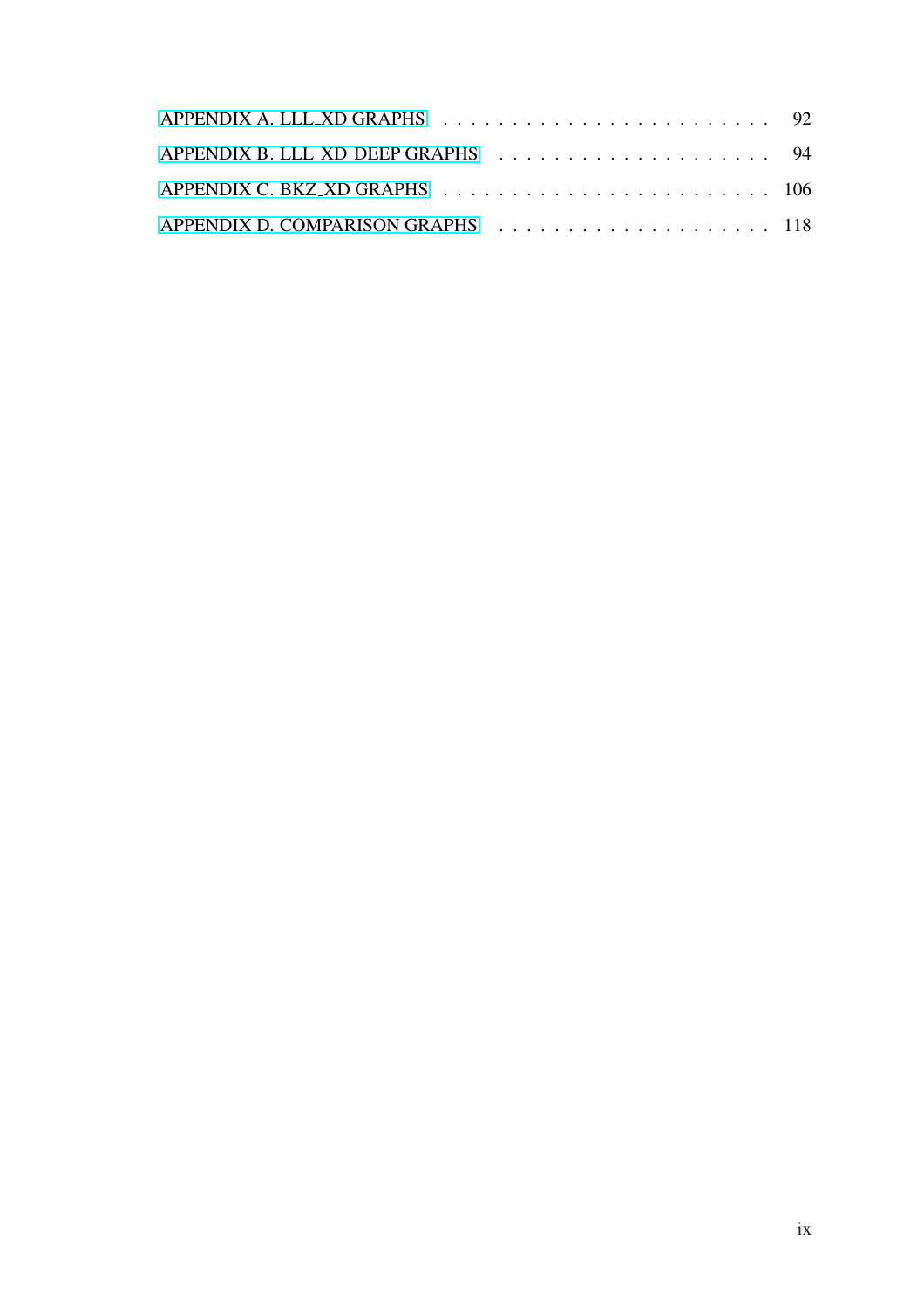APPENDIX A. LLL_XD GRAPHS . . . . . . . . . . . . . . . . . . . . . . . . 92

APPENDIX B. LLL_XD_DEEP GRAPHS . . . . . . . . . . . . . . . . . . . . 94

APPENDIX C. BKZ_XD GRAPHS . . . . . . . . . . . . . . . . . . . . . . . . 106

APPENDIX D. COMPARISON GRAPHS . . . . . . . . . . . . . . . . . . . . 118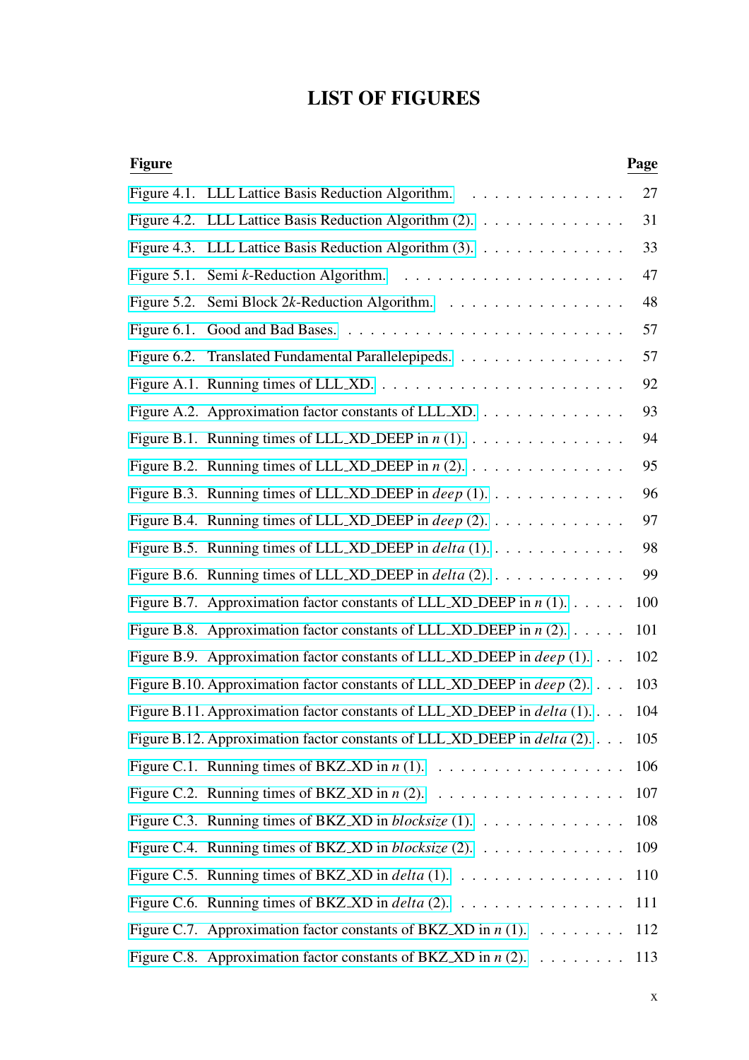# LIST OF FIGURES

| Figure | Page |
|---|---|
| Figure 4.1. LLL Lattice Basis Reduction Algorithm. | 27 |
| Figure 4.2. LLL Lattice Basis Reduction Algorithm (2). | 31 |
| Figure 4.3. LLL Lattice Basis Reduction Algorithm (3). | 33 |
| Figure 5.1. Semi $k$-Reduction Algorithm. | 47 |
| Figure 5.2. Semi Block $2k$-Reduction Algorithm. | 48 |
| Figure 6.1. Good and Bad Bases. | 57 |
| Figure 6.2. Translated Fundamental Parallelepipeds. | 57 |
| Figure A.1. Running times of LLL_XD. | 92 |
| Figure A.2. Approximation factor constants of LLL_XD. | 93 |
| Figure B.1. Running times of LLL_XD_DEEP in $n$ (1). | 94 |
| Figure B.2. Running times of LLL_XD_DEEP in $n$ (2). | 95 |
| Figure B.3. Running times of LLL_XD_DEEP in *deep* (1). | 96 |
| Figure B.4. Running times of LLL_XD_DEEP in *deep* (2). | 97 |
| Figure B.5. Running times of LLL_XD_DEEP in *delta* (1). | 98 |
| Figure B.6. Running times of LLL_XD_DEEP in *delta* (2). | 99 |
| Figure B.7. Approximation factor constants of LLL_XD_DEEP in $n$ (1). | 100 |
| Figure B.8. Approximation factor constants of LLL_XD_DEEP in $n$ (2). | 101 |
| Figure B.9. Approximation factor constants of LLL_XD_DEEP in *deep* (1). | 102 |
| Figure B.10. Approximation factor constants of LLL_XD_DEEP in *deep* (2). | 103 |
| Figure B.11. Approximation factor constants of LLL_XD_DEEP in *delta* (1). | 104 |
| Figure B.12. Approximation factor constants of LLL_XD_DEEP in *delta* (2). | 105 |
| Figure C.1. Running times of BKZ_XD in $n$ (1). | 106 |
| Figure C.2. Running times of BKZ_XD in $n$ (2). | 107 |
| Figure C.3. Running times of BKZ_XD in *blocksize* (1). | 108 |
| Figure C.4. Running times of BKZ_XD in *blocksize* (2). | 109 |
| Figure C.5. Running times of BKZ_XD in *delta* (1). | 110 |
| Figure C.6. Running times of BKZ_XD in *delta* (2). | 111 |
| Figure C.7. Approximation factor constants of BKZ_XD in $n$ (1). | 112 |
| Figure C.8. Approximation factor constants of BKZ_XD in $n$ (2). | 113 |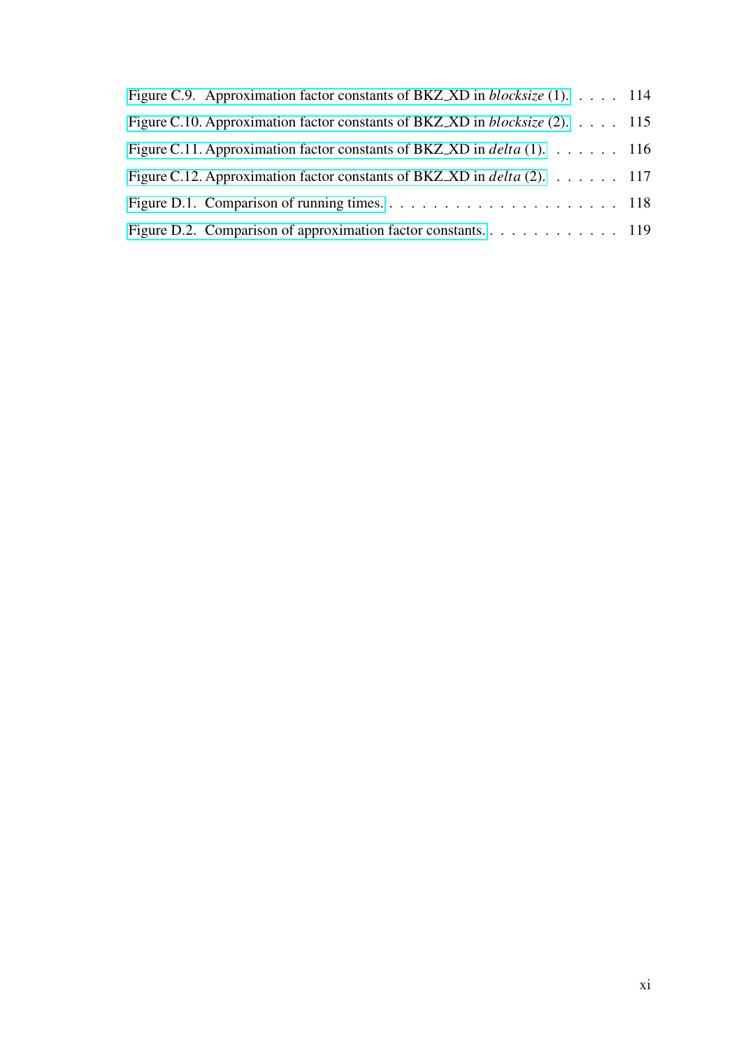Figure C.9. Approximation factor constants of BKZ_XD in *blocksize* (1). . . . . 114

Figure C.10. Approximation factor constants of BKZ_XD in *blocksize* (2). . . . . 115

Figure C.11. Approximation factor constants of BKZ_XD in *delta* (1). . . . . . . 116

Figure C.12. Approximation factor constants of BKZ_XD in *delta* (2). . . . . . . 117

Figure D.1. Comparison of running times. . . . . . . . . . . . . . . . . . . . . . 118

Figure D.2. Comparison of approximation factor constants. . . . . . . . . . . . . 119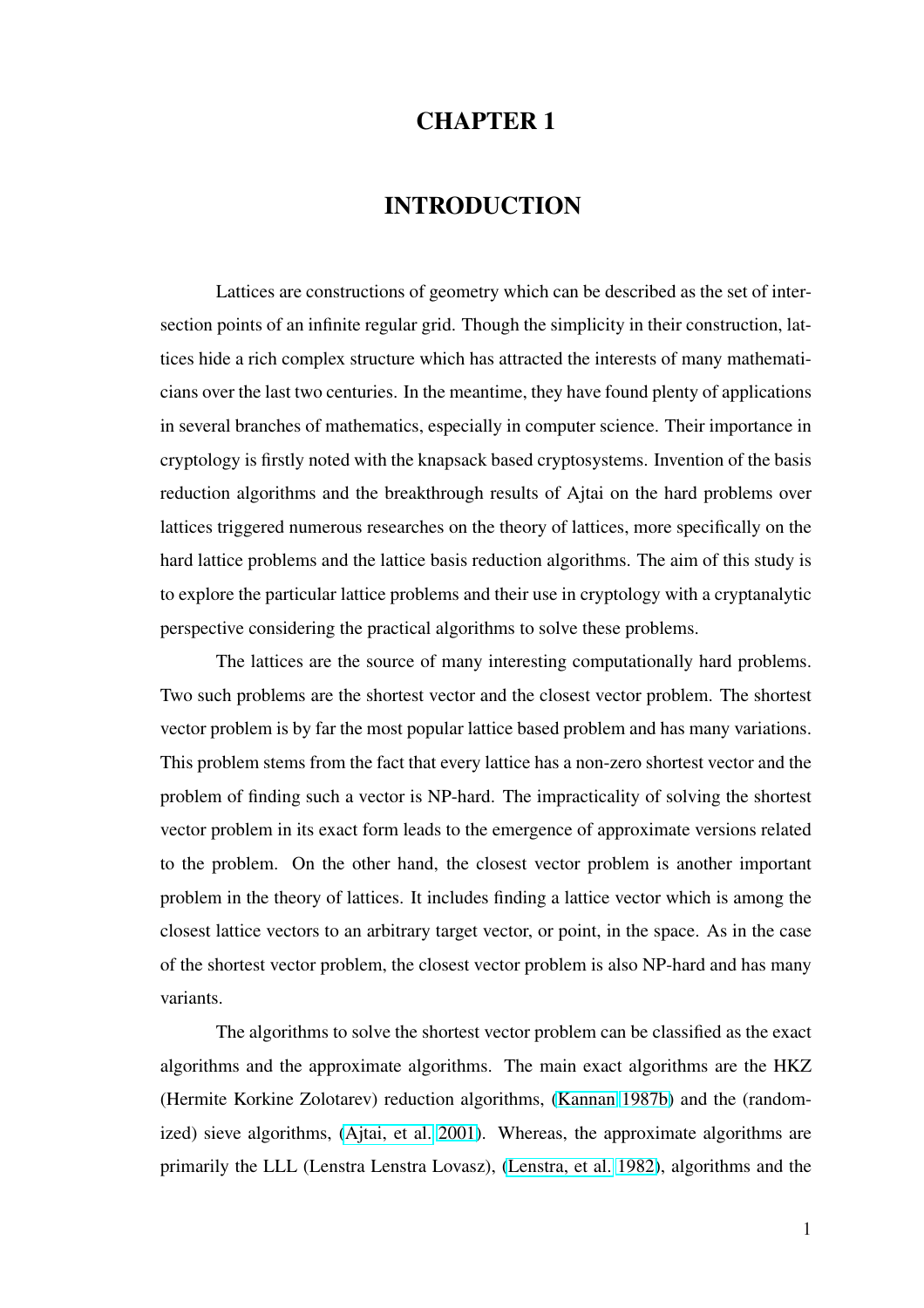# CHAPTER 1

# INTRODUCTION

Lattices are constructions of geometry which can be described as the set of intersection points of an infinite regular grid. Though the simplicity in their construction, lattices hide a rich complex structure which has attracted the interests of many mathematicians over the last two centuries. In the meantime, they have found plenty of applications in several branches of mathematics, especially in computer science. Their importance in cryptology is firstly noted with the knapsack based cryptosystems. Invention of the basis reduction algorithms and the breakthrough results of Ajtai on the hard problems over lattices triggered numerous researches on the theory of lattices, more specifically on the hard lattice problems and the lattice basis reduction algorithms. The aim of this study is to explore the particular lattice problems and their use in cryptology with a cryptanalytic perspective considering the practical algorithms to solve these problems.

The lattices are the source of many interesting computationally hard problems. Two such problems are the shortest vector and the closest vector problem. The shortest vector problem is by far the most popular lattice based problem and has many variations. This problem stems from the fact that every lattice has a non-zero shortest vector and the problem of finding such a vector is NP-hard. The impracticality of solving the shortest vector problem in its exact form leads to the emergence of approximate versions related to the problem. On the other hand, the closest vector problem is another important problem in the theory of lattices. It includes finding a lattice vector which is among the closest lattice vectors to an arbitrary target vector, or point, in the space. As in the case of the shortest vector problem, the closest vector problem is also NP-hard and has many variants.

The algorithms to solve the shortest vector problem can be classified as the exact algorithms and the approximate algorithms. The main exact algorithms are the HKZ (Hermite Korkine Zolotarev) reduction algorithms, (Kannan 1987b) and the (randomized) sieve algorithms, (Ajtai, et al. 2001). Whereas, the approximate algorithms are primarily the LLL (Lenstra Lenstra Lovasz), (Lenstra, et al. 1982), algorithms and the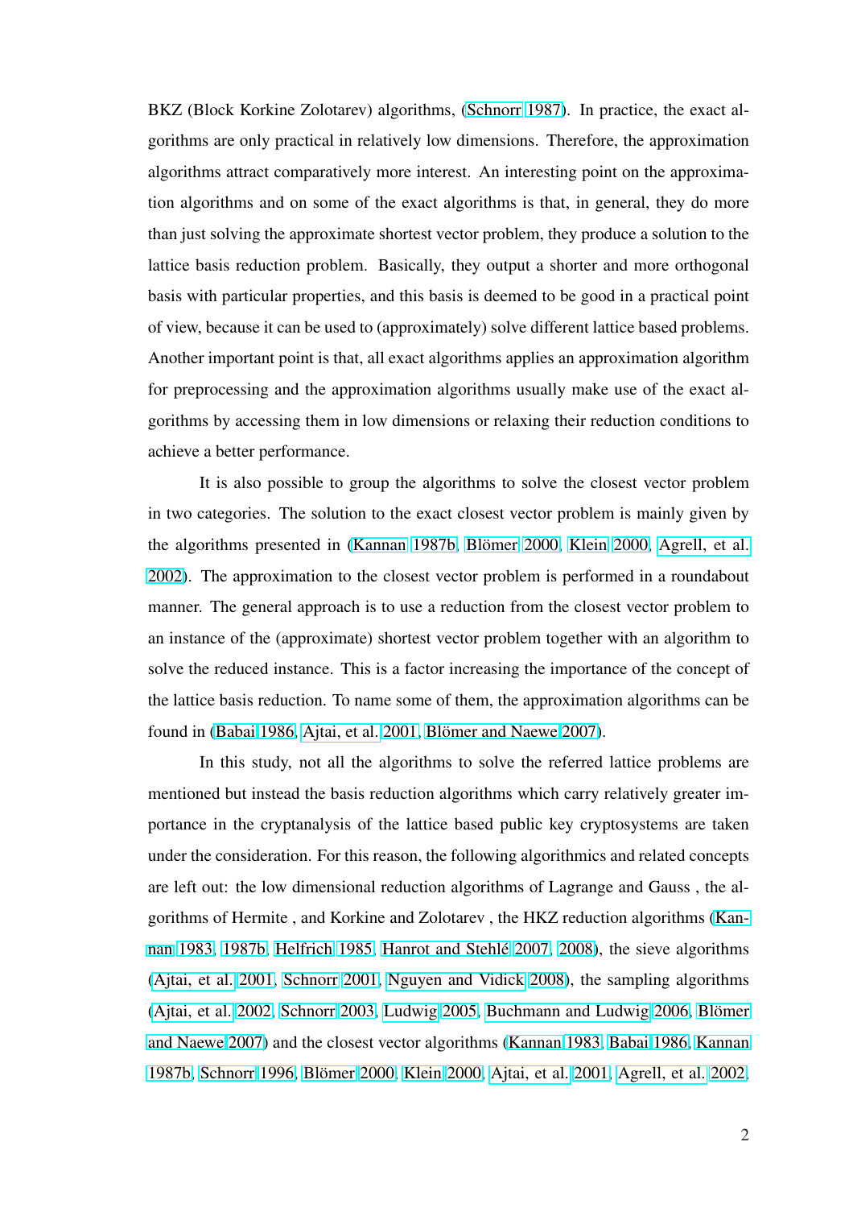BKZ (Block Korkine Zolotarev) algorithms, (Schnorr 1987). In practice, the exact algorithms are only practical in relatively low dimensions. Therefore, the approximation algorithms attract comparatively more interest. An interesting point on the approximation algorithms and on some of the exact algorithms is that, in general, they do more than just solving the approximate shortest vector problem, they produce a solution to the lattice basis reduction problem. Basically, they output a shorter and more orthogonal basis with particular properties, and this basis is deemed to be good in a practical point of view, because it can be used to (approximately) solve different lattice based problems. Another important point is that, all exact algorithms applies an approximation algorithm for preprocessing and the approximation algorithms usually make use of the exact algorithms by accessing them in low dimensions or relaxing their reduction conditions to achieve a better performance.

It is also possible to group the algorithms to solve the closest vector problem in two categories. The solution to the exact closest vector problem is mainly given by the algorithms presented in (Kannan 1987b, Blömer 2000, Klein 2000, Agrell, et al. 2002). The approximation to the closest vector problem is performed in a roundabout manner. The general approach is to use a reduction from the closest vector problem to an instance of the (approximate) shortest vector problem together with an algorithm to solve the reduced instance. This is a factor increasing the importance of the concept of the lattice basis reduction. To name some of them, the approximation algorithms can be found in (Babai 1986, Ajtai, et al. 2001, Blömer and Naewe 2007).

In this study, not all the algorithms to solve the referred lattice problems are mentioned but instead the basis reduction algorithms which carry relatively greater importance in the cryptanalysis of the lattice based public key cryptosystems are taken under the consideration. For this reason, the following algorithmics and related concepts are left out: the low dimensional reduction algorithms of Lagrange and Gauss , the algorithms of Hermite , and Korkine and Zolotarev , the HKZ reduction algorithms (Kannan 1983, 1987b, Helfrich 1985, Hanrot and Stehlé 2007, 2008), the sieve algorithms (Ajtai, et al. 2001, Schnorr 2001, Nguyen and Vidick 2008), the sampling algorithms (Ajtai, et al. 2002, Schnorr 2003, Ludwig 2005, Buchmann and Ludwig 2006, Blömer and Naewe 2007) and the closest vector algorithms (Kannan 1983, Babai 1986, Kannan 1987b, Schnorr 1996, Blömer 2000, Klein 2000, Ajtai, et al. 2001, Agrell, et al. 2002,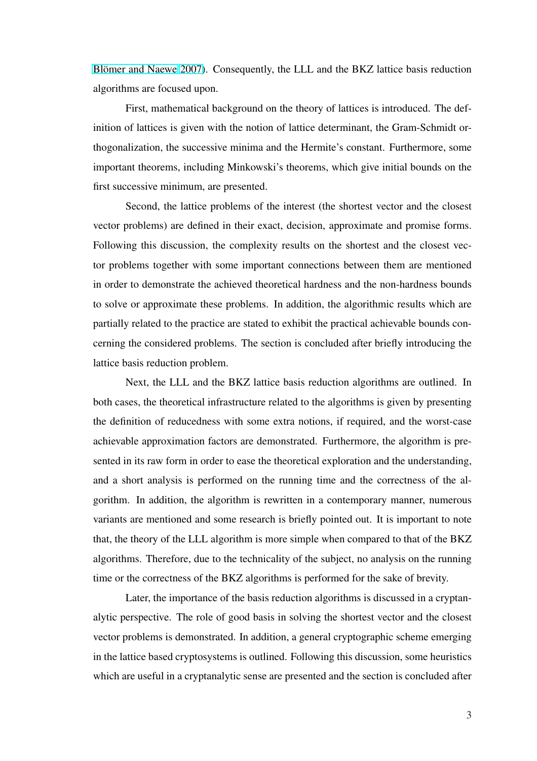Blömer and Naewe 2007). Consequently, the LLL and the BKZ lattice basis reduction algorithms are focused upon.

First, mathematical background on the theory of lattices is introduced. The definition of lattices is given with the notion of lattice determinant, the Gram-Schmidt orthogonalization, the successive minima and the Hermite's constant. Furthermore, some important theorems, including Minkowski's theorems, which give initial bounds on the first successive minimum, are presented.

Second, the lattice problems of the interest (the shortest vector and the closest vector problems) are defined in their exact, decision, approximate and promise forms. Following this discussion, the complexity results on the shortest and the closest vector problems together with some important connections between them are mentioned in order to demonstrate the achieved theoretical hardness and the non-hardness bounds to solve or approximate these problems. In addition, the algorithmic results which are partially related to the practice are stated to exhibit the practical achievable bounds concerning the considered problems. The section is concluded after briefly introducing the lattice basis reduction problem.

Next, the LLL and the BKZ lattice basis reduction algorithms are outlined. In both cases, the theoretical infrastructure related to the algorithms is given by presenting the definition of reducedness with some extra notions, if required, and the worst-case achievable approximation factors are demonstrated. Furthermore, the algorithm is presented in its raw form in order to ease the theoretical exploration and the understanding, and a short analysis is performed on the running time and the correctness of the algorithm. In addition, the algorithm is rewritten in a contemporary manner, numerous variants are mentioned and some research is briefly pointed out. It is important to note that, the theory of the LLL algorithm is more simple when compared to that of the BKZ algorithms. Therefore, due to the technicality of the subject, no analysis on the running time or the correctness of the BKZ algorithms is performed for the sake of brevity.

Later, the importance of the basis reduction algorithms is discussed in a cryptanalytic perspective. The role of good basis in solving the shortest vector and the closest vector problems is demonstrated. In addition, a general cryptographic scheme emerging in the lattice based cryptosystems is outlined. Following this discussion, some heuristics which are useful in a cryptanalytic sense are presented and the section is concluded after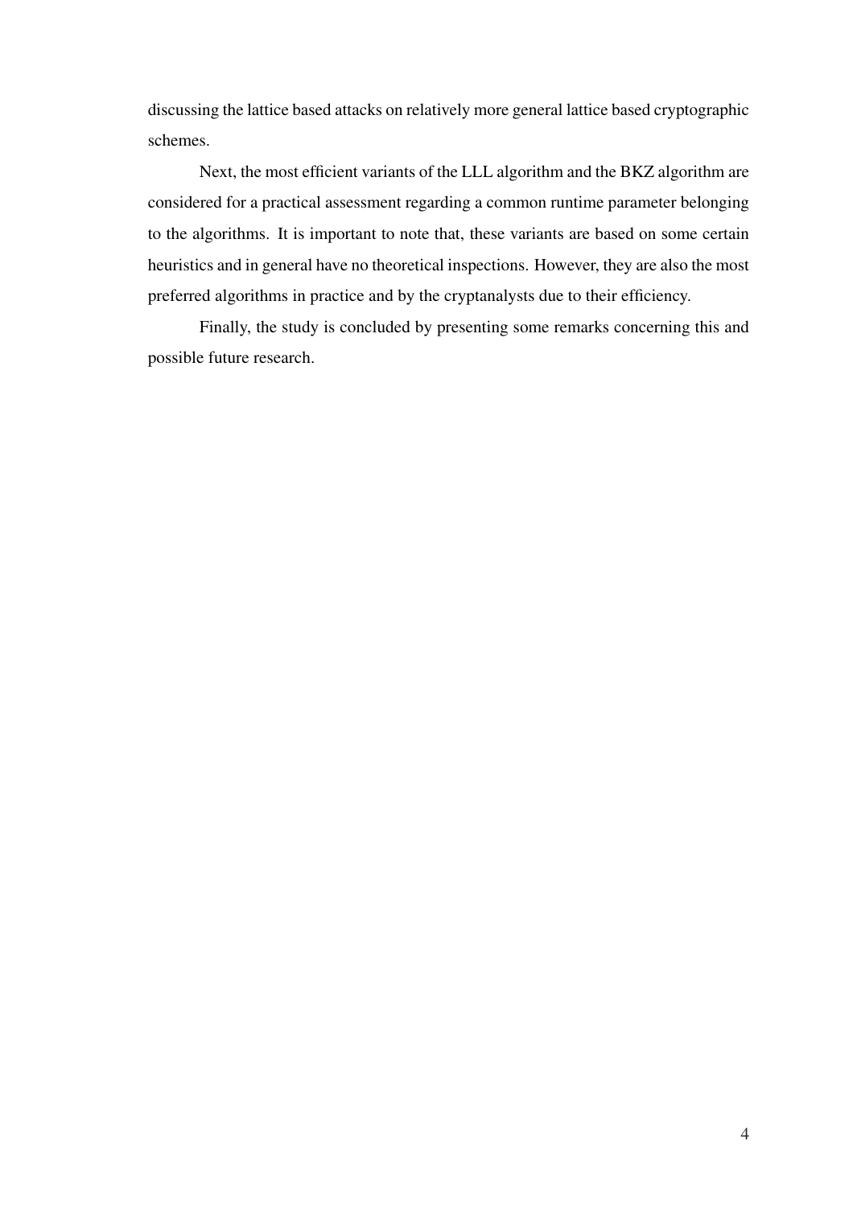discussing the lattice based attacks on relatively more general lattice based cryptographic schemes.

Next, the most efficient variants of the LLL algorithm and the BKZ algorithm are considered for a practical assessment regarding a common runtime parameter belonging to the algorithms. It is important to note that, these variants are based on some certain heuristics and in general have no theoretical inspections. However, they are also the most preferred algorithms in practice and by the cryptanalysts due to their efficiency.

Finally, the study is concluded by presenting some remarks concerning this and possible future research.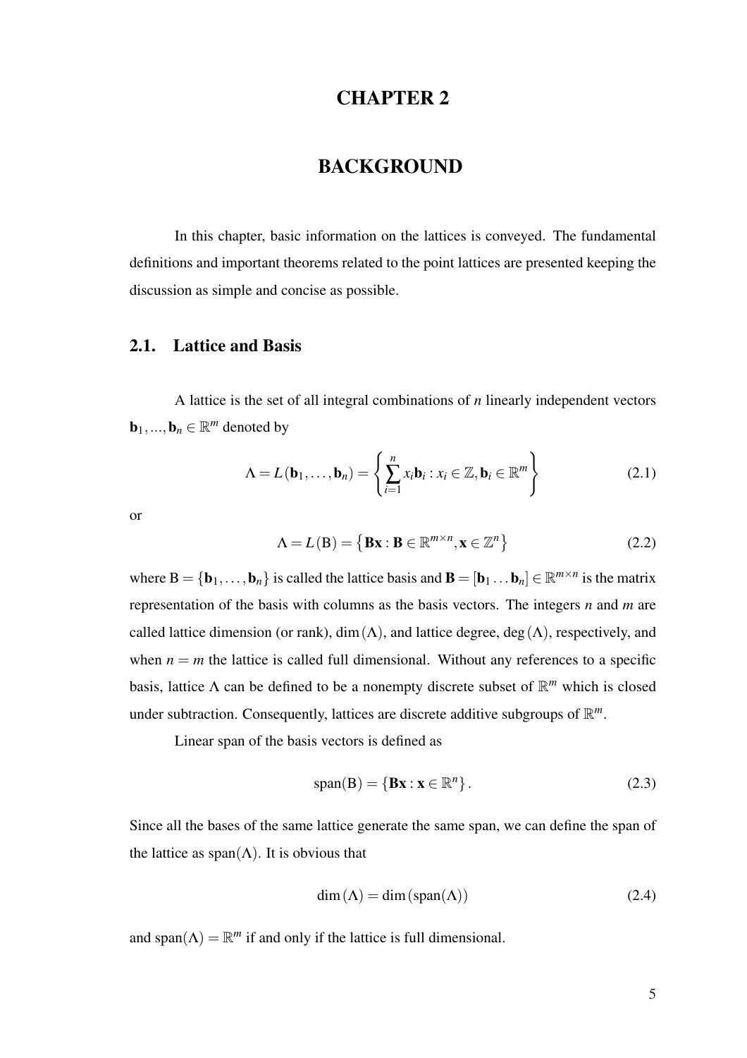# CHAPTER 2

# BACKGROUND

In this chapter, basic information on the lattices is conveyed. The fundamental definitions and important theorems related to the point lattices are presented keeping the discussion as simple and concise as possible.

## 2.1. Lattice and Basis

A lattice is the set of all integral combinations of $n$ linearly independent vectors $\mathbf{b}_1, ..., \mathbf{b}_n \in \mathbb{R}^m$ denoted by

$$\Lambda = L(\mathbf{b}_1, \ldots, \mathbf{b}_n) = \left\{ \sum_{i=1}^{n} x_i \mathbf{b}_i : x_i \in \mathbb{Z}, \mathbf{b}_i \in \mathbb{R}^m \right\} \tag{2.1}$$

or

$$\Lambda = L(\mathrm{B}) = \left\{ \mathbf{B}\mathbf{x} : \mathbf{B} \in \mathbb{R}^{m \times n}, \mathbf{x} \in \mathbb{Z}^n \right\} \tag{2.2}$$

where $\mathrm{B} = \{\mathbf{b}_1, \ldots, \mathbf{b}_n\}$ is called the lattice basis and $\mathbf{B} = [\mathbf{b}_1 \ldots \mathbf{b}_n] \in \mathbb{R}^{m \times n}$ is the matrix representation of the basis with columns as the basis vectors. The integers $n$ and $m$ are called lattice dimension (or rank), $\dim(\Lambda)$, and lattice degree, $\deg(\Lambda)$, respectively, and when $n = m$ the lattice is called full dimensional. Without any references to a specific basis, lattice $\Lambda$ can be defined to be a nonempty discrete subset of $\mathbb{R}^m$ which is closed under subtraction. Consequently, lattices are discrete additive subgroups of $\mathbb{R}^m$.

Linear span of the basis vectors is defined as

$$\mathrm{span}(\mathrm{B}) = \{\mathbf{B}\mathbf{x} : \mathbf{x} \in \mathbb{R}^n\}. \tag{2.3}$$

Since all the bases of the same lattice generate the same span, we can define the span of the lattice as $\mathrm{span}(\Lambda)$. It is obvious that

$$\dim(\Lambda) = \dim(\mathrm{span}(\Lambda)) \tag{2.4}$$

and $\mathrm{span}(\Lambda) = \mathbb{R}^m$ if and only if the lattice is full dimensional.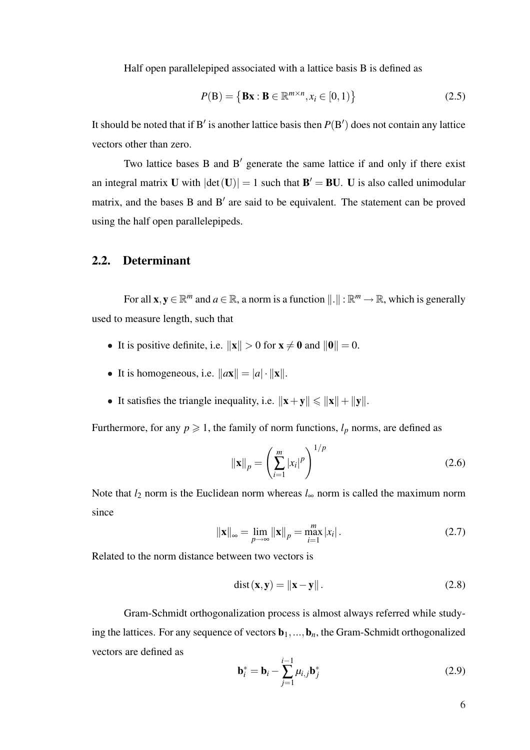Half open parallelepiped associated with a lattice basis B is defined as

$$P(\mathrm{B}) = \left\{ \mathbf{Bx} : \mathbf{B} \in \mathbb{R}^{m \times n}, x_i \in [0,1) \right\} \tag{2.5}$$

It should be noted that if $\mathrm{B}'$ is another lattice basis then $P(\mathrm{B}')$ does not contain any lattice vectors other than zero.

Two lattice bases B and $\mathrm{B}'$ generate the same lattice if and only if there exist an integral matrix $\mathbf{U}$ with $|\det(\mathbf{U})| = 1$ such that $\mathbf{B}' = \mathbf{BU}$. $\mathbf{U}$ is also called unimodular matrix, and the bases B and $\mathrm{B}'$ are said to be equivalent. The statement can be proved using the half open parallelepipeds.

## 2.2. Determinant

For all $\mathbf{x}, \mathbf{y} \in \mathbb{R}^m$ and $a \in \mathbb{R}$, a norm is a function $\|.\| : \mathbb{R}^m \to \mathbb{R}$, which is generally used to measure length, such that

- It is positive definite, i.e. $\|\mathbf{x}\| > 0$ for $\mathbf{x} \neq \mathbf{0}$ and $\|\mathbf{0}\| = 0$.
- It is homogeneous, i.e. $\|a\mathbf{x}\| = |a| \cdot \|\mathbf{x}\|$.
- It satisfies the triangle inequality, i.e. $\|\mathbf{x} + \mathbf{y}\| \leqslant \|\mathbf{x}\| + \|\mathbf{y}\|$.

Furthermore, for any $p \geqslant 1$, the family of norm functions, $l_p$ norms, are defined as

$$\|\mathbf{x}\|_p = \left( \sum_{i=1}^{m} |x_i|^p \right)^{1/p} \tag{2.6}$$

Note that $l_2$ norm is the Euclidean norm whereas $l_\infty$ norm is called the maximum norm since

$$\|\mathbf{x}\|_\infty = \lim_{p \to \infty} \|\mathbf{x}\|_p = \max_{i=1}^{m} |x_i| . \tag{2.7}$$

Related to the norm distance between two vectors is

$$\mathrm{dist}(\mathbf{x}, \mathbf{y}) = \|\mathbf{x} - \mathbf{y}\| . \tag{2.8}$$

Gram-Schmidt orthogonalization process is almost always referred while studying the lattices. For any sequence of vectors $\mathbf{b}_1, ..., \mathbf{b}_n$, the Gram-Schmidt orthogonalized vectors are defined as

$$\mathbf{b}_i^* = \mathbf{b}_i - \sum_{j=1}^{i-1} \mu_{i,j} \mathbf{b}_j^* \tag{2.9}$$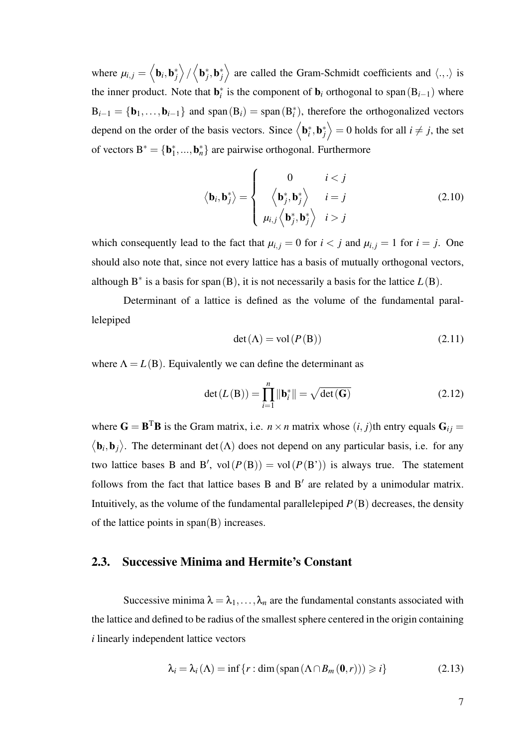where $\mu_{i,j} = \left\langle \mathbf{b}_i, \mathbf{b}_j^* \right\rangle / \left\langle \mathbf{b}_j^*, \mathbf{b}_j^* \right\rangle$ are called the Gram-Schmidt coefficients and $\langle .,. \rangle$ is the inner product. Note that $\mathbf{b}_i^*$ is the component of $\mathbf{b}_i$ orthogonal to $\text{span}(\mathrm{B}_{i-1})$ where $\mathrm{B}_{i-1} = \{\mathbf{b}_1, \ldots, \mathbf{b}_{i-1}\}$ and $\text{span}(\mathrm{B}_i) = \text{span}(\mathrm{B}_i^*)$, therefore the orthogonalized vectors depend on the order of the basis vectors. Since $\left\langle \mathbf{b}_i^*, \mathbf{b}_j^* \right\rangle = 0$ holds for all $i \neq j$, the set of vectors $\mathrm{B}^* = \{\mathbf{b}_1^*, ..., \mathbf{b}_n^*\}$ are pairwise orthogonal. Furthermore

$$\left\langle \mathbf{b}_i, \mathbf{b}_j^* \right\rangle = \begin{cases} 0 & i < j \\ \left\langle \mathbf{b}_j^*, \mathbf{b}_j^* \right\rangle & i = j \\ \mu_{i,j} \left\langle \mathbf{b}_j^*, \mathbf{b}_j^* \right\rangle & i > j \end{cases} \tag{2.10}$$

which consequently lead to the fact that $\mu_{i,j} = 0$ for $i < j$ and $\mu_{i,j} = 1$ for $i = j$. One should also note that, since not every lattice has a basis of mutually orthogonal vectors, although $\mathrm{B}^*$ is a basis for $\text{span}(\mathrm{B})$, it is not necessarily basis for the lattice $L(\mathrm{B})$.

Determinant of a lattice is defined as the volume of the fundamental parallelepiped

$$\det(\Lambda) = \text{vol}(P(\mathrm{B})) \tag{2.11}$$

where $\Lambda = L(\mathrm{B})$. Equivalently we can define the determinant as

$$\det(L(\mathrm{B})) = \prod_{i=1}^{n} \|\mathbf{b}_i^*\| = \sqrt{\det(\mathbf{G})} \tag{2.12}$$

where $\mathbf{G} = \mathbf{B}^{\mathrm{T}}\mathbf{B}$ is the Gram matrix, i.e. $n \times n$ matrix whose $(i, j)$th entry equals $\mathbf{G}_{ij} = \left\langle \mathbf{b}_i, \mathbf{b}_j \right\rangle$. The determinant $\det(\Lambda)$ does not depend on any particular basis, i.e. for any two lattice bases B and B$'$, $\text{vol}(P(\mathrm{B})) = \text{vol}(P(\mathrm{B}'))$ is always true. The statement follows from the fact that lattice bases B and B$'$ are related by a unimodular matrix. Intuitively, as the volume of the fundamental parallelepiped $P(\mathrm{B})$ decreases, the density of the lattice points in span(B) increases.

## 2.3. Successive Minima and Hermite's Constant

Successive minima $\lambda = \lambda_1, \ldots, \lambda_n$ are the fundamental constants associated with the lattice and defined to be radius of the smallest sphere centered in the origin containing $i$ linearly independent lattice vectors

$$\lambda_i = \lambda_i(\Lambda) = \inf\{r : \dim(\text{span}(\Lambda \cap B_m(\mathbf{0}, r))) \geqslant i\} \tag{2.13}$$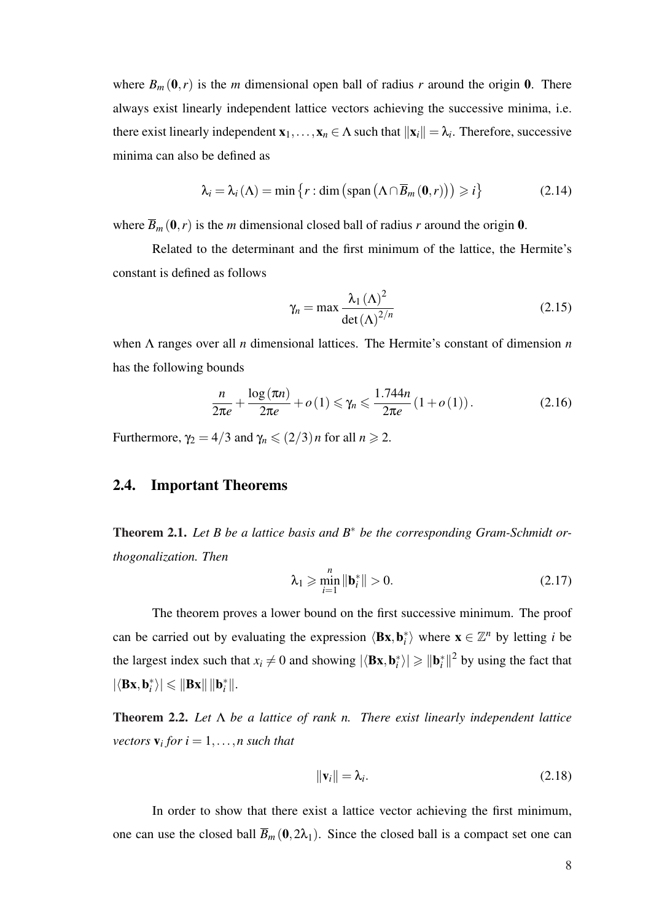where $B_m(\mathbf{0}, r)$ is the $m$ dimensional open ball of radius $r$ around the origin $\mathbf{0}$. There always exist linearly independent lattice vectors achieving the successive minima, i.e. there exist linearly independent $\mathbf{x}_1, \ldots, \mathbf{x}_n \in \Lambda$ such that $\|\mathbf{x}_i\| = \lambda_i$. Therefore, successive minima can also be defined as

$$\lambda_i = \lambda_i(\Lambda) = \min\left\{r : \dim\left(\operatorname{span}\left(\Lambda \cap \overline{B}_m(\mathbf{0}, r)\right)\right) \geqslant i\right\} \tag{2.14}$$

where $\overline{B}_m(\mathbf{0}, r)$ is the $m$ dimensional closed ball of radius $r$ around the origin $\mathbf{0}$.

Related to the determinant and the first minimum of the lattice, the Hermite's constant is defined as follows

$$\gamma_n = \max \frac{\lambda_1(\Lambda)^2}{\det(\Lambda)^{2/n}} \tag{2.15}$$

when $\Lambda$ ranges over all $n$ dimensional lattices. The Hermite's constant of dimension $n$ has the following bounds

$$\frac{n}{2\pi e} + \frac{\log(\pi n)}{2\pi e} + o(1) \leqslant \gamma_n \leqslant \frac{1.744n}{2\pi e}(1 + o(1)). \tag{2.16}$$

Furthermore, $\gamma_2 = 4/3$ and $\gamma_n \leqslant (2/3)n$ for all $n \geqslant 2$.

## 2.4. Important Theorems

**Theorem 2.1.** *Let $B$ be a lattice basis and $B^*$ be the corresponding Gram-Schmidt orthogonalization. Then*

$$\lambda_1 \geqslant \min_{i=1}^{n} \|\mathbf{b}_i^*\| > 0. \tag{2.17}$$

The theorem proves a lower bound on the first successive minimum. The proof can be carried out by evaluating the expression $\langle \mathbf{Bx}, \mathbf{b}_i^* \rangle$ where $\mathbf{x} \in \mathbb{Z}^n$ by letting $i$ be the largest index such that $x_i \neq 0$ and showing $|\langle \mathbf{Bx}, \mathbf{b}_i^* \rangle| \geqslant \|\mathbf{b}_i^*\|^2$ by using the fact that $|\langle \mathbf{Bx}, \mathbf{b}_i^* \rangle| \leqslant \|\mathbf{Bx}\| \|\mathbf{b}_i^*\|$.

**Theorem 2.2.** *Let $\Lambda$ be a lattice of rank $n$. There exist linearly independent lattice vectors $\mathbf{v}_i$ for $i = 1, \ldots, n$ such that*

$$\|\mathbf{v}_i\| = \lambda_i. \tag{2.18}$$

In order to show that there exist a lattice vector achieving the first minimum, one can use the closed ball $\overline{B}_m(\mathbf{0}, 2\lambda_1)$. Since the closed ball is a compact set one can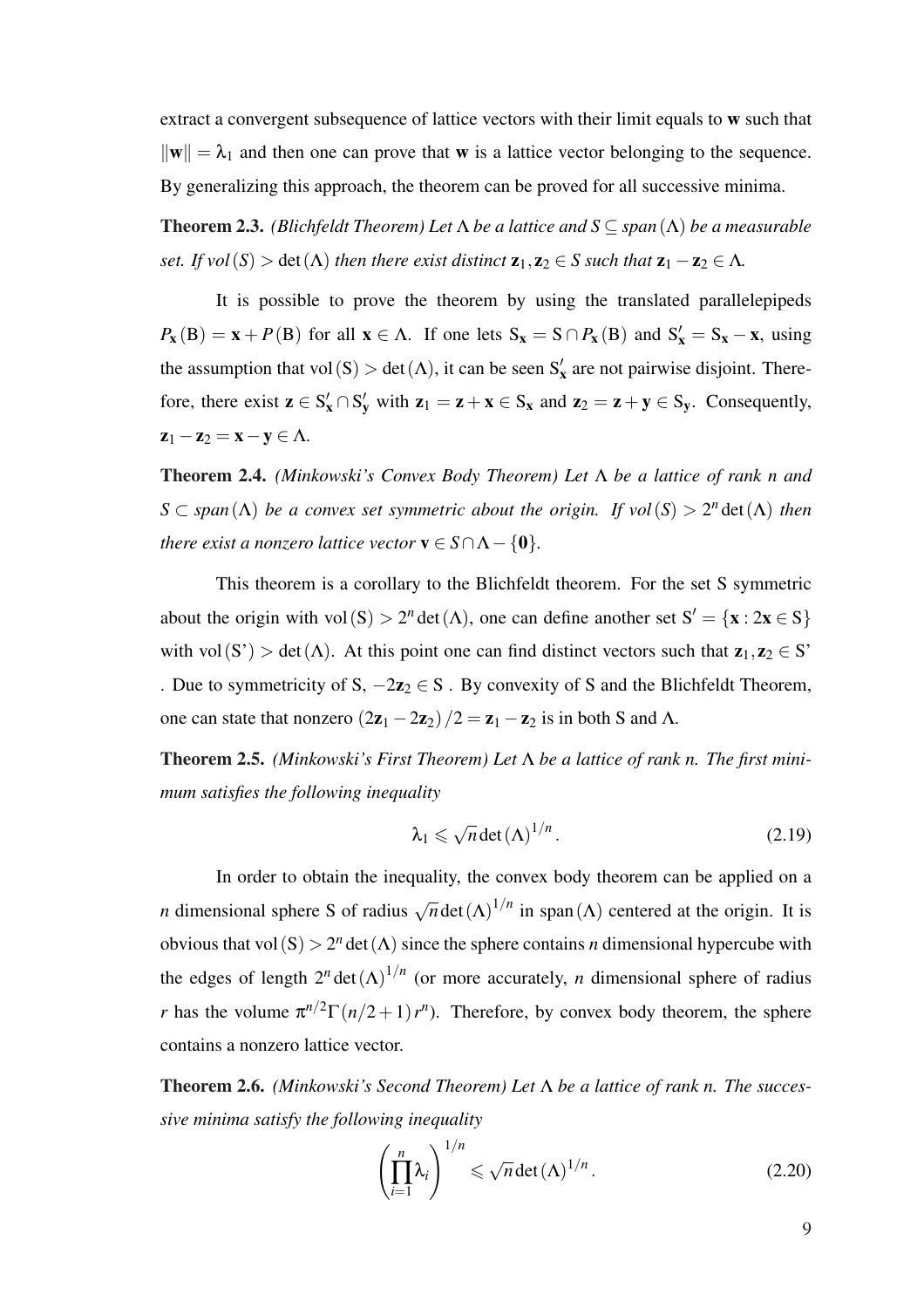extract a convergent subsequence of lattice vectors with their limit equals to $\mathbf{w}$ such that $\|\mathbf{w}\| = \lambda_1$ and then one can prove that $\mathbf{w}$ is a lattice vector belonging to the sequence. By generalizing this approach, the theorem can be proved for all successive minima.

**Theorem 2.3.** *(Blichfeldt Theorem) Let $\Lambda$ be a lattice and $S \subseteq span(\Lambda)$ be a measurable set. If $vol(S) > \det(\Lambda)$ then there exist distinct $\mathbf{z}_1, \mathbf{z}_2 \in S$ such that $\mathbf{z}_1 - \mathbf{z}_2 \in \Lambda$.*

It is possible to prove the theorem by using the translated parallelepipeds $P_{\mathbf{x}}(\mathrm{B}) = \mathbf{x} + P(\mathrm{B})$ for all $\mathbf{x} \in \Lambda$. If one lets $\mathrm{S}_{\mathbf{x}} = \mathrm{S} \cap P_{\mathbf{x}}(\mathrm{B})$ and $\mathrm{S}'_{\mathbf{x}} = \mathrm{S}_{\mathbf{x}} - \mathbf{x}$, using the assumption that $\mathrm{vol}(\mathrm{S}) > \det(\Lambda)$, it can be seen $\mathrm{S}'_{\mathbf{x}}$ are not pairwise disjoint. Therefore, there exist $\mathbf{z} \in \mathrm{S}'_{\mathbf{x}} \cap \mathrm{S}'_{\mathbf{y}}$ with $\mathbf{z}_1 = \mathbf{z} + \mathbf{x} \in \mathrm{S}_{\mathbf{x}}$ and $\mathbf{z}_2 = \mathbf{z} + \mathbf{y} \in \mathrm{S}_{\mathbf{y}}$. Consequently, $\mathbf{z}_1 - \mathbf{z}_2 = \mathbf{x} - \mathbf{y} \in \Lambda$.

**Theorem 2.4.** *(Minkowski's Convex Body Theorem) Let $\Lambda$ be a lattice of rank $n$ and $S \subset span(\Lambda)$ be a convex set symmetric about the origin. If $vol(S) > 2^n \det(\Lambda)$ then there exist a nonzero lattice vector $\mathbf{v} \in S \cap \Lambda - \{\mathbf{0}\}$.*

This theorem is a corollary to the Blichfeldt theorem. For the set S symmetric about the origin with $\mathrm{vol}(\mathrm{S}) > 2^n \det(\Lambda)$, one can define another set $\mathrm{S}' = \{\mathbf{x} : 2\mathbf{x} \in \mathrm{S}\}$ with $\mathrm{vol}(\mathrm{S'}) > \det(\Lambda)$. At this point one can find distinct vectors such that $\mathbf{z}_1, \mathbf{z}_2 \in \mathrm{S'}$ . Due to symmetricity of S, $-2\mathbf{z}_2 \in \mathrm{S}$ . By convexity of S and the Blichfeldt Theorem, one can state that nonzero $(2\mathbf{z}_1 - 2\mathbf{z}_2)/2 = \mathbf{z}_1 - \mathbf{z}_2$ is in both S and $\Lambda$.

**Theorem 2.5.** *(Minkowski's First Theorem) Let $\Lambda$ be a lattice of rank n. The first minimum satisfies the following inequality*

$$\lambda_1 \leqslant \sqrt{n} \det(\Lambda)^{1/n}. \tag{2.19}$$

In order to obtain the inequality, the convex body theorem can be applied on a $n$ dimensional sphere S of radius $\sqrt{n} \det(\Lambda)^{1/n}$ in $\mathrm{span}(\Lambda)$ centered at the origin. It is obvious that $\mathrm{vol}(\mathrm{S}) > 2^n \det(\Lambda)$ since the sphere contains $n$ dimensional hypercube with the edges of length $2^n \det(\Lambda)^{1/n}$ (or more accurately, $n$ dimensional sphere of radius $r$ has the volume $\pi^{n/2} \Gamma(n/2+1) r^n$). Therefore, by convex body theorem, the sphere contains a nonzero lattice vector.

**Theorem 2.6.** *(Minkowski's Second Theorem) Let $\Lambda$ be a lattice of rank n. The successive minima satisfy the following inequality*

$$\left( \prod_{i=1}^{n} \lambda_i \right)^{1/n} \leqslant \sqrt{n} \det(\Lambda)^{1/n}. \tag{2.20}$$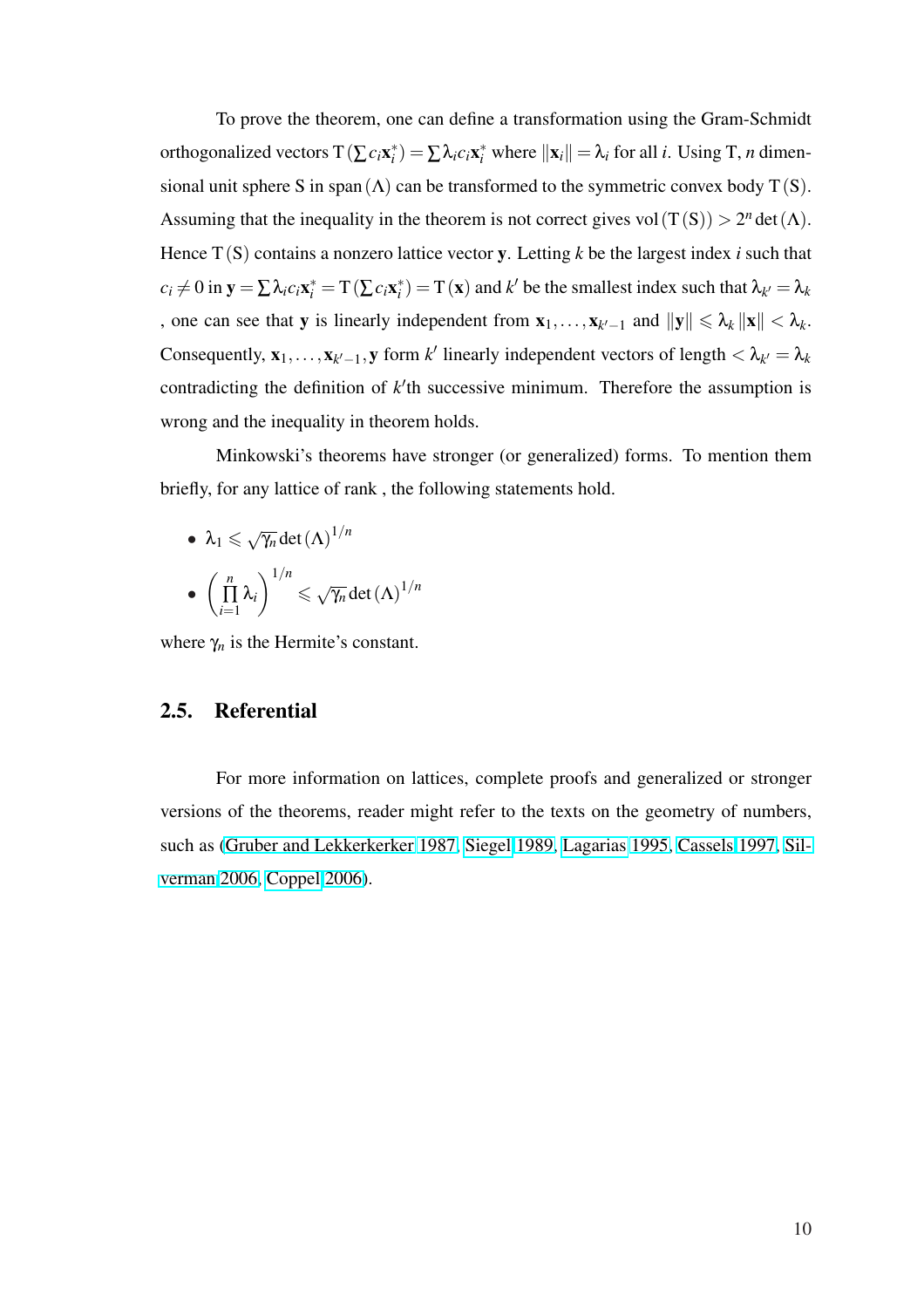To prove the theorem, one can define a transformation using the Gram-Schmidt orthogonalized vectors $\mathrm{T}\left(\sum c_i \mathbf{x}_i^*\right) = \sum \lambda_i c_i \mathbf{x}_i^*$ where $\|\mathbf{x}_i\| = \lambda_i$ for all $i$. Using T, $n$ dimensional unit sphere S in $\mathrm{span}\left(\Lambda\right)$ can be transformed to the symmetric convex body $\mathrm{T}\left(\mathrm{S}\right)$. Assuming that the inequality in the theorem is not correct gives $\mathrm{vol}\left(\mathrm{T}\left(\mathrm{S}\right)\right) > 2^n \det\left(\Lambda\right)$. Hence $\mathrm{T}\left(\mathrm{S}\right)$ contains a nonzero lattice vector $\mathbf{y}$. Letting $k$ be the largest index $i$ such that $c_i \neq 0$ in $\mathbf{y} = \sum \lambda_i c_i \mathbf{x}_i^* = \mathrm{T}\left(\sum c_i \mathbf{x}_i^*\right) = \mathrm{T}\left(\mathbf{x}\right)$ and $k'$ be the smallest index such that $\lambda_{k'} = \lambda_k$ , one can see that $\mathbf{y}$ is linearly independent from $\mathbf{x}_1, \ldots, \mathbf{x}_{k'-1}$ and $\|\mathbf{y}\| \leqslant \lambda_k \|\mathbf{x}\| < \lambda_k$. Consequently, $\mathbf{x}_1, \ldots, \mathbf{x}_{k'-1}, \mathbf{y}$ form $k'$ linearly independent vectors of length $< \lambda_{k'} = \lambda_k$ contradicting the definition of $k'$th successive minimum. Therefore the assumption is wrong and the inequality in theorem holds.

Minkowski's theorems have stronger (or generalized) forms. To mention them briefly, for any lattice of rank , the following statements hold.

- $\lambda_1 \leqslant \sqrt{\gamma_n} \det\left(\Lambda\right)^{1/n}$
- $\left(\prod_{i=1}^{n} \lambda_i\right)^{1/n} \leqslant \sqrt{\gamma_n} \det\left(\Lambda\right)^{1/n}$

where $\gamma_n$ is the Hermite's constant.

## 2.5. Referential

For more information on lattices, complete proofs and generalized or stronger versions of the theorems, reader might refer to the texts on the geometry of numbers, such as (Gruber and Lekkerkerker 1987, Siegel 1989, Lagarias 1995, Cassels 1997, Silverman 2006, Coppel 2006).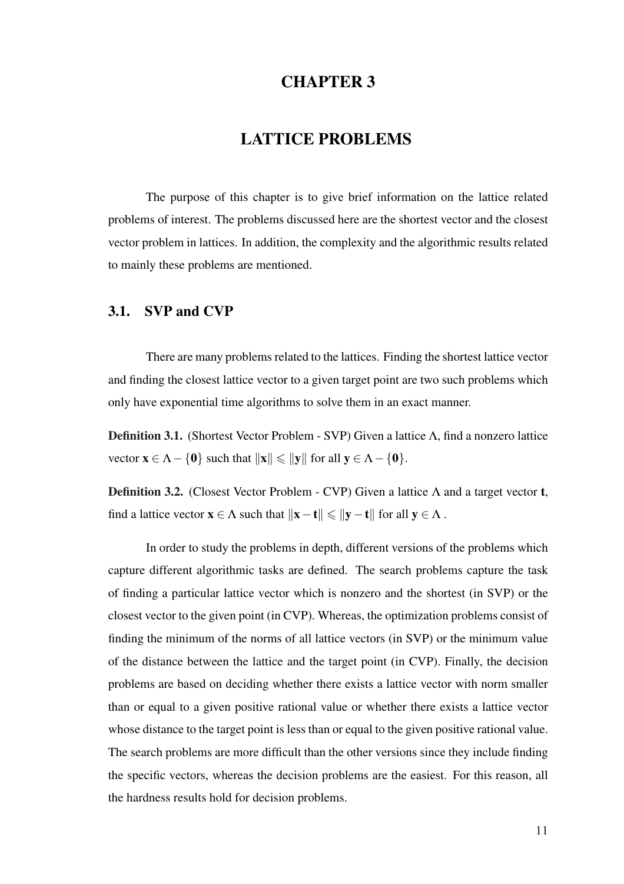# CHAPTER 3

# LATTICE PROBLEMS

The purpose of this chapter is to give brief information on the lattice related problems of interest. The problems discussed here are the shortest vector and the closest vector problem in lattices. In addition, the complexity and the algorithmic results related to mainly these problems are mentioned.

## 3.1. SVP and CVP

There are many problems related to the lattices. Finding the shortest lattice vector and finding the closest lattice vector to a given target point are two such problems which only have exponential time algorithms to solve them in an exact manner.

**Definition 3.1.** (Shortest Vector Problem - SVP) Given a lattice $\Lambda$, find a nonzero lattice vector $\mathbf{x} \in \Lambda - \{\mathbf{0}\}$ such that $\|\mathbf{x}\| \leqslant \|\mathbf{y}\|$ for all $\mathbf{y} \in \Lambda - \{\mathbf{0}\}$.

**Definition 3.2.** (Closest Vector Problem - CVP) Given a lattice $\Lambda$ and a target vector $\mathbf{t}$, find a lattice vector $\mathbf{x} \in \Lambda$ such that $\|\mathbf{x} - \mathbf{t}\| \leqslant \|\mathbf{y} - \mathbf{t}\|$ for all $\mathbf{y} \in \Lambda$ .

In order to study the problems in depth, different versions of the problems which capture different algorithmic tasks are defined. The search problems capture the task of finding a particular lattice vector which is nonzero and the shortest (in SVP) or the closest vector to the given point (in CVP). Whereas, the optimization problems consist of finding the minimum of the norms of all lattice vectors (in SVP) or the minimum value of the distance between the lattice and the target point (in CVP). Finally, the decision problems are based on deciding whether there exists a lattice vector with norm smaller than or equal to a given positive rational value or whether there exists a lattice vector whose distance to the target point is less than or equal to the given positive rational value. The search problems are more difficult than the other versions since they include finding the specific vectors, whereas the decision problems are the easiest. For this reason, all the hardness results hold for decision problems.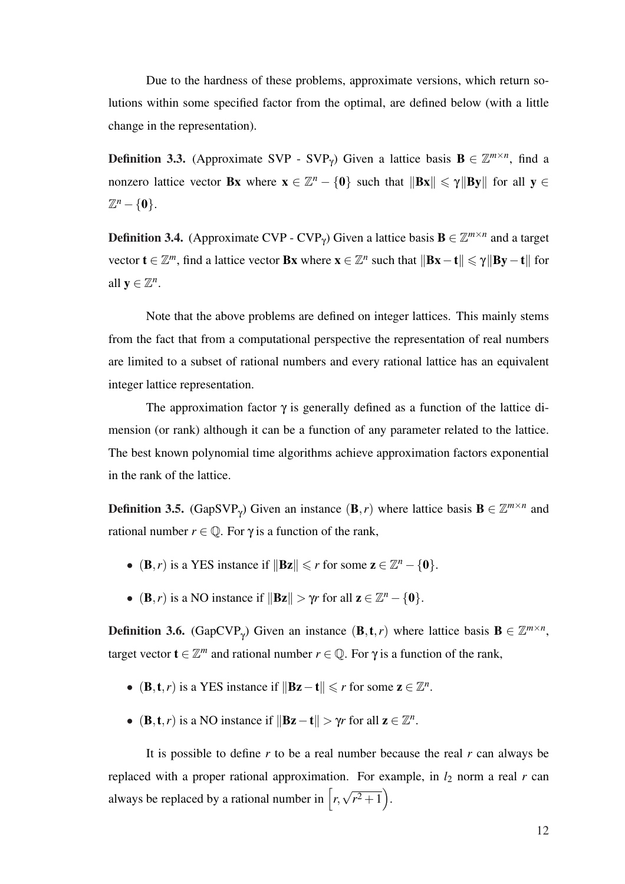Due to the hardness of these problems, approximate versions, which return solutions within some specified factor from the optimal, are defined below (with a little change in the representation).

**Definition 3.3.** (Approximate SVP - SVP$_\gamma$) Given a lattice basis $\mathbf{B} \in \mathbb{Z}^{m \times n}$, find a nonzero lattice vector $\mathbf{Bx}$ where $\mathbf{x} \in \mathbb{Z}^n - \{\mathbf{0}\}$ such that $\|\mathbf{Bx}\| \leqslant \gamma \|\mathbf{By}\|$ for all $\mathbf{y} \in \mathbb{Z}^n - \{\mathbf{0}\}$.

**Definition 3.4.** (Approximate CVP - CVP$_\gamma$) Given a lattice basis $\mathbf{B} \in \mathbb{Z}^{m \times n}$ and a target vector $\mathbf{t} \in \mathbb{Z}^m$, find a lattice vector $\mathbf{Bx}$ where $\mathbf{x} \in \mathbb{Z}^n$ such that $\|\mathbf{Bx} - \mathbf{t}\| \leqslant \gamma \|\mathbf{By} - \mathbf{t}\|$ for all $\mathbf{y} \in \mathbb{Z}^n$.

Note that the above problems are defined on integer lattices. This mainly stems from the fact that from a computational perspective the representation of real numbers are limited to a subset of rational numbers and every rational lattice has an equivalent integer lattice representation.

The approximation factor $\gamma$ is generally defined as a function of the lattice dimension (or rank) although it can be a function of any parameter related to the lattice. The best known polynomial time algorithms achieve approximation factors exponential in the rank of the lattice.

**Definition 3.5.** (GapSVP$_\gamma$) Given an instance $(\mathbf{B}, r)$ where lattice basis $\mathbf{B} \in \mathbb{Z}^{m \times n}$ and rational number $r \in \mathbb{Q}$. For $\gamma$ is a function of the rank,

- $(\mathbf{B}, r)$ is a YES instance if $\|\mathbf{Bz}\| \leqslant r$ for some $\mathbf{z} \in \mathbb{Z}^n - \{\mathbf{0}\}$.
- $(\mathbf{B}, r)$ is a NO instance if $\|\mathbf{Bz}\| > \gamma r$ for all $\mathbf{z} \in \mathbb{Z}^n - \{\mathbf{0}\}$.

**Definition 3.6.** (GapCVP$_\gamma$) Given an instance $(\mathbf{B}, \mathbf{t}, r)$ where lattice basis $\mathbf{B} \in \mathbb{Z}^{m \times n}$, target vector $\mathbf{t} \in \mathbb{Z}^m$ and rational number $r \in \mathbb{Q}$. For $\gamma$ is a function of the rank,

- $(\mathbf{B}, \mathbf{t}, r)$ is a YES instance if $\|\mathbf{Bz} - \mathbf{t}\| \leqslant r$ for some $\mathbf{z} \in \mathbb{Z}^n$.
- $(\mathbf{B}, \mathbf{t}, r)$ is a NO instance if $\|\mathbf{Bz} - \mathbf{t}\| > \gamma r$ for all $\mathbf{z} \in \mathbb{Z}^n$.

It is possible to define $r$ to be a real number because the real $r$ can always be replaced with a proper rational approximation. For example, in $l_2$ norm a real $r$ can always be replaced by a rational number in $\left[r, \sqrt{r^2 + 1}\right)$.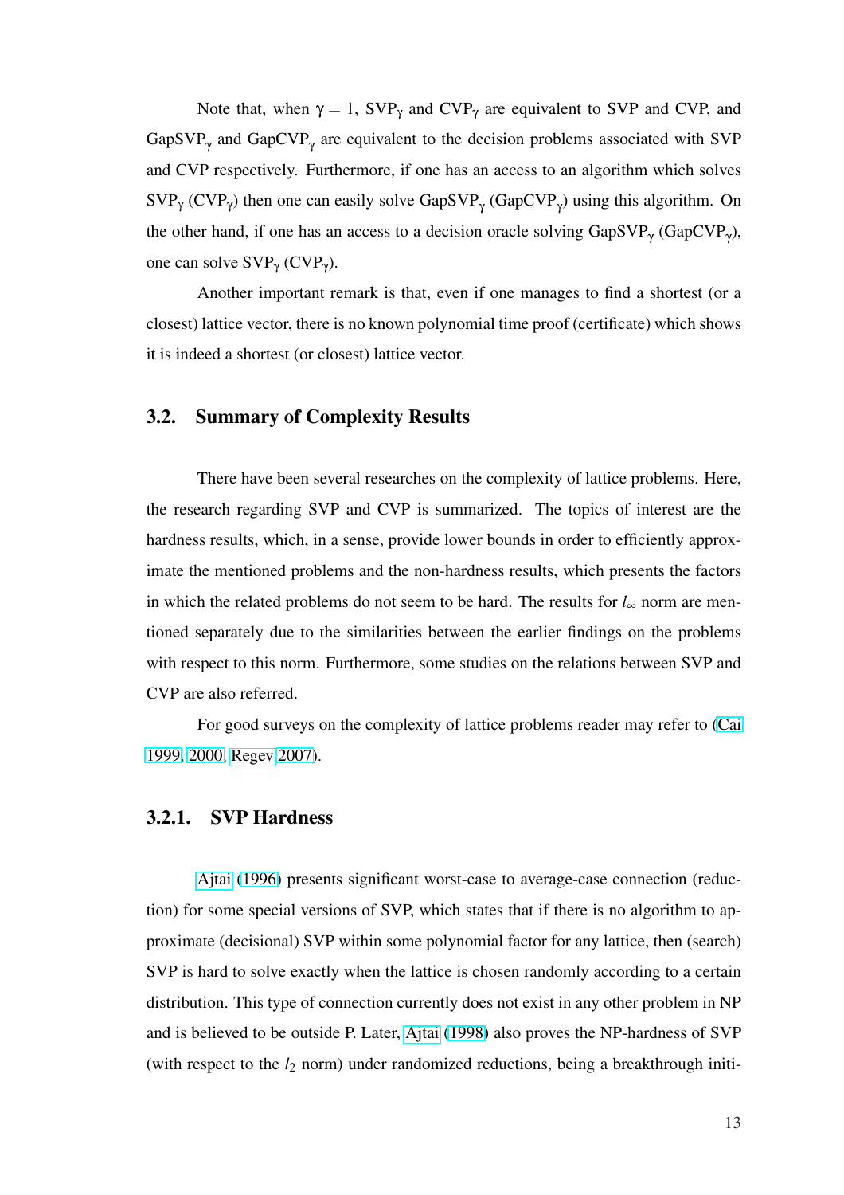Note that, when $\gamma = 1$, $\text{SVP}_\gamma$ and $\text{CVP}_\gamma$ are equivalent to SVP and CVP, and $\text{GapSVP}_\gamma$ and $\text{GapCVP}_\gamma$ are equivalent to the decision problems associated with SVP and CVP respectively. Furthermore, if one has an access to an algorithm which solves $\text{SVP}_\gamma$ ($\text{CVP}_\gamma$) then one can easily solve $\text{GapSVP}_\gamma$ ($\text{GapCVP}_\gamma$) using this algorithm. On the other hand, if one has an access to a decision oracle solving $\text{GapSVP}_\gamma$ ($\text{GapCVP}_\gamma$), one can solve $\text{SVP}_\gamma$ ($\text{CVP}_\gamma$).

Another important remark is that, even if one manages to find a shortest (or a closest) lattice vector, there is no known polynomial time proof (certificate) which shows it is indeed a shortest (or closest) lattice vector.

## 3.2. Summary of Complexity Results

There have been several researches on the complexity of lattice problems. Here, the research regarding SVP and CVP is summarized. The topics of interest are the hardness results, which, in a sense, provide lower bounds in order to efficiently approximate the mentioned problems and the non-hardness results, which presents the factors in which the related problems do not seem to be hard. The results for $l_\infty$ norm are mentioned separately due to the similarities between the earlier findings on the problems with respect to this norm. Furthermore, some studies on the relations between SVP and CVP are also referred.

For good surveys on the complexity of lattice problems reader may refer to (Cai 1999, 2000, Regev 2007).

### 3.2.1. SVP Hardness

Ajtai (1996) presents significant worst-case to average-case connection (reduction) for some special versions of SVP, which states that if there is no algorithm to approximate (decisional) SVP within some polynomial factor for any lattice, then (search) SVP is hard to solve exactly when the lattice is chosen randomly according to a certain distribution. This type of connection currently does not exist in any other problem in NP and is believed to be outside P. Later, Ajtai (1998) also proves the NP-hardness of SVP (with respect to the $l_2$ norm) under randomized reductions, being a breakthrough initi-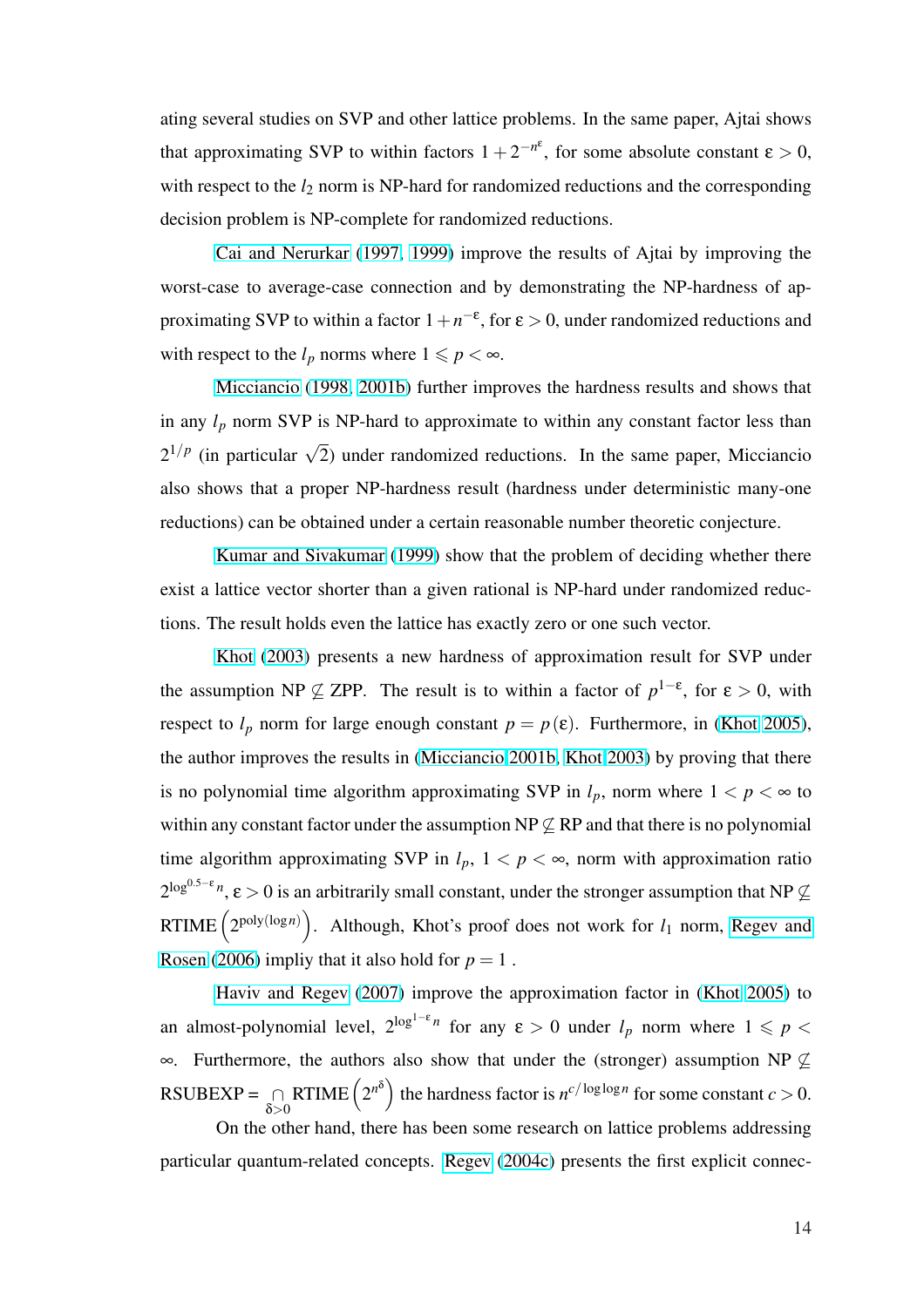ating several studies on SVP and other lattice problems. In the same paper, Ajtai shows that approximating SVP to within factors $1+2^{-n^{\varepsilon}}$, for some absolute constant $\varepsilon > 0$, with respect to the $l_2$ norm is NP-hard for randomized reductions and the corresponding decision problem is NP-complete for randomized reductions.

Cai and Nerurkar (1997, 1999) improve the results of Ajtai by improving the worst-case to average-case connection and by demonstrating the NP-hardness of approximating SVP to within a factor $1+n^{-\varepsilon}$, for $\varepsilon > 0$, under randomized reductions and with respect to the $l_p$ norms where $1 \leqslant p < \infty$.

Micciancio (1998, 2001b) further improves the hardness results and shows that in any $l_p$ norm SVP is NP-hard to approximate to within any constant factor less than $2^{1/p}$ (in particular $\sqrt{2}$) under randomized reductions. In the same paper, Micciancio also shows that a proper NP-hardness result (hardness under deterministic many-one reductions) can be obtained under a certain reasonable number theoretic conjecture.

Kumar and Sivakumar (1999) show that the problem of deciding whether there exist a lattice vector shorter than a given rational is NP-hard under randomized reductions. The result holds even the lattice has exactly zero or one such vector.

Khot (2003) presents a new hardness of approximation result for SVP under the assumption NP $\not\subseteq$ ZPP. The result is to within a factor of $p^{1-\varepsilon}$, for $\varepsilon > 0$, with respect to $l_p$ norm for large enough constant $p = p(\varepsilon)$. Furthermore, in (Khot 2005), the author improves the results in (Micciancio 2001b, Khot 2003) by proving that there is no polynomial time algorithm approximating SVP in $l_p$, norm where $1 < p < \infty$ to within any constant factor under the assumption NP $\not\subseteq$ RP and that there is no polynomial time algorithm approximating SVP in $l_p$, $1 < p < \infty$, norm with approximation ratio $2^{\log^{0.5-\varepsilon} n}$, $\varepsilon > 0$ is an arbitrarily small constant, under the stronger assumption that NP $\not\subseteq$ RTIME $\left(2^{\text{poly}(\log n)}\right)$. Although, Khot's proof does not work for $l_1$ norm, Regev and Rosen (2006) impliy that it also hold for $p = 1$ .

Haviv and Regev (2007) improve the approximation factor in (Khot 2005) to an almost-polynomial level, $2^{\log^{1-\varepsilon} n}$ for any $\varepsilon > 0$ under $l_p$ norm where $1 \leqslant p < \infty$. Furthermore, the authors also show that under the (stronger) assumption NP $\not\subseteq$ RSUBEXP = $\bigcap_{\delta>0}$ RTIME $\left(2^{n^{\delta}}\right)$ the hardness factor is $n^{c/\log\log n}$ for some constant $c > 0$.

On the other hand, there has been some research on lattice problems addressing particular quantum-related concepts. Regev (2004c) presents the first explicit connec-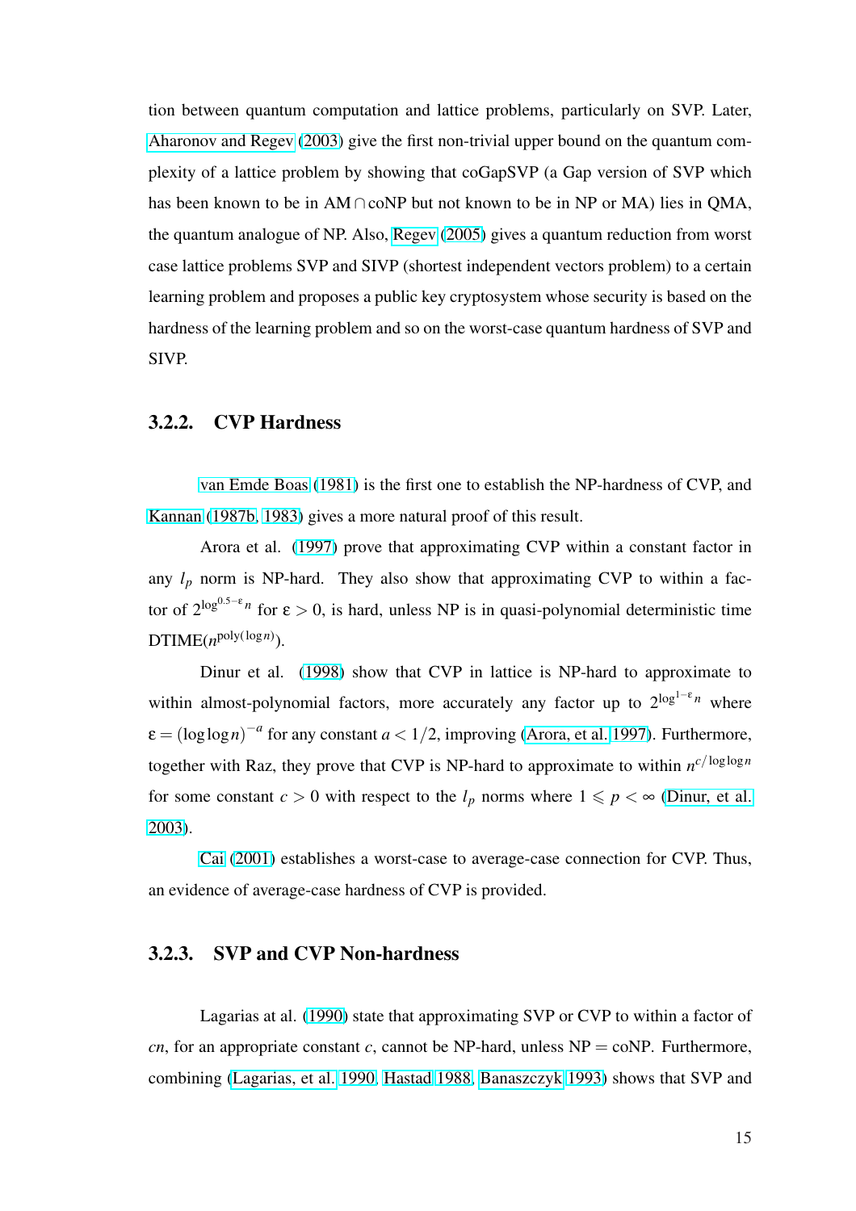tion between quantum computation and lattice problems, particularly on SVP. Later, Aharonov and Regev (2003) give the first non-trivial upper bound on the quantum complexity of a lattice problem by showing that coGapSVP (a Gap version of SVP which has been known to be in AM$\cap$coNP but not known to be in NP or MA) lies in QMA, the quantum analogue of NP. Also, Regev (2005) gives a quantum reduction from worst case lattice problems SVP and SIVP (shortest independent vectors problem) to a certain learning problem and proposes a public key cryptosystem whose security is based on the hardness of the learning problem and so on the worst-case quantum hardness of SVP and SIVP.

### 3.2.2. CVP Hardness

van Emde Boas (1981) is the first one to establish the NP-hardness of CVP, and Kannan (1987b, 1983) gives a more natural proof of this result.

Arora et al. (1997) prove that approximating CVP within a constant factor in any $l_p$ norm is NP-hard. They also show that approximating CVP to within a factor of $2^{\log^{0.5-\varepsilon} n}$ for $\varepsilon > 0$, is hard, unless NP is in quasi-polynomial deterministic time DTIME($n^{\text{poly}(\log n)}$).

Dinur et al. (1998) show that CVP in lattice is NP-hard to approximate to within almost-polynomial factors, more accurately any factor up to $2^{\log^{1-\varepsilon} n}$ where $\varepsilon = (\log\log n)^{-a}$ for any constant $a < 1/2$, improving (Arora, et al. 1997). Furthermore, together with Raz, they prove that CVP is NP-hard to approximate to within $n^{c/\log\log n}$ for some constant $c > 0$ with respect to the $l_p$ norms where $1 \leqslant p < \infty$ (Dinur, et al. 2003).

Cai (2001) establishes a worst-case to average-case connection for CVP. Thus, an evidence of average-case hardness of CVP is provided.

### 3.2.3. SVP and CVP Non-hardness

Lagarias at al. (1990) state that approximating SVP or CVP to within a factor of $cn$, for an appropriate constant $c$, cannot be NP-hard, unless NP $=$ coNP. Furthermore, combining (Lagarias, et al. 1990, Hastad 1988, Banaszczyk 1993) shows that SVP and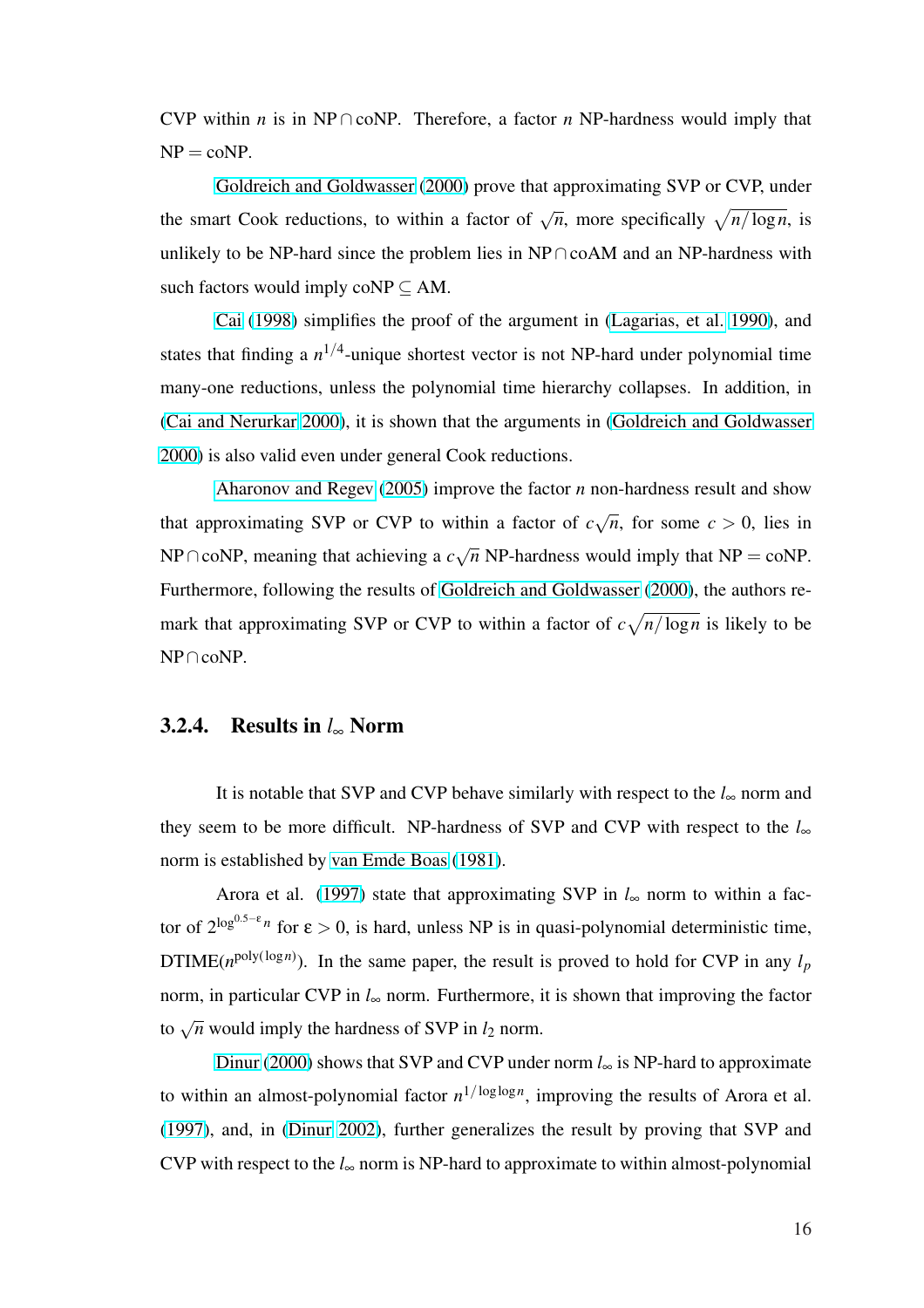CVP within $n$ is in NP $\cap$ coNP. Therefore, a factor $n$ NP-hardness would imply that NP = coNP.

Goldreich and Goldwasser (2000) prove that approximating SVP or CVP, under the smart Cook reductions, to within a factor of $\sqrt{n}$, more specifically $\sqrt{n/\log n}$, is unlikely to be NP-hard since the problem lies in NP $\cap$ coAM and an NP-hardness with such factors would imply coNP $\subseteq$ AM.

Cai (1998) simplifies the proof of the argument in (Lagarias, et al. 1990), and states that finding a $n^{1/4}$-unique shortest vector is not NP-hard under polynomial time many-one reductions, unless the polynomial time hierarchy collapses. In addition, in (Cai and Nerurkar 2000), it is shown that the arguments in (Goldreich and Goldwasser 2000) is also valid even under general Cook reductions.

Aharonov and Regev (2005) improve the factor $n$ non-hardness result and show that approximating SVP or CVP to within a factor of $c\sqrt{n}$, for some $c > 0$, lies in NP $\cap$ coNP, meaning that achieving a $c\sqrt{n}$ NP-hardness would imply that NP = coNP. Furthermore, following the results of Goldreich and Goldwasser (2000), the authors remark that approximating SVP or CVP to within a factor of $c\sqrt{n/\log n}$ is likely to be NP $\cap$ coNP.

### 3.2.4. Results in $l_\infty$ Norm

It is notable that SVP and CVP behave similarly with respect to the $l_\infty$ norm and they seem to be more difficult. NP-hardness of SVP and CVP with respect to the $l_\infty$ norm is established by van Emde Boas (1981).

Arora et al. (1997) state that approximating SVP in $l_\infty$ norm to within a factor of $2^{\log^{0.5-\varepsilon} n}$ for $\varepsilon > 0$, is hard, unless NP is in quasi-polynomial deterministic time, DTIME($n^{\text{poly}(\log n)}$). In the same paper, the result is proved to hold for CVP in any $l_p$ norm, in particular CVP in $l_\infty$ norm. Furthermore, it is shown that improving the factor to $\sqrt{n}$ would imply the hardness of SVP in $l_2$ norm.

Dinur (2000) shows that SVP and CVP under norm $l_\infty$ is NP-hard to approximate to within an almost-polynomial factor $n^{1/\log\log n}$, improving the results of Arora et al. (1997), and, in (Dinur 2002), further generalizes the result by proving that SVP and CVP with respect to the $l_\infty$ norm is NP-hard to approximate to within almost-polynomial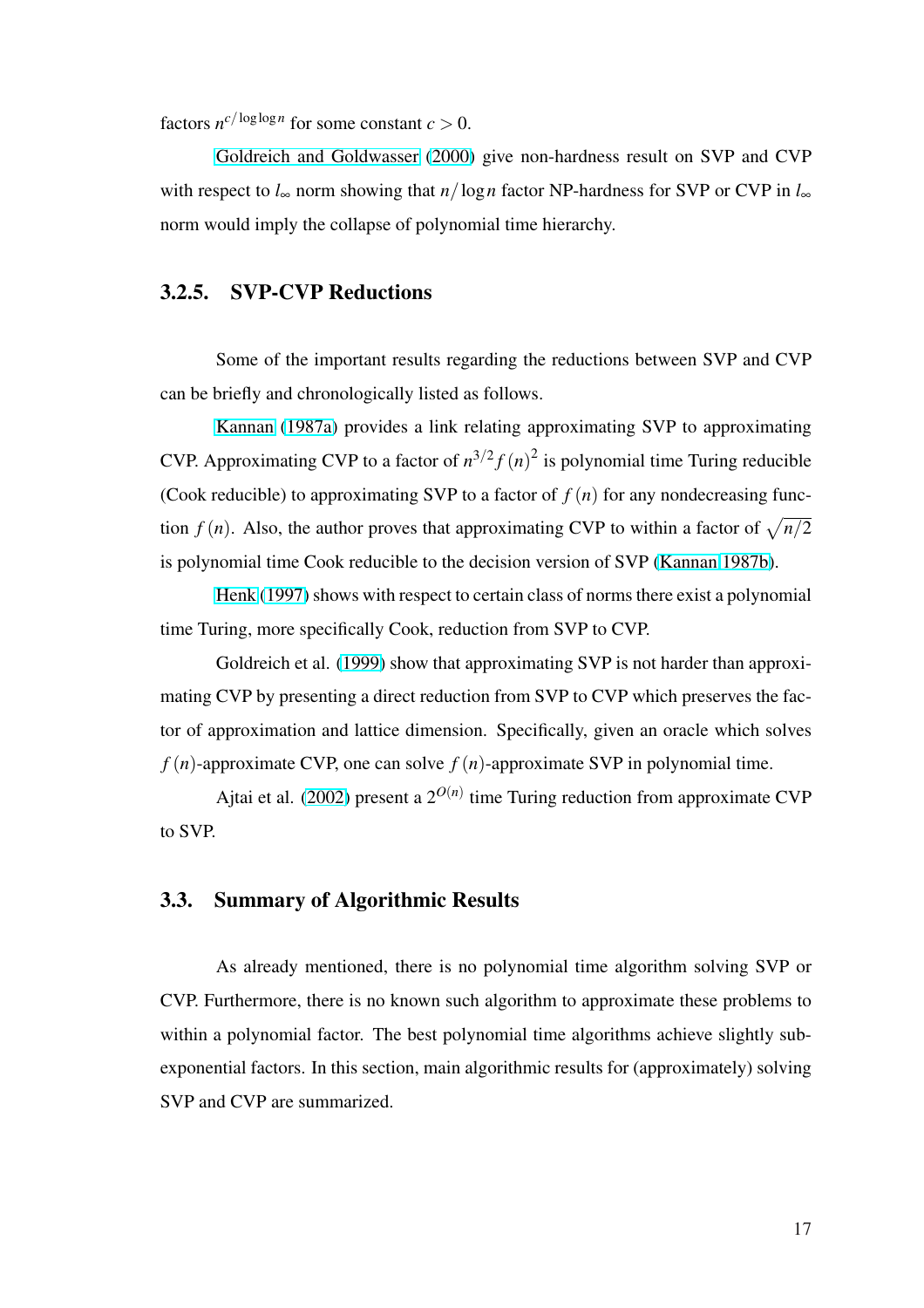factors $n^{c/\log\log n}$ for some constant $c > 0$.

Goldreich and Goldwasser (2000) give non-hardness result on SVP and CVP with respect to $l_\infty$ norm showing that $n/\log n$ factor NP-hardness for SVP or CVP in $l_\infty$ norm would imply the collapse of polynomial time hierarchy.

### 3.2.5. SVP-CVP Reductions

Some of the important results regarding the reductions between SVP and CVP can be briefly and chronologically listed as follows.

Kannan (1987a) provides a link relating approximating SVP to approximating CVP. Approximating CVP to a factor of $n^{3/2}f(n)^2$ is polynomial time Turing reducible (Cook reducible) to approximating SVP to a factor of $f(n)$ for any nondecreasing function $f(n)$. Also, the author proves that approximating CVP to within a factor of $\sqrt{n/2}$ is polynomial time Cook reducible to the decision version of SVP (Kannan 1987b).

Henk (1997) shows with respect to certain class of norms there exist a polynomial time Turing, more specifically Cook, reduction from SVP to CVP.

Goldreich et al. (1999) show that approximating SVP is not harder than approximating CVP by presenting a direct reduction from SVP to CVP which preserves the factor of approximation and lattice dimension. Specifically, given an oracle which solves $f(n)$-approximate CVP, one can solve $f(n)$-approximate SVP in polynomial time.

Ajtai et al. (2002) present a $2^{O(n)}$ time Turing reduction from approximate CVP to SVP.

## 3.3. Summary of Algorithmic Results

As already mentioned, there is no polynomial time algorithm solving SVP or CVP. Furthermore, there is no known such algorithm to approximate these problems to within a polynomial factor. The best polynomial time algorithms achieve slightly sub-exponential factors. In this section, main algorithmic results for (approximately) solving SVP and CVP are summarized.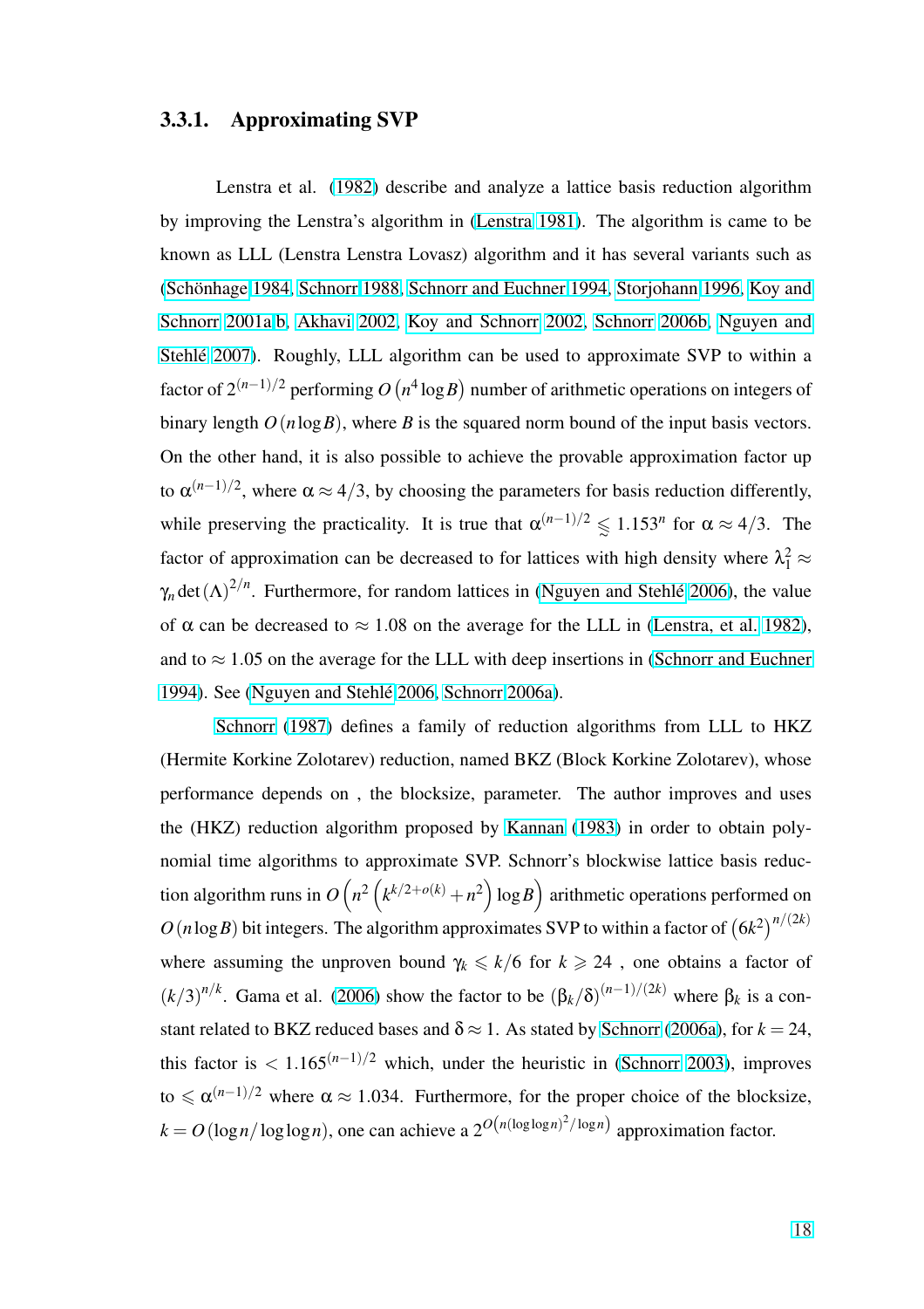### 3.3.1. Approximating SVP

Lenstra et al. (1982) describe and analyze a lattice basis reduction algorithm by improving the Lenstra's algorithm in (Lenstra 1981). The algorithm is came to be known as LLL (Lenstra Lenstra Lovasz) algorithm and it has several variants such as (Schönhage 1984, Schnorr 1988, Schnorr and Euchner 1994, Storjohann 1996, Koy and Schnorr 2001a,b, Akhavi 2002, Koy and Schnorr 2002, Schnorr 2006b, Nguyen and Stehlé 2007). Roughly, LLL algorithm can be used to approximate SVP to within a factor of $2^{(n-1)/2}$ performing $O\left(n^4 \log B\right)$ number of arithmetic operations on integers of binary length $O(n \log B)$, where $B$ is the squared norm bound of the input basis vectors. On the other hand, it is also possible to achieve the provable approximation factor up to $\alpha^{(n-1)/2}$, where $\alpha \approx 4/3$, by choosing the parameters for basis reduction differently, while preserving the practicality. It is true that $\alpha^{(n-1)/2} \lessapprox 1.153^n$ for $\alpha \approx 4/3$. The factor of approximation can be decreased to for lattices with high density where $\lambda_1^2 \approx \gamma_n \det(\Lambda)^{2/n}$. Furthermore, for random lattices in (Nguyen and Stehlé 2006), the value of $\alpha$ can be decreased to $\approx 1.08$ on the average for the LLL in (Lenstra, et al. 1982), and to $\approx 1.05$ on the average for the LLL with deep insertions in (Schnorr and Euchner 1994). See (Nguyen and Stehlé 2006, Schnorr 2006a).

Schnorr (1987) defines a family of reduction algorithms from LLL to HKZ (Hermite Korkine Zolotarev) reduction, named BKZ (Block Korkine Zolotarev), whose performance depends on , the blocksize, parameter. The author improves and uses the (HKZ) reduction algorithm proposed by Kannan (1983) in order to obtain polynomial time algorithms to approximate SVP. Schnorr's blockwise lattice basis reduction algorithm runs in $O\left(n^2\left(k^{k/2+o(k)}+n^2\right)\log B\right)$ arithmetic operations performed on $O(n \log B)$ bit integers. The algorithm approximates SVP to within a factor of $\left(6k^2\right)^{n/(2k)}$ where assuming the unproven bound $\gamma_k \leqslant k/6$ for $k \geqslant 24$ , one obtains a factor of $(k/3)^{n/k}$. Gama et al. (2006) show the factor to be $(\beta_k/\delta)^{(n-1)/(2k)}$ where $\beta_k$ is a constant related to BKZ reduced bases and $\delta \approx 1$. As stated by Schnorr (2006a), for $k = 24$, this factor is $< 1.165^{(n-1)/2}$ which, under the heuristic in (Schnorr 2003), improves to $\leqslant \alpha^{(n-1)/2}$ where $\alpha \approx 1.034$. Furthermore, for the proper choice of the blocksize, $k = O(\log n/\log\log n)$, one can achieve a $2^{O\left(n(\log\log n)^2/\log n\right)}$ approximation factor.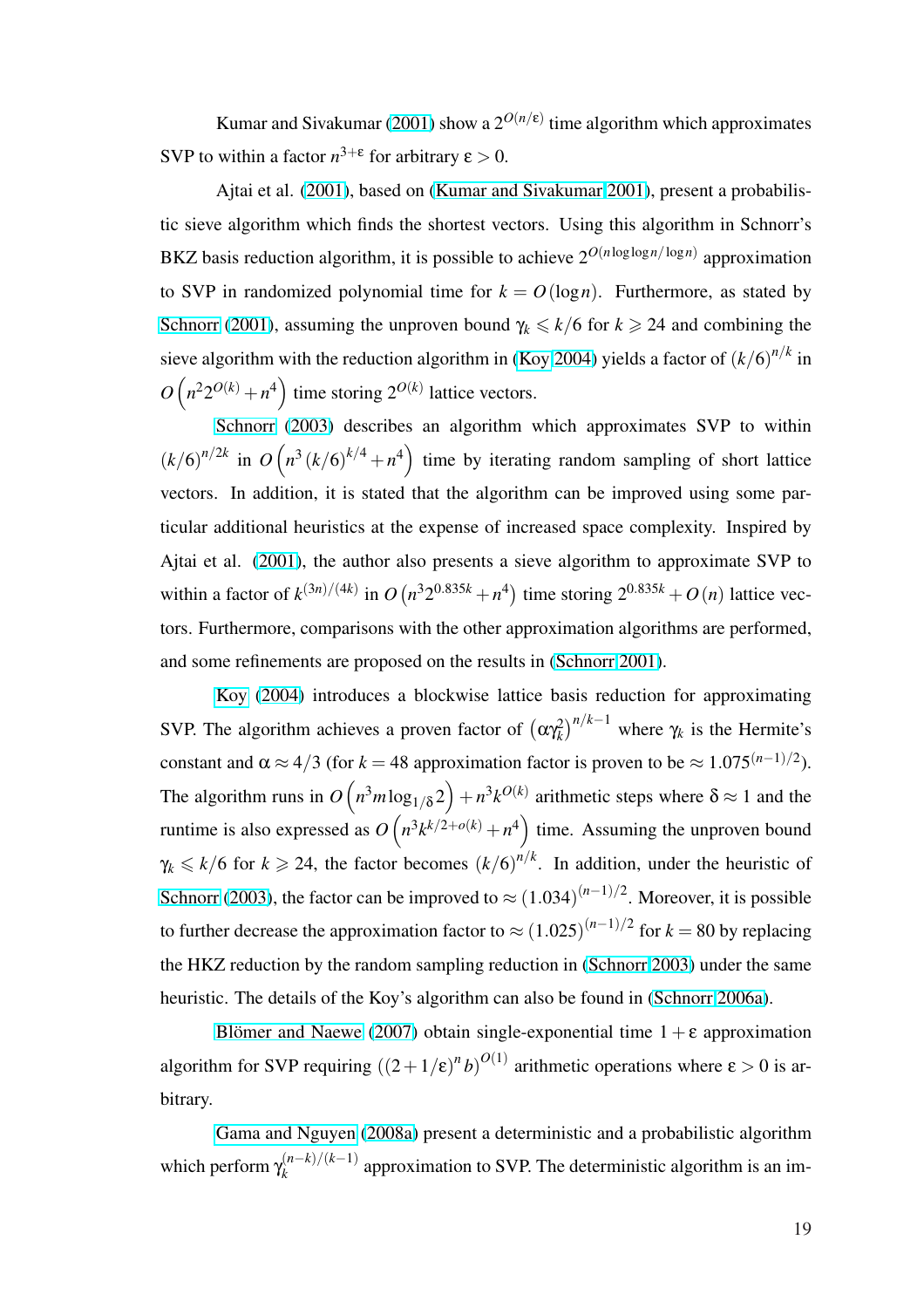Kumar and Sivakumar (2001) show a $2^{O(n/\varepsilon)}$ time algorithm which approximates SVP to within a factor $n^{3+\varepsilon}$ for arbitrary $\varepsilon > 0$.

Ajtai et al. (2001), based on (Kumar and Sivakumar 2001), present a probabilistic sieve algorithm which finds the shortest vectors. Using this algorithm in Schnorr's BKZ basis reduction algorithm, it is possible to achieve $2^{O(n \log\log n/\log n)}$ approximation to SVP in randomized polynomial time for $k = O(\log n)$. Furthermore, as stated by Schnorr (2001), assuming the unproven bound $\gamma_k \leqslant k/6$ for $k \geqslant 24$ and combining the sieve algorithm with the reduction algorithm in (Koy 2004) yields a factor of $(k/6)^{n/k}$ in $O\left(n^2 2^{O(k)} + n^4\right)$ time storing $2^{O(k)}$ lattice vectors.

Schnorr (2003) describes an algorithm which approximates SVP to within $(k/6)^{n/2k}$ in $O\left(n^3 (k/6)^{k/4} + n^4\right)$ time by iterating random sampling of short lattice vectors. In addition, it is stated that the algorithm can be improved using some particular additional heuristics at the expense of increased space complexity. Inspired by Ajtai et al. (2001), the author also presents a sieve algorithm to approximate SVP to within a factor of $k^{(3n)/(4k)}$ in $O\left(n^3 2^{0.835k} + n^4\right)$ time storing $2^{0.835k} + O(n)$ lattice vectors. Furthermore, comparisons with the other approximation algorithms are performed, and some refinements are proposed on the results in (Schnorr 2001).

Koy (2004) introduces a blockwise lattice basis reduction for approximating SVP. The algorithm achieves a proven factor of $\left(\alpha\gamma_k^2\right)^{n/k-1}$ where $\gamma_k$ is the Hermite's constant and $\alpha \approx 4/3$ (for $k = 48$ approximation factor is proven to be $\approx 1.075^{(n-1)/2}$). The algorithm runs in $O\left(n^3 m \log_{1/\delta} 2\right) + n^3 k^{O(k)}$ arithmetic steps where $\delta \approx 1$ and the runtime is also expressed as $O\left(n^3 k^{k/2+o(k)} + n^4\right)$ time. Assuming the unproven bound $\gamma_k \leqslant k/6$ for $k \geqslant 24$, the factor becomes $(k/6)^{n/k}$. In addition, under the heuristic of Schnorr (2003), the factor can be improved to $\approx (1.034)^{(n-1)/2}$. Moreover, it is possible to further decrease the approximation factor to $\approx (1.025)^{(n-1)/2}$ for $k = 80$ by replacing the HKZ reduction by the random sampling reduction in (Schnorr 2003) under the same heuristic. The details of the Koy's algorithm can also be found in (Schnorr 2006a).

Blömer and Naewe (2007) obtain single-exponential time $1+\varepsilon$ approximation algorithm for SVP requiring $\left((2+1/\varepsilon)^n b\right)^{O(1)}$ arithmetic operations where $\varepsilon > 0$ is arbitrary.

Gama and Nguyen (2008a) present a deterministic and a probabilistic algorithm which perform $\gamma_k^{(n-k)/(k-1)}$ approximation to SVP. The deterministic algorithm is an im-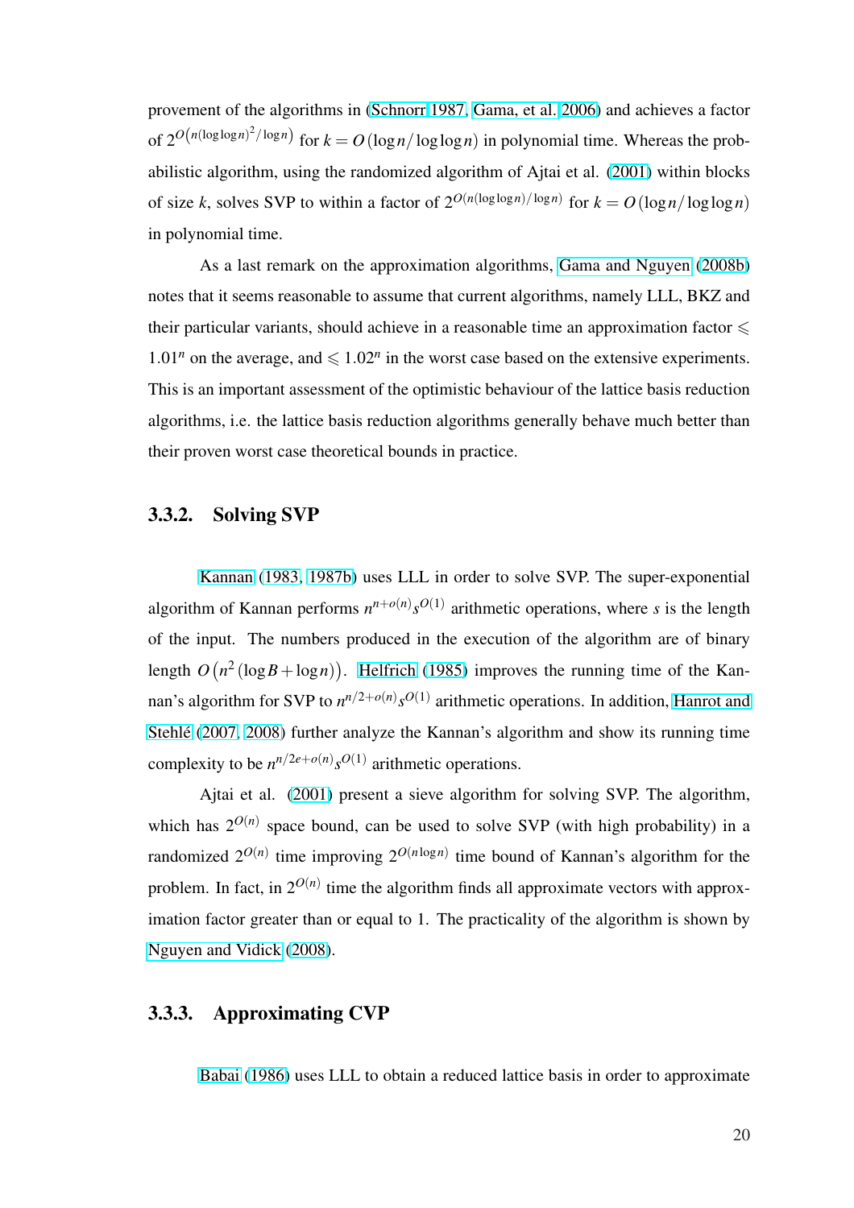provement of the algorithms in (Schnorr 1987, Gama, et al. 2006) and achieves a factor of $2^{O\left(n(\log\log n)^2/\log n\right)}$ for $k = O(\log n/\log\log n)$ in polynomial time. Whereas the probabilistic algorithm, using the randomized algorithm of Ajtai et al. (2001) within blocks of size $k$, solves SVP to within a factor of $2^{O(n(\log\log n)/\log n)}$ for $k = O(\log n/\log\log n)$ in polynomial time.

As a last remark on the approximation algorithms, Gama and Nguyen (2008b) notes that it seems reasonable to assume that current algorithms, namely LLL, BKZ and their particular variants, should achieve in a reasonable time an approximation factor $\leqslant 1.01^n$ on the average, and $\leqslant 1.02^n$ in the worst case based on the extensive experiments. This is an important assessment of the optimistic behaviour of the lattice basis reduction algorithms, i.e. the lattice basis reduction algorithms generally behave much better than their proven worst case theoretical bounds in practice.

### 3.3.2. Solving SVP

Kannan (1983, 1987b) uses LLL in order to solve SVP. The super-exponential algorithm of Kannan performs $n^{n+o(n)}s^{O(1)}$ arithmetic operations, where $s$ is the length of the input. The numbers produced in the execution of the algorithm are of binary length $O\left(n^2(\log B + \log n)\right)$. Helfrich (1985) improves the running time of the Kannan's algorithm for SVP to $n^{n/2+o(n)}s^{O(1)}$ arithmetic operations. In addition, Hanrot and Stehlé (2007, 2008) further analyze the Kannan's algorithm and show its running time complexity to be $n^{n/2e+o(n)}s^{O(1)}$ arithmetic operations.

Ajtai et al. (2001) present a sieve algorithm for solving SVP. The algorithm, which has $2^{O(n)}$ space bound, can be used to solve SVP (with high probability) in a randomized $2^{O(n)}$ time improving $2^{O(n\log n)}$ time bound of Kannan's algorithm for the problem. In fact, in $2^{O(n)}$ time the algorithm finds all approximate vectors with approximation factor greater than or equal to 1. The practicality of the algorithm is shown by Nguyen and Vidick (2008).

### 3.3.3. Approximating CVP

Babai (1986) uses LLL to obtain a reduced lattice basis in order to approximate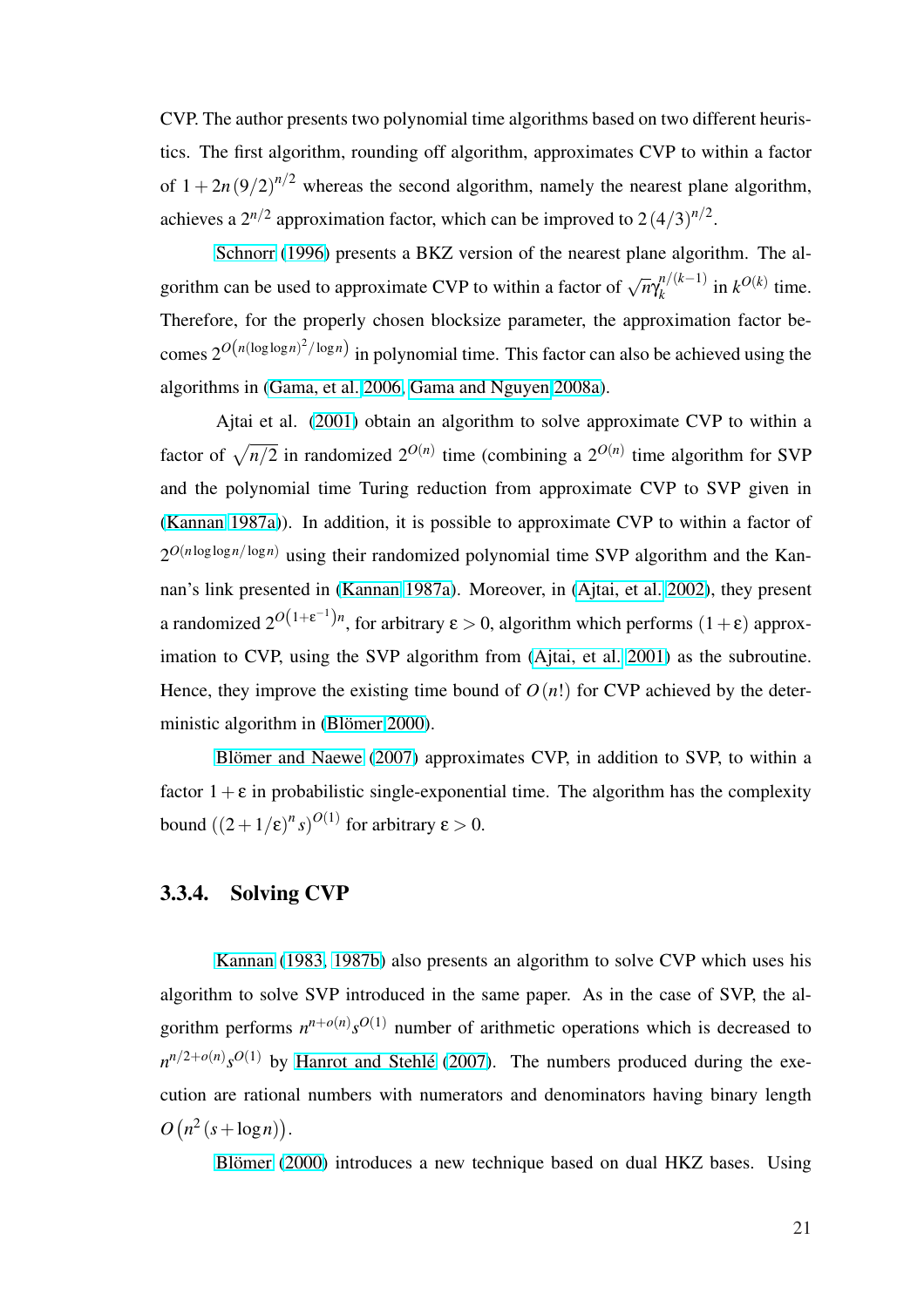CVP. The author presents two polynomial time algorithms based on two different heuristics. The first algorithm, rounding off algorithm, approximates CVP to within a factor of $1+2n(9/2)^{n/2}$ whereas the second algorithm, namely the nearest plane algorithm, achieves a $2^{n/2}$ approximation factor, which can be improved to $2(4/3)^{n/2}$.

Schnorr (1996) presents a BKZ version of the nearest plane algorithm. The algorithm can be used to approximate CVP to within a factor of $\sqrt{n}\gamma_k^{n/(k-1)}$ in $k^{O(k)}$ time. Therefore, for the properly chosen blocksize parameter, the approximation factor becomes $2^{O\left(n(\log\log n)^2/\log n\right)}$ in polynomial time. This factor can also be achieved using the algorithms in (Gama, et al. 2006; Gama and Nguyen 2008a).

Ajtai et al. (2001) obtain an algorithm to solve approximate CVP to within a factor of $\sqrt{n/2}$ in randomized $2^{O(n)}$ time (combining a $2^{O(n)}$ time algorithm for SVP and the polynomial time Turing reduction from approximate CVP to SVP given in (Kannan 1987a)). In addition, it is possible to approximate CVP to within a factor of $2^{O(n\log\log n/\log n)}$ using their randomized polynomial time SVP algorithm and the Kannan's link presented in (Kannan 1987a). Moreover, in (Ajtai, et al. 2002), they present a randomized $2^{O\left(1+\varepsilon^{-1}\right)n}$, for arbitrary $\varepsilon>0$, algorithm which performs $(1+\varepsilon)$ approximation to CVP, using the SVP algorithm from (Ajtai, et al. 2001) as the subroutine. Hence, they improve the existing time bound of $O(n!)$ for CVP achieved by the deterministic algorithm in (Blömer 2000).

Blömer and Naewe (2007) approximates CVP, in addition to SVP, to within a factor $1+\varepsilon$ in probabilistic single-exponential time. The algorithm has the complexity bound $\left((2+1/\varepsilon)^n s\right)^{O(1)}$ for arbitrary $\varepsilon>0$.

### 3.3.4. Solving CVP

Kannan (1983, 1987b) also presents an algorithm to solve CVP which uses his algorithm to solve SVP introduced in the same paper. As in the case of SVP, the algorithm performs $n^{n+o(n)}s^{O(1)}$ number of arithmetic operations which is decreased to $n^{n/2+o(n)}s^{O(1)}$ by Hanrot and Stehlé (2007). The numbers produced during the execution are rational numbers with numerators and denominators having binary length $O\left(n^2(s+\log n)\right)$.

Blömer (2000) introduces a new technique based on dual HKZ bases. Using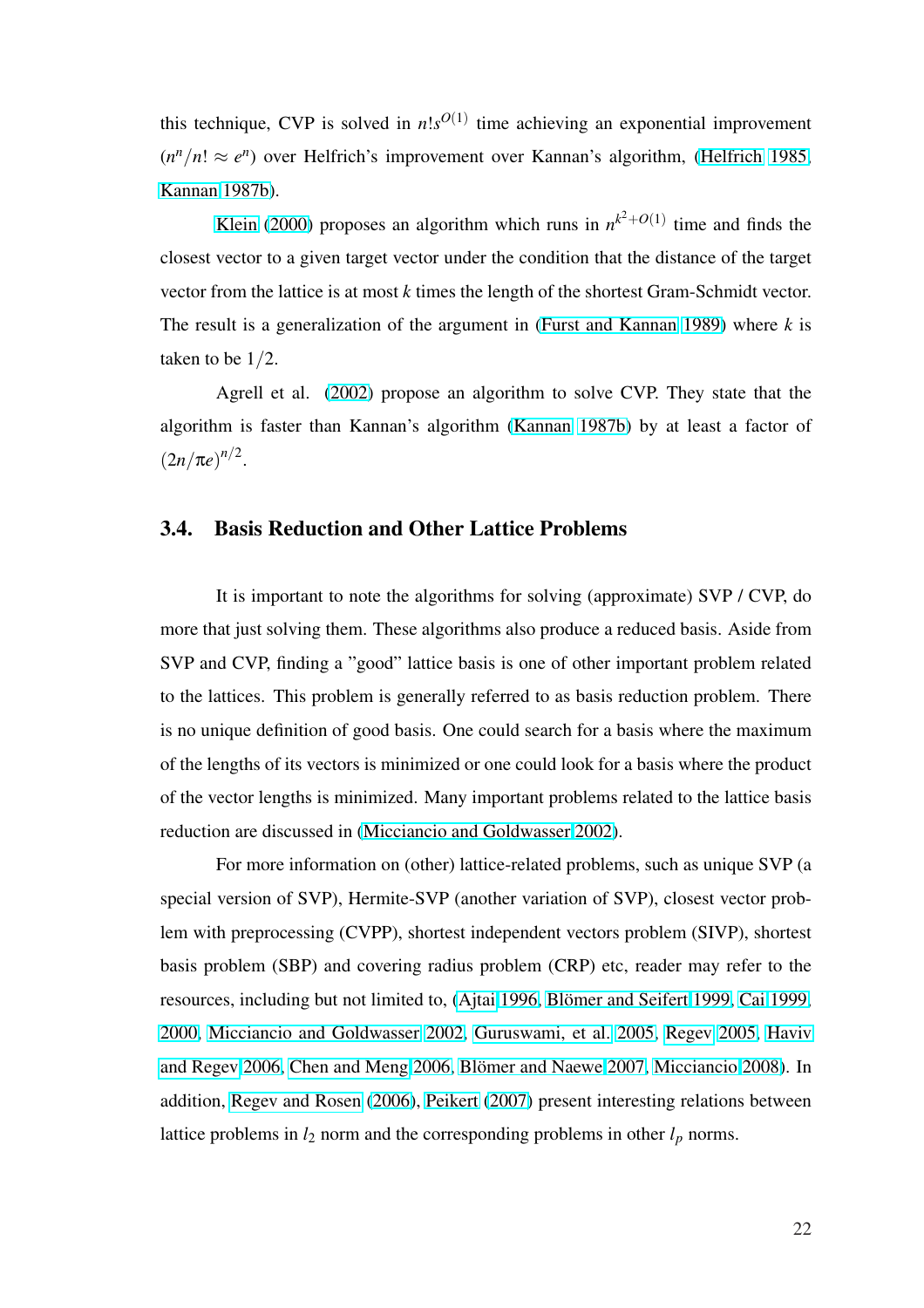this technique, CVP is solved in $n!s^{O(1)}$ time achieving an exponential improvement ($n^n/n! \approx e^n$) over Helfrich's improvement over Kannan's algorithm, (Helfrich 1985, Kannan 1987b).

Klein (2000) proposes an algorithm which runs in $n^{k^2+O(1)}$ time and finds the closest vector to a given target vector under the condition that the distance of the target vector from the lattice is at most $k$ times the length of the shortest Gram-Schmidt vector. The result is a generalization of the argument in (Furst and Kannan 1989) where $k$ is taken to be $1/2$.

Agrell et al. (2002) propose an algorithm to solve CVP. They state that the algorithm is faster than Kannan's algorithm (Kannan 1987b) by at least a factor of $(2n/\pi e)^{n/2}$.

## 3.4. Basis Reduction and Other Lattice Problems

It is important to note the algorithms for solving (approximate) SVP / CVP, do more that just solving them. These algorithms also produce a reduced basis. Aside from SVP and CVP, finding a "good" lattice basis is one of other important problem related to the lattices. This problem is generally referred to as basis reduction problem. There is no unique definition of good basis. One could search for a basis where the maximum of the lengths of its vectors is minimized or one could look for a basis where the product of the vector lengths is minimized. Many important problems related to the lattice basis reduction are discussed in (Micciancio and Goldwasser 2002).

For more information on (other) lattice-related problems, such as unique SVP (a special version of SVP), Hermite-SVP (another variation of SVP), closest vector problem with preprocessing (CVPP), shortest independent vectors problem (SIVP), shortest basis problem (SBP) and covering radius problem (CRP) etc, reader may refer to the resources, including but not limited to, (Ajtai 1996, Blömer and Seifert 1999, Cai 1999, 2000, Micciancio and Goldwasser 2002, Guruswami, et al. 2005, Regev 2005, Haviv and Regev 2006, Chen and Meng 2006, Blömer and Naewe 2007, Micciancio 2008). In addition, Regev and Rosen (2006), Peikert (2007) present interesting relations between lattice problems in $l_2$ norm and the corresponding problems in other $l_p$ norms.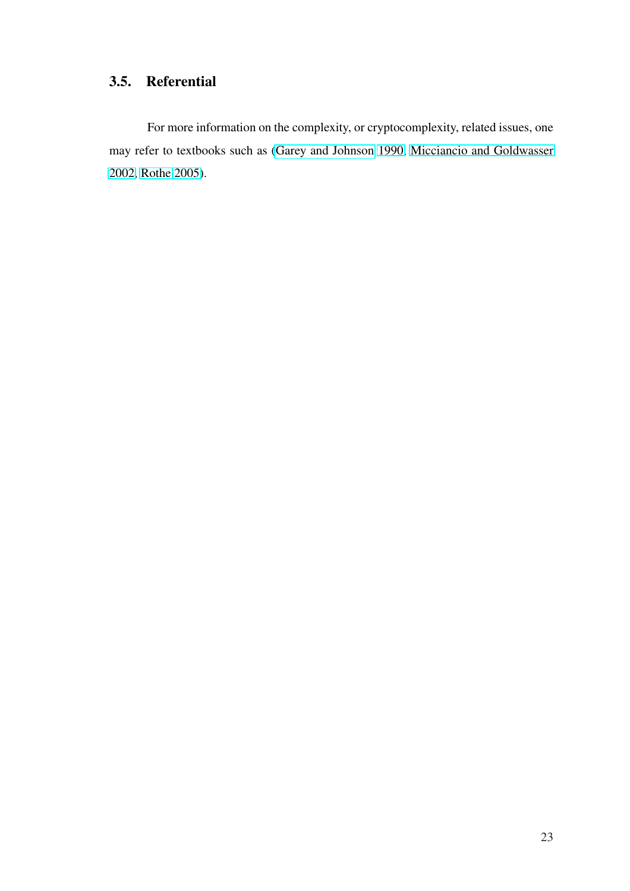### 3.5. Referential

For more information on the complexity, or cryptocomplexity, related issues, one may refer to textbooks such as (Garey and Johnson 1990, Micciancio and Goldwasser 2002, Rothe 2005).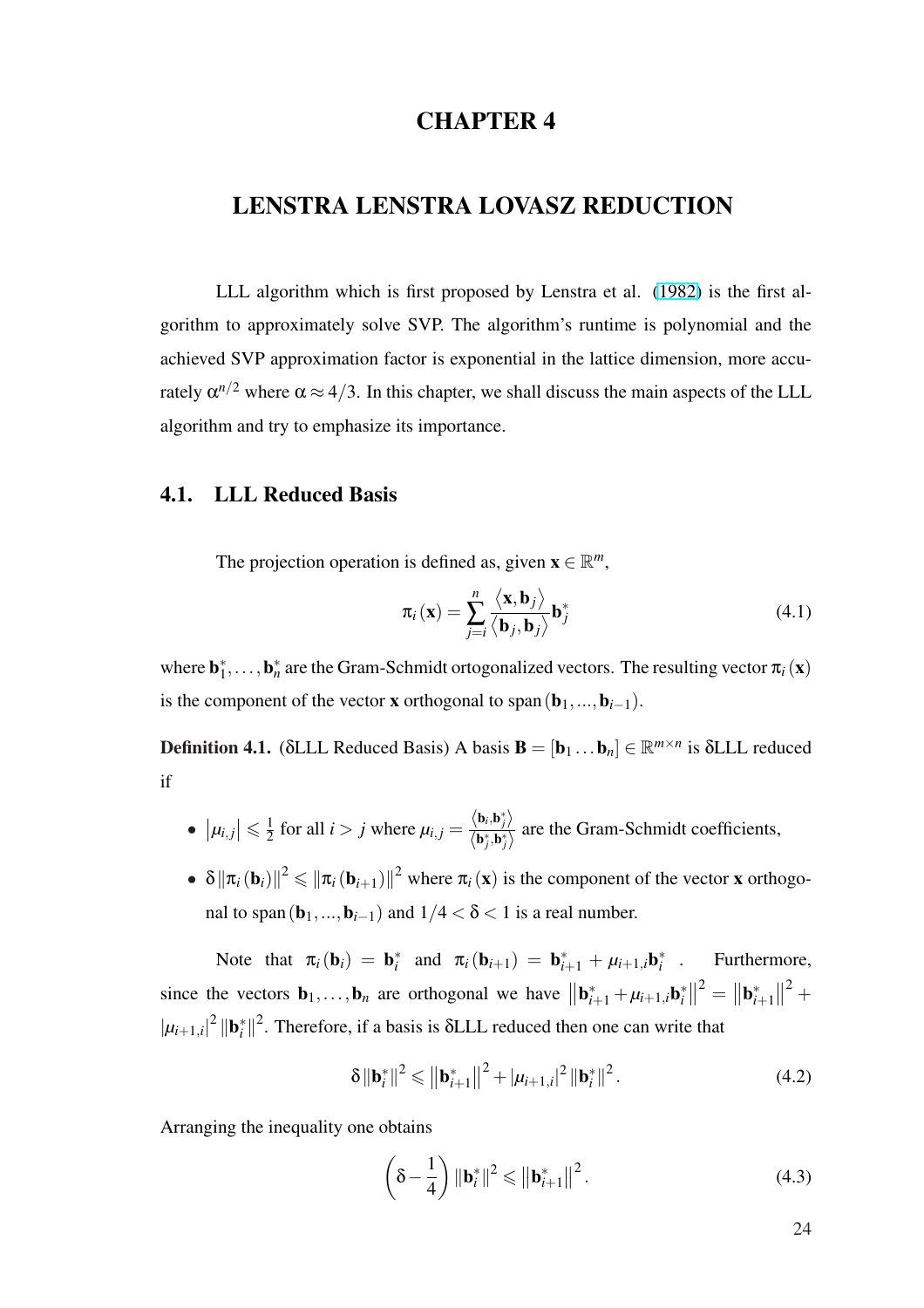# CHAPTER 4

# LENSTRA LENSTRA LOVASZ REDUCTION

LLL algorithm which is first proposed by Lenstra et al. (1982) is the first algorithm to approximately solve SVP. The algorithm's runtime is polynomial and the achieved SVP approximation factor is exponential in the lattice dimension, more accurately $\alpha^{n/2}$ where $\alpha \approx 4/3$. In this chapter, we shall discuss the main aspects of the LLL algorithm and try to emphasize its importance.

## 4.1. LLL Reduced Basis

The projection operation is defined as, given $\mathbf{x} \in \mathbb{R}^m$,

$$\pi_i(\mathbf{x}) = \sum_{j=i}^{n} \frac{\langle \mathbf{x}, \mathbf{b}_j \rangle}{\langle \mathbf{b}_j, \mathbf{b}_j \rangle} \mathbf{b}_j^* \tag{4.1}$$

where $\mathbf{b}_1^*, \ldots, \mathbf{b}_n^*$ are the Gram-Schmidt ortogonalized vectors. The resulting vector $\pi_i(\mathbf{x})$ is the component of the vector $\mathbf{x}$ orthogonal to $\operatorname{span}(\mathbf{b}_1, ..., \mathbf{b}_{i-1})$.

**Definition 4.1.** ($\delta$LLL Reduced Basis) A basis $\mathbf{B} = [\mathbf{b}_1 \ldots \mathbf{b}_n] \in \mathbb{R}^{m \times n}$ is $\delta$LLL reduced if

- $|\mu_{i,j}| \leqslant \frac{1}{2}$ for all $i > j$ where $\mu_{i,j} = \frac{\langle \mathbf{b}_i, \mathbf{b}_j^* \rangle}{\langle \mathbf{b}_j^*, \mathbf{b}_j^* \rangle}$ are the Gram-Schmidt coefficients,
- $\delta \|\pi_i(\mathbf{b}_i)\|^2 \leqslant \|\pi_i(\mathbf{b}_{i+1})\|^2$ where $\pi_i(\mathbf{x})$ is the component of the vector $\mathbf{x}$ orthogonal to $\operatorname{span}(\mathbf{b}_1, ..., \mathbf{b}_{i-1})$ and $1/4 < \delta < 1$ is a real number.

Note that $\pi_i(\mathbf{b}_i) = \mathbf{b}_i^*$ and $\pi_i(\mathbf{b}_{i+1}) = \mathbf{b}_{i+1}^* + \mu_{i+1,i}\mathbf{b}_i^*$ . Furthermore, since the vectors $\mathbf{b}_1, \ldots, \mathbf{b}_n$ are orthogonal we have $\left\|\mathbf{b}_{i+1}^* + \mu_{i+1,i}\mathbf{b}_i^*\right\|^2 = \left\|\mathbf{b}_{i+1}^*\right\|^2 + |\mu_{i+1,i}|^2 \|\mathbf{b}_i^*\|^2$. Therefore, if a basis is $\delta$LLL reduced then one can write that

$$\delta \|\mathbf{b}_i^*\|^2 \leqslant \left\|\mathbf{b}_{i+1}^*\right\|^2 + |\mu_{i+1,i}|^2 \|\mathbf{b}_i^*\|^2. \tag{4.2}$$

Arranging the inequality one obtains

$$\left(\delta - \frac{1}{4}\right) \|\mathbf{b}_i^*\|^2 \leqslant \left\|\mathbf{b}_{i+1}^*\right\|^2. \tag{4.3}$$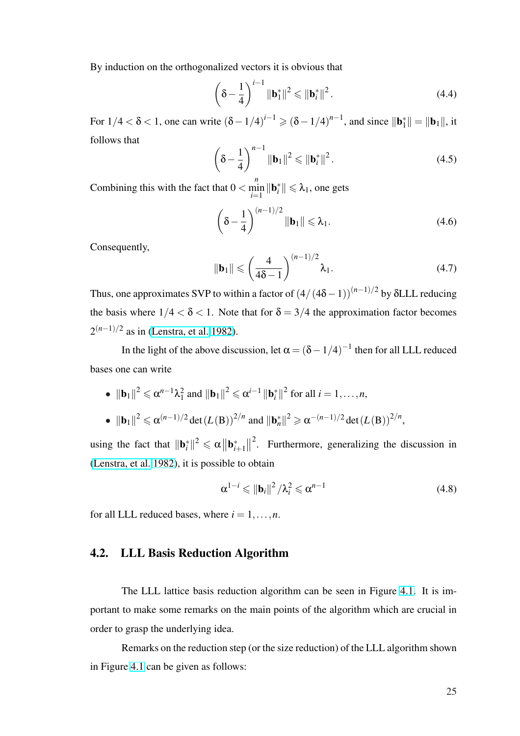By induction on the orthogonalized vectors it is obvious that

$$\left(\delta - \frac{1}{4}\right)^{i-1} \|\mathbf{b}_1^*\|^2 \leqslant \|\mathbf{b}_i^*\|^2. \tag{4.4}$$

For $1/4 < \delta < 1$, one can write $(\delta - 1/4)^{i-1} \geqslant (\delta - 1/4)^{n-1}$, and since $\|\mathbf{b}_1^*\| = \|\mathbf{b}_1\|$, it follows that

$$\left(\delta - \frac{1}{4}\right)^{n-1} \|\mathbf{b}_1\|^2 \leqslant \|\mathbf{b}_i^*\|^2. \tag{4.5}$$

Combining this with the fact that $0 < \min_{i=1}^{n} \|\mathbf{b}_i^*\| \leqslant \lambda_1$, one gets

$$\left(\delta - \frac{1}{4}\right)^{(n-1)/2} \|\mathbf{b}_1\| \leqslant \lambda_1. \tag{4.6}$$

Consequently,

$$\|\mathbf{b}_1\| \leqslant \left(\frac{4}{4\delta - 1}\right)^{(n-1)/2} \lambda_1. \tag{4.7}$$

Thus, one approximates SVP to within a factor of $(4/(4\delta-1))^{(n-1)/2}$ by $\delta$LLL reducing the basis where $1/4 < \delta < 1$. Note that for $\delta = 3/4$ the approximation factor becomes $2^{(n-1)/2}$ as in (Lenstra, et al. 1982).

In the light of the above discussion, let $\alpha = (\delta - 1/4)^{-1}$ then for all LLL reduced bases one can write

- $\|\mathbf{b}_1\|^2 \leqslant \alpha^{n-1}\lambda_1^2$ and $\|\mathbf{b}_1\|^2 \leqslant \alpha^{i-1}\|\mathbf{b}_i^*\|^2$ for all $i = 1, \ldots, n$,
- $\|\mathbf{b}_1\|^2 \leqslant \alpha^{(n-1)/2}\det(L(\mathrm{B}))^{2/n}$ and $\|\mathbf{b}_n^*\|^2 \geqslant \alpha^{-(n-1)/2}\det(L(\mathrm{B}))^{2/n}$,

using the fact that $\|\mathbf{b}_i^*\|^2 \leqslant \alpha\left\|\mathbf{b}_{i+1}^*\right\|^2$. Furthermore, generalizing the discussion in (Lenstra, et al. 1982), it is possible to obtain

$$\alpha^{1-i} \leqslant \|\mathbf{b}_i\|^2/\lambda_i^2 \leqslant \alpha^{n-1} \tag{4.8}$$

for all LLL reduced bases, where $i = 1, \ldots, n$.

## 4.2. LLL Basis Reduction Algorithm

The LLL lattice basis reduction algorithm can be seen in Figure 4.1. It is important to make some remarks on the main points of the algorithm which are crucial in order to grasp the underlying idea.

Remarks on the reduction step (or the size reduction) of the LLL algorithm shown in Figure 4.1 can be given as follows: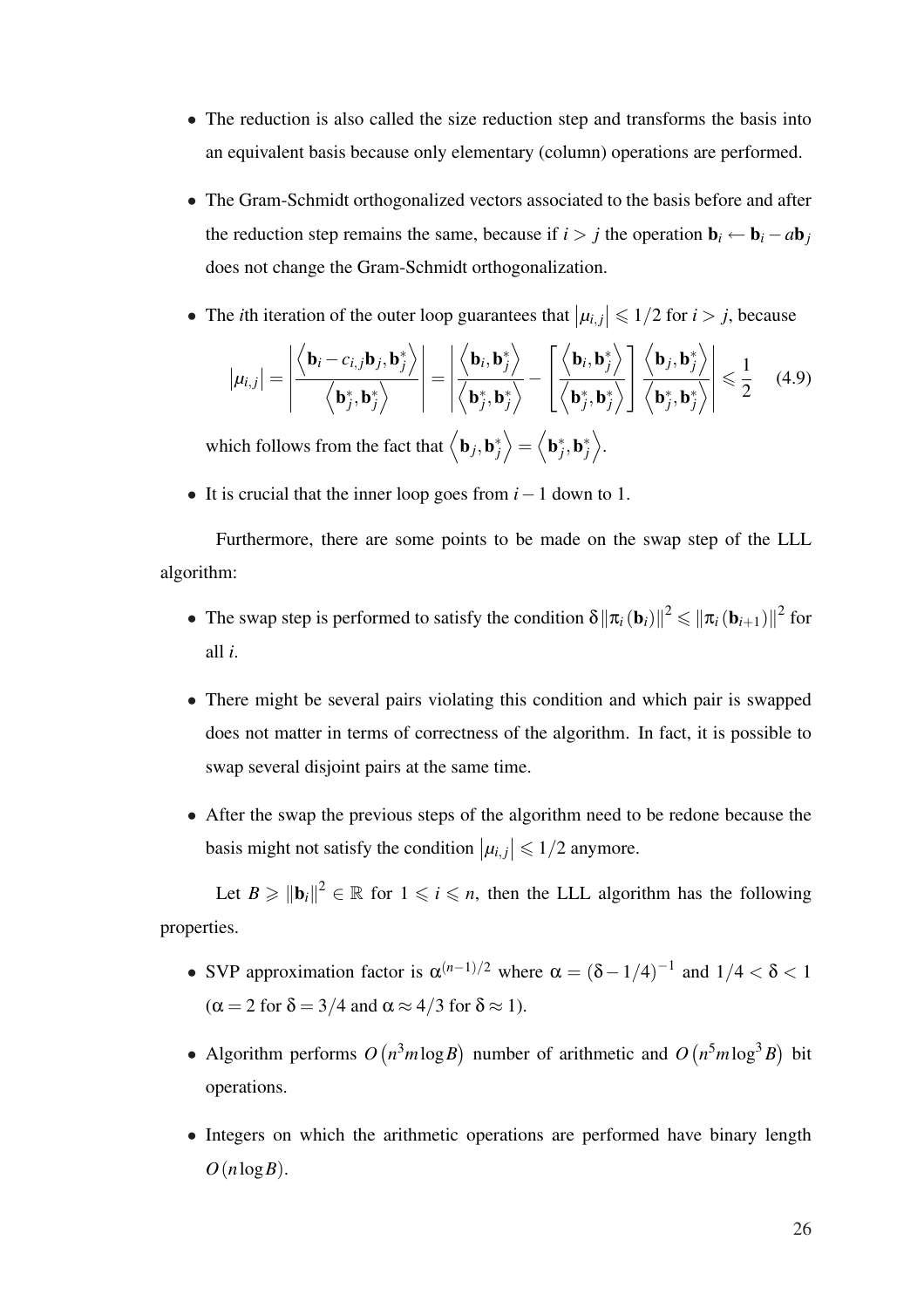- The reduction is also called the size reduction step and transforms the basis into an equivalent basis because only elementary (column) operations are performed.

- The Gram-Schmidt orthogonalized vectors associated to the basis before and after the reduction step remains the same, because if $i > j$ the operation $\mathbf{b}_i \leftarrow \mathbf{b}_i - a\mathbf{b}_j$ does not change the Gram-Schmidt orthogonalization.

- The $i$th iteration of the outer loop guarantees that $|\mu_{i,j}| \leqslant 1/2$ for $i > j$, because

$$|\mu_{i,j}| = \left| \frac{\left\langle \mathbf{b}_i - c_{i,j}\mathbf{b}_j, \mathbf{b}_j^* \right\rangle}{\left\langle \mathbf{b}_j^*, \mathbf{b}_j^* \right\rangle} \right| = \left| \frac{\left\langle \mathbf{b}_i, \mathbf{b}_j^* \right\rangle}{\left\langle \mathbf{b}_j^*, \mathbf{b}_j^* \right\rangle} - \left[ \frac{\left\langle \mathbf{b}_i, \mathbf{b}_j^* \right\rangle}{\left\langle \mathbf{b}_j^*, \mathbf{b}_j^* \right\rangle} \right] \frac{\left\langle \mathbf{b}_j, \mathbf{b}_j^* \right\rangle}{\left\langle \mathbf{b}_j^*, \mathbf{b}_j^* \right\rangle} \right| \leqslant \frac{1}{2} \quad (4.9)$$

  which follows from the fact that $\left\langle \mathbf{b}_j, \mathbf{b}_j^* \right\rangle = \left\langle \mathbf{b}_j^*, \mathbf{b}_j^* \right\rangle$.

- It is crucial that the inner loop goes from $i-1$ down to 1.

Furthermore, there are some points to be made on the swap step of the LLL algorithm:

- The swap step is performed to satisfy the condition $\delta \|\pi_i(\mathbf{b}_i)\|^2 \leqslant \|\pi_i(\mathbf{b}_{i+1})\|^2$ for all $i$.

- There might be several pairs violating this condition and which pair is swapped does not matter in terms of correctness of the algorithm. In fact, it is possible to swap several disjoint pairs at the same time.

- After the swap the previous steps of the algorithm need to be redone because the basis might not satisfy the condition $|\mu_{i,j}| \leqslant 1/2$ anymore.

Let $B \geqslant \|\mathbf{b}_i\|^2 \in \mathbb{R}$ for $1 \leqslant i \leqslant n$, then the LLL algorithm has the following properties.

- SVP approximation factor is $\alpha^{(n-1)/2}$ where $\alpha = (\delta - 1/4)^{-1}$ and $1/4 < \delta < 1$ ($\alpha = 2$ for $\delta = 3/4$ and $\alpha \approx 4/3$ for $\delta \approx 1$).

- Algorithm performs $O(n^3 m \log B)$ number of arithmetic and $O(n^5 m \log^3 B)$ bit operations.

- Integers on which the arithmetic operations are performed have binary length $O(n \log B)$.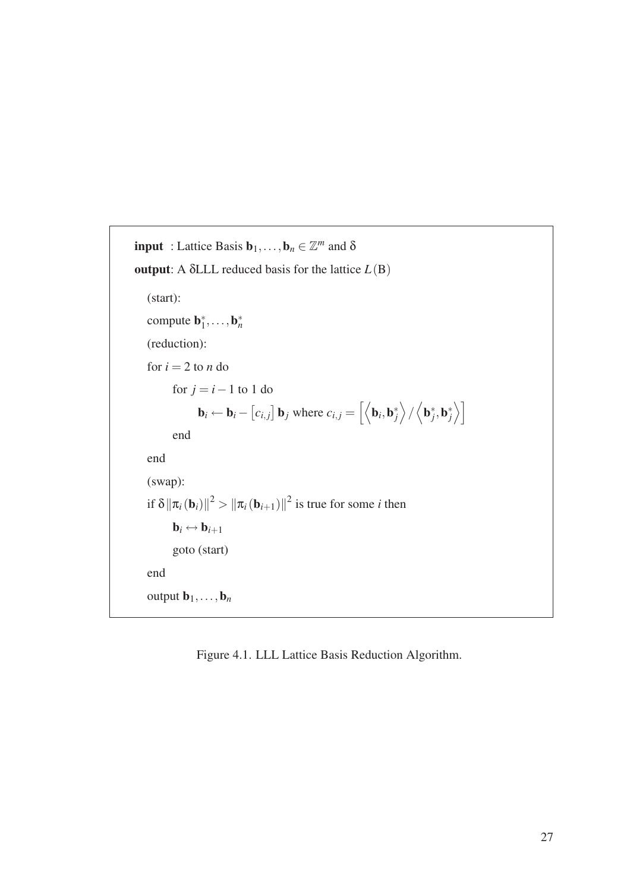**input** : Lattice Basis $\mathbf{b}_1, \ldots, \mathbf{b}_n \in \mathbb{Z}^m$ and $\delta$

**output**: A $\delta$LLL reduced basis for the lattice $L(\mathrm{B})$

(start):

compute $\mathbf{b}_1^*, \ldots, \mathbf{b}_n^*$

(reduction):

for $i = 2$ to $n$ do

  for $j = i-1$ to 1 do

    $\mathbf{b}_i \leftarrow \mathbf{b}_i - \left[c_{i,j}\right] \mathbf{b}_j$ where $c_{i,j} = \left[\left\langle \mathbf{b}_i, \mathbf{b}_j^* \right\rangle / \left\langle \mathbf{b}_j^*, \mathbf{b}_j^* \right\rangle\right]$

  end

end

(swap):

if $\delta \|\pi_i(\mathbf{b}_i)\|^2 > \|\pi_i(\mathbf{b}_{i+1})\|^2$ is true for some $i$ then

  $\mathbf{b}_i \leftrightarrow \mathbf{b}_{i+1}$

  goto (start)

end

output $\mathbf{b}_1, \ldots, \mathbf{b}_n$

Figure 4.1. LLL Lattice Basis Reduction Algorithm.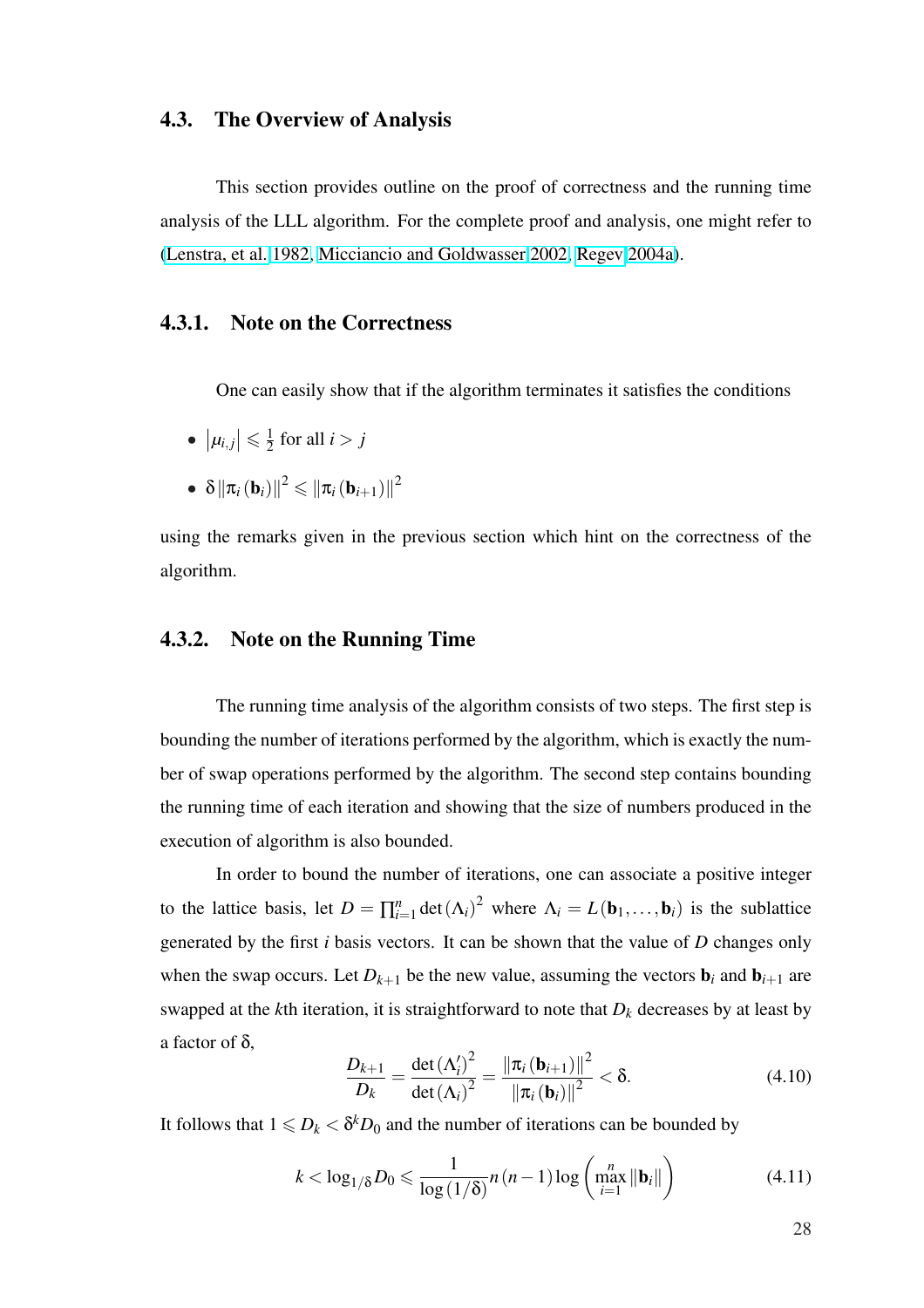### 4.3. The Overview of Analysis

This section provides outline on the proof of correctness and the running time analysis of the LLL algorithm. For the complete proof and analysis, one might refer to (Lenstra, et al. 1982, Micciancio and Goldwasser 2002, Regev 2004a).

#### 4.3.1. Note on the Correctness

One can easily show that if the algorithm terminates it satisfies the conditions

- $\left|\mu_{i,j}\right| \leqslant \frac{1}{2}$ for all $i > j$
- $\delta \left\|\pi_i(\mathbf{b}_i)\right\|^2 \leqslant \left\|\pi_i(\mathbf{b}_{i+1})\right\|^2$

using the remarks given in the previous section which hint on the correctness of the algorithm.

#### 4.3.2. Note on the Running Time

The running time analysis of the algorithm consists of two steps. The first step is bounding the number of iterations performed by the algorithm, which is exactly the number of swap operations performed by the algorithm. The second step contains bounding the running time of each iteration and showing that the size of numbers produced in the execution of algorithm is also bounded.

In order to bound the number of iterations, one can associate a positive integer to the lattice basis, let $D = \prod_{i=1}^{n} \det(\Lambda_i)^2$ where $\Lambda_i = L(\mathbf{b}_1, \ldots, \mathbf{b}_i)$ is the sublattice generated by the first $i$ basis vectors. It can be shown that the value of $D$ changes only when the swap occurs. Let $D_{k+1}$ be the new value, assuming the vectors $\mathbf{b}_i$ and $\mathbf{b}_{i+1}$ are swapped at the $k$th iteration, it is straightforward to note that $D_k$ decreases by at least by a factor of $\delta$,

$$\frac{D_{k+1}}{D_k} = \frac{\det(\Lambda_i')^2}{\det(\Lambda_i)^2} = \frac{\left\|\pi_i(\mathbf{b}_{i+1})\right\|^2}{\left\|\pi_i(\mathbf{b}_i)\right\|^2} < \delta. \tag{4.10}$$

It follows that $1 \leqslant D_k < \delta^k D_0$ and the number of iterations can be bounded by

$$k < \log_{1/\delta} D_0 \leqslant \frac{1}{\log(1/\delta)} n(n-1) \log\left(\max_{i=1}^{n} \left\|\mathbf{b}_i\right\|\right) \tag{4.11}$$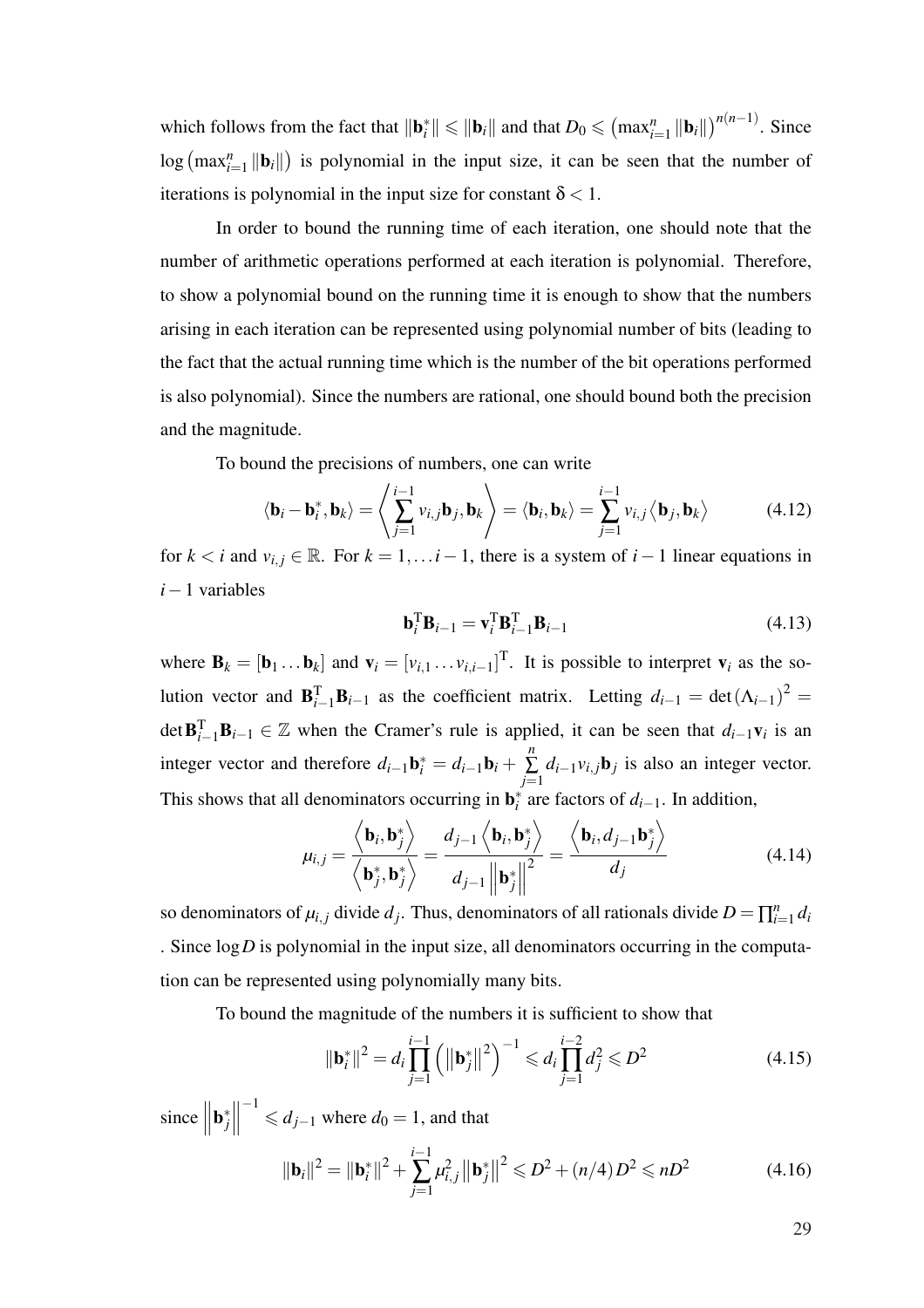which follows from the fact that $\|\mathbf{b}_i^*\| \leqslant \|\mathbf{b}_i\|$ and that $D_0 \leqslant \left(\max_{i=1}^n \|\mathbf{b}_i\|\right)^{n(n-1)}$. Since $\log\left(\max_{i=1}^n \|\mathbf{b}_i\|\right)$ is polynomial in the input size, it can be seen that the number of iterations is polynomial in the input size for constant $\delta < 1$.

In order to bound the running time of each iteration, one should note that the number of arithmetic operations performed at each iteration is polynomial. Therefore, to show a polynomial bound on the running time it is enough to show that the numbers arising in each iteration can be represented using polynomial number of bits (leading to the fact that the actual running time which is the number of the bit operations performed is also polynomial). Since the numbers are rational, one should bound both the precision and the magnitude.

To bound the precisions of numbers, one can write

$$\langle \mathbf{b}_i - \mathbf{b}_i^*, \mathbf{b}_k \rangle = \left\langle \sum_{j=1}^{i-1} v_{i,j}\mathbf{b}_j, \mathbf{b}_k \right\rangle = \langle \mathbf{b}_i, \mathbf{b}_k \rangle = \sum_{j=1}^{i-1} v_{i,j} \left\langle \mathbf{b}_j, \mathbf{b}_k \right\rangle \tag{4.12}$$

for $k < i$ and $v_{i,j} \in \mathbb{R}$. For $k = 1, \ldots i-1$, there is a system of $i-1$ linear equations in $i-1$ variables

$$\mathbf{b}_i^{\mathrm{T}}\mathbf{B}_{i-1} = \mathbf{v}_i^{\mathrm{T}}\mathbf{B}_{i-1}^{\mathrm{T}}\mathbf{B}_{i-1} \tag{4.13}$$

where $\mathbf{B}_k = [\mathbf{b}_1 \ldots \mathbf{b}_k]$ and $\mathbf{v}_i = [v_{i,1} \ldots v_{i,i-1}]^{\mathrm{T}}$. It is possible to interpret $\mathbf{v}_i$ as the solution vector and $\mathbf{B}_{i-1}^{\mathrm{T}}\mathbf{B}_{i-1}$ as the coefficient matrix. Letting $d_{i-1} = \det(\Lambda_{i-1})^2 = \det \mathbf{B}_{i-1}^{\mathrm{T}}\mathbf{B}_{i-1} \in \mathbb{Z}$ when the Cramer's rule is applied, it can be seen that $d_{i-1}\mathbf{v}_i$ is an integer vector and therefore $d_{i-1}\mathbf{b}_i^* = d_{i-1}\mathbf{b}_i + \sum_{j=1}^{n} d_{i-1}v_{i,j}\mathbf{b}_j$ is also an integer vector. This shows that all denominators occurring in $\mathbf{b}_i^*$ are factors of $d_{i-1}$. In addition,

$$\mu_{i,j} = \frac{\left\langle \mathbf{b}_i, \mathbf{b}_j^* \right\rangle}{\left\langle \mathbf{b}_j^*, \mathbf{b}_j^* \right\rangle} = \frac{d_{j-1}\left\langle \mathbf{b}_i, \mathbf{b}_j^* \right\rangle}{d_{j-1}\left\|\mathbf{b}_j^*\right\|^2} = \frac{\left\langle \mathbf{b}_i, d_{j-1}\mathbf{b}_j^* \right\rangle}{d_j} \tag{4.14}$$

so denominators of $\mu_{i,j}$ divide $d_j$. Thus, denominators of all rationals divide $D = \prod_{i=1}^n d_i$ . Since $\log D$ is polynomial in the input size, all denominators occurring in the computation can be represented using polynomially many bits.

To bound the magnitude of the numbers it is sufficient to show that

$$\|\mathbf{b}_i^*\|^2 = d_i \prod_{j=1}^{i-1} \left(\left\|\mathbf{b}_j^*\right\|^2\right)^{-1} \leqslant d_i \prod_{j=1}^{i-2} d_j^2 \leqslant D^2 \tag{4.15}$$

since $\left\|\mathbf{b}_j^*\right\|^{-1} \leqslant d_{j-1}$ where $d_0 = 1$, and that

$$\|\mathbf{b}_i\|^2 = \|\mathbf{b}_i^*\|^2 + \sum_{j=1}^{i-1} \mu_{i,j}^2 \left\|\mathbf{b}_j^*\right\|^2 \leqslant D^2 + (n/4)D^2 \leqslant nD^2 \tag{4.16}$$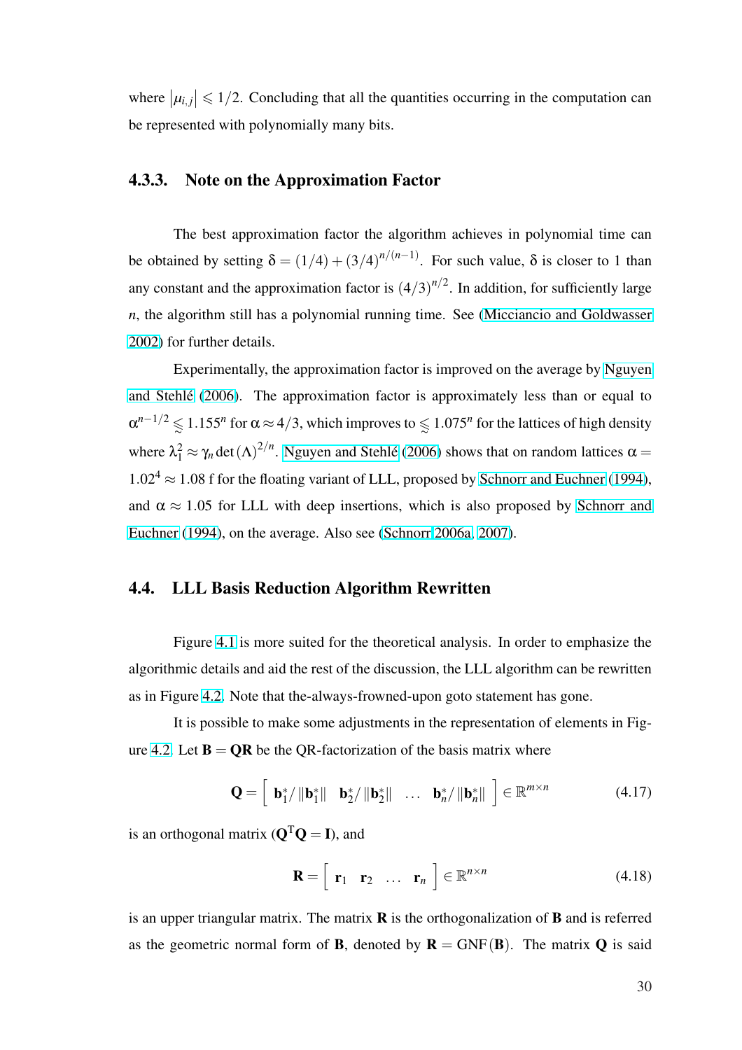where $|\mu_{i,j}| \leqslant 1/2$. Concluding that all the quantities occurring in the computation can be represented with polynomially many bits.

### 4.3.3. Note on the Approximation Factor

The best approximation factor the algorithm achieves in polynomial time can be obtained by setting $\delta = (1/4) + (3/4)^{n/(n-1)}$. For such value, $\delta$ is closer to 1 than any constant and the approximation factor is $(4/3)^{n/2}$. In addition, for sufficiently large $n$, the algorithm still has a polynomial running time. See (Micciancio and Goldwasser 2002) for further details.

Experimentally, the approximation factor is improved on the average by Nguyen and Stehlé (2006). The approximation factor is approximately less than or equal to $\alpha^{n-1/2} \lessapprox 1.155^n$ for $\alpha \approx 4/3$, which improves to $\lessapprox 1.075^n$ for the lattices of high density where $\lambda_1^2 \approx \gamma_n \det(\Lambda)^{2/n}$. Nguyen and Stehlé (2006) shows that on random lattices $\alpha = 1.02^4 \approx 1.08$ f for the floating variant of LLL, proposed by Schnorr and Euchner (1994), and $\alpha \approx 1.05$ for LLL with deep insertions, which is also proposed by Schnorr and Euchner (1994), on the average. Also see (Schnorr 2006a, 2007).

## 4.4. LLL Basis Reduction Algorithm Rewritten

Figure 4.1 is more suited for the theoretical analysis. In order to emphasize the algorithmic details and aid the rest of the discussion, the LLL algorithm can be rewritten as in Figure 4.2. Note that the-always-frowned-upon goto statement has gone.

It is possible to make some adjustments in the representation of elements in Figure 4.2. Let $\mathbf{B} = \mathbf{QR}$ be the QR-factorization of the basis matrix where

$$\mathbf{Q} = \left[ \begin{array}{cccc} \mathbf{b}_1^*/\|\mathbf{b}_1^*\| & \mathbf{b}_2^*/\|\mathbf{b}_2^*\| & \ldots & \mathbf{b}_n^*/\|\mathbf{b}_n^*\| \end{array} \right] \in \mathbb{R}^{m \times n} \tag{4.17}$$

is an orthogonal matrix ($\mathbf{Q}^{\mathrm{T}}\mathbf{Q} = \mathbf{I}$), and

$$\mathbf{R} = \left[ \begin{array}{cccc} \mathbf{r}_1 & \mathbf{r}_2 & \ldots & \mathbf{r}_n \end{array} \right] \in \mathbb{R}^{n \times n} \tag{4.18}$$

is an upper triangular matrix. The matrix $\mathbf{R}$ is the orthogonalization of $\mathbf{B}$ and is referred as the geometric normal form of $\mathbf{B}$, denoted by $\mathbf{R} = \mathrm{GNF}(\mathbf{B})$. The matrix $\mathbf{Q}$ is said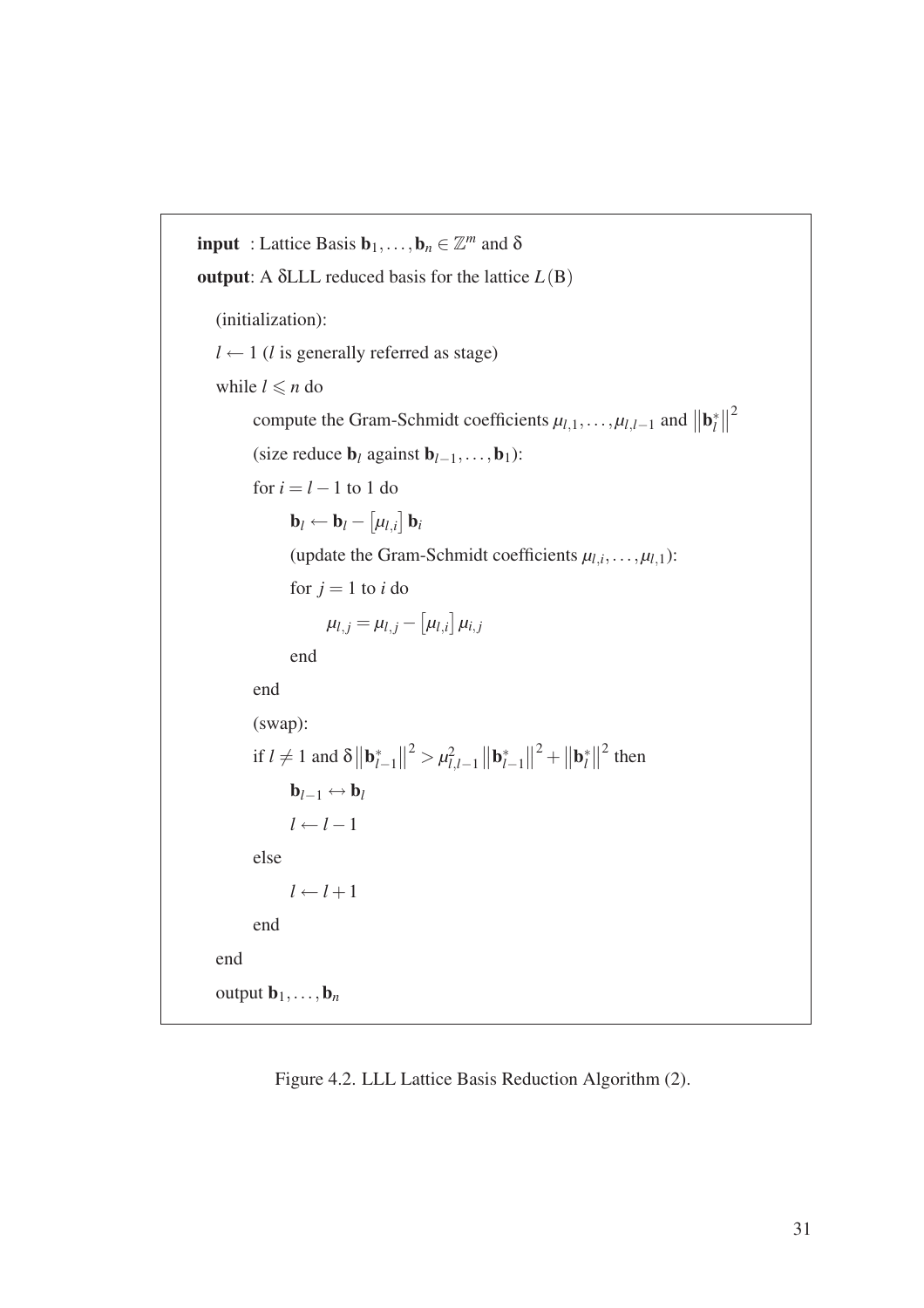**input** : Lattice Basis $\mathbf{b}_1, \ldots, \mathbf{b}_n \in \mathbb{Z}^m$ and $\delta$

**output**: A $\delta$LLL reduced basis for the lattice $L(\mathrm{B})$

```
(initialization):
l ← 1 (l is generally referred as stage)
while l ⩽ n do
    compute the Gram-Schmidt coefficients μ_{l,1}, ..., μ_{l,l−1} and ||b*_l||^2
    (size reduce b_l against b_{l−1}, ..., b_1):
    for i = l − 1 to 1 do
        b_l ← b_l − ⌈μ_{l,i}⌋ b_i
        (update the Gram-Schmidt coefficients μ_{l,i}, ..., μ_{l,1}):
        for j = 1 to i do
            μ_{l,j} = μ_{l,j} − ⌈μ_{l,i}⌋ μ_{i,j}
        end
    end
    (swap):
    if l ≠ 1 and δ||b*_{l−1}||^2 > μ^2_{l,l−1}||b*_{l−1}||^2 + ||b*_l||^2 then
        b_{l−1} ↔ b_l
        l ← l − 1
    else
        l ← l + 1
    end
end
output b_1, ..., b_n
```

Figure 4.2. LLL Lattice Basis Reduction Algorithm (2).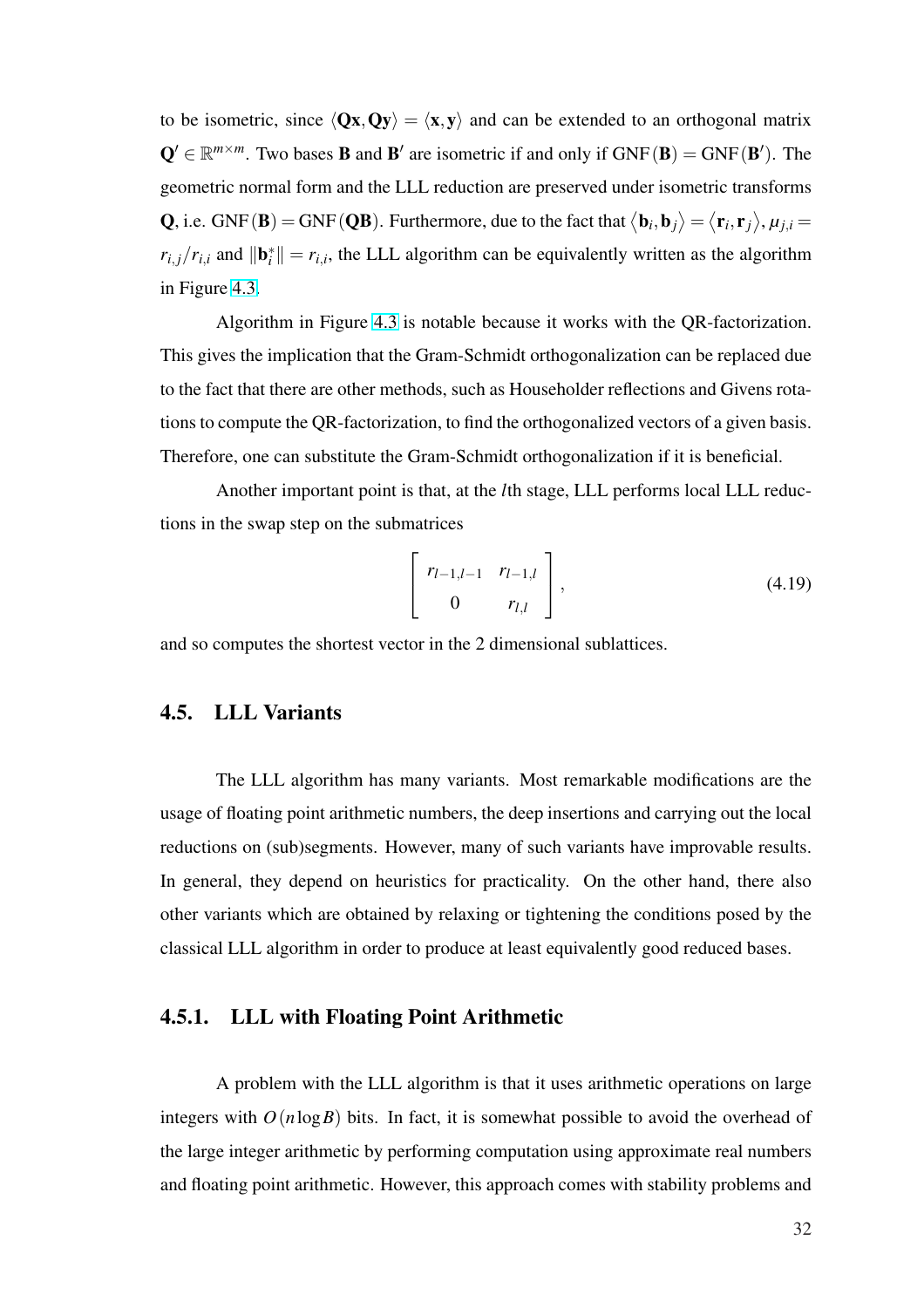to be isometric, since $\langle \mathbf{Qx}, \mathbf{Qy} \rangle = \langle \mathbf{x}, \mathbf{y} \rangle$ and can be extended to an orthogonal matrix $\mathbf{Q}' \in \mathbb{R}^{m \times m}$. Two bases $\mathbf{B}$ and $\mathbf{B}'$ are isometric if and only if $\mathrm{GNF}(\mathbf{B}) = \mathrm{GNF}(\mathbf{B}')$. The geometric normal form and the LLL reduction are preserved under isometric transforms $\mathbf{Q}$, i.e. $\mathrm{GNF}(\mathbf{B}) = \mathrm{GNF}(\mathbf{QB})$. Furthermore, due to the fact that $\langle \mathbf{b}_i, \mathbf{b}_j \rangle = \langle \mathbf{r}_i, \mathbf{r}_j \rangle$, $\mu_{j,i} = r_{i,j}/r_{i,i}$ and $\|\mathbf{b}_i^*\| = r_{i,i}$, the LLL algorithm can be equivalently written as the algorithm in Figure 4.3.

Algorithm in Figure 4.3 is notable because it works with the QR-factorization. This gives the implication that the Gram-Schmidt orthogonalization can be replaced due to the fact that there are other methods, such as Householder reflections and Givens rotations to compute the QR-factorization, to find the orthogonalized vectors of a given basis. Therefore, one can substitute the Gram-Schmidt orthogonalization if it is beneficial.

Another important point is that, at the $l$th stage, LLL performs local LLL reductions in the swap step on the submatrices

$$\begin{bmatrix} r_{l-1,l-1} & r_{l-1,l} \\ 0 & r_{l,l} \end{bmatrix}, \tag{4.19}$$

and so computes the shortest vector in the 2 dimensional sublattices.

## 4.5. LLL Variants

The LLL algorithm has many variants. Most remarkable modifications are the usage of floating point arithmetic numbers, the deep insertions and carrying out the local reductions on (sub)segments. However, many of such variants have improvable results. In general, they depend on heuristics for practicality. On the other hand, there also other variants which are obtained by relaxing or tightening the conditions posed by the classical LLL algorithm in order to produce at least equivalently good reduced bases.

### 4.5.1. LLL with Floating Point Arithmetic

A problem with the LLL algorithm is that it uses arithmetic operations on large integers with $O(n \log B)$ bits. In fact, it is somewhat possible to avoid the overhead of the large integer arithmetic by performing computation using approximate real numbers and floating point arithmetic. However, this approach comes with stability problems and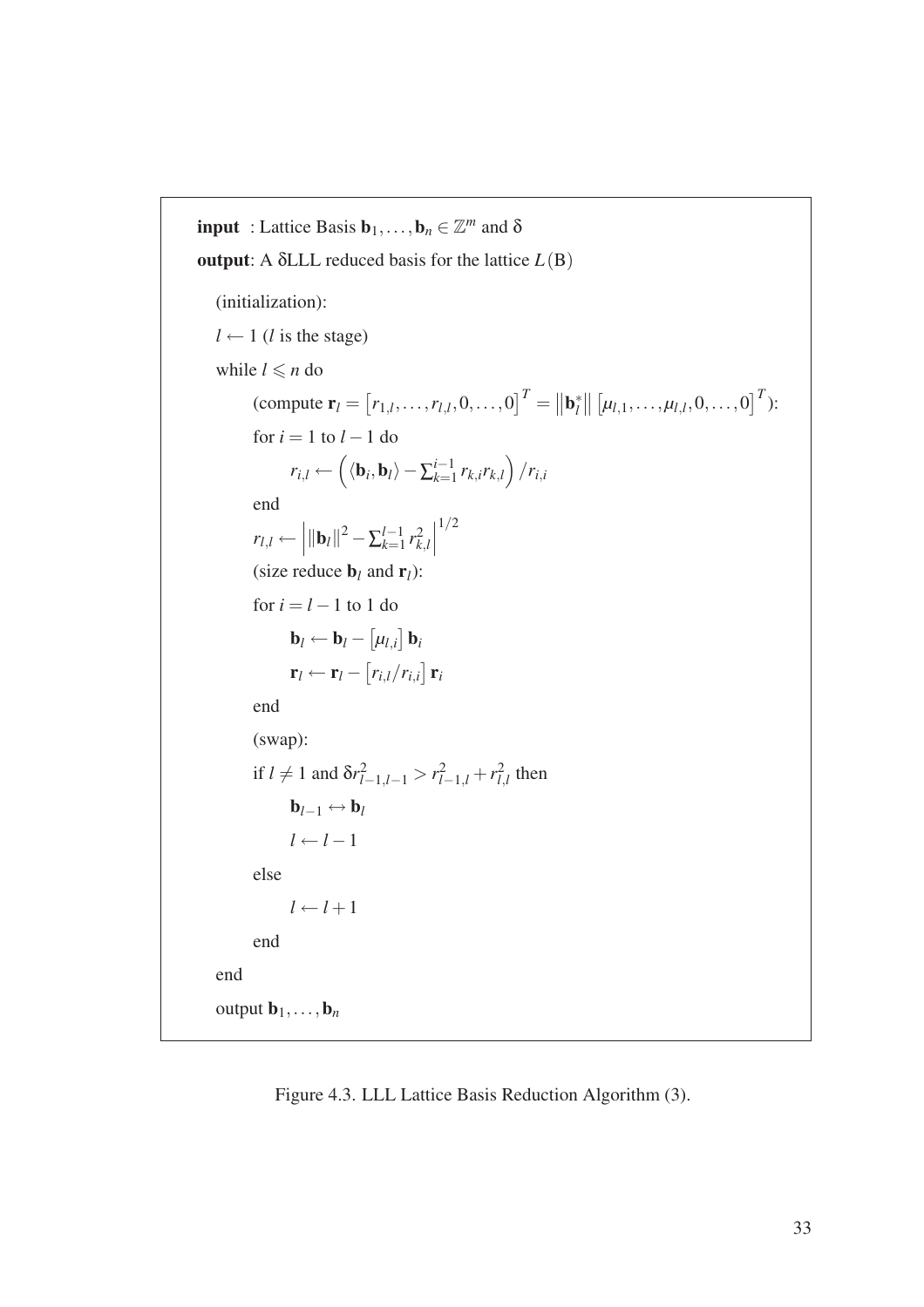**input** : Lattice Basis $\mathbf{b}_1, \ldots, \mathbf{b}_n \in \mathbb{Z}^m$ and $\delta$

**output**: A $\delta$LLL reduced basis for the lattice $L(\mathrm{B})$

(initialization):

$l \leftarrow 1$ ($l$ is the stage)

while $l \leqslant n$ do

  (compute $\mathbf{r}_l = \left[r_{1,l}, \ldots, r_{l,l}, 0, \ldots, 0\right]^T = \left\|\mathbf{b}_l^*\right\| \left[\mu_{l,1}, \ldots, \mu_{l,l}, 0, \ldots, 0\right]^T$):

  for $i = 1$ to $l-1$ do

    $r_{i,l} \leftarrow \left(\langle \mathbf{b}_i, \mathbf{b}_l \rangle - \sum_{k=1}^{i-1} r_{k,i} r_{k,l}\right) / r_{i,i}$

  end

  $r_{l,l} \leftarrow \left| \|\mathbf{b}_l\|^2 - \sum_{k=1}^{l-1} r_{k,l}^2 \right|^{1/2}$

  (size reduce $\mathbf{b}_l$ and $\mathbf{r}_l$):

  for $i = l-1$ to $1$ do

    $\mathbf{b}_l \leftarrow \mathbf{b}_l - \left[\mu_{l,i}\right] \mathbf{b}_i$

    $\mathbf{r}_l \leftarrow \mathbf{r}_l - \left[r_{i,l}/r_{i,i}\right] \mathbf{r}_i$

  end

  (swap):

  if $l \neq 1$ and $\delta r_{l-1,l-1}^2 > r_{l-1,l}^2 + r_{l,l}^2$ then

    $\mathbf{b}_{l-1} \leftrightarrow \mathbf{b}_l$

    $l \leftarrow l-1$

  else

    $l \leftarrow l+1$

  end

end

output $\mathbf{b}_1, \ldots, \mathbf{b}_n$

Figure 4.3. LLL Lattice Basis Reduction Algorithm (3).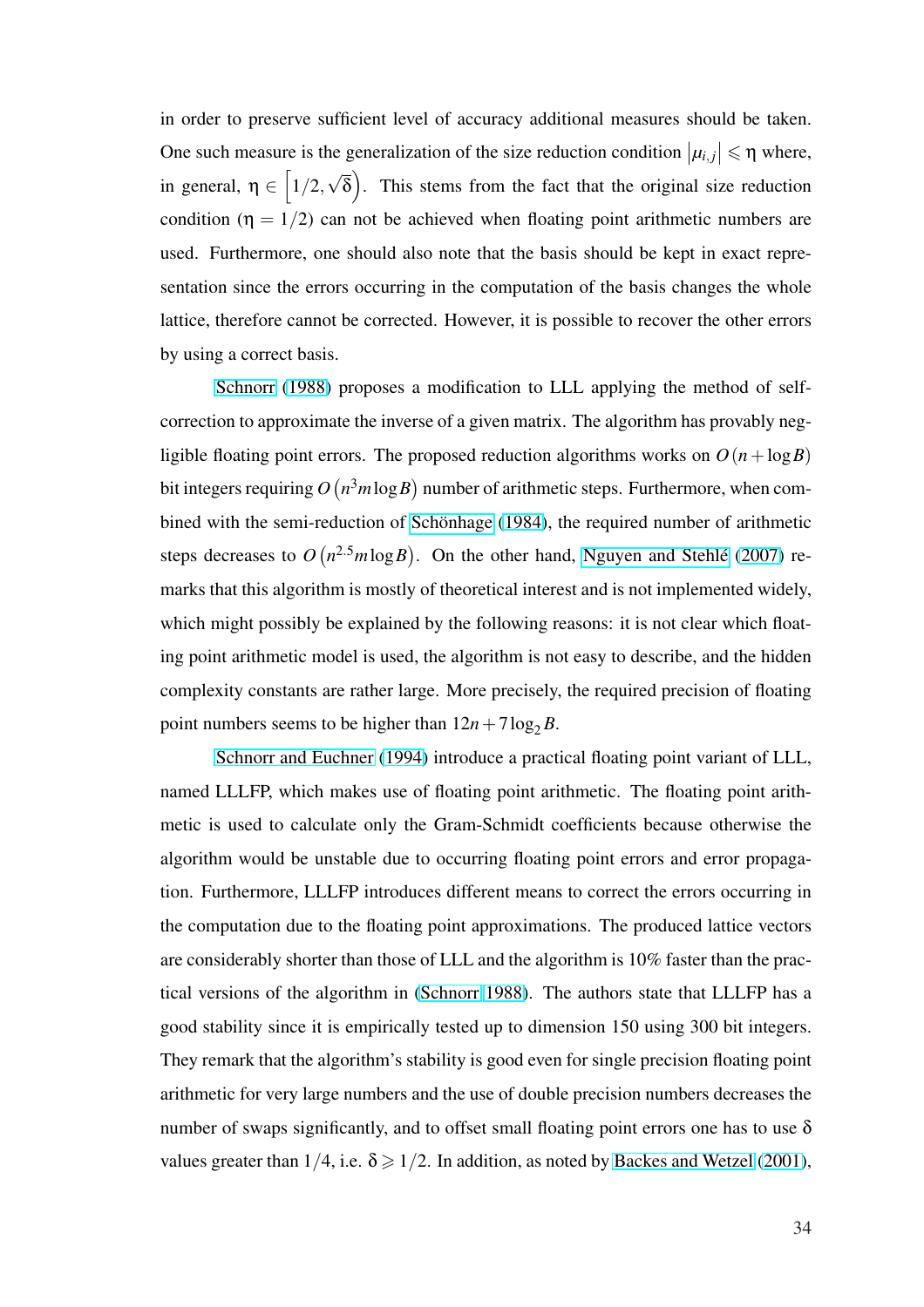in order to preserve sufficient level of accuracy additional measures should be taken. One such measure is the generalization of the size reduction condition $|\mu_{i,j}| \leqslant \eta$ where, in general, $\eta \in \left[1/2, \sqrt{\delta}\right)$. This stems from the fact that the original size reduction condition ($\eta = 1/2$) can not be achieved when floating point arithmetic numbers are used. Furthermore, one should also note that the basis should be kept in exact representation since the errors occurring in the computation of the basis changes the whole lattice, therefore cannot be corrected. However, it is possible to recover the other errors by using a correct basis.

Schnorr (1988) proposes a modification to LLL applying the method of self-correction to approximate the inverse of a given matrix. The algorithm has provably negligible floating point errors. The proposed reduction algorithms works on $O(n + \log B)$ bit integers requiring $O\left(n^3 m \log B\right)$ number of arithmetic steps. Furthermore, when combined with the semi-reduction of Schönhage (1984), the required number of arithmetic steps decreases to $O\left(n^{2.5} m \log B\right)$. On the other hand, Nguyen and Stehlé (2007) remarks that this algorithm is mostly of theoretical interest and is not implemented widely, which might possibly be explained by the following reasons: it is not clear which floating point arithmetic model is used, the algorithm is not easy to describe, and the hidden complexity constants are rather large. More precisely, the required precision of floating point numbers seems to be higher than $12n + 7\log_2 B$.

Schnorr and Euchner (1994) introduce a practical floating point variant of LLL, named LLLFP, which makes use of floating point arithmetic. The floating point arithmetic is used to calculate only the Gram-Schmidt coefficients because otherwise the algorithm would be unstable due to occurring floating point errors and error propagation. Furthermore, LLLFP introduces different means to correct the errors occurring in the computation due to the floating point approximations. The produced lattice vectors are considerably shorter than those of LLL and the algorithm is 10% faster than the practical versions of the algorithm in (Schnorr 1988). The authors state that LLLFP has a good stability since it is empirically tested up to dimension 150 using 300 bit integers. They remark that the algorithm's stability is good even for single precision floating point arithmetic for very large numbers and the use of double precision numbers decreases the number of swaps significantly, and to offset small floating point errors one has to use $\delta$ values greater than $1/4$, i.e. $\delta \geqslant 1/2$. In addition, as noted by Backes and Wetzel (2001),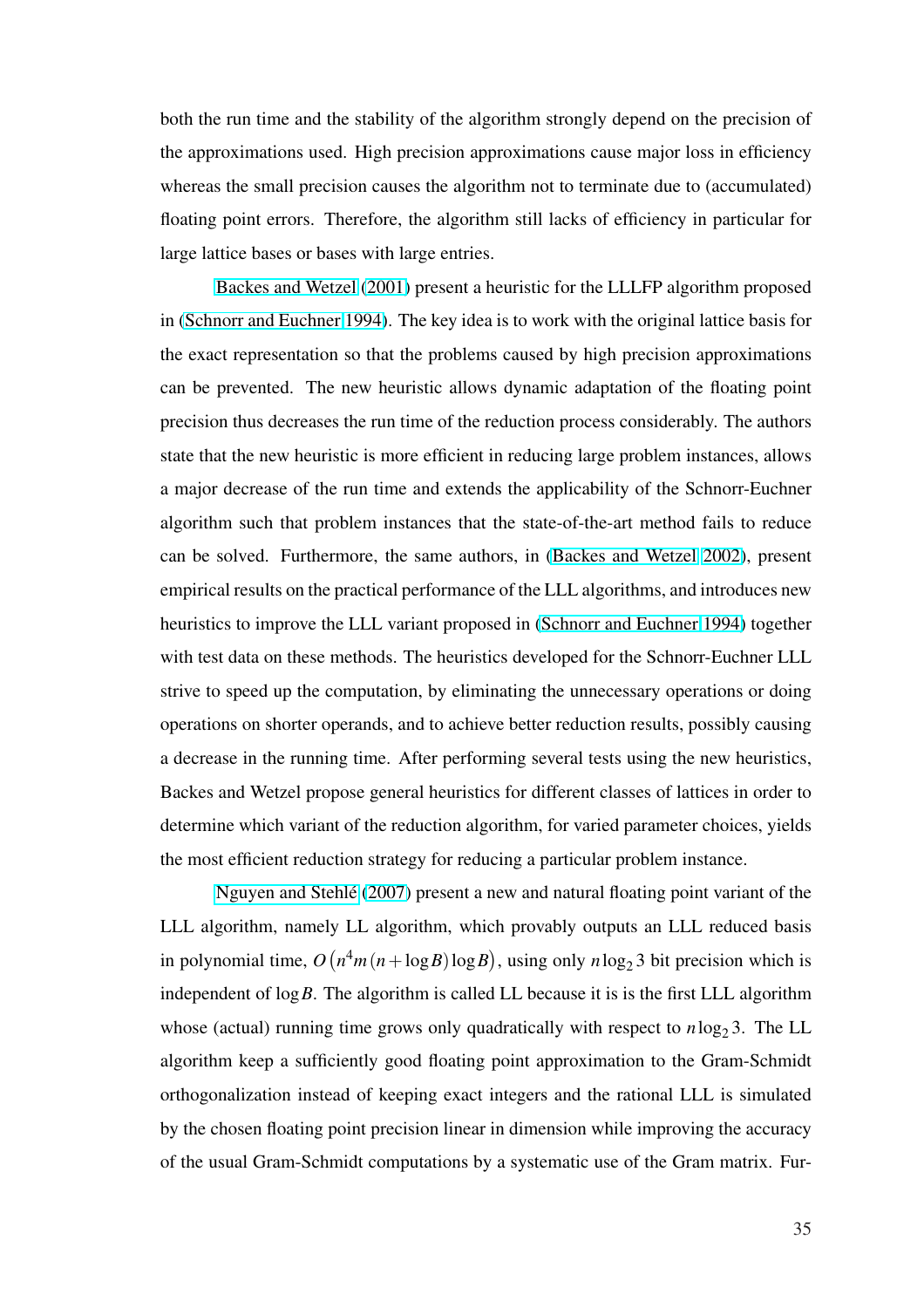both the run time and the stability of the algorithm strongly depend on the precision of the approximations used. High precision approximations cause major loss in efficiency whereas the small precision causes the algorithm not to terminate due to (accumulated) floating point errors. Therefore, the algorithm still lacks of efficiency in particular for large lattice bases or bases with large entries.

Backes and Wetzel (2001) present a heuristic for the LLLFP algorithm proposed in (Schnorr and Euchner 1994). The key idea is to work with the original lattice basis for the exact representation so that the problems caused by high precision approximations can be prevented. The new heuristic allows dynamic adaptation of the floating point precision thus decreases the run time of the reduction process considerably. The authors state that the new heuristic is more efficient in reducing large problem instances, allows a major decrease of the run time and extends the applicability of the Schnorr-Euchner algorithm such that problem instances that the state-of-the-art method fails to reduce can be solved. Furthermore, the same authors, in (Backes and Wetzel 2002), present empirical results on the practical performance of the LLL algorithms, and introduces new heuristics to improve the LLL variant proposed in (Schnorr and Euchner 1994) together with test data on these methods. The heuristics developed for the Schnorr-Euchner LLL strive to speed up the computation, by eliminating the unnecessary operations or doing operations on shorter operands, and to achieve better reduction results, possibly causing a decrease in the running time. After performing several tests using the new heuristics, Backes and Wetzel propose general heuristics for different classes of lattices in order to determine which variant of the reduction algorithm, for varied parameter choices, yields the most efficient reduction strategy for reducing a particular problem instance.

Nguyen and Stehlé (2007) present a new and natural floating point variant of the LLL algorithm, namely LL algorithm, which provably outputs an LLL reduced basis in polynomial time, $O\left(n^4 m (n + \log B) \log B\right)$, using only $n \log_2 3$ bit precision which is independent of $\log B$. The algorithm is called LL because it is is the first LLL algorithm whose (actual) running time grows only quadratically with respect to $n \log_2 3$. The LL algorithm keep a sufficiently good floating point approximation to the Gram-Schmidt orthogonalization instead of keeping exact integers and the rational LLL is simulated by the chosen floating point precision linear in dimension while improving the accuracy of the usual Gram-Schmidt computations by a systematic use of the Gram matrix. Fur-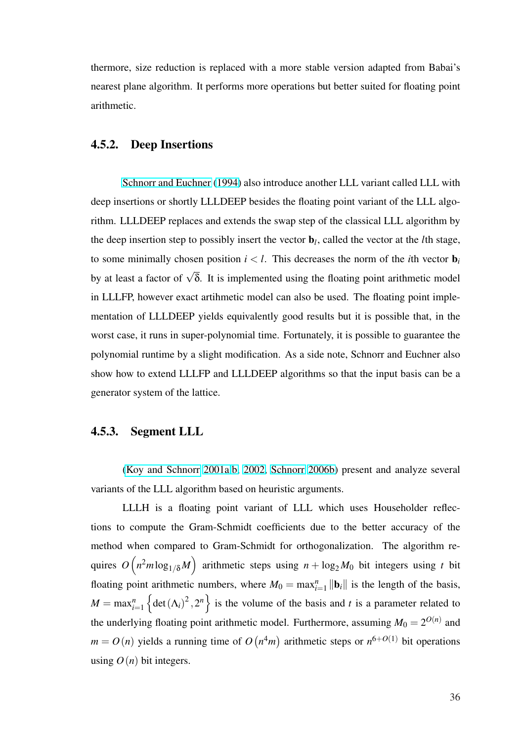thermore, size reduction is replaced with a more stable version adapted from Babai's nearest plane algorithm. It performs more operations but better suited for floating point arithmetic.

### 4.5.2. Deep Insertions

Schnorr and Euchner (1994) also introduce another LLL variant called LLL with deep insertions or shortly LLLDEEP besides the floating point variant of the LLL algorithm. LLLDEEP replaces and extends the swap step of the classical LLL algorithm by the deep insertion step to possibly insert the vector $\mathbf{b}_l$, called the vector at the $l$th stage, to some minimally chosen position $i < l$. This decreases the norm of the $i$th vector $\mathbf{b}_i$ by at least a factor of $\sqrt{\delta}$. It is implemented using the floating point arithmetic model in LLLFP, however exact artihmetic model can also be used. The floating point implementation of LLLDEEP yields equivalently good results but it is possible that, in the worst case, it runs in super-polynomial time. Fortunately, it is possible to guarantee the polynomial runtime by a slight modification. As a side note, Schnorr and Euchner also show how to extend LLLFP and LLLDEEP algorithms so that the input basis can be a generator system of the lattice.

### 4.5.3. Segment LLL

(Koy and Schnorr 2001a,b, 2002, Schnorr 2006b) present and analyze several variants of the LLL algorithm based on heuristic arguments.

LLLH is a floating point variant of LLL which uses Householder reflections to compute the Gram-Schmidt coefficients due to the better accuracy of the method when compared to Gram-Schmidt for orthogonalization. The algorithm requires $O\left(n^2 m \log_{1/\delta} M\right)$ arithmetic steps using $n + \log_2 M_0$ bit integers using $t$ bit floating point arithmetic numbers, where $M_0 = \max_{i=1}^n \|\mathbf{b}_i\|$ is the length of the basis, $M = \max_{i=1}^n \left\{\det(\Lambda_i)^2, 2^n\right\}$ is the volume of the basis and $t$ is a parameter related to the underlying floating point arithmetic model. Furthermore, assuming $M_0 = 2^{O(n)}$ and $m = O(n)$ yields a running time of $O\left(n^4 m\right)$ arithmetic steps or $n^{6+O(1)}$ bit operations using $O(n)$ bit integers.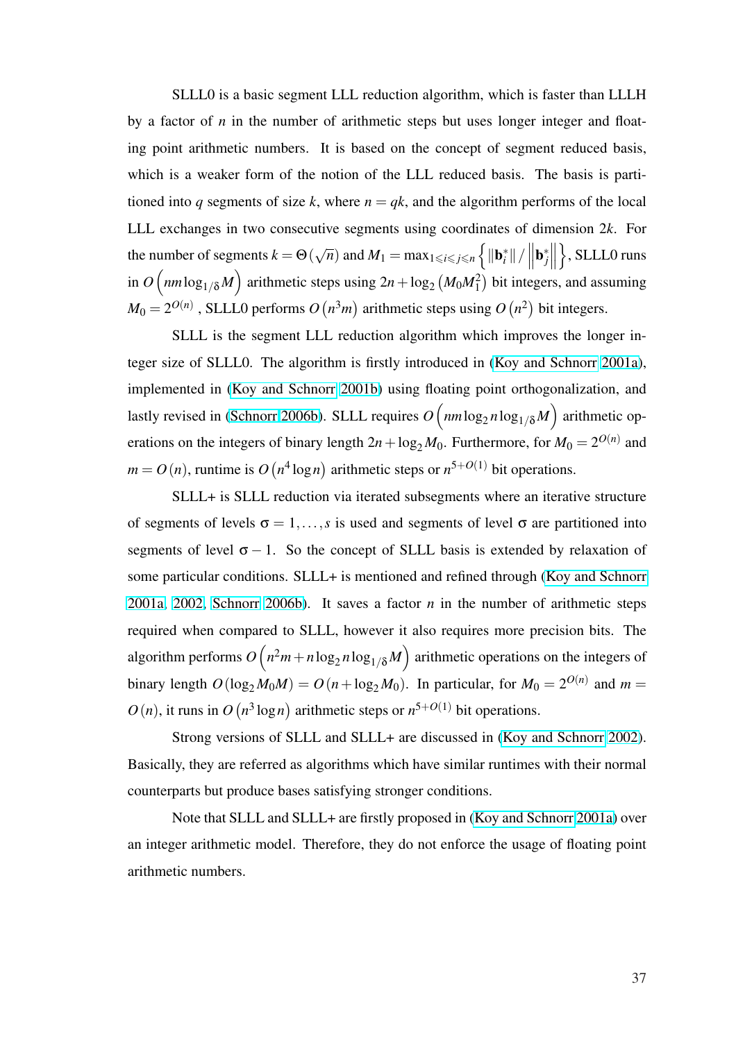SLLL0 is a basic segment LLL reduction algorithm, which is faster than LLLH by a factor of $n$ in the number of arithmetic steps but uses longer integer and floating point arithmetic numbers. It is based on the concept of segment reduced basis, which is a weaker form of the notion of the LLL reduced basis. The basis is partitioned into $q$ segments of size $k$, where $n = qk$, and the algorithm performs of the local LLL exchanges in two consecutive segments using coordinates of dimension $2k$. For the number of segments $k = \Theta(\sqrt{n})$ and $M_1 = \max_{1 \leqslant i \leqslant j \leqslant n} \left\{ \|\mathbf{b}_i^*\| / \left\| \mathbf{b}_j^* \right\| \right\}$, SLLL0 runs in $O\left(nm \log_{1/\delta} M\right)$ arithmetic steps using $2n + \log_2\left(M_0 M_1^2\right)$ bit integers, and assuming $M_0 = 2^{O(n)}$, SLLL0 performs $O\left(n^3 m\right)$ arithmetic steps using $O\left(n^2\right)$ bit integers.

SLLL is the segment LLL reduction algorithm which improves the longer integer size of SLLL0. The algorithm is firstly introduced in (Koy and Schnorr 2001a), implemented in (Koy and Schnorr 2001b) using floating point orthogonalization, and lastly revised in (Schnorr 2006b). SLLL requires $O\left(nm \log_2 n \log_{1/\delta} M\right)$ arithmetic operations on the integers of binary length $2n + \log_2 M_0$. Furthermore, for $M_0 = 2^{O(n)}$ and $m = O(n)$, runtime is $O\left(n^4 \log n\right)$ arithmetic steps or $n^{5+O(1)}$ bit operations.

SLLL+ is SLLL reduction via iterated subsegments where an iterative structure of segments of levels $\sigma = 1, \ldots, s$ is used and segments of level $\sigma$ are partitioned into segments of level $\sigma - 1$. So the concept of SLLL basis is extended by relaxation of some particular conditions. SLLL+ is mentioned and refined through (Koy and Schnorr 2001a, 2002, Schnorr 2006b). It saves a factor $n$ in the number of arithmetic steps required when compared to SLLL, however it also requires more precision bits. The algorithm performs $O\left(n^2 m + n \log_2 n \log_{1/\delta} M\right)$ arithmetic operations on the integers of binary length $O(\log_2 M_0 M) = O(n + \log_2 M_0)$. In particular, for $M_0 = 2^{O(n)}$ and $m = O(n)$, it runs in $O\left(n^3 \log n\right)$ arithmetic steps or $n^{5+O(1)}$ bit operations.

Strong versions of SLLL and SLLL+ are discussed in (Koy and Schnorr 2002). Basically, they are referred as algorithms which have similar runtimes with their normal counterparts but produce bases satisfying stronger conditions.

Note that SLLL and SLLL+ are firstly proposed in (Koy and Schnorr 2001a) over an integer arithmetic model. Therefore, they do not enforce the usage of floating point arithmetic numbers.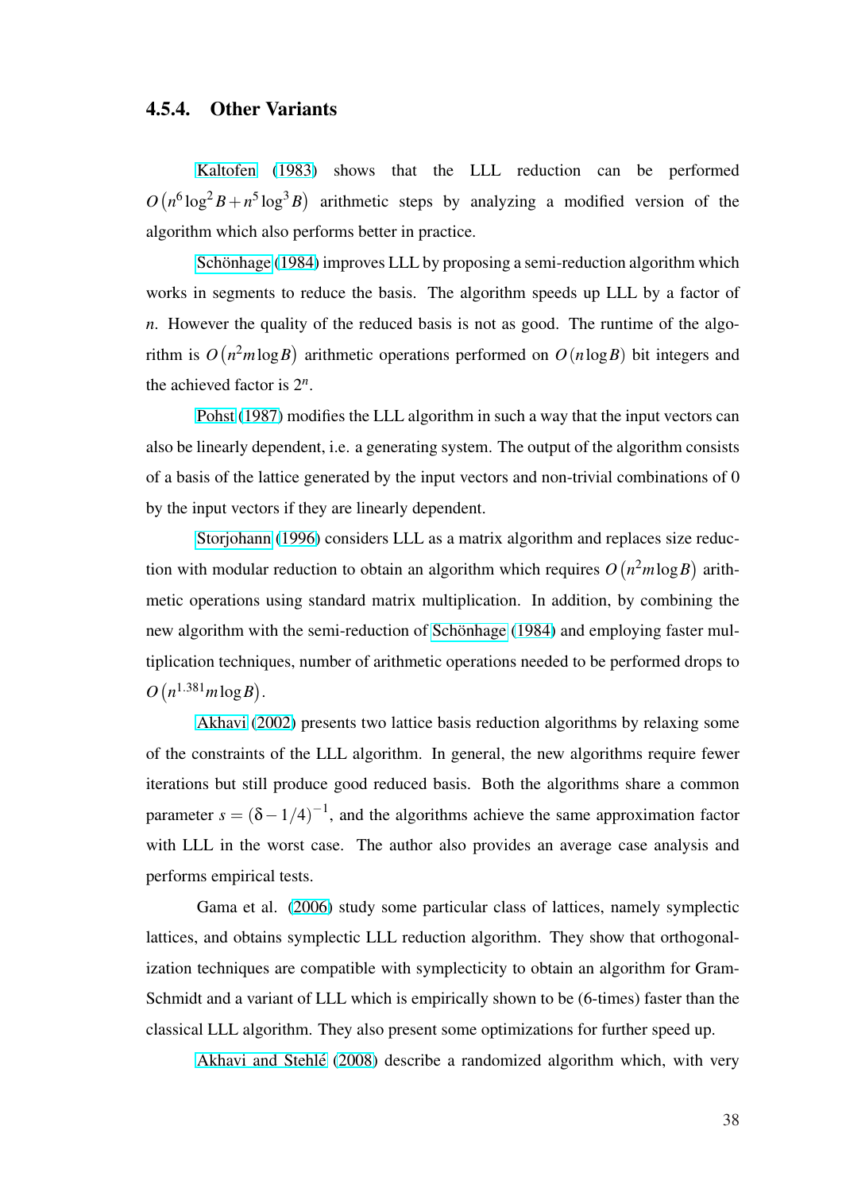### 4.5.4. Other Variants

Kaltofen (1983) shows that the LLL reduction can be performed $O\left(n^6 \log^2 B + n^5 \log^3 B\right)$ arithmetic steps by analyzing a modified version of the algorithm which also performs better in practice.

Schönhage (1984) improves LLL by proposing a semi-reduction algorithm which works in segments to reduce the basis. The algorithm speeds up LLL by a factor of $n$. However the quality of the reduced basis is not as good. The runtime of the algorithm is $O\left(n^2 m \log B\right)$ arithmetic operations performed on $O\left(n \log B\right)$ bit integers and the achieved factor is $2^n$.

Pohst (1987) modifies the LLL algorithm in such a way that the input vectors can also be linearly dependent, i.e. a generating system. The output of the algorithm consists of a basis of the lattice generated by the input vectors and non-trivial combinations of 0 by the input vectors if they are linearly dependent.

Storjohann (1996) considers LLL as a matrix algorithm and replaces size reduction with modular reduction to obtain an algorithm which requires $O\left(n^2 m \log B\right)$ arithmetic operations using standard matrix multiplication. In addition, by combining the new algorithm with the semi-reduction of Schönhage (1984) and employing faster multiplication techniques, number of arithmetic operations needed to be performed drops to $O\left(n^{1.381} m \log B\right)$.

Akhavi (2002) presents two lattice basis reduction algorithms by relaxing some of the constraints of the LLL algorithm. In general, the new algorithms require fewer iterations but still produce good reduced basis. Both the algorithms share a common parameter $s = (\delta - 1/4)^{-1}$, and the algorithms achieve the same approximation factor with LLL in the worst case. The author also provides an average case analysis and performs empirical tests.

Gama et al. (2006) study some particular class of lattices, namely symplectic lattices, and obtains symplectic LLL reduction algorithm. They show that orthogonalization techniques are compatible with symplecticity to obtain an algorithm for Gram-Schmidt and a variant of LLL which is empirically shown to be (6-times) faster than the classical LLL algorithm. They also present some optimizations for further speed up.

Akhavi and Stehlé (2008) describe a randomized algorithm which, with very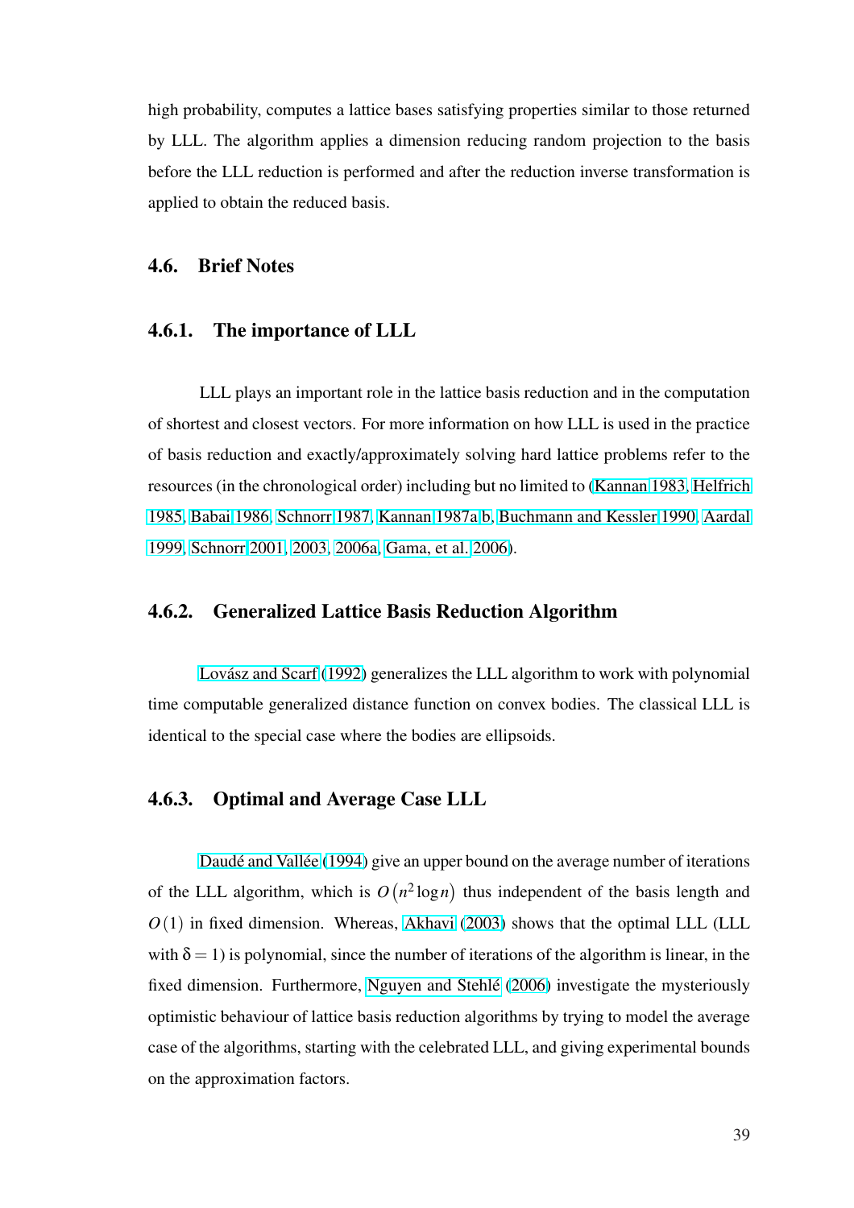high probability, computes a lattice bases satisfying properties similar to those returned by LLL. The algorithm applies a dimension reducing random projection to the basis before the LLL reduction is performed and after the reduction inverse transformation is applied to obtain the reduced basis.

## 4.6. Brief Notes

### 4.6.1. The importance of LLL

LLL plays an important role in the lattice basis reduction and in the computation of shortest and closest vectors. For more information on how LLL is used in the practice of basis reduction and exactly/approximately solving hard lattice problems refer to the resources (in the chronological order) including but no limited to (Kannan 1983, Helfrich 1985, Babai 1986, Schnorr 1987, Kannan 1987a,b, Buchmann and Kessler 1990, Aardal 1999, Schnorr 2001, 2003, 2006a, Gama, et al. 2006).

### 4.6.2. Generalized Lattice Basis Reduction Algorithm

Lovász and Scarf (1992) generalizes the LLL algorithm to work with polynomial time computable generalized distance function on convex bodies. The classical LLL is identical to the special case where the bodies are ellipsoids.

### 4.6.3. Optimal and Average Case LLL

Daudé and Vallée (1994) give an upper bound on the average number of iterations of the LLL algorithm, which is $O\left(n^2 \log n\right)$ thus independent of the basis length and $O(1)$ in fixed dimension. Whereas, Akhavi (2003) shows that the optimal LLL (LLL with $\delta = 1$) is polynomial, since the number of iterations of the algorithm is linear, in the fixed dimension. Furthermore, Nguyen and Stehlé (2006) investigate the mysteriously optimistic behaviour of lattice basis reduction algorithms by trying to model the average case of the algorithms, starting with the celebrated LLL, and giving experimental bounds on the approximation factors.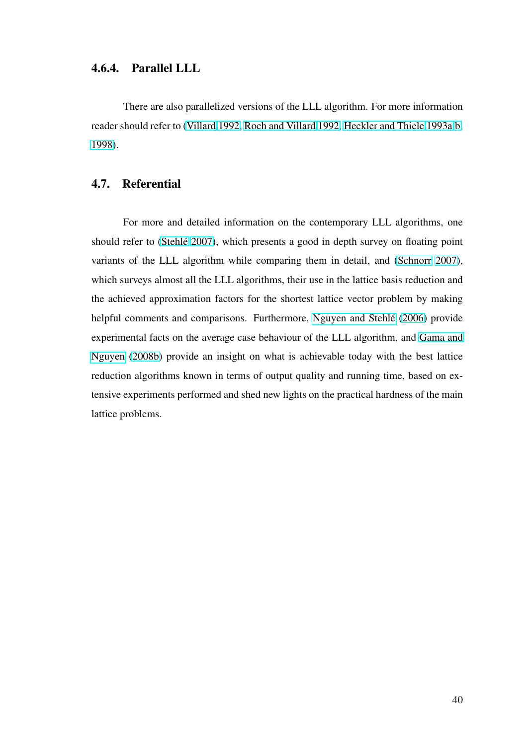### 4.6.4. Parallel LLL

There are also parallelized versions of the LLL algorithm. For more information reader should refer to (Villard 1992, Roch and Villard 1992, Heckler and Thiele 1993a,b, 1998).

## 4.7. Referential

For more and detailed information on the contemporary LLL algorithms, one should refer to (Stehlé 2007), which presents a good in depth survey on floating point variants of the LLL algorithm while comparing them in detail, and (Schnorr 2007), which surveys almost all the LLL algorithms, their use in the lattice basis reduction and the achieved approximation factors for the shortest lattice vector problem by making helpful comments and comparisons. Furthermore, Nguyen and Stehlé (2006) provide experimental facts on the average case behaviour of the LLL algorithm, and Gama and Nguyen (2008b) provide an insight on what is achievable today with the best lattice reduction algorithms known in terms of output quality and running time, based on extensive experiments performed and shed new lights on the practical hardness of the main lattice problems.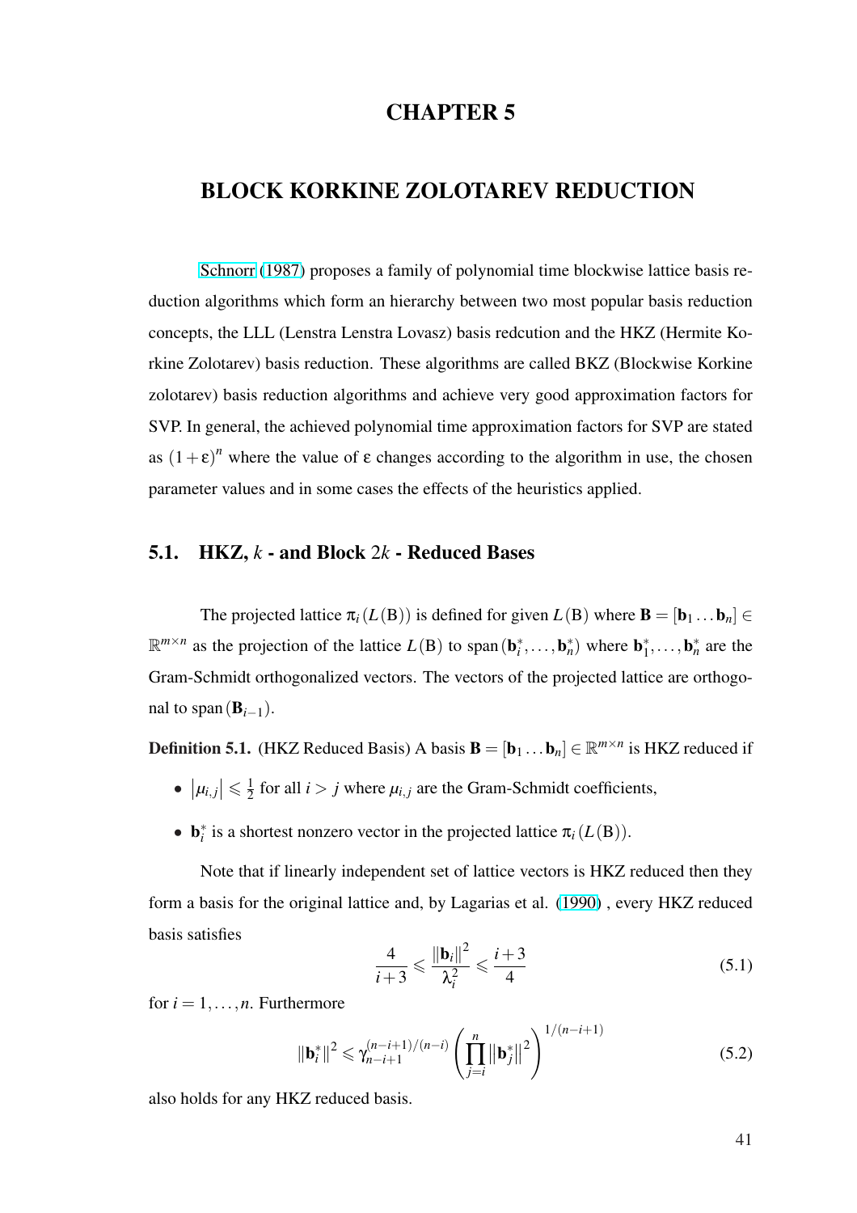# CHAPTER 5

# BLOCK KORKINE ZOLOTAREV REDUCTION

Schnorr (1987) proposes a family of polynomial time blockwise lattice basis reduction algorithms which form an hierarchy between two most popular basis reduction concepts, the LLL (Lenstra Lenstra Lovasz) basis redcution and the HKZ (Hermite Korkine Zolotarev) basis reduction. These algorithms are called BKZ (Blockwise Korkine zolotarev) basis reduction algorithms and achieve very good approximation factors for SVP. In general, the achieved polynomial time approximation factors for SVP are stated as $(1+\varepsilon)^n$ where the value of $\varepsilon$ changes according to the algorithm in use, the chosen parameter values and in some cases the effects of the heuristics applied.

## 5.1. HKZ, $k$ - and Block $2k$ - Reduced Bases

The projected lattice $\pi_i(L(\mathrm{B}))$ is defined for given $L(\mathrm{B})$ where $\mathbf{B} = [\mathbf{b}_1 \dots \mathbf{b}_n] \in \mathbb{R}^{m \times n}$ as the projection of the lattice $L(\mathrm{B})$ to $\mathrm{span}(\mathbf{b}_i^*, \dots, \mathbf{b}_n^*)$ where $\mathbf{b}_1^*, \dots, \mathbf{b}_n^*$ are the Gram-Schmidt orthogonalized vectors. The vectors of the projected lattice are orthogonal to $\mathrm{span}(\mathbf{B}_{i-1})$.

**Definition 5.1.** (HKZ Reduced Basis) A basis $\mathbf{B} = [\mathbf{b}_1 \dots \mathbf{b}_n] \in \mathbb{R}^{m \times n}$ is HKZ reduced if

- $|\mu_{i,j}| \leqslant \frac{1}{2}$ for all $i > j$ where $\mu_{i,j}$ are the Gram-Schmidt coefficients,
- $\mathbf{b}_i^*$ is a shortest nonzero vector in the projected lattice $\pi_i(L(\mathrm{B}))$.

Note that if linearly independent set of lattice vectors is HKZ reduced then they form a basis for the original lattice and, by Lagarias et al. (1990) , every HKZ reduced basis satisfies

$$\frac{4}{i+3} \leqslant \frac{\|\mathbf{b}_i\|^2}{\lambda_i^2} \leqslant \frac{i+3}{4} \tag{5.1}$$

for $i = 1, \dots, n$. Furthermore

$$\|\mathbf{b}_i^*\|^2 \leqslant \gamma_{n-i+1}^{(n-i+1)/(n-i)} \left( \prod_{j=i}^{n} \left\|\mathbf{b}_j^*\right\|^2 \right)^{1/(n-i+1)} \tag{5.2}$$

also holds for any HKZ reduced basis.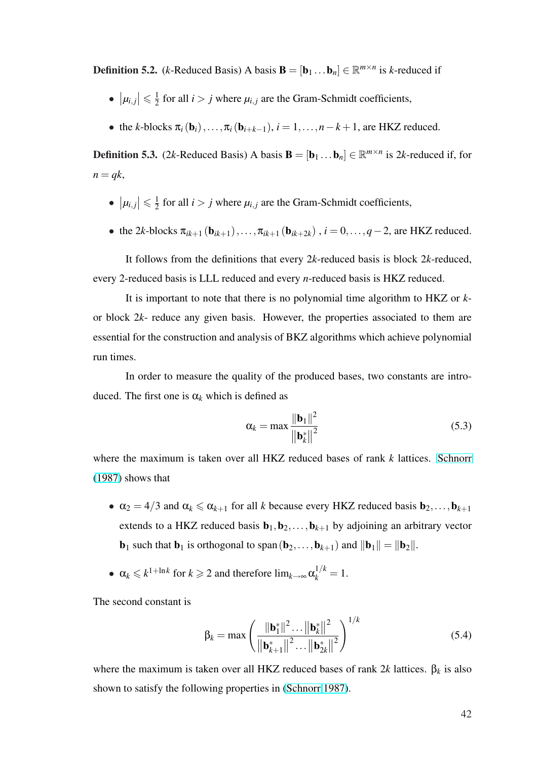**Definition 5.2.** (*k*-Reduced Basis) A basis $\mathbf{B} = [\mathbf{b}_1 \dots \mathbf{b}_n] \in \mathbb{R}^{m \times n}$ is *k*-reduced if

- $|\mu_{i,j}| \leqslant \frac{1}{2}$ for all $i > j$ where $\mu_{i,j}$ are the Gram-Schmidt coefficients,
- the *k*-blocks $\pi_i(\mathbf{b}_i), \dots, \pi_i(\mathbf{b}_{i+k-1})$, $i = 1, \dots, n-k+1$, are HKZ reduced.

**Definition 5.3.** (2*k*-Reduced Basis) A basis $\mathbf{B} = [\mathbf{b}_1 \dots \mathbf{b}_n] \in \mathbb{R}^{m \times n}$ is 2*k*-reduced if, for $n = qk$,

- $|\mu_{i,j}| \leqslant \frac{1}{2}$ for all $i > j$ where $\mu_{i,j}$ are the Gram-Schmidt coefficients,
- the 2*k*-blocks $\pi_{ik+1}(\mathbf{b}_{ik+1}), \dots, \pi_{ik+1}(\mathbf{b}_{ik+2k})$, $i = 0, \dots, q-2$, are HKZ reduced.

It follows from the definitions that every 2*k*-reduced basis is block 2*k*-reduced, every 2-reduced basis is LLL reduced and every *n*-reduced basis is HKZ reduced.

It is important to note that there is no polynomial time algorithm to HKZ or *k*- or block 2*k*- reduce any given basis. However, the properties associated to them are essential for the construction and analysis of BKZ algorithms which achieve polynomial run times.

In order to measure the quality of the produced bases, two constants are introduced. The first one is $\alpha_k$ which is defined as

$$\alpha_k = \max \frac{\|\mathbf{b}_1\|^2}{\|\mathbf{b}_k^*\|^2} \tag{5.3}$$

where the maximum is taken over all HKZ reduced bases of rank *k* lattices. Schnorr (1987) shows that

- $\alpha_2 = 4/3$ and $\alpha_k \leqslant \alpha_{k+1}$ for all *k* because every HKZ reduced basis $\mathbf{b}_2, \dots, \mathbf{b}_{k+1}$ extends to a HKZ reduced basis $\mathbf{b}_1, \mathbf{b}_2, \dots, \mathbf{b}_{k+1}$ by adjoining an arbitrary vector $\mathbf{b}_1$ such that $\mathbf{b}_1$ is orthogonal to $\mathrm{span}(\mathbf{b}_2, \dots, \mathbf{b}_{k+1})$ and $\|\mathbf{b}_1\| = \|\mathbf{b}_2\|$.
- $\alpha_k \leqslant k^{1+\ln k}$ for $k \geqslant 2$ and therefore $\lim_{k \to \infty} \alpha_k^{1/k} = 1$.

The second constant is

$$\beta_k = \max \left( \frac{\|\mathbf{b}_1^*\|^2 \dots \|\mathbf{b}_k^*\|^2}{\|\mathbf{b}_{k+1}^*\|^2 \dots \|\mathbf{b}_{2k}^*\|^2} \right)^{1/k} \tag{5.4}$$

where the maximum is taken over all HKZ reduced bases of rank 2*k* lattices. $\beta_k$ is also shown to satisfy the following properties in (Schnorr 1987).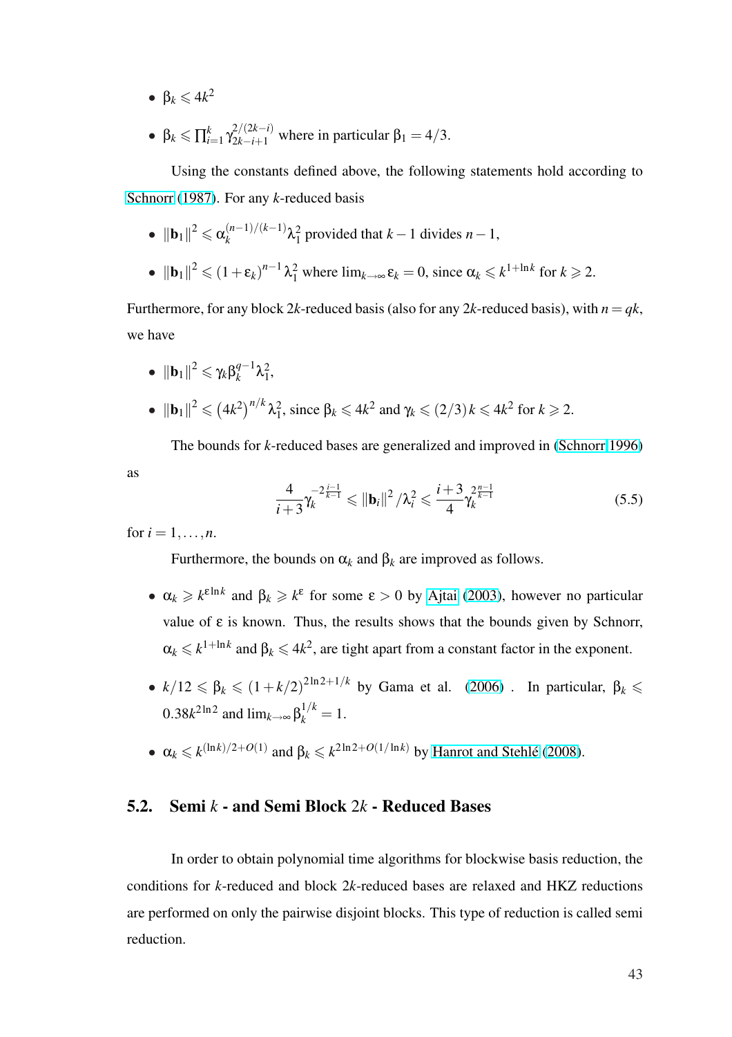- $\beta_k \leqslant 4k^2$
- $\beta_k \leqslant \prod_{i=1}^{k} \gamma_{2k-i+1}^{2/(2k-i)}$ where in particular $\beta_1 = 4/3$.

Using the constants defined above, the following statements hold according to Schnorr (1987). For any $k$-reduced basis

- $\|\mathbf{b}_1\|^2 \leqslant \alpha_k^{(n-1)/(k-1)} \lambda_1^2$ provided that $k-1$ divides $n-1$,
- $\|\mathbf{b}_1\|^2 \leqslant (1+\varepsilon_k)^{n-1} \lambda_1^2$ where $\lim_{k\to\infty} \varepsilon_k = 0$, since $\alpha_k \leqslant k^{1+\ln k}$ for $k \geqslant 2$.

Furthermore, for any block $2k$-reduced basis (also for any $2k$-reduced basis), with $n = qk$, we have

- $\|\mathbf{b}_1\|^2 \leqslant \gamma_k \beta_k^{q-1} \lambda_1^2$,
- $\|\mathbf{b}_1\|^2 \leqslant \left(4k^2\right)^{n/k} \lambda_1^2$, since $\beta_k \leqslant 4k^2$ and $\gamma_k \leqslant (2/3)k \leqslant 4k^2$ for $k \geqslant 2$.

The bounds for $k$-reduced bases are generalized and improved in (Schnorr 1996) as

$$\frac{4}{i+3} \gamma_k^{-2\frac{i-1}{k-1}} \leqslant \|\mathbf{b}_i\|^2 / \lambda_i^2 \leqslant \frac{i+3}{4} \gamma_k^{2\frac{n-1}{k-1}} \tag{5.5}$$

for $i = 1, \ldots, n$.

Furthermore, the bounds on $\alpha_k$ and $\beta_k$ are improved as follows.

- $\alpha_k \geqslant k^{\varepsilon \ln k}$ and $\beta_k \geqslant k^{\varepsilon}$ for some $\varepsilon > 0$ by Ajtai (2003), however no particular value of $\varepsilon$ is known. Thus, the results shows that the bounds given by Schnorr, $\alpha_k \leqslant k^{1+\ln k}$ and $\beta_k \leqslant 4k^2$, are tight apart from a constant factor in the exponent.
- $k/12 \leqslant \beta_k \leqslant (1+k/2)^{2\ln 2 + 1/k}$ by Gama et al. (2006) . In particular, $\beta_k \leqslant 0.38k^{2\ln 2}$ and $\lim_{k\to\infty} \beta_k^{1/k} = 1$.
- $\alpha_k \leqslant k^{(\ln k)/2 + O(1)}$ and $\beta_k \leqslant k^{2\ln 2 + O(1/\ln k)}$ by Hanrot and Stehlé (2008).

## 5.2. Semi $k$ - and Semi Block $2k$ - Reduced Bases

In order to obtain polynomial time algorithms for blockwise basis reduction, the conditions for $k$-reduced and block $2k$-reduced bases are relaxed and HKZ reductions are performed on only the pairwise disjoint blocks. This type of reduction is called semi reduction.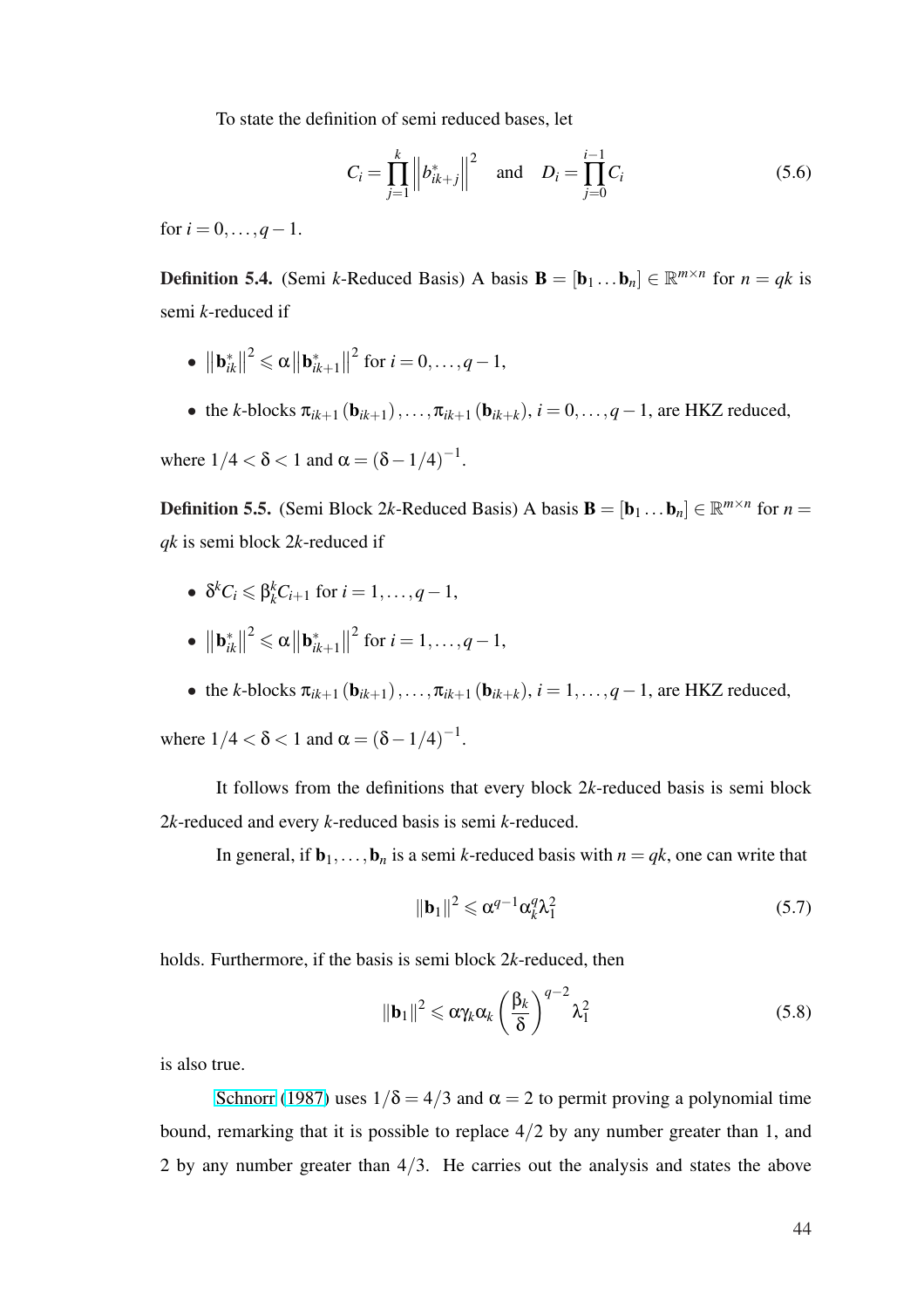To state the definition of semi reduced bases, let

$$C_i = \prod_{j=1}^{k} \left\| b_{ik+j}^{*} \right\|^2 \quad \text{and} \quad D_i = \prod_{j=0}^{i-1} C_i \tag{5.6}$$

for $i = 0, \ldots, q-1$.

**Definition 5.4.** (Semi $k$-Reduced Basis) A basis $\mathbf{B} = [\mathbf{b}_1 \ldots \mathbf{b}_n] \in \mathbb{R}^{m \times n}$ for $n = qk$ is semi $k$-reduced if

- $\left\|\mathbf{b}_{ik}^{*}\right\|^2 \leqslant \alpha \left\|\mathbf{b}_{ik+1}^{*}\right\|^2$ for $i = 0, \ldots, q-1$,
- the $k$-blocks $\pi_{ik+1}(\mathbf{b}_{ik+1}), \ldots, \pi_{ik+1}(\mathbf{b}_{ik+k})$, $i = 0, \ldots, q-1$, are HKZ reduced,

where $1/4 < \delta < 1$ and $\alpha = (\delta - 1/4)^{-1}$.

**Definition 5.5.** (Semi Block $2k$-Reduced Basis) A basis $\mathbf{B} = [\mathbf{b}_1 \ldots \mathbf{b}_n] \in \mathbb{R}^{m \times n}$ for $n = qk$ is semi block $2k$-reduced if

- $\delta^k C_i \leqslant \beta_k^k C_{i+1}$ for $i = 1, \ldots, q-1$,
- $\left\|\mathbf{b}_{ik}^{*}\right\|^2 \leqslant \alpha \left\|\mathbf{b}_{ik+1}^{*}\right\|^2$ for $i = 1, \ldots, q-1$,
- the $k$-blocks $\pi_{ik+1}(\mathbf{b}_{ik+1}), \ldots, \pi_{ik+1}(\mathbf{b}_{ik+k})$, $i = 1, \ldots, q-1$, are HKZ reduced,

where $1/4 < \delta < 1$ and $\alpha = (\delta - 1/4)^{-1}$.

It follows from the definitions that every block $2k$-reduced basis is semi block $2k$-reduced and every $k$-reduced basis is semi $k$-reduced.

In general, if $\mathbf{b}_1, \ldots, \mathbf{b}_n$ is a semi $k$-reduced basis with $n = qk$, one can write that

$$\|\mathbf{b}_1\|^2 \leqslant \alpha^{q-1} \alpha_k^q \lambda_1^2 \tag{5.7}$$

holds. Furthermore, if the basis is semi block $2k$-reduced, then

$$\|\mathbf{b}_1\|^2 \leqslant \alpha \gamma_k \alpha_k \left(\frac{\beta_k}{\delta}\right)^{q-2} \lambda_1^2 \tag{5.8}$$

is also true.

Schnorr (1987) uses $1/\delta = 4/3$ and $\alpha = 2$ to permit proving a polynomial time bound, remarking that it is possible to replace $4/2$ by any number greater than 1, and 2 by any number greater than $4/3$. He carries out the analysis and states the above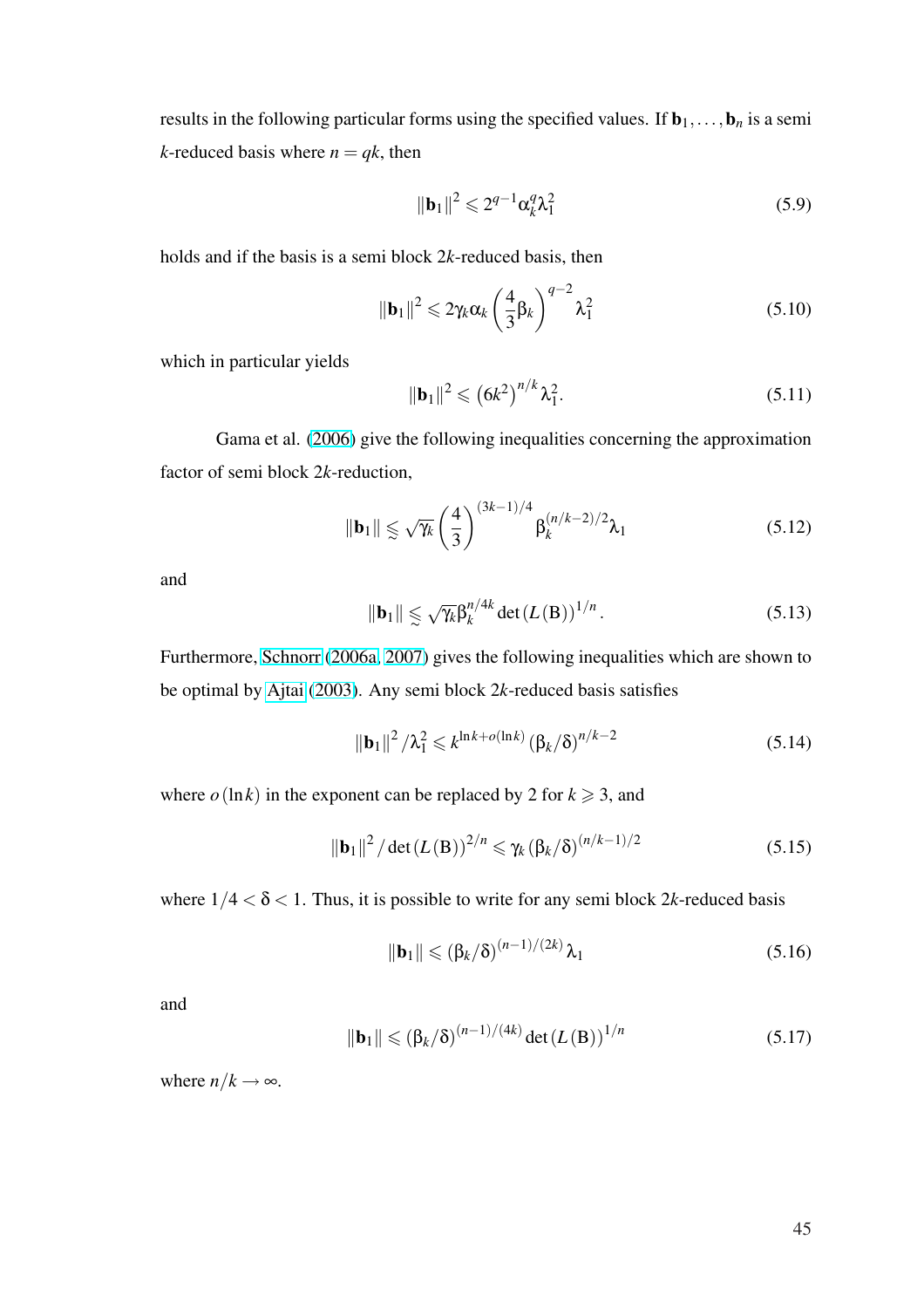results in the following particular forms using the specified values. If $\mathbf{b}_1, \ldots, \mathbf{b}_n$ is a semi $k$-reduced basis where $n = qk$, then

$$\|\mathbf{b}_1\|^2 \leqslant 2^{q-1} \alpha_k^q \lambda_1^2 \tag{5.9}$$

holds and if the basis is a semi block $2k$-reduced basis, then

$$\|\mathbf{b}_1\|^2 \leqslant 2\gamma_k \alpha_k \left(\frac{4}{3}\beta_k\right)^{q-2} \lambda_1^2 \tag{5.10}$$

which in particular yields

$$\|\mathbf{b}_1\|^2 \leqslant \left(6k^2\right)^{n/k} \lambda_1^2. \tag{5.11}$$

Gama et al. (2006) give the following inequalities concerning the approximation factor of semi block $2k$-reduction,

$$\|\mathbf{b}_1\| \lessapprox \sqrt{\gamma_k} \left(\frac{4}{3}\right)^{(3k-1)/4} \beta_k^{(n/k-2)/2} \lambda_1 \tag{5.12}$$

and

$$\|\mathbf{b}_1\| \lessapprox \sqrt{\gamma_k} \beta_k^{n/4k} \det\left(L\left(\mathrm{B}\right)\right)^{1/n}. \tag{5.13}$$

Furthermore, Schnorr (2006a, 2007) gives the following inequalities which are shown to be optimal by Ajtai (2003). Any semi block $2k$-reduced basis satisfies

$$\|\mathbf{b}_1\|^2 / \lambda_1^2 \leqslant k^{\ln k + o(\ln k)} \left(\beta_k / \delta\right)^{n/k-2} \tag{5.14}$$

where $o(\ln k)$ in the exponent can be replaced by 2 for $k \geqslant 3$, and

$$\|\mathbf{b}_1\|^2 / \det\left(L\left(\mathrm{B}\right)\right)^{2/n} \leqslant \gamma_k \left(\beta_k / \delta\right)^{(n/k-1)/2} \tag{5.15}$$

where $1/4 < \delta < 1$. Thus, it is possible to write for any semi block $2k$-reduced basis

$$\|\mathbf{b}_1\| \leqslant \left(\beta_k / \delta\right)^{(n-1)/(2k)} \lambda_1 \tag{5.16}$$

and

$$\|\mathbf{b}_1\| \leqslant \left(\beta_k / \delta\right)^{(n-1)/(4k)} \det\left(L\left(\mathrm{B}\right)\right)^{1/n} \tag{5.17}$$

where $n/k \to \infty$.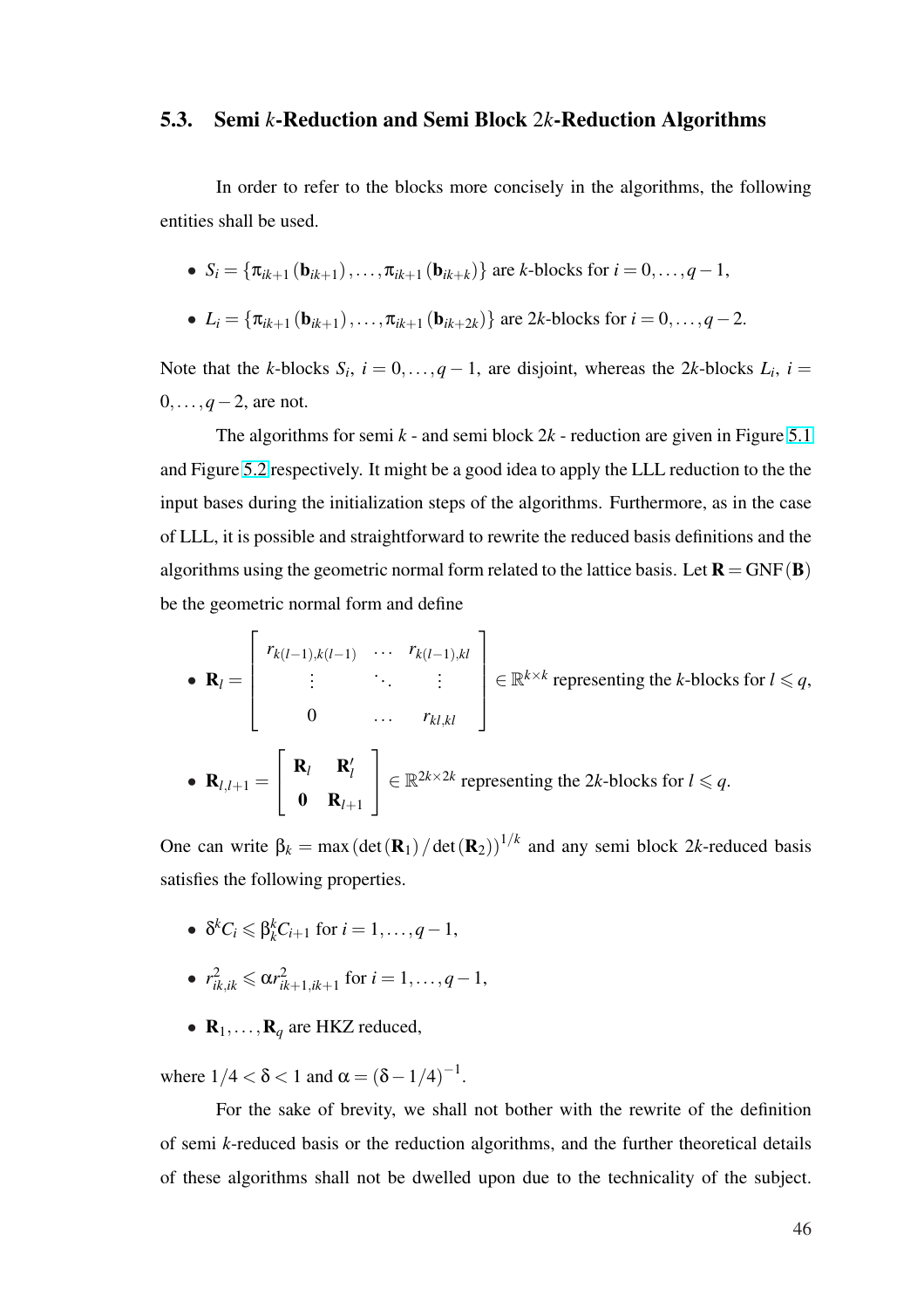## 5.3. Semi $k$-Reduction and Semi Block $2k$-Reduction Algorithms

In order to refer to the blocks more concisely in the algorithms, the following entities shall be used.

- $S_i = \{\pi_{ik+1}(\mathbf{b}_{ik+1}), \ldots, \pi_{ik+1}(\mathbf{b}_{ik+k})\}$ are $k$-blocks for $i = 0, \ldots, q-1$,
- $L_i = \{\pi_{ik+1}(\mathbf{b}_{ik+1}), \ldots, \pi_{ik+1}(\mathbf{b}_{ik+2k})\}$ are $2k$-blocks for $i = 0, \ldots, q-2$.

Note that the $k$-blocks $S_i$, $i = 0, \ldots, q-1$, are disjoint, whereas the $2k$-blocks $L_i$, $i = 0, \ldots, q-2$, are not.

The algorithms for semi $k$ - and semi block $2k$ - reduction are given in Figure 5.1 and Figure 5.2 respectively. It might be a good idea to apply the LLL reduction to the the input bases during the initialization steps of the algorithms. Furthermore, as in the case of LLL, it is possible and straightforward to rewrite the reduced basis definitions and the algorithms using the geometric normal form related to the lattice basis. Let $\mathbf{R} = \mathrm{GNF}(\mathbf{B})$ be the geometric normal form and define

- $\mathbf{R}_l = \begin{bmatrix} r_{k(l-1),k(l-1)} & \cdots & r_{k(l-1),kl} \\ \vdots & \ddots & \vdots \\ 0 & \cdots & r_{kl,kl} \end{bmatrix} \in \mathbb{R}^{k \times k}$ representing the $k$-blocks for $l \leqslant q$,
- $\mathbf{R}_{l,l+1} = \begin{bmatrix} \mathbf{R}_l & \mathbf{R}'_l \\ \mathbf{0} & \mathbf{R}_{l+1} \end{bmatrix} \in \mathbb{R}^{2k \times 2k}$ representing the $2k$-blocks for $l \leqslant q$.

One can write $\beta_k = \max\left(\det(\mathbf{R}_1)/\det(\mathbf{R}_2)\right)^{1/k}$ and any semi block $2k$-reduced basis satisfies the following properties.

- $\delta^k C_i \leqslant \beta_k^k C_{i+1}$ for $i = 1, \ldots, q-1$,
- $r_{ik,ik}^2 \leqslant \alpha r_{ik+1,ik+1}^2$ for $i = 1, \ldots, q-1$,
- $\mathbf{R}_1, \ldots, \mathbf{R}_q$ are HKZ reduced,

where $1/4 < \delta < 1$ and $\alpha = (\delta - 1/4)^{-1}$.

For the sake of brevity, we shall not bother with the rewrite of the definition of semi $k$-reduced basis or the reduction algorithms, and the further theoretical details of these algorithms shall not be dwelled upon due to the technicality of the subject.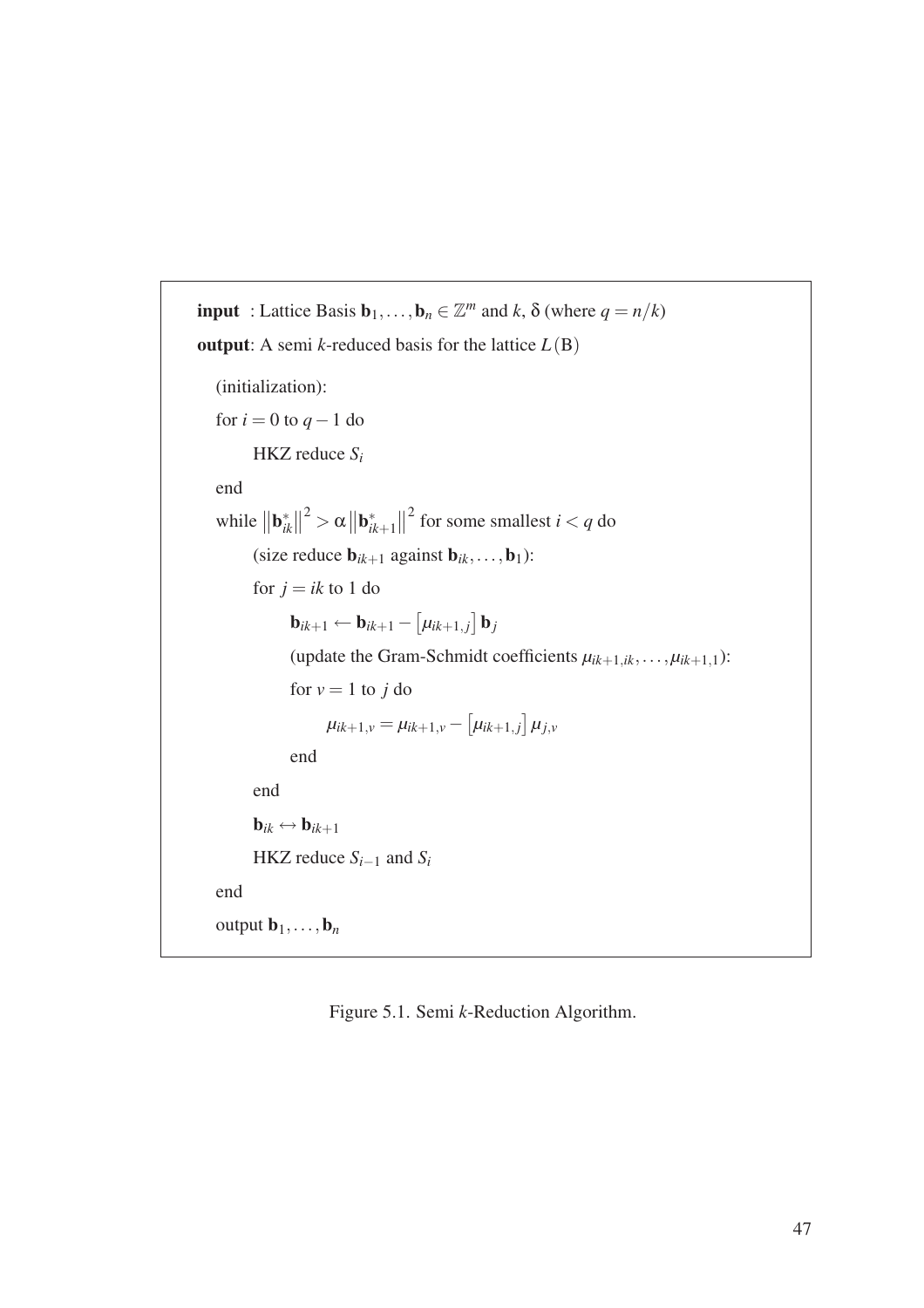**input** : Lattice Basis $\mathbf{b}_1, \ldots, \mathbf{b}_n \in \mathbb{Z}^m$ and $k$, $\delta$ (where $q = n/k$)

**output**: A semi $k$-reduced basis for the lattice $L(\mathrm{B})$

```
(initialization):
for i = 0 to q − 1 do
    HKZ reduce S_i
end
while ||b*_{ik}||^2 > α ||b*_{ik+1}||^2 for some smallest i < q do
    (size reduce b_{ik+1} against b_{ik}, ..., b_1):
    for j = ik to 1 do
        b_{ik+1} ← b_{ik+1} − [μ_{ik+1,j}] b_j
        (update the Gram-Schmidt coefficients μ_{ik+1,ik}, ..., μ_{ik+1,1}):
        for v = 1 to j do
            μ_{ik+1,v} = μ_{ik+1,v} − [μ_{ik+1,j}] μ_{j,v}
        end
    end
    b_{ik} ↔ b_{ik+1}
    HKZ reduce S_{i−1} and S_i
end
output b_1, ..., b_n
```

Figure 5.1. Semi $k$-Reduction Algorithm.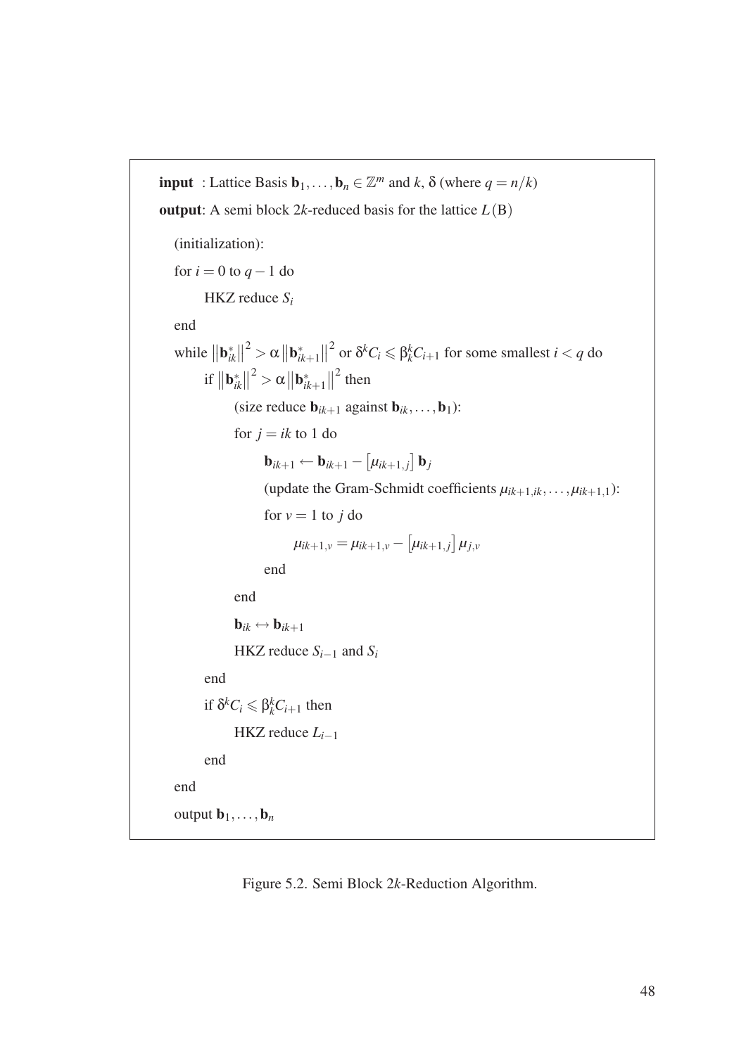**input** : Lattice Basis $\mathbf{b}_1, \ldots, \mathbf{b}_n \in \mathbb{Z}^m$ and $k$, $\delta$ (where $q = n/k$)

**output**: A semi block $2k$-reduced basis for the lattice $L(\mathrm{B})$

```
(initialization):
for i = 0 to q − 1 do
    HKZ reduce S_i
end
while ||b*_{ik}||^2 > α ||b*_{ik+1}||^2 or δ^k C_i ≤ β_k^k C_{i+1} for some smallest i < q do
    if ||b*_{ik}||^2 > α ||b*_{ik+1}||^2 then
        (size reduce b_{ik+1} against b_{ik}, ..., b_1):
        for j = ik to 1 do
            b_{ik+1} ← b_{ik+1} − ⌈μ_{ik+1,j}⌋ b_j
            (update the Gram-Schmidt coefficients μ_{ik+1,ik}, ..., μ_{ik+1,1}):
            for v = 1 to j do
                μ_{ik+1,v} = μ_{ik+1,v} − ⌈μ_{ik+1,j}⌋ μ_{j,v}
            end
        end
        b_{ik} ↔ b_{ik+1}
        HKZ reduce S_{i−1} and S_i
    end
    if δ^k C_i ≤ β_k^k C_{i+1} then
        HKZ reduce L_{i−1}
    end
end
output b_1, ..., b_n
```

Figure 5.2. Semi Block $2k$-Reduction Algorithm.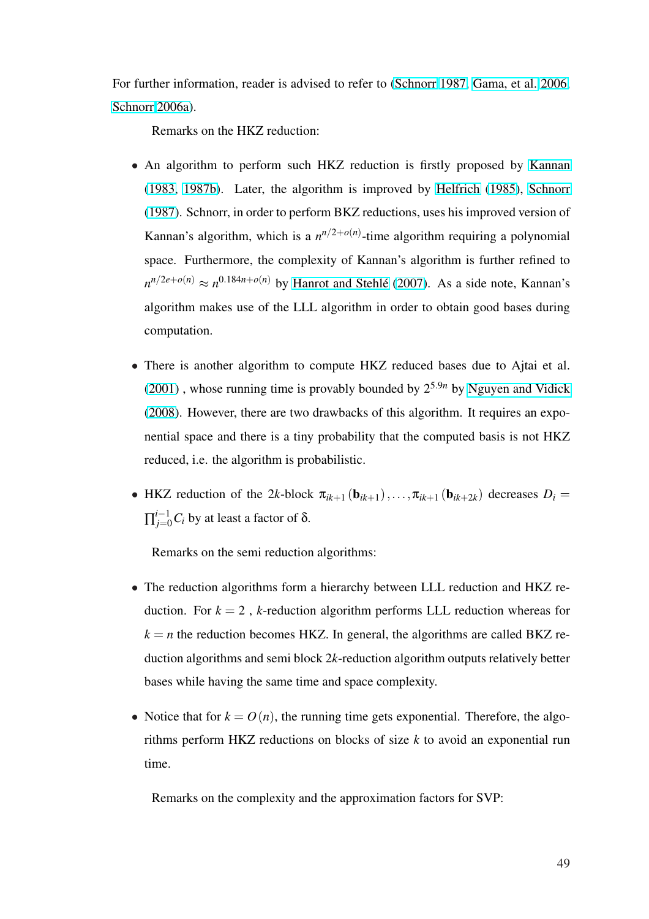For further information, reader is advised to refer to (Schnorr 1987, Gama, et al. 2006, Schnorr 2006a).

Remarks on the HKZ reduction:

- An algorithm to perform such HKZ reduction is firstly proposed by Kannan (1983, 1987b). Later, the algorithm is improved by Helfrich (1985), Schnorr (1987). Schnorr, in order to perform BKZ reductions, uses his improved version of Kannan's algorithm, which is a $n^{n/2+o(n)}$-time algorithm requiring a polynomial space. Furthermore, the complexity of Kannan's algorithm is further refined to $n^{n/2e+o(n)} \approx n^{0.184n+o(n)}$ by Hanrot and Stehlé (2007). As a side note, Kannan's algorithm makes use of the LLL algorithm in order to obtain good bases during computation.

- There is another algorithm to compute HKZ reduced bases due to Ajtai et al. (2001) , whose running time is provably bounded by $2^{5.9n}$ by Nguyen and Vidick (2008). However, there are two drawbacks of this algorithm. It requires an exponential space and there is a tiny probability that the computed basis is not HKZ reduced, i.e. the algorithm is probabilistic.

- HKZ reduction of the $2k$-block $\pi_{ik+1}(\mathbf{b}_{ik+1}), \ldots, \pi_{ik+1}(\mathbf{b}_{ik+2k})$ decreases $D_i = \prod_{j=0}^{i-1} C_i$ by at least a factor of $\delta$.

Remarks on the semi reduction algorithms:

- The reduction algorithms form a hierarchy between LLL reduction and HKZ reduction. For $k = 2$ , $k$-reduction algorithm performs LLL reduction whereas for $k = n$ the reduction becomes HKZ. In general, the algorithms are called BKZ reduction algorithms and semi block $2k$-reduction algorithm outputs relatively better bases while having the same time and space complexity.

- Notice that for $k = O(n)$, the running time gets exponential. Therefore, the algorithms perform HKZ reductions on blocks of size $k$ to avoid an exponential run time.

Remarks on the complexity and the approximation factors for SVP: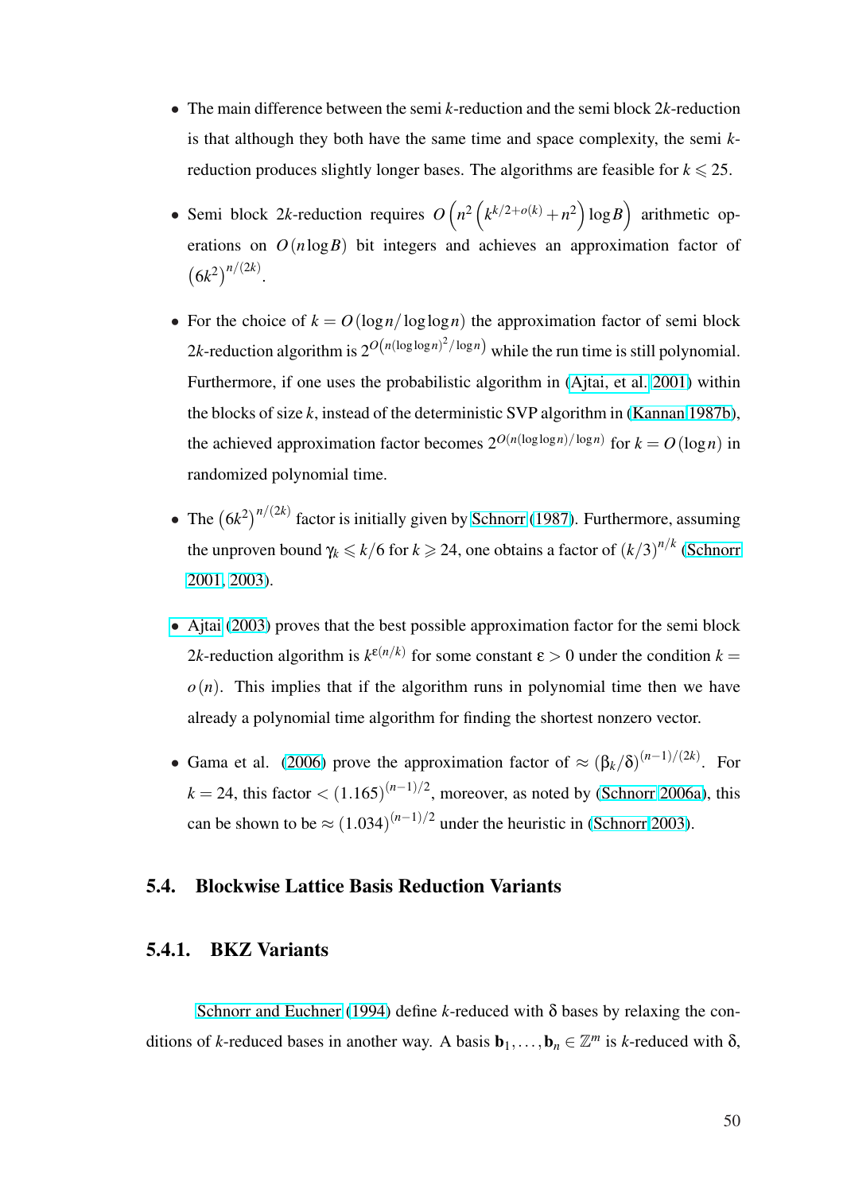- The main difference between the semi $k$-reduction and the semi block $2k$-reduction is that although they both have the same time and space complexity, the semi $k$-reduction produces slightly longer bases. The algorithms are feasible for $k \leqslant 25$.

- Semi block $2k$-reduction requires $O\left(n^2\left(k^{k/2+o(k)}+n^2\right)\log B\right)$ arithmetic operations on $O(n\log B)$ bit integers and achieves an approximation factor of $\left(6k^2\right)^{n/(2k)}$.

- For the choice of $k = O(\log n/\log\log n)$ the approximation factor of semi block $2k$-reduction algorithm is $2^{O\left(n(\log\log n)^2/\log n\right)}$ while the run time is still polynomial. Furthermore, if one uses the probabilistic algorithm in (Ajtai, et al. 2001) within the blocks of size $k$, instead of the deterministic SVP algorithm in (Kannan 1987b), the achieved approximation factor becomes $2^{O(n(\log\log n)/\log n)}$ for $k = O(\log n)$ in randomized polynomial time.

- The $\left(6k^2\right)^{n/(2k)}$ factor is initially given by Schnorr (1987). Furthermore, assuming the unproven bound $\gamma_k \leqslant k/6$ for $k \geqslant 24$, one obtains a factor of $(k/3)^{n/k}$ (Schnorr 2001, 2003).

- Ajtai (2003) proves that the best possible approximation factor for the semi block $2k$-reduction algorithm is $k^{\varepsilon(n/k)}$ for some constant $\varepsilon > 0$ under the condition $k = o(n)$. This implies that if the algorithm runs in polynomial time then we have already a polynomial time algorithm for finding the shortest nonzero vector.

- Gama et al. (2006) prove the approximation factor of $\approx (\beta_k/\delta)^{(n-1)/(2k)}$. For $k = 24$, this factor $< (1.165)^{(n-1)/2}$, moreover, as noted by (Schnorr 2006a), this can be shown to be $\approx (1.034)^{(n-1)/2}$ under the heuristic in (Schnorr 2003).

## 5.4. Blockwise Lattice Basis Reduction Variants

### 5.4.1. BKZ Variants

Schnorr and Euchner (1994) define $k$-reduced with $\delta$ bases by relaxing the conditions of $k$-reduced bases in another way. A basis $\mathbf{b}_1, \ldots, \mathbf{b}_n \in \mathbb{Z}^m$ is $k$-reduced with $\delta$,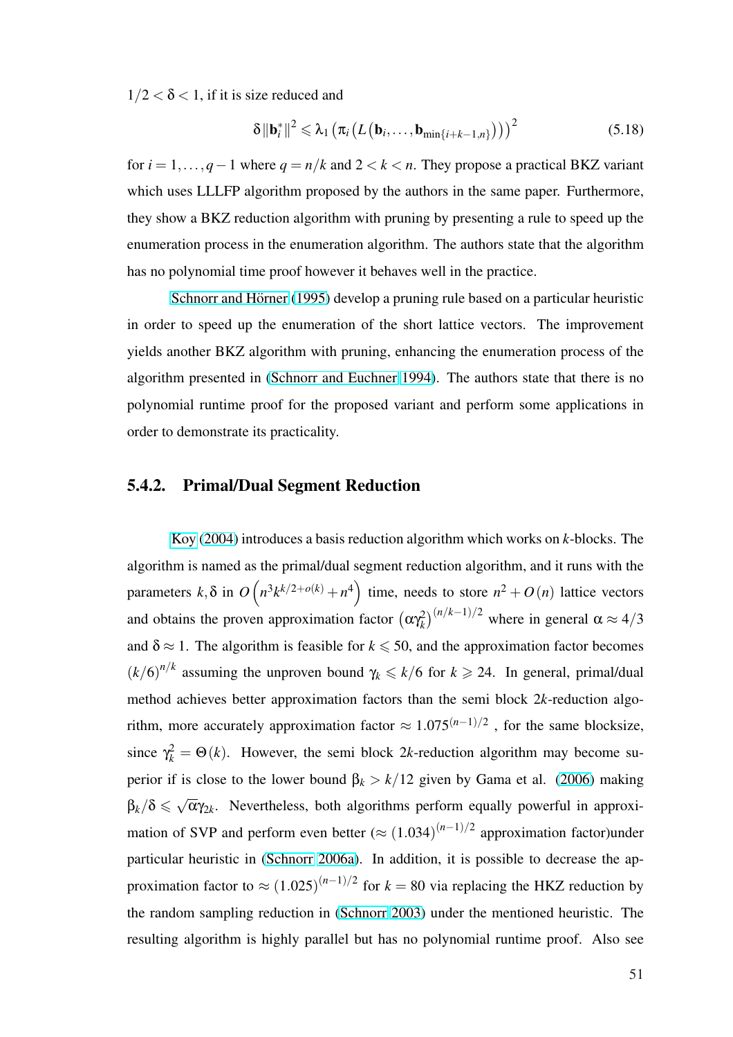$1/2 < \delta < 1$, if it is size reduced and

$$\delta \|\mathbf{b}_i^*\|^2 \leqslant \lambda_1 \left(\pi_i \left(L\left(\mathbf{b}_i, \ldots, \mathbf{b}_{\min\{i+k-1,n\}}\right)\right)\right)^2 \tag{5.18}$$

for $i = 1, \ldots, q-1$ where $q = n/k$ and $2 < k < n$. They propose a practical BKZ variant which uses LLLFP algorithm proposed by the authors in the same paper. Furthermore, they show a BKZ reduction algorithm with pruning by presenting a rule to speed up the enumeration process in the enumeration algorithm. The authors state that the algorithm has no polynomial time proof however it behaves well in the practice.

Schnorr and Hörner (1995) develop a pruning rule based on a particular heuristic in order to speed up the enumeration of the short lattice vectors. The improvement yields another BKZ algorithm with pruning, enhancing the enumeration process of the algorithm presented in (Schnorr and Euchner 1994). The authors state that there is no polynomial runtime proof for the proposed variant and perform some applications in order to demonstrate its practicality.

### 5.4.2. Primal/Dual Segment Reduction

Koy (2004) introduces a basis reduction algorithm which works on $k$-blocks. The algorithm is named as the primal/dual segment reduction algorithm, and it runs with the parameters $k, \delta$ in $O\left(n^3 k^{k/2+o(k)} + n^4\right)$ time, needs to store $n^2 + O(n)$ lattice vectors and obtains the proven approximation factor $\left(\alpha \gamma_k^2\right)^{(n/k-1)/2}$ where in general $\alpha \approx 4/3$ and $\delta \approx 1$. The algorithm is feasible for $k \leqslant 50$, and the approximation factor becomes $(k/6)^{n/k}$ assuming the unproven bound $\gamma_k \leqslant k/6$ for $k \geqslant 24$. In general, primal/dual method achieves better approximation factors than the semi block $2k$-reduction algorithm, more accurately approximation factor $\approx 1.075^{(n-1)/2}$ , for the same blocksize, since $\gamma_k^2 = \Theta(k)$. However, the semi block $2k$-reduction algorithm may become superior if is close to the lower bound $\beta_k > k/12$ given by Gama et al. (2006) making $\beta_k/\delta \leqslant \sqrt{\alpha}\gamma_{2k}$. Nevertheless, both algorithms perform equally powerful in approximation of SVP and perform even better ($\approx (1.034)^{(n-1)/2}$ approximation factor)under particular heuristic in (Schnorr 2006a). In addition, it is possible to decrease the approximation factor to $\approx (1.025)^{(n-1)/2}$ for $k = 80$ via replacing the HKZ reduction by the random sampling reduction in (Schnorr 2003) under the mentioned heuristic. The resulting algorithm is highly parallel but has no polynomial runtime proof. Also see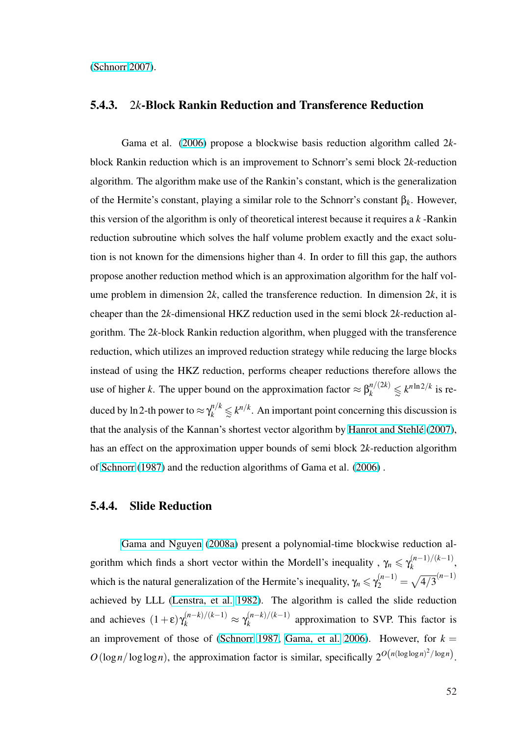(Schnorr 2007).

### 5.4.3. $2k$-Block Rankin Reduction and Transference Reduction

Gama et al. (2006) propose a blockwise basis reduction algorithm called $2k$-block Rankin reduction which is an improvement to Schnorr's semi block $2k$-reduction algorithm. The algorithm make use of the Rankin's constant, which is the generalization of the Hermite's constant, playing a similar role to the Schnorr's constant $\beta_k$. However, this version of the algorithm is only of theoretical interest because it requires a $k$ -Rankin reduction subroutine which solves the half volume problem exactly and the exact solution is not known for the dimensions higher than 4. In order to fill this gap, the authors propose another reduction method which is an approximation algorithm for the half volume problem in dimension $2k$, called the transference reduction. In dimension $2k$, it is cheaper than the $2k$-dimensional HKZ reduction used in the semi block $2k$-reduction algorithm. The $2k$-block Rankin reduction algorithm, when plugged with the transference reduction, which utilizes an improved reduction strategy while reducing the large blocks instead of using the HKZ reduction, performs cheaper reductions therefore allows the use of higher $k$. The upper bound on the approximation factor $\approx \beta_k^{n/(2k)} \lessapprox k^{n \ln 2/k}$ is reduced by $\ln 2$-th power to $\approx \gamma_k^{n/k} \lessapprox k^{n/k}$. An important point concerning this discussion is that the analysis of the Kannan's shortest vector algorithm by Hanrot and Stehlé (2007), has an effect on the approximation upper bounds of semi block $2k$-reduction algorithm of Schnorr (1987) and the reduction algorithms of Gama et al. (2006) .

### 5.4.4. Slide Reduction

Gama and Nguyen (2008a) present a polynomial-time blockwise reduction algorithm which finds a short vector within the Mordell's inequality , $\gamma_n \leqslant \gamma_k^{(n-1)/(k-1)}$, which is the natural generalization of the Hermite's inequality, $\gamma_n \leqslant \gamma_2^{(n-1)} = \sqrt{4/3}^{(n-1)}$ achieved by LLL (Lenstra, et al. 1982). The algorithm is called the slide reduction and achieves $(1+\varepsilon)\gamma_k^{(n-k)/(k-1)} \approx \gamma_k^{(n-k)/(k-1)}$ approximation to SVP. This factor is an improvement of those of (Schnorr 1987, Gama, et al. 2006). However, for $k = O(\log n/\log\log n)$, the approximation factor is similar, specifically $2^{O\left(n(\log\log n)^2/\log n\right)}$.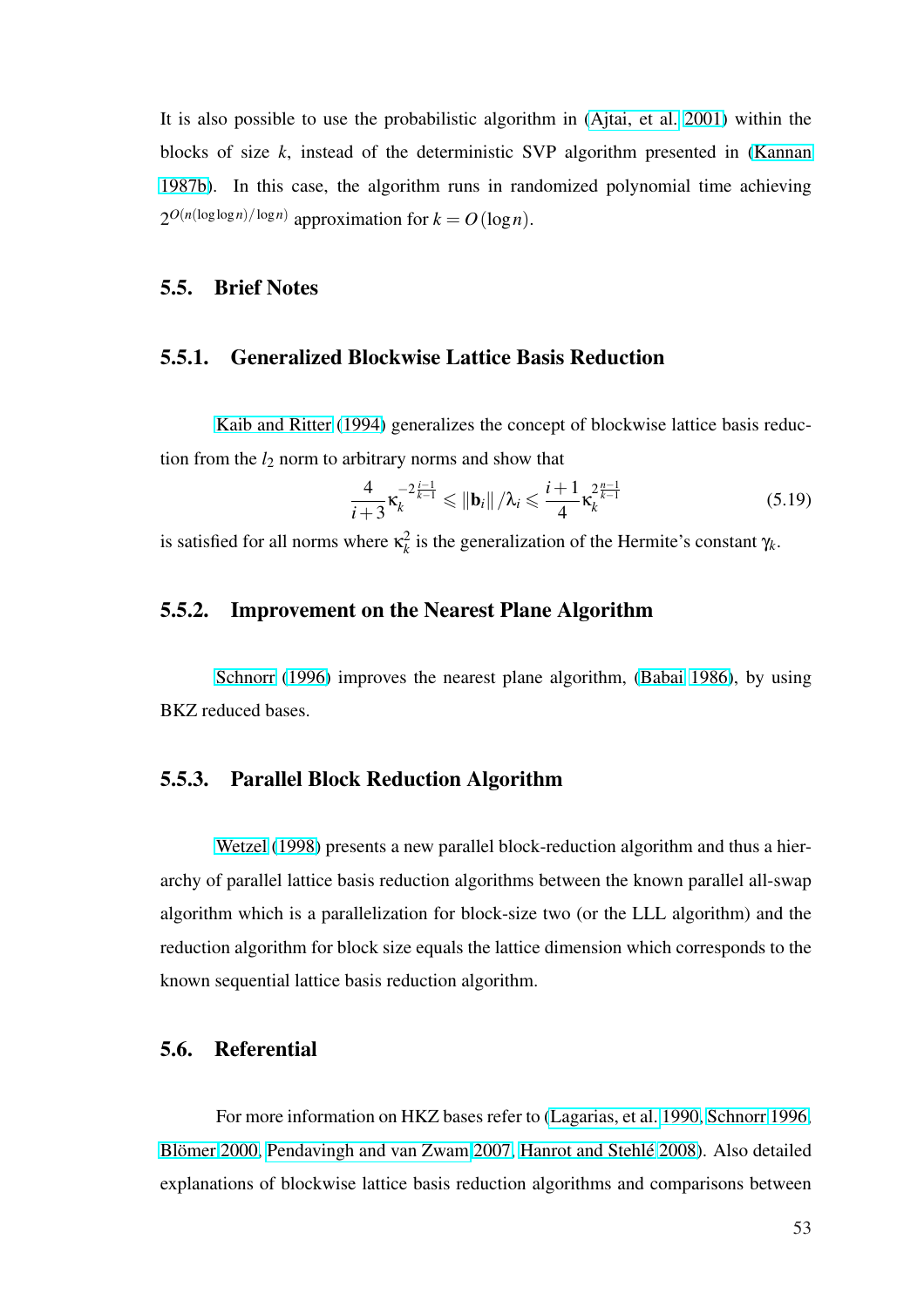It is also possible to use the probabilistic algorithm in (Ajtai, et al. 2001) within the blocks of size $k$, instead of the deterministic SVP algorithm presented in (Kannan 1987b). In this case, the algorithm runs in randomized polynomial time achieving $2^{O(n(\log\log n)/\log n)}$ approximation for $k = O(\log n)$.

## 5.5. Brief Notes

### 5.5.1. Generalized Blockwise Lattice Basis Reduction

Kaib and Ritter (1994) generalizes the concept of blockwise lattice basis reduction from the $l_2$ norm to arbitrary norms and show that

$$\frac{4}{i+3}\kappa_k^{-2\frac{i-1}{k-1}} \leqslant \|\mathbf{b}_i\|/\lambda_i \leqslant \frac{i+1}{4}\kappa_k^{2\frac{n-1}{k-1}} \tag{5.19}$$

is satisfied for all norms where $\kappa_k^2$ is the generalization of the Hermite's constant $\gamma_k$.

### 5.5.2. Improvement on the Nearest Plane Algorithm

Schnorr (1996) improves the nearest plane algorithm, (Babai 1986), by using BKZ reduced bases.

### 5.5.3. Parallel Block Reduction Algorithm

Wetzel (1998) presents a new parallel block-reduction algorithm and thus a hierarchy of parallel lattice basis reduction algorithms between the known parallel all-swap algorithm which is a parallelization for block-size two (or the LLL algorithm) and the reduction algorithm for block size equals the lattice dimension which corresponds to the known sequential lattice basis reduction algorithm.

## 5.6. Referential

For more information on HKZ bases refer to (Lagarias, et al. 1990, Schnorr 1996, Blömer 2000, Pendavingh and van Zwam 2007, Hanrot and Stehlé 2008). Also detailed explanations of blockwise lattice basis reduction algorithms and comparisons between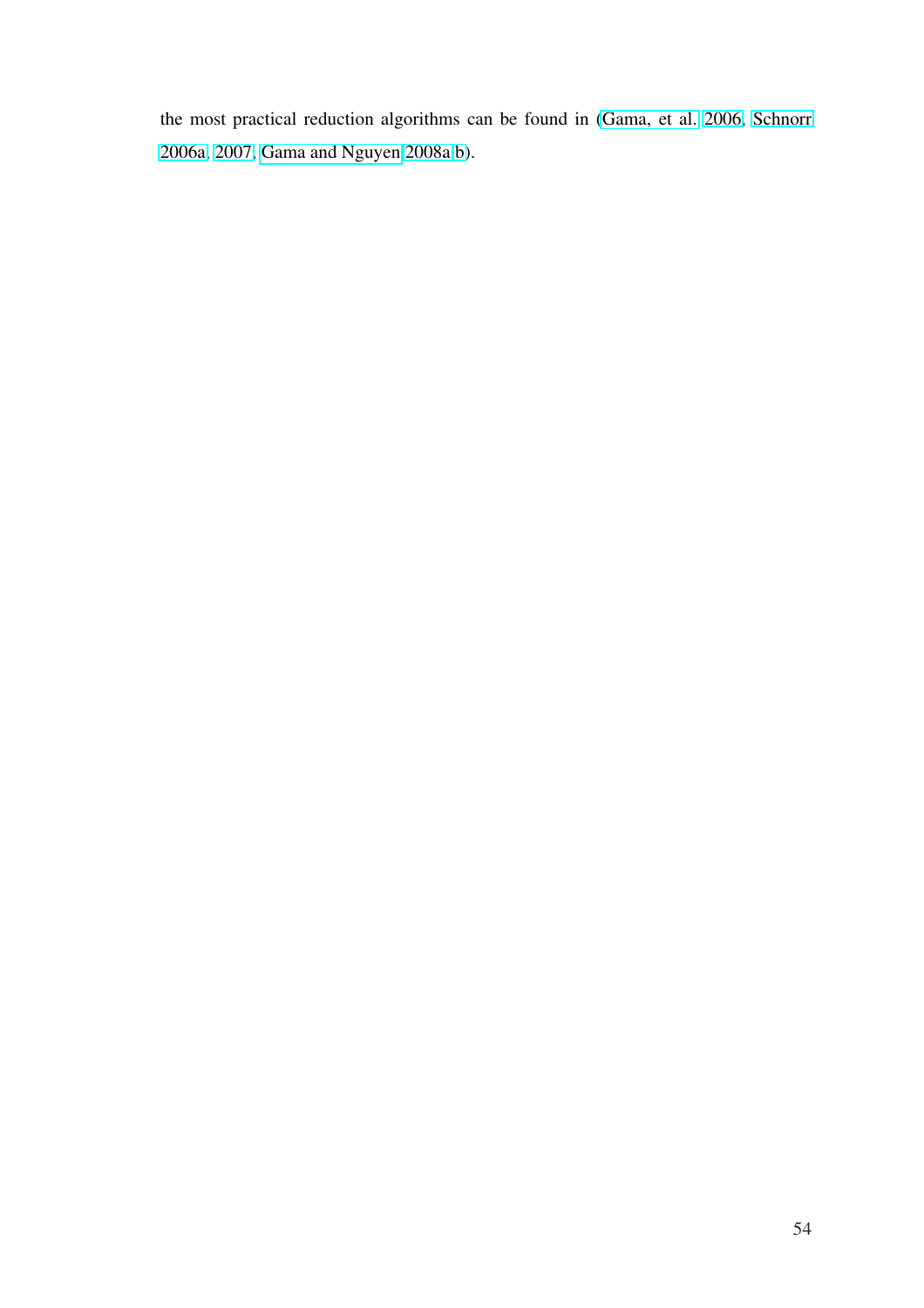the most practical reduction algorithms can be found in (Gama, et al. 2006, Schnorr 2006a, 2007, Gama and Nguyen 2008a,b).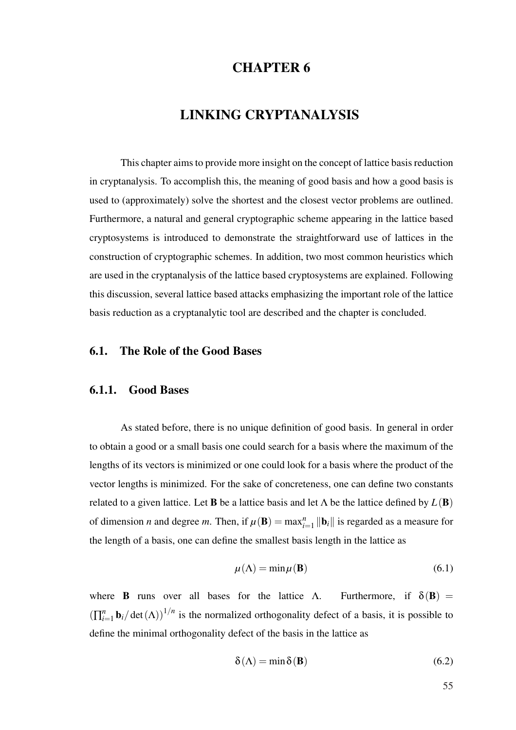# CHAPTER 6

# LINKING CRYPTANALYSIS

This chapter aims to provide more insight on the concept of lattice basis reduction in cryptanalysis. To accomplish this, the meaning of good basis and how a good basis is used to (approximately) solve the shortest and the closest vector problems are outlined. Furthermore, a natural and general cryptographic scheme appearing in the lattice based cryptosystems is introduced to demonstrate the straightforward use of lattices in the construction of cryptographic schemes. In addition, two most common heuristics which are used in the cryptanalysis of the lattice based cryptosystems are explained. Following this discussion, several lattice based attacks emphasizing the important role of the lattice basis reduction as a cryptanalytic tool are described and the chapter is concluded.

## 6.1. The Role of the Good Bases

### 6.1.1. Good Bases

As stated before, there is no unique definition of good basis. In general in order to obtain a good or a small basis one could search for a basis where the maximum of the lengths of its vectors is minimized or one could look for a basis where the product of the vector lengths is minimized. For the sake of concreteness, one can define two constants related to a given lattice. Let $\mathbf{B}$ be a lattice basis and let $\Lambda$ be the lattice defined by $L(\mathbf{B})$ of dimension $n$ and degree $m$. Then, if $\mu(\mathbf{B}) = \max_{i=1}^{n} \|\mathbf{b}_i\|$ is regarded as a measure for the length of a basis, one can define the smallest basis length in the lattice as

$$\mu(\Lambda) = \min \mu(\mathbf{B}) \tag{6.1}$$

where $\mathbf{B}$ runs over all bases for the lattice $\Lambda$. Furthermore, if $\delta(\mathbf{B}) = \left(\prod_{i=1}^{n} \mathbf{b}_i / \det(\Lambda)\right)^{1/n}$ is the normalized orthogonality defect of a basis, it is possible to define the minimal orthogonality defect of the basis in the lattice as

$$\delta(\Lambda) = \min \delta(\mathbf{B}) \tag{6.2}$$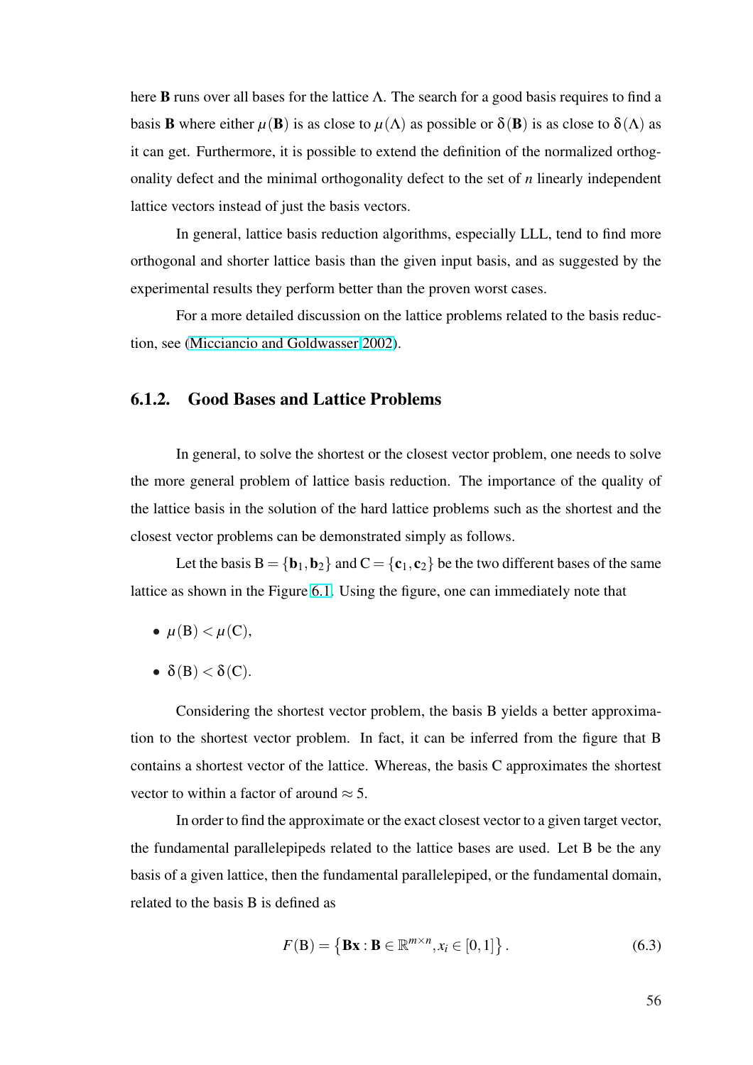here $\mathbf{B}$ runs over all bases for the lattice $\Lambda$. The search for a good basis requires to find a basis $\mathbf{B}$ where either $\mu(\mathbf{B})$ is as close to $\mu(\Lambda)$ as possible or $\delta(\mathbf{B})$ is as close to $\delta(\Lambda)$ as it can get. Furthermore, it is possible to extend the definition of the normalized orthogonality defect and the minimal orthogonality defect to the set of $n$ linearly independent lattice vectors instead of just the basis vectors.

In general, lattice basis reduction algorithms, especially LLL, tend to find more orthogonal and shorter lattice basis than the given input basis, and as suggested by the experimental results they perform better than the proven worst cases.

For a more detailed discussion on the lattice problems related to the basis reduction, see (Micciancio and Goldwasser 2002).

### 6.1.2. Good Bases and Lattice Problems

In general, to solve the shortest or the closest vector problem, one needs to solve the more general problem of lattice basis reduction. The importance of the quality of the lattice basis in the solution of the hard lattice problems such as the shortest and the closest vector problems can be demonstrated simply as follows.

Let the basis $\mathrm{B} = \{\mathbf{b}_1, \mathbf{b}_2\}$ and $\mathrm{C} = \{\mathbf{c}_1, \mathbf{c}_2\}$ be the two different bases of the same lattice as shown in the Figure 6.1. Using the figure, one can immediately note that

- $\mu(\mathrm{B}) < \mu(\mathrm{C})$,
- $\delta(\mathrm{B}) < \delta(\mathrm{C})$.

Considering the shortest vector problem, the basis B yields a better approximation to the shortest vector problem. In fact, it can be inferred from the figure that B contains a shortest vector of the lattice. Whereas, the basis C approximates the shortest vector to within a factor of around $\approx 5$.

In order to find the approximate or the exact closest vector to a given target vector, the fundamental parallelepipeds related to the lattice bases are used. Let B be the any basis of a given lattice, then the fundamental parallelepiped, or the fundamental domain, related to the basis B is defined as

$$F(\mathrm{B}) = \left\{ \mathbf{Bx} : \mathbf{B} \in \mathbb{R}^{m \times n}, x_i \in [0,1] \right\}. \tag{6.3}$$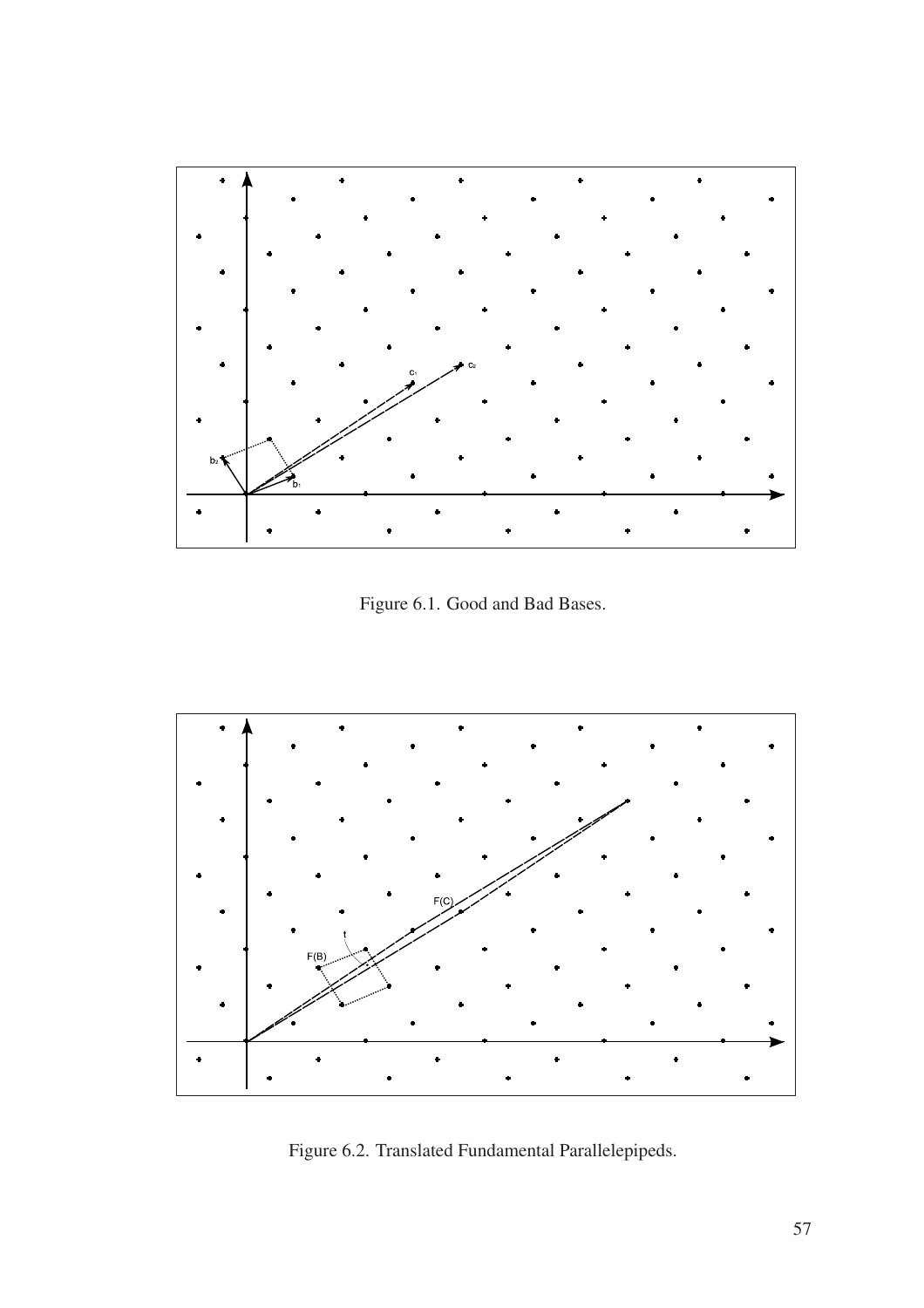Figure 6.1. Good and Bad Bases.

Figure 6.2. Translated Fundamental Parallelepipeds.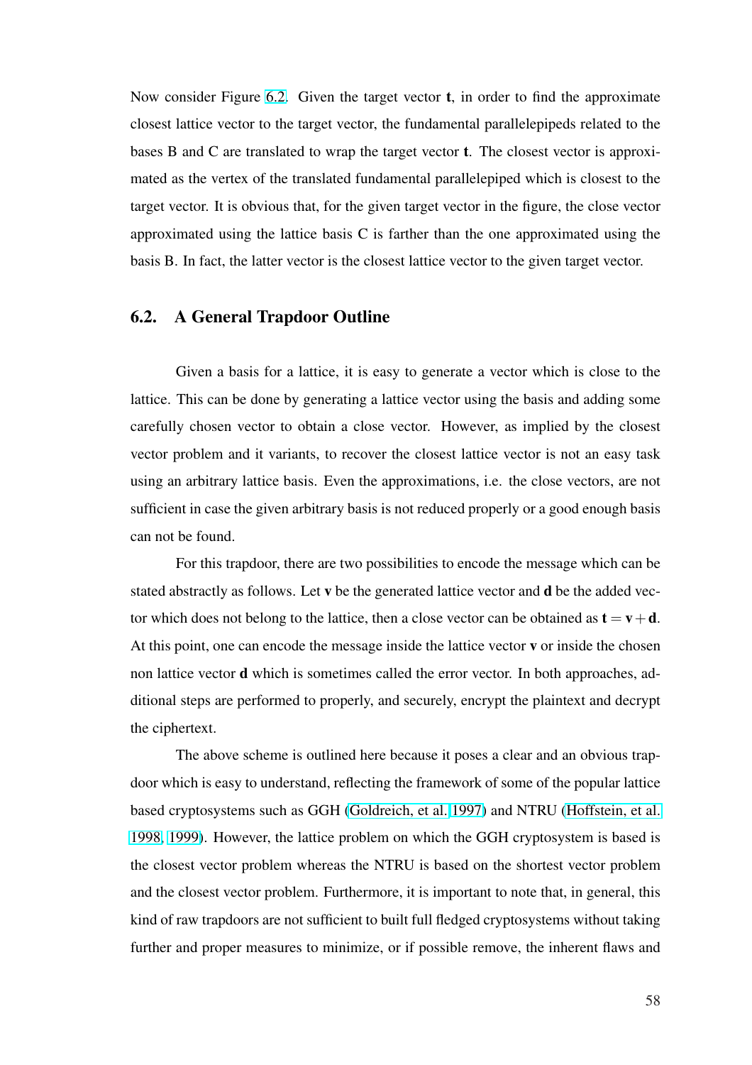Now consider Figure 6.2. Given the target vector $\mathbf{t}$, in order to find the approximate closest lattice vector to the target vector, the fundamental parallelepipeds related to the bases B and C are translated to wrap the target vector $\mathbf{t}$. The closest vector is approximated as the vertex of the translated fundamental parallelepiped which is closest to the target vector. It is obvious that, for the given target vector in the figure, the close vector approximated using the lattice basis C is farther than the one approximated using the basis B. In fact, the latter vector is the closest lattice vector to the given target vector.

## 6.2. A General Trapdoor Outline

Given a basis for a lattice, it is easy to generate a vector which is close to the lattice. This can be done by generating a lattice vector using the basis and adding some carefully chosen vector to obtain a close vector. However, as implied by the closest vector problem and it variants, to recover the closest lattice vector is not an easy task using an arbitrary lattice basis. Even the approximations, i.e. the close vectors, are not sufficient in case the given arbitrary basis is not reduced properly or a good enough basis can not be found.

For this trapdoor, there are two possibilities to encode the message which can be stated abstractly as follows. Let $\mathbf{v}$ be the generated lattice vector and $\mathbf{d}$ be the added vector which does not belong to the lattice, then a close vector can be obtained as $\mathbf{t} = \mathbf{v} + \mathbf{d}$. At this point, one can encode the message inside the lattice vector $\mathbf{v}$ or inside the chosen non lattice vector $\mathbf{d}$ which is sometimes called the error vector. In both approaches, additional steps are performed to properly, and securely, encrypt the plaintext and decrypt the ciphertext.

The above scheme is outlined here because it poses a clear and an obvious trapdoor which is easy to understand, reflecting the framework of some of the popular lattice based cryptosystems such as GGH (Goldreich, et al. 1997) and NTRU (Hoffstein, et al. 1998, 1999). However, the lattice problem on which the GGH cryptosystem is based is the closest vector problem whereas the NTRU is based on the shortest vector problem and the closest vector problem. Furthermore, it is important to note that, in general, this kind of raw trapdoors are not sufficient to built full fledged cryptosystems without taking further and proper measures to minimize, or if possible remove, the inherent flaws and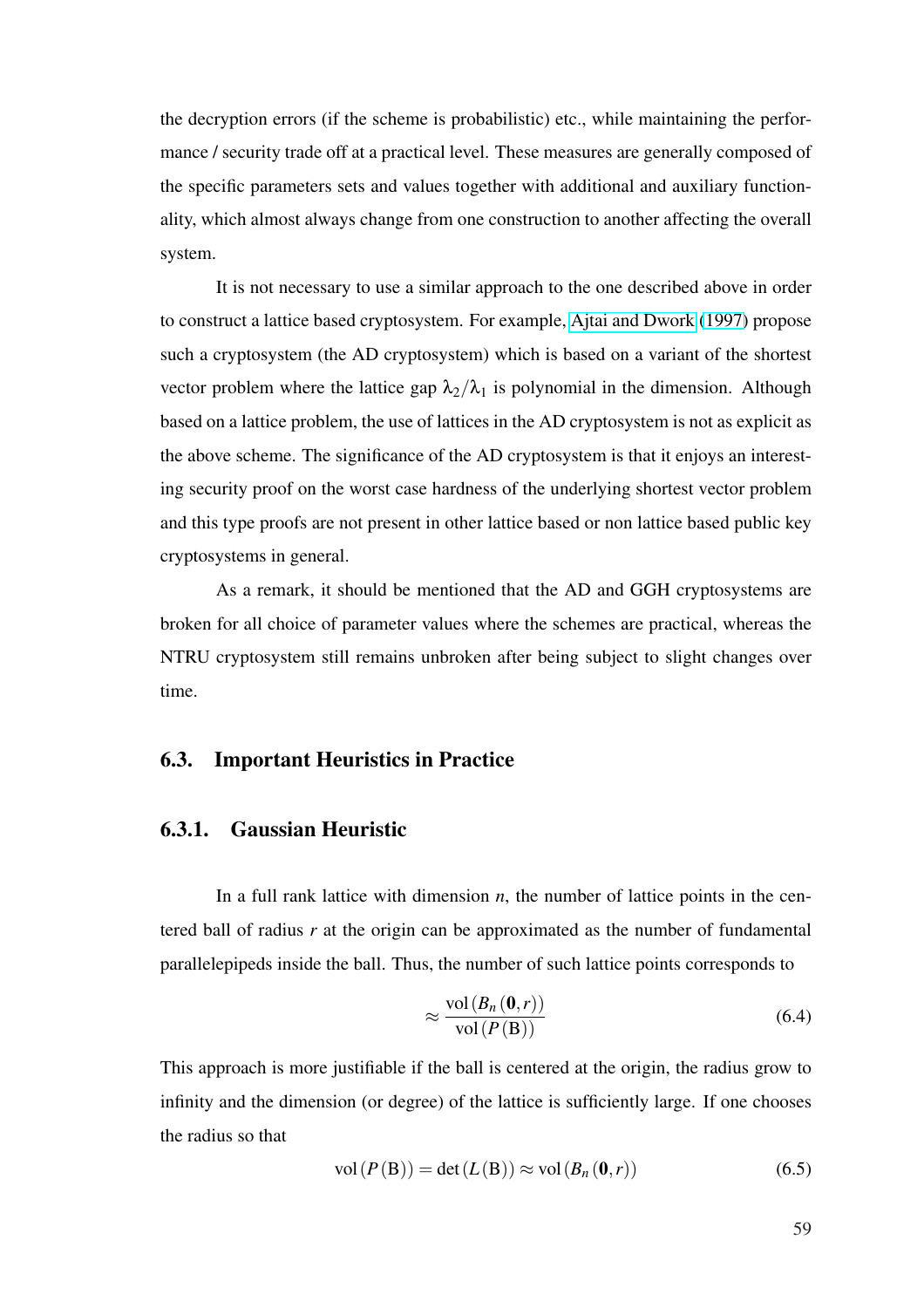the decryption errors (if the scheme is probabilistic) etc., while maintaining the performance / security trade off at a practical level. These measures are generally composed of the specific parameters sets and values together with additional and auxiliary functionality, which almost always change from one construction to another affecting the overall system.

It is not necessary to use a similar approach to the one described above in order to construct a lattice based cryptosystem. For example, Ajtai and Dwork (1997) propose such a cryptosystem (the AD cryptosystem) which is based on a variant of the shortest vector problem where the lattice gap $\lambda_2/\lambda_1$ is polynomial in the dimension. Although based on a lattice problem, the use of lattices in the AD cryptosystem is not as explicit as the above scheme. The significance of the AD cryptosystem is that it enjoys an interesting security proof on the worst case hardness of the underlying shortest vector problem and this type proofs are not present in other lattice based or non lattice based public key cryptosystems in general.

As a remark, it should be mentioned that the AD and GGH cryptosystems are broken for all choice of parameter values where the schemes are practical, whereas the NTRU cryptosystem still remains unbroken after being subject to slight changes over time.

## 6.3. Important Heuristics in Practice

### 6.3.1. Gaussian Heuristic

In a full rank lattice with dimension $n$, the number of lattice points in the centered ball of radius $r$ at the origin can be approximated as the number of fundamental parallelepipeds inside the ball. Thus, the number of such lattice points corresponds to

$$\approx \frac{\mathrm{vol}\left(B_n\left(\mathbf{0},r\right)\right)}{\mathrm{vol}\left(P\left(\mathrm{B}\right)\right)} \tag{6.4}$$

This approach is more justifiable if the ball is centered at the origin, the radius grow to infinity and the dimension (or degree) of the lattice is sufficiently large. If one chooses the radius so that

$$\mathrm{vol}\left(P\left(\mathrm{B}\right)\right) = \det\left(L\left(\mathrm{B}\right)\right) \approx \mathrm{vol}\left(B_n\left(\mathbf{0},r\right)\right) \tag{6.5}$$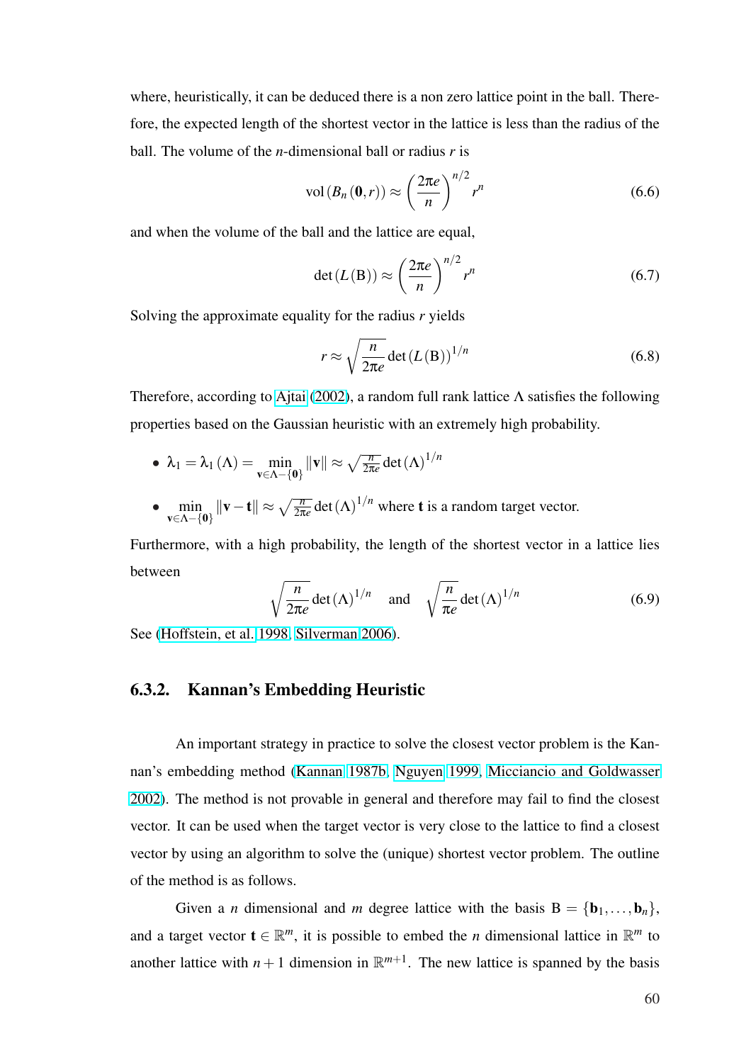where, heuristically, it can be deduced there is a non zero lattice point in the ball. Therefore, the expected length of the shortest vector in the lattice is less than the radius of the ball. The volume of the $n$-dimensional ball or radius $r$ is

$$\mathrm{vol}\left(B_n\left(\mathbf{0},r\right)\right) \approx \left(\frac{2\pi e}{n}\right)^{n/2} r^n \tag{6.6}$$

and when the volume of the ball and the lattice are equal,

$$\det\left(L\left(\mathrm{B}\right)\right) \approx \left(\frac{2\pi e}{n}\right)^{n/2} r^n \tag{6.7}$$

Solving the approximate equality for the radius $r$ yields

$$r \approx \sqrt{\frac{n}{2\pi e}} \det\left(L\left(\mathrm{B}\right)\right)^{1/n} \tag{6.8}$$

Therefore, according to Ajtai (2002), a random full rank lattice $\Lambda$ satisfies the following properties based on the Gaussian heuristic with an extremely high probability.

- $\lambda_1 = \lambda_1\left(\Lambda\right) = \min_{\mathbf{v}\in\Lambda-\{\mathbf{0}\}} \|\mathbf{v}\| \approx \sqrt{\frac{n}{2\pi e}} \det\left(\Lambda\right)^{1/n}$
- $\min_{\mathbf{v}\in\Lambda-\{\mathbf{0}\}} \|\mathbf{v}-\mathbf{t}\| \approx \sqrt{\frac{n}{2\pi e}} \det\left(\Lambda\right)^{1/n}$ where $\mathbf{t}$ is a random target vector.

Furthermore, with a high probability, the length of the shortest vector in a lattice lies between

$$\sqrt{\frac{n}{2\pi e}} \det\left(\Lambda\right)^{1/n} \quad \text{and} \quad \sqrt{\frac{n}{\pi e}} \det\left(\Lambda\right)^{1/n} \tag{6.9}$$

See (Hoffstein, et al. 1998, Silverman 2006).

### 6.3.2. Kannan's Embedding Heuristic

An important strategy in practice to solve the closest vector problem is the Kannan's embedding method (Kannan 1987b, Nguyen 1999, Micciancio and Goldwasser 2002). The method is not provable in general and therefore may fail to find the closest vector. It can be used when the target vector is very close to the lattice to find a closest vector by using an algorithm to solve the (unique) shortest vector problem. The outline of the method is as follows.

Given a $n$ dimensional and $m$ degree lattice with the basis $\mathrm{B} = \{\mathbf{b}_1,\ldots,\mathbf{b}_n\}$, and a target vector $\mathbf{t} \in \mathbb{R}^m$, it is possible to embed the $n$ dimensional lattice in $\mathbb{R}^m$ to another lattice with $n+1$ dimension in $\mathbb{R}^{m+1}$. The new lattice is spanned by the basis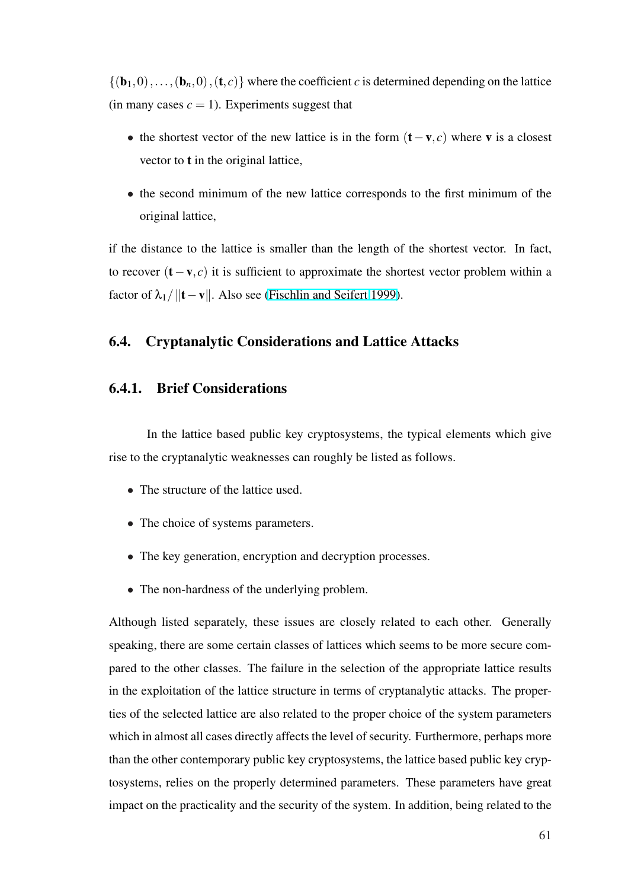$\{(\mathbf{b}_1, 0), \ldots, (\mathbf{b}_n, 0), (\mathbf{t}, c)\}$ where the coefficient $c$ is determined depending on the lattice (in many cases $c = 1$). Experiments suggest that

- the shortest vector of the new lattice is in the form $(\mathbf{t} - \mathbf{v}, c)$ where $\mathbf{v}$ is a closest vector to $\mathbf{t}$ in the original lattice,
- the second minimum of the new lattice corresponds to the first minimum of the original lattice,

if the distance to the lattice is smaller than the length of the shortest vector. In fact, to recover $(\mathbf{t} - \mathbf{v}, c)$ it is sufficient to approximate the shortest vector problem within a factor of $\lambda_1 / \|\mathbf{t} - \mathbf{v}\|$. Also see (Fischlin and Seifert 1999).

## 6.4. Cryptanalytic Considerations and Lattice Attacks

### 6.4.1. Brief Considerations

In the lattice based public key cryptosystems, the typical elements which give rise to the cryptanalytic weaknesses can roughly be listed as follows.

- The structure of the lattice used.
- The choice of systems parameters.
- The key generation, encryption and decryption processes.
- The non-hardness of the underlying problem.

Although listed separately, these issues are closely related to each other. Generally speaking, there are some certain classes of lattices which seems to be more secure compared to the other classes. The failure in the selection of the appropriate lattice results in the exploitation of the lattice structure in terms of cryptanalytic attacks. The properties of the selected lattice are also related to the proper choice of the system parameters which in almost all cases directly affects the level of security. Furthermore, perhaps more than the other contemporary public key cryptosystems, the lattice based public key cryptosystems, relies on the properly determined parameters. These parameters have great impact on the practicality and the security of the system. In addition, being related to the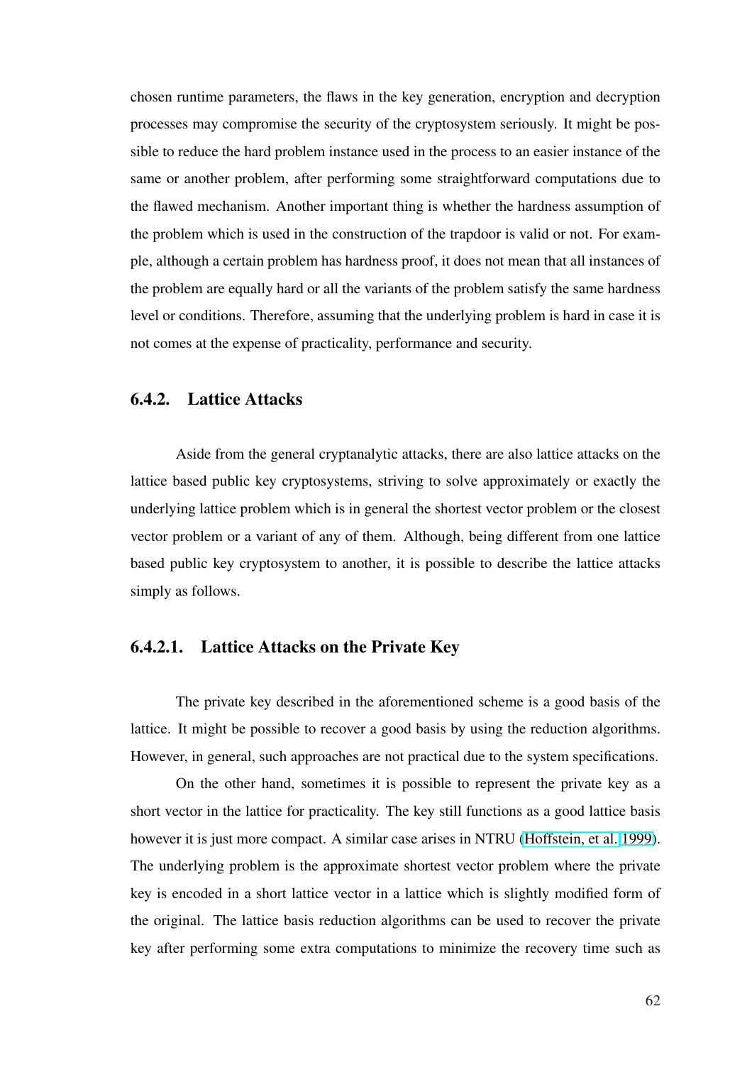chosen runtime parameters, the flaws in the key generation, encryption and decryption processes may compromise the security of the cryptosystem seriously. It might be possible to reduce the hard problem instance used in the process to an easier instance of the same or another problem, after performing some straightforward computations due to the flawed mechanism. Another important thing is whether the hardness assumption of the problem which is used in the construction of the trapdoor is valid or not. For example, although a certain problem has hardness proof, it does not mean that all instances of the problem are equally hard or all the variants of the problem satisfy the same hardness level or conditions. Therefore, assuming that the underlying problem is hard in case it is not comes at the expense of practicality, performance and security.

### 6.4.2. Lattice Attacks

Aside from the general cryptanalytic attacks, there are also lattice attacks on the lattice based public key cryptosystems, striving to solve approximately or exactly the underlying lattice problem which is in general the shortest vector problem or the closest vector problem or a variant of any of them. Although, being different from one lattice based public key cryptosystem to another, it is possible to describe the lattice attacks simply as follows.

#### 6.4.2.1. Lattice Attacks on the Private Key

The private key described in the aforementioned scheme is a good basis of the lattice. It might be possible to recover a good basis by using the reduction algorithms. However, in general, such approaches are not practical due to the system specifications.

On the other hand, sometimes it is possible to represent the private key as a short vector in the lattice for practicality. The key still functions as a good lattice basis however it is just more compact. A similar case arises in NTRU (Hoffstein, et al. 1999). The underlying problem is the approximate shortest vector problem where the private key is encoded in a short lattice vector in a lattice which is slightly modified form of the original. The lattice basis reduction algorithms can be used to recover the private key after performing some extra computations to minimize the recovery time such as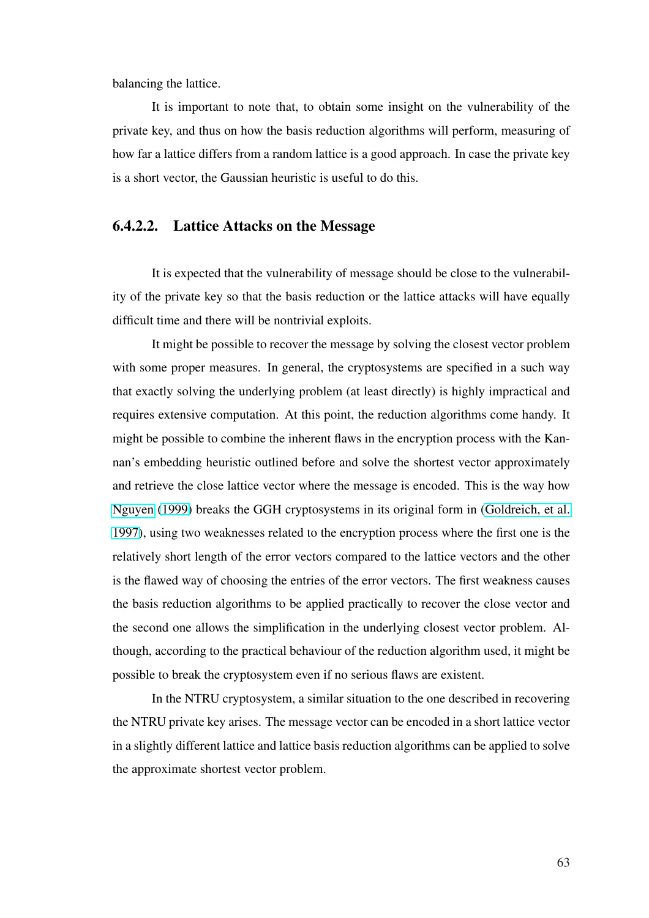balancing the lattice.

It is important to note that, to obtain some insight on the vulnerability of the private key, and thus on how the basis reduction algorithms will perform, measuring of how far a lattice differs from a random lattice is a good approach. In case the private key is a short vector, the Gaussian heuristic is useful to do this.

#### 6.4.2.2. Lattice Attacks on the Message

It is expected that the vulnerability of message should be close to the vulnerability of the private key so that the basis reduction or the lattice attacks will have equally difficult time and there will be nontrivial exploits.

It might be possible to recover the message by solving the closest vector problem with some proper measures. In general, the cryptosystems are specified in a such way that exactly solving the underlying problem (at least directly) is highly impractical and requires extensive computation. At this point, the reduction algorithms come handy. It might be possible to combine the inherent flaws in the encryption process with the Kannan's embedding heuristic outlined before and solve the shortest vector approximately and retrieve the close lattice vector where the message is encoded. This is the way how Nguyen (1999) breaks the GGH cryptosystems in its original form in (Goldreich, et al. 1997), using two weaknesses related to the encryption process where the first one is the relatively short length of the error vectors compared to the lattice vectors and the other is the flawed way of choosing the entries of the error vectors. The first weakness causes the basis reduction algorithms to be applied practically to recover the close vector and the second one allows the simplification in the underlying closest vector problem. Although, according to the practical behaviour of the reduction algorithm used, it might be possible to break the cryptosystem even if no serious flaws are existent.

In the NTRU cryptosystem, a similar situation to the one described in recovering the NTRU private key arises. The message vector can be encoded in a short lattice vector in a slightly different lattice and lattice basis reduction algorithms can be applied to solve the approximate shortest vector problem.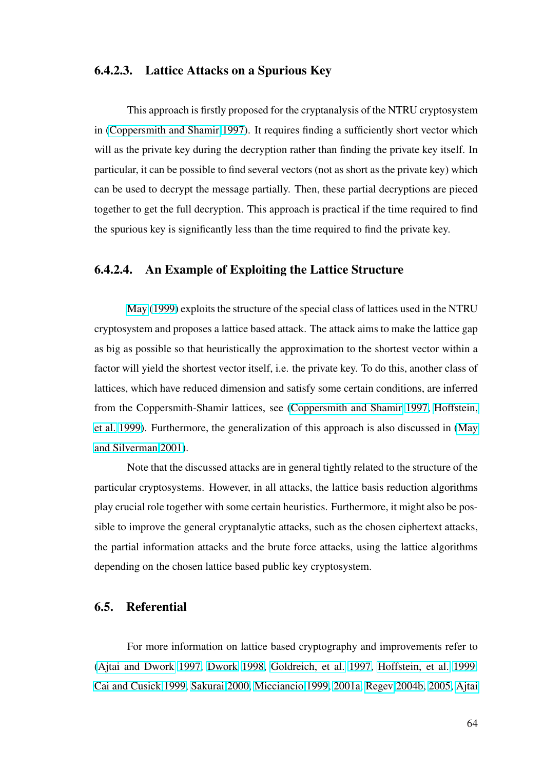#### 6.4.2.3. Lattice Attacks on a Spurious Key

This approach is firstly proposed for the cryptanalysis of the NTRU cryptosystem in (Coppersmith and Shamir 1997). It requires finding a sufficiently short vector which will as the private key during the decryption rather than finding the private key itself. In particular, it can be possible to find several vectors (not as short as the private key) which can be used to decrypt the message partially. Then, these partial decryptions are pieced together to get the full decryption. This approach is practical if the time required to find the spurious key is significantly less than the time required to find the private key.

#### 6.4.2.4. An Example of Exploiting the Lattice Structure

May (1999) exploits the structure of the special class of lattices used in the NTRU cryptosystem and proposes a lattice based attack. The attack aims to make the lattice gap as big as possible so that heuristically the approximation to the shortest vector within a factor will yield the shortest vector itself, i.e. the private key. To do this, another class of lattices, which have reduced dimension and satisfy some certain conditions, are inferred from the Coppersmith-Shamir lattices, see (Coppersmith and Shamir 1997, Hoffstein, et al. 1999). Furthermore, the generalization of this approach is also discussed in (May and Silverman 2001).

Note that the discussed attacks are in general tightly related to the structure of the particular cryptosystems. However, in all attacks, the lattice basis reduction algorithms play crucial role together with some certain heuristics. Furthermore, it might also be possible to improve the general cryptanalytic attacks, such as the chosen ciphertext attacks, the partial information attacks and the brute force attacks, using the lattice algorithms depending on the chosen lattice based public key cryptosystem.

## 6.5. Referential

For more information on lattice based cryptography and improvements refer to (Ajtai and Dwork 1997, Dwork 1998, Goldreich, et al. 1997, Hoffstein, et al. 1999, Cai and Cusick 1999, Sakurai 2000, Micciancio 1999, 2001a, Regev 2004b, 2005, Ajtai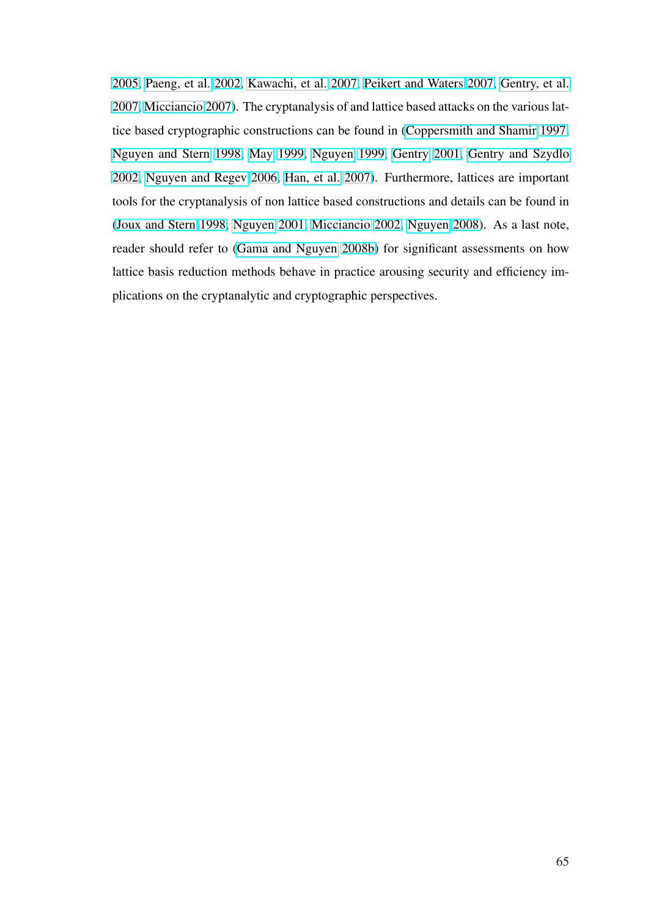2005, Paeng, et al. 2002, Kawachi, et al. 2007, Peikert and Waters 2007, Gentry, et al. 2007, Micciancio 2007). The cryptanalysis of and lattice based attacks on the various lattice based cryptographic constructions can be found in (Coppersmith and Shamir 1997, Nguyen and Stern 1998, May 1999, Nguyen 1999, Gentry 2001, Gentry and Szydlo 2002, Nguyen and Regev 2006, Han, et al. 2007). Furthermore, lattices are important tools for the cryptanalysis of non lattice based constructions and details can be found in (Joux and Stern 1998, Nguyen 2001, Micciancio 2002, Nguyen 2008). As a last note, reader should refer to (Gama and Nguyen 2008b) for significant assessments on how lattice basis reduction methods behave in practice arousing security and efficiency implications on the cryptanalytic and cryptographic perspectives.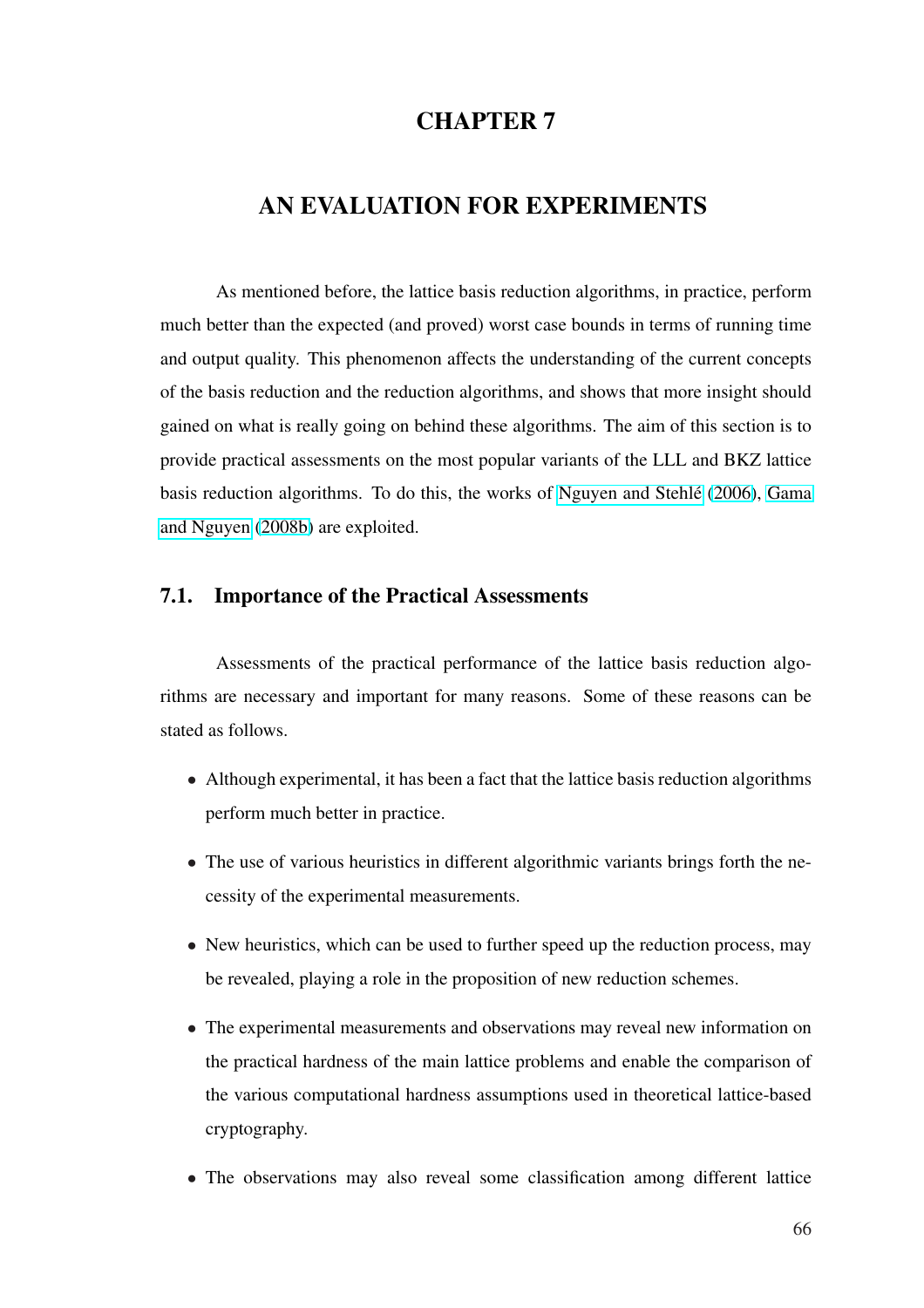# CHAPTER 7

# AN EVALUATION FOR EXPERIMENTS

As mentioned before, the lattice basis reduction algorithms, in practice, perform much better than the expected (and proved) worst case bounds in terms of running time and output quality. This phenomenon affects the understanding of the current concepts of the basis reduction and the reduction algorithms, and shows that more insight should gained on what is really going on behind these algorithms. The aim of this section is to provide practical assessments on the most popular variants of the LLL and BKZ lattice basis reduction algorithms. To do this, the works of Nguyen and Stehlé (2006), Gama and Nguyen (2008b) are exploited.

## 7.1. Importance of the Practical Assessments

Assessments of the practical performance of the lattice basis reduction algorithms are necessary and important for many reasons. Some of these reasons can be stated as follows.

- Although experimental, it has been a fact that the lattice basis reduction algorithms perform much better in practice.
- The use of various heuristics in different algorithmic variants brings forth the necessity of the experimental measurements.
- New heuristics, which can be used to further speed up the reduction process, may be revealed, playing a role in the proposition of new reduction schemes.
- The experimental measurements and observations may reveal new information on the practical hardness of the main lattice problems and enable the comparison of the various computational hardness assumptions used in theoretical lattice-based cryptography.
- The observations may also reveal some classification among different lattice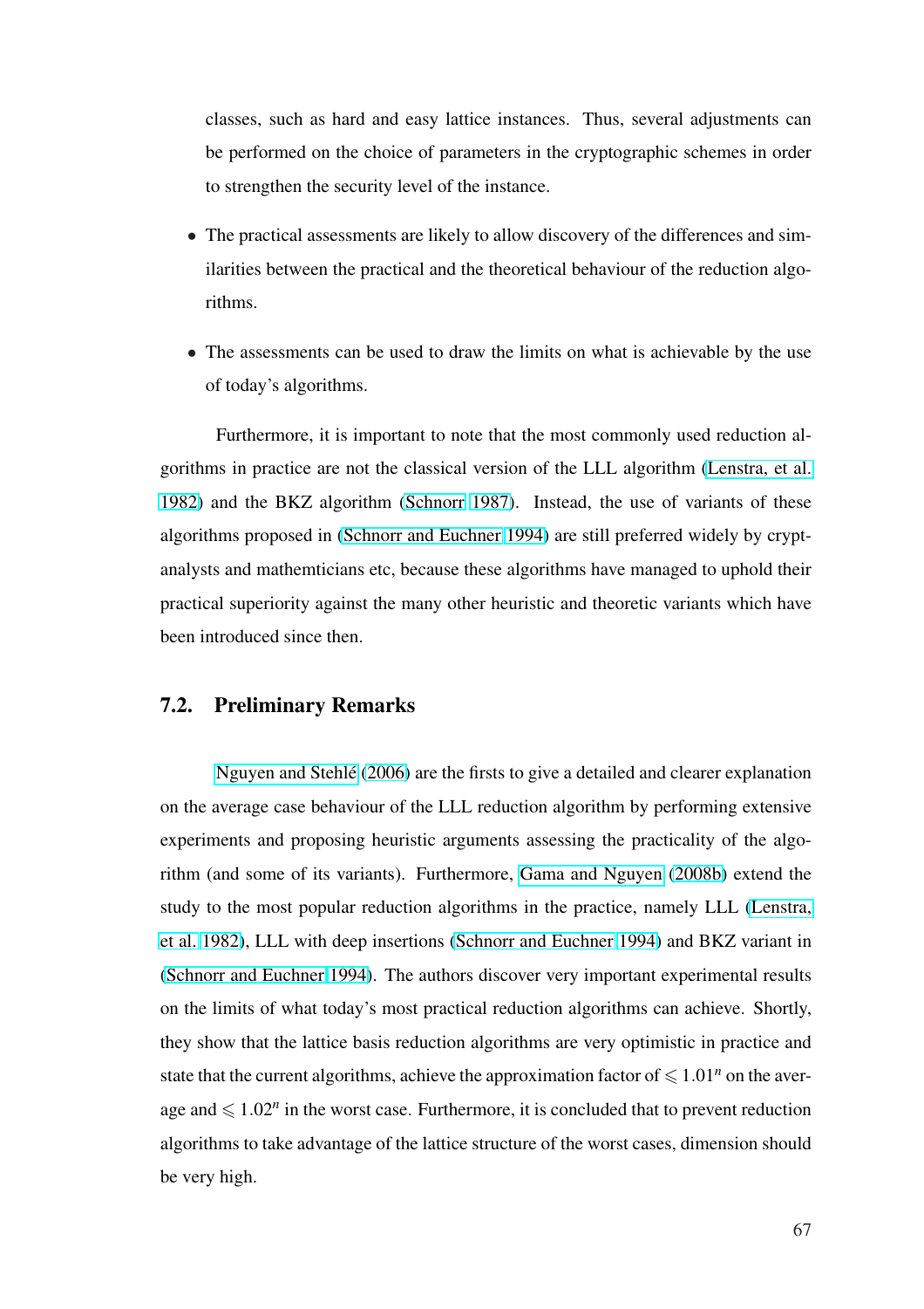classes, such as hard and easy lattice instances. Thus, several adjustments can be performed on the choice of parameters in the cryptographic schemes in order to strengthen the security level of the instance.

- The practical assessments are likely to allow discovery of the differences and similarities between the practical and the theoretical behaviour of the reduction algorithms.
- The assessments can be used to draw the limits on what is achievable by the use of today's algorithms.

Furthermore, it is important to note that the most commonly used reduction algorithms in practice are not the classical version of the LLL algorithm (Lenstra, et al. 1982) and the BKZ algorithm (Schnorr 1987). Instead, the use of variants of these algorithms proposed in (Schnorr and Euchner 1994) are still preferred widely by cryptanalysts and mathemticians etc, because these algorithms have managed to uphold their practical superiority against the many other heuristic and theoretic variants which have been introduced since then.

## 7.2. Preliminary Remarks

Nguyen and Stehlé (2006) are the firsts to give a detailed and clearer explanation on the average case behaviour of the LLL reduction algorithm by performing extensive experiments and proposing heuristic arguments assessing the practicality of the algorithm (and some of its variants). Furthermore, Gama and Nguyen (2008b) extend the study to the most popular reduction algorithms in the practice, namely LLL (Lenstra, et al. 1982), LLL with deep insertions (Schnorr and Euchner 1994) and BKZ variant in (Schnorr and Euchner 1994). The authors discover very important experimental results on the limits of what today's most practical reduction algorithms can achieve. Shortly, they show that the lattice basis reduction algorithms are very optimistic in practice and state that the current algorithms, achieve the approximation factor of $\leqslant 1.01^n$ on the average and $\leqslant 1.02^n$ in the worst case. Furthermore, it is concluded that to prevent reduction algorithms to take advantage of the lattice structure of the worst cases, dimension should be very high.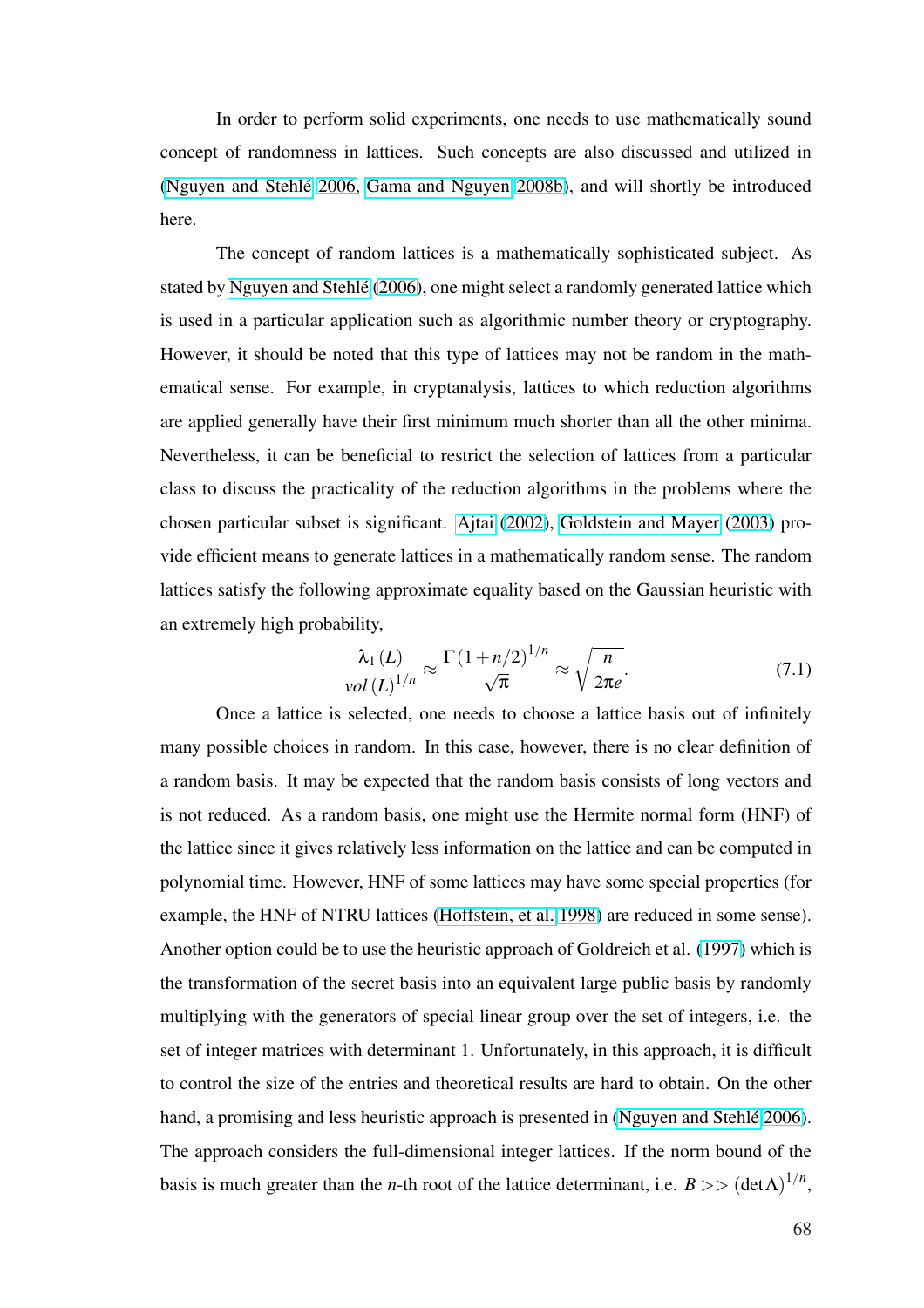In order to perform solid experiments, one needs to use mathematically sound concept of randomness in lattices. Such concepts are also discussed and utilized in (Nguyen and Stehlé 2006, Gama and Nguyen 2008b), and will shortly be introduced here.

The concept of random lattices is a mathematically sophisticated subject. As stated by Nguyen and Stehlé (2006), one might select a randomly generated lattice which is used in a particular application such as algorithmic number theory or cryptography. However, it should be noted that this type of lattices may not be random in the mathematical sense. For example, in cryptanalysis, lattices to which reduction algorithms are applied generally have their first minimum much shorter than all the other minima. Nevertheless, it can be beneficial to restrict the selection of lattices from a particular class to discuss the practicality of the reduction algorithms in the problems where the chosen particular subset is significant. Ajtai (2002), Goldstein and Mayer (2003) provide efficient means to generate lattices in a mathematically random sense. The random lattices satisfy the following approximate equality based on the Gaussian heuristic with an extremely high probability,

$$\frac{\lambda_1(L)}{vol(L)^{1/n}} \approx \frac{\Gamma(1+n/2)^{1/n}}{\sqrt{\pi}} \approx \sqrt{\frac{n}{2\pi e}}. \tag{7.1}$$

Once a lattice is selected, one needs to choose a lattice basis out of infinitely many possible choices in random. In this case, however, there is no clear definition of a random basis. It may be expected that the random basis consists of long vectors and is not reduced. As a random basis, one might use the Hermite normal form (HNF) of the lattice since it gives relatively less information on the lattice and can be computed in polynomial time. However, HNF of some lattices may have some special properties (for example, the HNF of NTRU lattices (Hoffstein, et al. 1998) are reduced in some sense). Another option could be to use the heuristic approach of Goldreich et al. (1997) which is the transformation of the secret basis into an equivalent large public basis by randomly multiplying with the generators of special linear group over the set of integers, i.e. the set of integer matrices with determinant 1. Unfortunately, in this approach, it is difficult to control the size of the entries and theoretical results are hard to obtain. On the other hand, a promising and less heuristic approach is presented in (Nguyen and Stehlé 2006). The approach considers the full-dimensional integer lattices. If the norm bound of the basis is much greater than the $n$-th root of the lattice determinant, i.e. $B >> (\det \Lambda)^{1/n}$,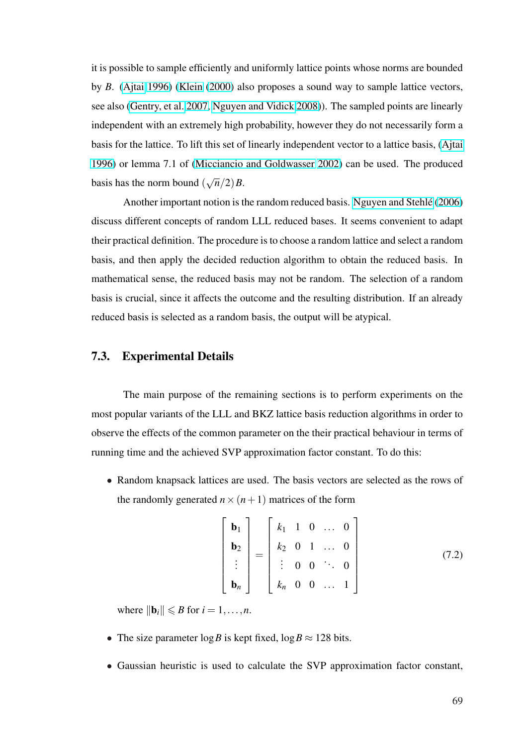it is possible to sample efficiently and uniformly lattice points whose norms are bounded by $B$. (Ajtai 1996) (Klein (2000) also proposes a sound way to sample lattice vectors, see also (Gentry, et al. 2007, Nguyen and Vidick 2008)). The sampled points are linearly independent with an extremely high probability, however they do not necessarily form a basis for the lattice. To lift this set of linearly independent vector to a lattice basis, (Ajtai 1996) or lemma 7.1 of (Micciancio and Goldwasser 2002) can be used. The produced basis has the norm bound $(\sqrt{n}/2)B$.

Another important notion is the random reduced basis. Nguyen and Stehlé (2006) discuss different concepts of random LLL reduced bases. It seems convenient to adapt their practical definition. The procedure is to choose a random lattice and select a random basis, and then apply the decided reduction algorithm to obtain the reduced basis. In mathematical sense, the reduced basis may not be random. The selection of a random basis is crucial, since it affects the outcome and the resulting distribution. If an already reduced basis is selected as a random basis, the output will be atypical.

## 7.3. Experimental Details

The main purpose of the remaining sections is to perform experiments on the most popular variants of the LLL and BKZ lattice basis reduction algorithms in order to observe the effects of the common parameter on the their practical behaviour in terms of running time and the achieved SVP approximation factor constant. To do this:

- Random knapsack lattices are used. The basis vectors are selected as the rows of the randomly generated $n \times (n+1)$ matrices of the form

$$\begin{bmatrix} \mathbf{b}_1 \\ \mathbf{b}_2 \\ \vdots \\ \mathbf{b}_n \end{bmatrix} = \begin{bmatrix} k_1 & 1 & 0 & \dots & 0 \\ k_2 & 0 & 1 & \dots & 0 \\ \vdots & 0 & 0 & \ddots & 0 \\ k_n & 0 & 0 & \dots & 1 \end{bmatrix} \tag{7.2}$$

  where $\|\mathbf{b}_i\| \leqslant B$ for $i = 1, \dots, n$.

- The size parameter $\log B$ is kept fixed, $\log B \approx 128$ bits.

- Gaussian heuristic is used to calculate the SVP approximation factor constant,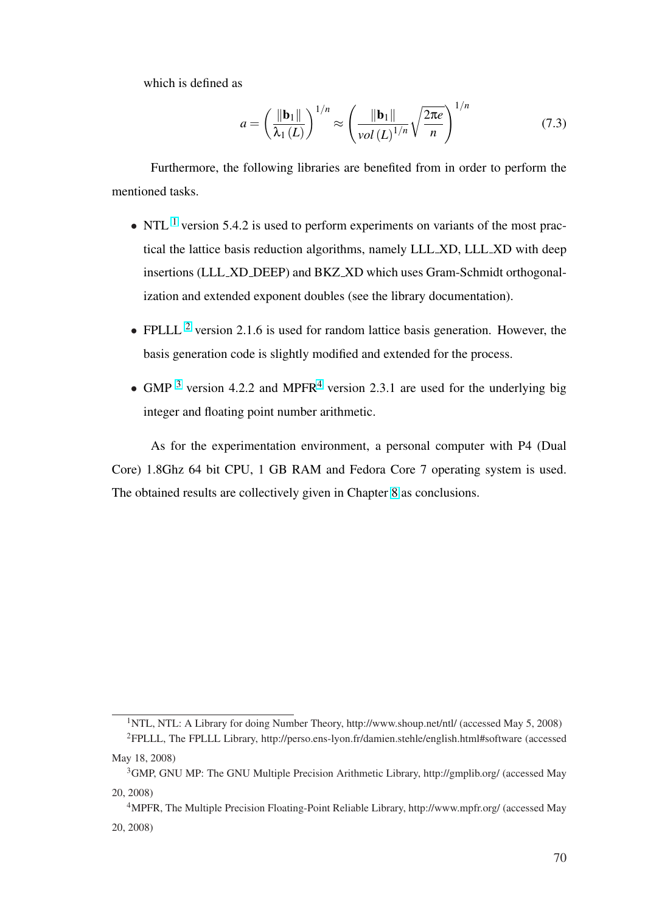which is defined as

$$a = \left( \frac{\|\mathbf{b}_1\|}{\lambda_1(L)} \right)^{1/n} \approx \left( \frac{\|\mathbf{b}_1\|}{vol(L)^{1/n}} \sqrt{\frac{2\pi e}{n}} \right)^{1/n} \tag{7.3}$$

Furthermore, the following libraries are benefited from in order to perform the mentioned tasks.

- NTL [1] version 5.4.2 is used to perform experiments on variants of the most practical the lattice basis reduction algorithms, namely LLL_XD, LLL_XD with deep insertions (LLL_XD_DEEP) and BKZ_XD which uses Gram-Schmidt orthogonalization and extended exponent doubles (see the library documentation).
- FPLLL [2] version 2.1.6 is used for random lattice basis generation. However, the basis generation code is slightly modified and extended for the process.
- GMP [3] version 4.2.2 and MPFR[4] version 2.3.1 are used for the underlying big integer and floating point number arithmetic.

As for the experimentation environment, a personal computer with P4 (Dual Core) 1.8Ghz 64 bit CPU, 1 GB RAM and Fedora Core 7 operating system is used. The obtained results are collectively given in Chapter 8 as conclusions.

---

[1] NTL, NTL: A Library for doing Number Theory, http://www.shoup.net/ntl/ (accessed May 5, 2008)

[2] FPLLL, The FPLLL Library, http://perso.ens-lyon.fr/damien.stehle/english.html#software (accessed May 18, 2008)

[3] GMP, GNU MP: The GNU Multiple Precision Arithmetic Library, http://gmplib.org/ (accessed May 20, 2008)

[4] MPFR, The Multiple Precision Floating-Point Reliable Library, http://www.mpfr.org/ (accessed May 20, 2008)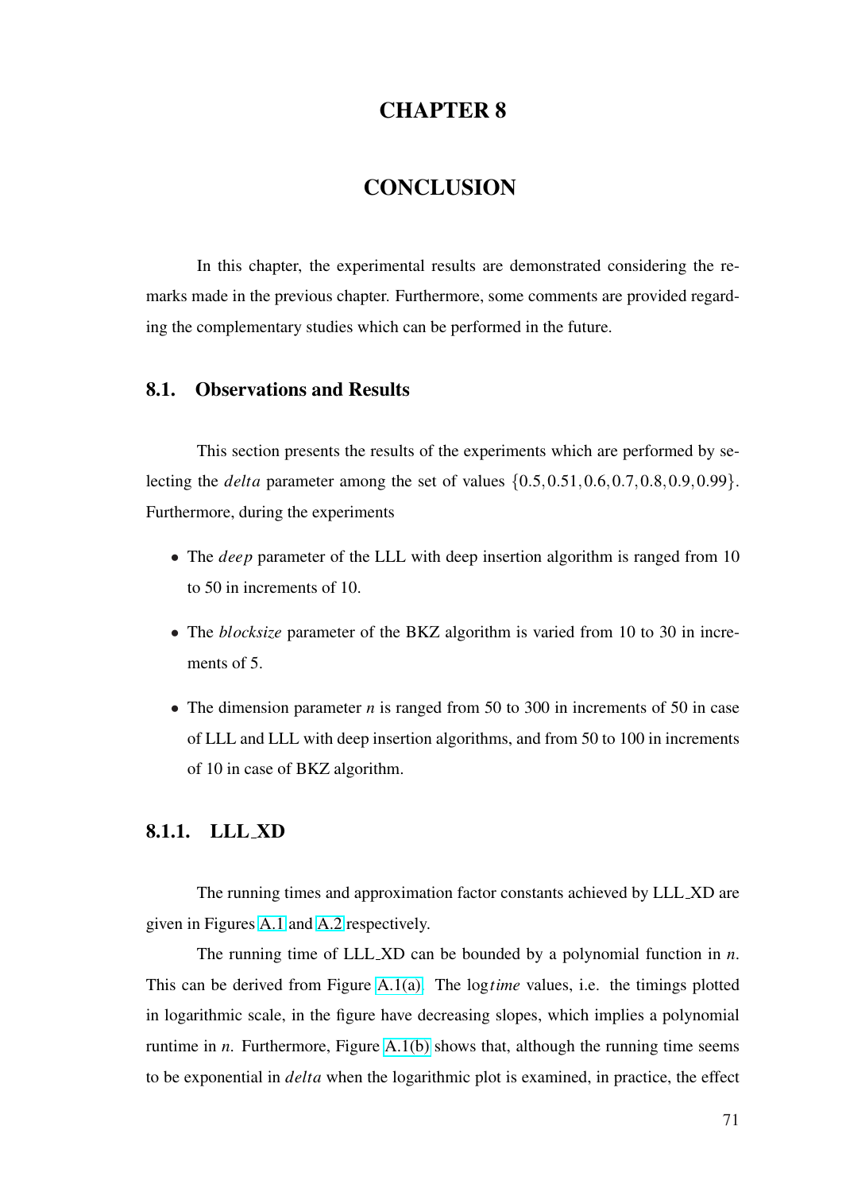# CHAPTER 8

# CONCLUSION

In this chapter, the experimental results are demonstrated considering the remarks made in the previous chapter. Furthermore, some comments are provided regarding the complementary studies which can be performed in the future.

## 8.1. Observations and Results

This section presents the results of the experiments which are performed by selecting the *delta* parameter among the set of values $\{0.5, 0.51, 0.6, 0.7, 0.8, 0.9, 0.99\}$. Furthermore, during the experiments

- The *deep* parameter of the LLL with deep insertion algorithm is ranged from 10 to 50 in increments of 10.
- The *blocksize* parameter of the BKZ algorithm is varied from 10 to 30 in increments of 5.
- The dimension parameter $n$ is ranged from 50 to 300 in increments of 50 in case of LLL and LLL with deep insertion algorithms, and from 50 to 100 in increments of 10 in case of BKZ algorithm.

### 8.1.1. LLL_XD

The running times and approximation factor constants achieved by LLL_XD are given in Figures A.1 and A.2 respectively.

The running time of LLL_XD can be bounded by a polynomial function in $n$. This can be derived from Figure A.1(a). The $\log time$ values, i.e. the timings plotted in logarithmic scale, in the figure have decreasing slopes, which implies a polynomial runtime in $n$. Furthermore, Figure A.1(b) shows that, although the running time seems to be exponential in *delta* when the logarithmic plot is examined, in practice, the effect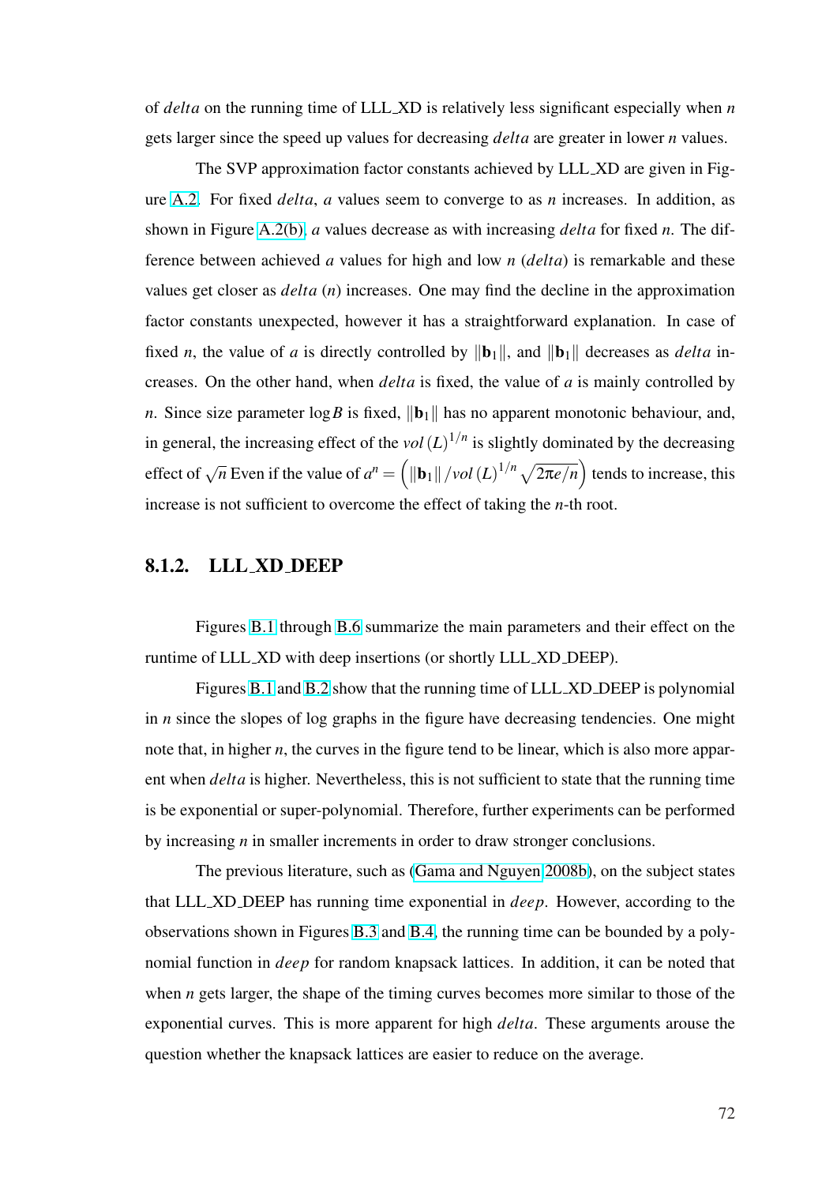of *delta* on the running time of LLL_XD is relatively less significant especially when $n$ gets larger since the speed up values for decreasing *delta* are greater in lower $n$ values.

The SVP approximation factor constants achieved by LLL_XD are given in Figure A.2. For fixed *delta*, $a$ values seem to converge to as $n$ increases. In addition, as shown in Figure A.2(b), $a$ values decrease as with increasing *delta* for fixed $n$. The difference between achieved $a$ values for high and low $n$ (*delta*) is remarkable and these values get closer as *delta* ($n$) increases. One may find the decline in the approximation factor constants unexpected, however it has a straightforward explanation. In case of fixed $n$, the value of $a$ is directly controlled by $\|\mathbf{b}_1\|$, and $\|\mathbf{b}_1\|$ decreases as *delta* increases. On the other hand, when *delta* is fixed, the value of $a$ is mainly controlled by $n$. Since size parameter $\log B$ is fixed, $\|\mathbf{b}_1\|$ has no apparent monotonic behaviour, and, in general, the increasing effect of the $vol(L)^{1/n}$ is slightly dominated by the decreasing effect of $\sqrt{n}$ Even if the value of $a^n = \left(\|\mathbf{b}_1\| / vol(L)^{1/n} \sqrt{2\pi e/n}\right)$ tends to increase, this increase is not sufficient to overcome the effect of taking the $n$-th root.

### 8.1.2. LLL_XD_DEEP

Figures B.1 through B.6 summarize the main parameters and their effect on the runtime of LLL_XD with deep insertions (or shortly LLL_XD_DEEP).

Figures B.1 and B.2 show that the running time of LLL_XD_DEEP is polynomial in $n$ since the slopes of log graphs in the figure have decreasing tendencies. One might note that, in higher $n$, the curves in the figure tend to be linear, which is also more apparent when *delta* is higher. Nevertheless, this is not sufficient to state that the running time is be exponential or super-polynomial. Therefore, further experiments can be performed by increasing $n$ in smaller increments in order to draw stronger conclusions.

The previous literature, such as (Gama and Nguyen 2008b), on the subject states that LLL_XD_DEEP has running time exponential in *deep*. However, according to the observations shown in Figures B.3 and B.4, the running time can be bounded by a polynomial function in *deep* for random knapsack lattices. In addition, it can be noted that when $n$ gets larger, the shape of the timing curves becomes more similar to those of the exponential curves. This is more apparent for high *delta*. These arguments arouse the question whether the knapsack lattices are easier to reduce on the average.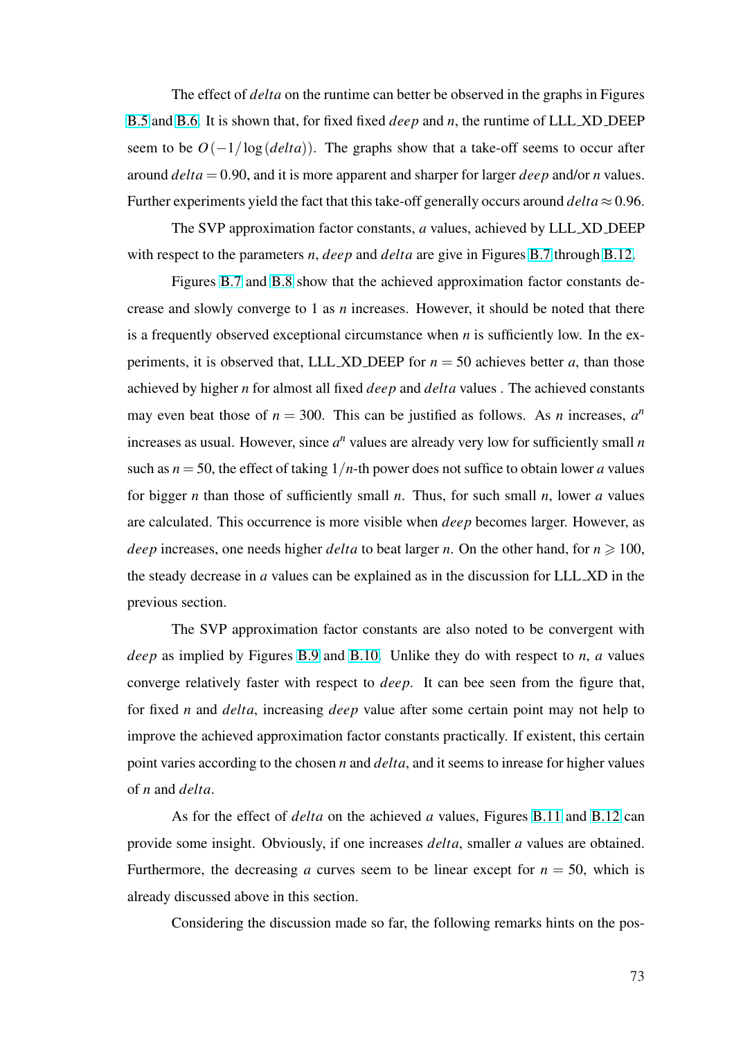The effect of *delta* on the runtime can better be observed in the graphs in Figures B.5 and B.6. It is shown that, for fixed fixed *deep* and $n$, the runtime of LLL_XD_DEEP seem to be $O(-1/\log(delta))$. The graphs show that a take-off seems to occur after around $delta = 0.90$, and it is more apparent and sharper for larger *deep* and/or $n$ values. Further experiments yield the fact that this take-off generally occurs around $delta \approx 0.96$.

The SVP approximation factor constants, $a$ values, achieved by LLL_XD_DEEP with respect to the parameters $n$, *deep* and *delta* are give in Figures B.7 through B.12.

Figures B.7 and B.8 show that the achieved approximation factor constants decrease and slowly converge to 1 as $n$ increases. However, it should be noted that there is a frequently observed exceptional circumstance when $n$ is sufficiently low. In the experiments, it is observed that, LLL_XD_DEEP for $n = 50$ achieves better $a$, than those achieved by higher $n$ for almost all fixed *deep* and *delta* values . The achieved constants may even beat those of $n = 300$. This can be justified as follows. As $n$ increases, $a^n$ increases as usual. However, since $a^n$ values are already very low for sufficiently small $n$ such as $n = 50$, the effect of taking $1/n$-th power does not suffice to obtain lower $a$ values for bigger $n$ than those of sufficiently small $n$. Thus, for such small $n$, lower $a$ values are calculated. This occurrence is more visible when *deep* becomes larger. However, as *deep* increases, one needs higher *delta* to beat larger $n$. On the other hand, for $n \geqslant 100$, the steady decrease in $a$ values can be explained as in the discussion for LLL_XD in the previous section.

The SVP approximation factor constants are also noted to be convergent with *deep* as implied by Figures B.9 and B.10. Unlike they do with respect to $n$, $a$ values converge relatively faster with respect to *deep*. It can bee seen from the figure that, for fixed $n$ and *delta*, increasing *deep* value after some certain point may not help to improve the achieved approximation factor constants practically. If existent, this certain point varies according to the chosen $n$ and *delta*, and it seems to inrease for higher values of $n$ and *delta*.

As for the effect of *delta* on the achieved $a$ values, Figures B.11 and B.12 can provide some insight. Obviously, if one increases *delta*, smaller $a$ values are obtained. Furthermore, the decreasing $a$ curves seem to be linear except for $n = 50$, which is already discussed above in this section.

Considering the discussion made so far, the following remarks hints on the pos-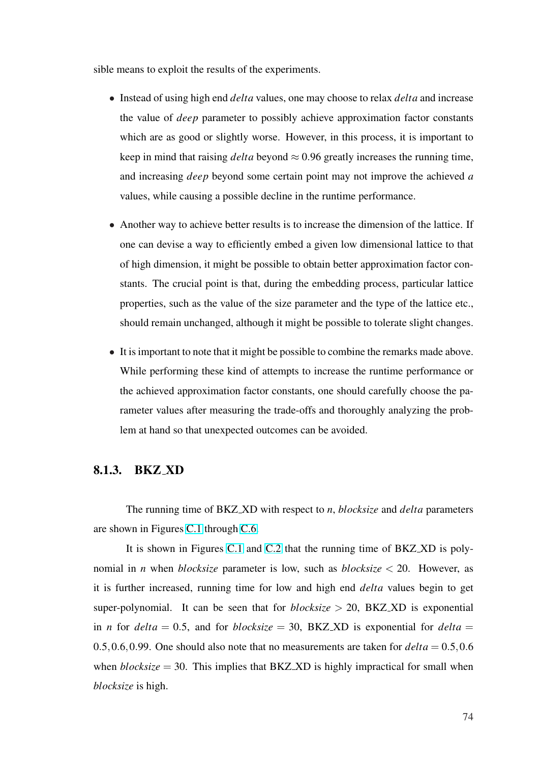sible means to exploit the results of the experiments.

- Instead of using high end *delta* values, one may choose to relax *delta* and increase the value of *deep* parameter to possibly achieve approximation factor constants which are as good or slightly worse. However, in this process, it is important to keep in mind that raising *delta* beyond $\approx 0.96$ greatly increases the running time, and increasing *deep* beyond some certain point may not improve the achieved *a* values, while causing a possible decline in the runtime performance.
- Another way to achieve better results is to increase the dimension of the lattice. If one can devise a way to efficiently embed a given low dimensional lattice to that of high dimension, it might be possible to obtain better approximation factor constants. The crucial point is that, during the embedding process, particular lattice properties, such as the value of the size parameter and the type of the lattice etc., should remain unchanged, although it might be possible to tolerate slight changes.
- It is important to note that it might be possible to combine the remarks made above. While performing these kind of attempts to increase the runtime performance or the achieved approximation factor constants, one should carefully choose the parameter values after measuring the trade-offs and thoroughly analyzing the problem at hand so that unexpected outcomes can be avoided.

### 8.1.3. BKZ_XD

The running time of BKZ_XD with respect to *n*, *blocksize* and *delta* parameters are shown in Figures C.1 through C.6.

It is shown in Figures C.1 and C.2 that the running time of BKZ_XD is polynomial in *n* when *blocksize* parameter is low, such as $blocksize < 20$. However, as it is further increased, running time for low and high end *delta* values begin to get super-polynomial. It can be seen that for $blocksize > 20$, BKZ_XD is exponential in *n* for $delta = 0.5$, and for $blocksize = 30$, BKZ_XD is exponential for $delta = 0.5, 0.6, 0.99$. One should also note that no measurements are taken for $delta = 0.5, 0.6$ when $blocksize = 30$. This implies that BKZ_XD is highly impractical for small when *blocksize* is high.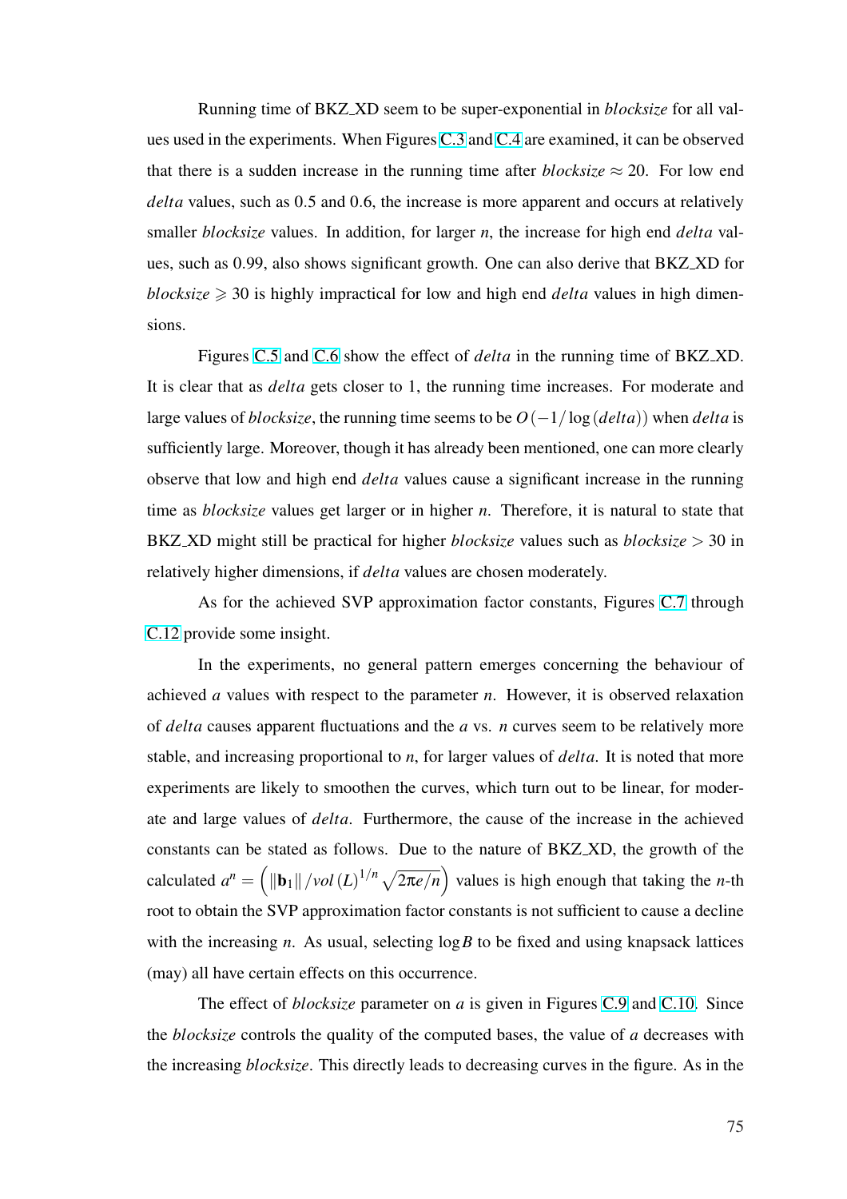Running time of BKZ_XD seem to be super-exponential in *blocksize* for all values used in the experiments. When Figures C.3 and C.4 are examined, it can be observed that there is a sudden increase in the running time after *blocksize* $\approx 20$. For low end *delta* values, such as 0.5 and 0.6, the increase is more apparent and occurs at relatively smaller *blocksize* values. In addition, for larger $n$, the increase for high end *delta* values, such as 0.99, also shows significant growth. One can also derive that BKZ_XD for *blocksize* $\geqslant 30$ is highly impractical for low and high end *delta* values in high dimensions.

Figures C.5 and C.6 show the effect of *delta* in the running time of BKZ_XD. It is clear that as *delta* gets closer to 1, the running time increases. For moderate and large values of *blocksize*, the running time seems to be $O(-1/\log(delta))$ when *delta* is sufficiently large. Moreover, though it has already been mentioned, one can more clearly observe that low and high end *delta* values cause a significant increase in the running time as *blocksize* values get larger or in higher $n$. Therefore, it is natural to state that BKZ_XD might still be practical for higher *blocksize* values such as *blocksize* $> 30$ in relatively higher dimensions, if *delta* values are chosen moderately.

As for the achieved SVP approximation factor constants, Figures C.7 through C.12 provide some insight.

In the experiments, no general pattern emerges concerning the behaviour of achieved $a$ values with respect to the parameter $n$. However, it is observed relaxation of *delta* causes apparent fluctuations and the $a$ vs. $n$ curves seem to be relatively more stable, and increasing proportional to $n$, for larger values of *delta*. It is noted that more experiments are likely to smoothen the curves, which turn out to be linear, for moderate and large values of *delta*. Furthermore, the cause of the increase in the achieved constants can be stated as follows. Due to the nature of BKZ_XD, the growth of the calculated $a^n = \left( \|\mathbf{b}_1\| / vol(L)^{1/n} \sqrt{2\pi e/n} \right)$ values is high enough that taking the $n$-th root to obtain the SVP approximation factor constants is not sufficient to cause a decline with the increasing $n$. As usual, selecting $\log B$ to be fixed and using knapsack lattices (may) all have certain effects on this occurrence.

The effect of *blocksize* parameter on $a$ is given in Figures C.9 and C.10. Since the *blocksize* controls the quality of the computed bases, the value of $a$ decreases with the increasing *blocksize*. This directly leads to decreasing curves in the figure. As in the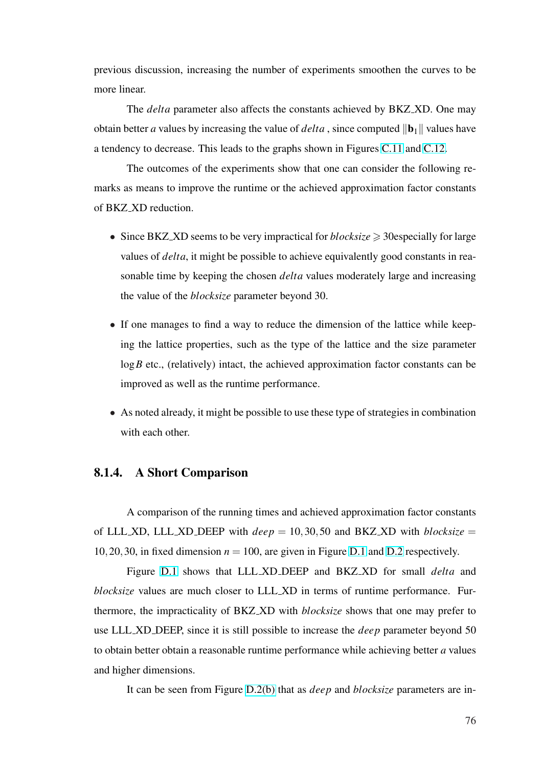previous discussion, increasing the number of experiments smoothen the curves to be more linear.

The *delta* parameter also affects the constants achieved by BKZ_XD. One may obtain better $a$ values by increasing the value of *delta* , since computed $\|\mathbf{b}_1\|$ values have a tendency to decrease. This leads to the graphs shown in Figures C.11 and C.12.

The outcomes of the experiments show that one can consider the following remarks as means to improve the runtime or the achieved approximation factor constants of BKZ_XD reduction.

- Since BKZ_XD seems to be very impractical for *blocksize* $\geqslant 30$especially for large values of *delta*, it might be possible to achieve equivalently good constants in reasonable time by keeping the chosen *delta* values moderately large and increasing the value of the *blocksize* parameter beyond 30.
- If one manages to find a way to reduce the dimension of the lattice while keeping the lattice properties, such as the type of the lattice and the size parameter $\log B$ etc., (relatively) intact, the achieved approximation factor constants can be improved as well as the runtime performance.
- As noted already, it might be possible to use these type of strategies in combination with each other.

### 8.1.4. A Short Comparison

A comparison of the running times and achieved approximation factor constants of LLL_XD, LLL_XD_DEEP with $deep = 10, 30, 50$ and BKZ_XD with $blocksize = 10, 20, 30$, in fixed dimension $n = 100$, are given in Figure D.1 and D.2 respectively.

Figure D.1 shows that LLL_XD_DEEP and BKZ_XD for small *delta* and *blocksize* values are much closer to LLL_XD in terms of runtime performance. Furthermore, the impracticality of BKZ_XD with *blocksize* shows that one may prefer to use LLL_XD_DEEP, since it is still possible to increase the *deep* parameter beyond 50 to obtain better obtain a reasonable runtime performance while achieving better $a$ values and higher dimensions.

It can be seen from Figure D.2(b) that as *deep* and *blocksize* parameters are in-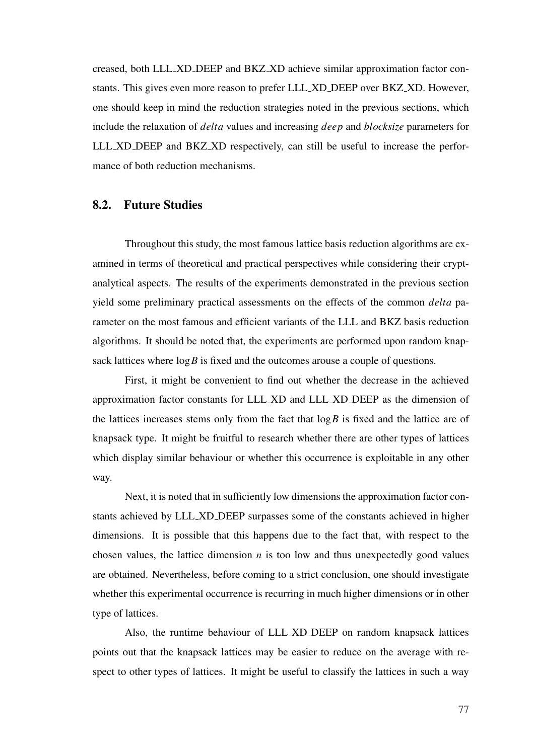creased, both LLL_XD_DEEP and BKZ_XD achieve similar approximation factor constants. This gives even more reason to prefer LLL_XD_DEEP over BKZ_XD. However, one should keep in mind the reduction strategies noted in the previous sections, which include the relaxation of *delta* values and increasing *deep* and *blocksize* parameters for LLL_XD_DEEP and BKZ_XD respectively, can still be useful to increase the performance of both reduction mechanisms.

## 8.2. Future Studies

Throughout this study, the most famous lattice basis reduction algorithms are examined in terms of theoretical and practical perspectives while considering their cryptanalytical aspects. The results of the experiments demonstrated in the previous section yield some preliminary practical assessments on the effects of the common *delta* parameter on the most famous and efficient variants of the LLL and BKZ basis reduction algorithms. It should be noted that, the experiments are performed upon random knapsack lattices where $\log B$ is fixed and the outcomes arouse a couple of questions.

First, it might be convenient to find out whether the decrease in the achieved approximation factor constants for LLL_XD and LLL_XD_DEEP as the dimension of the lattices increases stems only from the fact that $\log B$ is fixed and the lattice are of knapsack type. It might be fruitful to research whether there are other types of lattices which display similar behaviour or whether this occurrence is exploitable in any other way.

Next, it is noted that in sufficiently low dimensions the approximation factor constants achieved by LLL_XD_DEEP surpasses some of the constants achieved in higher dimensions. It is possible that this happens due to the fact that, with respect to the chosen values, the lattice dimension $n$ is too low and thus unexpectedly good values are obtained. Nevertheless, before coming to a strict conclusion, one should investigate whether this experimental occurrence is recurring in much higher dimensions or in other type of lattices.

Also, the runtime behaviour of LLL_XD_DEEP on random knapsack lattices points out that the knapsack lattices may be easier to reduce on the average with respect to other types of lattices. It might be useful to classify the lattices in such a way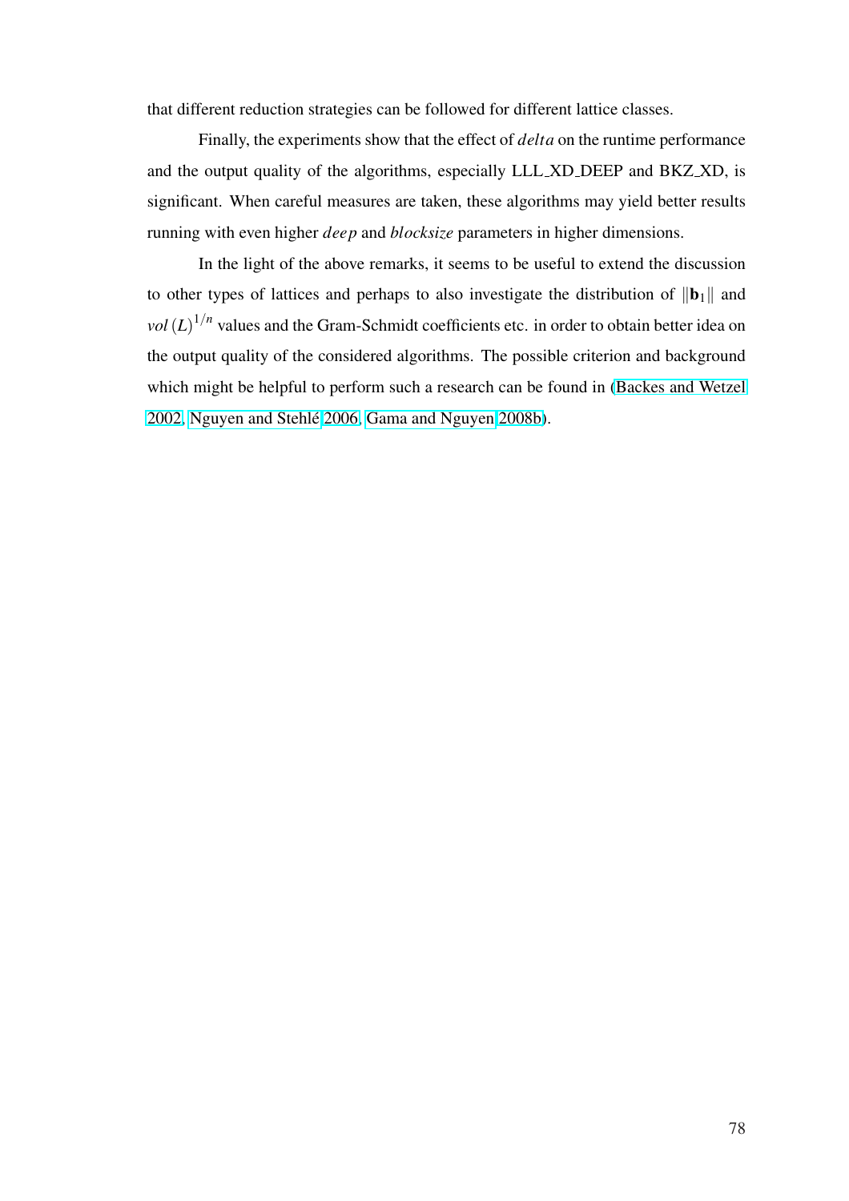that different reduction strategies can be followed for different lattice classes.

Finally, the experiments show that the effect of *delta* on the runtime performance and the output quality of the algorithms, especially LLL_XD_DEEP and BKZ_XD, is significant. When careful measures are taken, these algorithms may yield better results running with even higher *deep* and *blocksize* parameters in higher dimensions.

In the light of the above remarks, it seems to be useful to extend the discussion to other types of lattices and perhaps to also investigate the distribution of $\|\mathbf{b}_1\|$ and $vol\,(L)^{1/n}$ values and the Gram-Schmidt coefficients etc. in order to obtain better idea on the output quality of the considered algorithms. The possible criterion and background which might be helpful to perform such a research can be found in (Backes and Wetzel 2002, Nguyen and Stehlé 2006, Gama and Nguyen 2008b).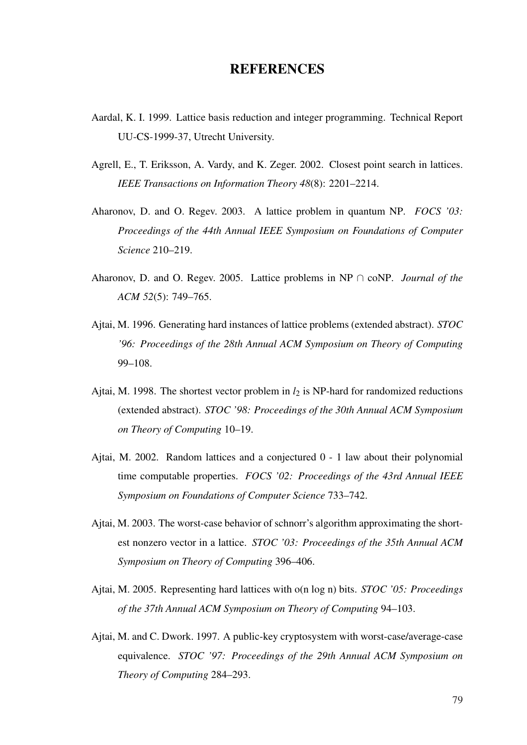# REFERENCES

Aardal, K. I. 1999. Lattice basis reduction and integer programming. Technical Report UU-CS-1999-37, Utrecht University.

Agrell, E., T. Eriksson, A. Vardy, and K. Zeger. 2002. Closest point search in lattices. *IEEE Transactions on Information Theory 48*(8): 2201–2214.

Aharonov, D. and O. Regev. 2003. A lattice problem in quantum NP. *FOCS '03: Proceedings of the 44th Annual IEEE Symposium on Foundations of Computer Science* 210–219.

Aharonov, D. and O. Regev. 2005. Lattice problems in NP $\cap$ coNP. *Journal of the ACM 52*(5): 749–765.

Ajtai, M. 1996. Generating hard instances of lattice problems (extended abstract). *STOC '96: Proceedings of the 28th Annual ACM Symposium on Theory of Computing* 99–108.

Ajtai, M. 1998. The shortest vector problem in $l_2$ is NP-hard for randomized reductions (extended abstract). *STOC '98: Proceedings of the 30th Annual ACM Symposium on Theory of Computing* 10–19.

Ajtai, M. 2002. Random lattices and a conjectured 0 - 1 law about their polynomial time computable properties. *FOCS '02: Proceedings of the 43rd Annual IEEE Symposium on Foundations of Computer Science* 733–742.

Ajtai, M. 2003. The worst-case behavior of schnorr's algorithm approximating the shortest nonzero vector in a lattice. *STOC '03: Proceedings of the 35th Annual ACM Symposium on Theory of Computing* 396–406.

Ajtai, M. 2005. Representing hard lattices with o(n log n) bits. *STOC '05: Proceedings of the 37th Annual ACM Symposium on Theory of Computing* 94–103.

Ajtai, M. and C. Dwork. 1997. A public-key cryptosystem with worst-case/average-case equivalence. *STOC '97: Proceedings of the 29th Annual ACM Symposium on Theory of Computing* 284–293.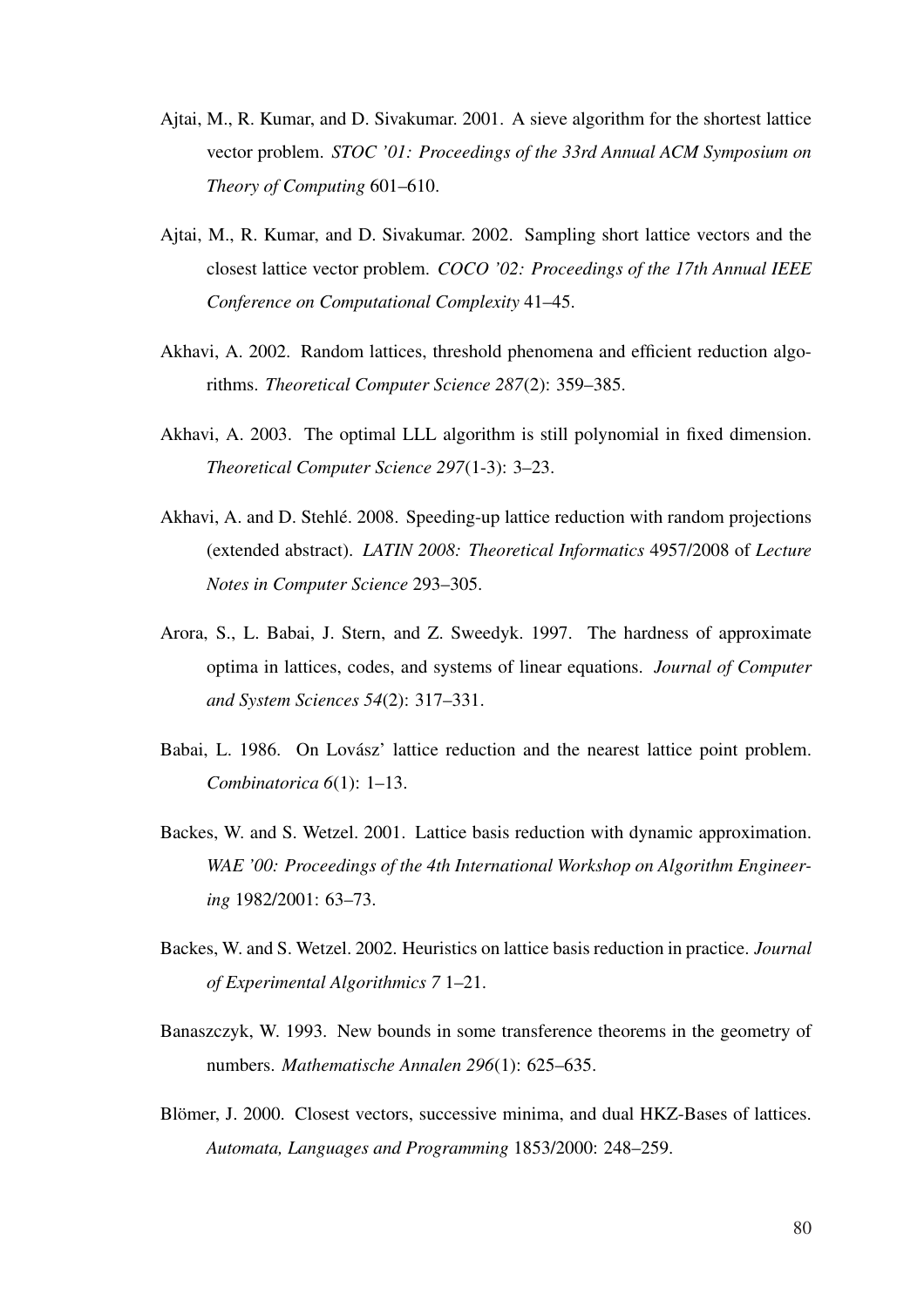Ajtai, M., R. Kumar, and D. Sivakumar. 2001. A sieve algorithm for the shortest lattice vector problem. *STOC '01: Proceedings of the 33rd Annual ACM Symposium on Theory of Computing* 601–610.

Ajtai, M., R. Kumar, and D. Sivakumar. 2002. Sampling short lattice vectors and the closest lattice vector problem. *COCO '02: Proceedings of the 17th Annual IEEE Conference on Computational Complexity* 41–45.

Akhavi, A. 2002. Random lattices, threshold phenomena and efficient reduction algorithms. *Theoretical Computer Science 287*(2): 359–385.

Akhavi, A. 2003. The optimal LLL algorithm is still polynomial in fixed dimension. *Theoretical Computer Science 297*(1-3): 3–23.

Akhavi, A. and D. Stehlé. 2008. Speeding-up lattice reduction with random projections (extended abstract). *LATIN 2008: Theoretical Informatics* 4957/2008 of *Lecture Notes in Computer Science* 293–305.

Arora, S., L. Babai, J. Stern, and Z. Sweedyk. 1997. The hardness of approximate optima in lattices, codes, and systems of linear equations. *Journal of Computer and System Sciences 54*(2): 317–331.

Babai, L. 1986. On Lovász' lattice reduction and the nearest lattice point problem. *Combinatorica 6*(1): 1–13.

Backes, W. and S. Wetzel. 2001. Lattice basis reduction with dynamic approximation. *WAE '00: Proceedings of the 4th International Workshop on Algorithm Engineering* 1982/2001: 63–73.

Backes, W. and S. Wetzel. 2002. Heuristics on lattice basis reduction in practice. *Journal of Experimental Algorithmics 7* 1–21.

Banaszczyk, W. 1993. New bounds in some transference theorems in the geometry of numbers. *Mathematische Annalen 296*(1): 625–635.

Blömer, J. 2000. Closest vectors, successive minima, and dual HKZ-Bases of lattices. *Automata, Languages and Programming* 1853/2000: 248–259.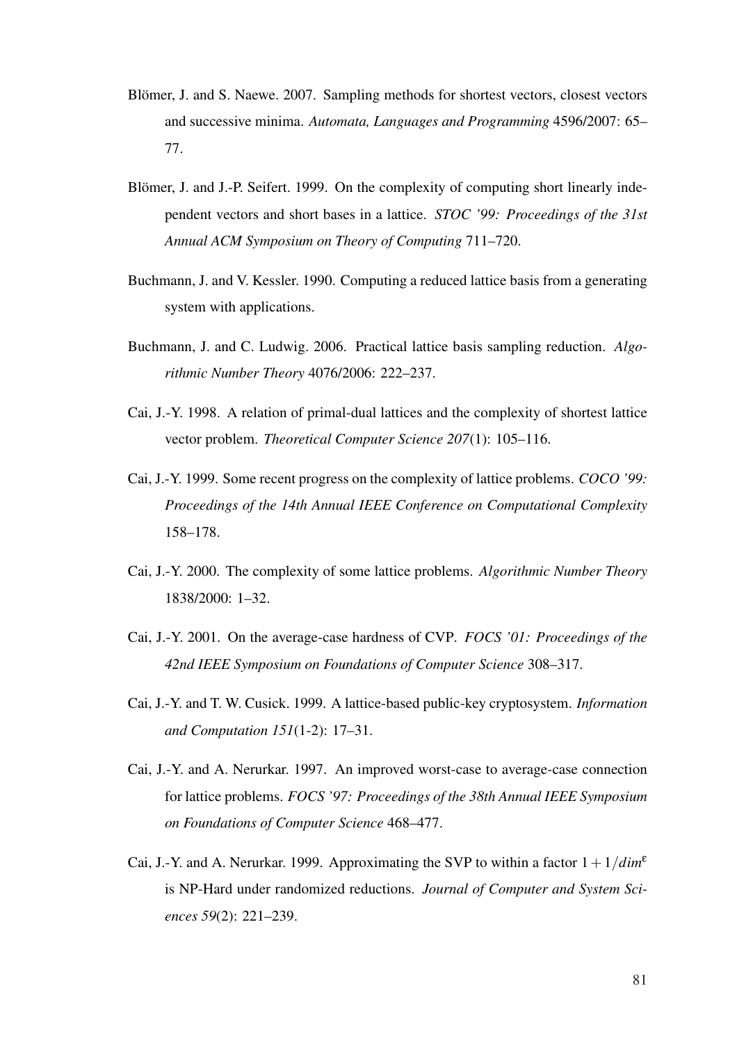Blömer, J. and S. Naewe. 2007. Sampling methods for shortest vectors, closest vectors and successive minima. *Automata, Languages and Programming* 4596/2007: 65–77.

Blömer, J. and J.-P. Seifert. 1999. On the complexity of computing short linearly independent vectors and short bases in a lattice. *STOC '99: Proceedings of the 31st Annual ACM Symposium on Theory of Computing* 711–720.

Buchmann, J. and V. Kessler. 1990. Computing a reduced lattice basis from a generating system with applications.

Buchmann, J. and C. Ludwig. 2006. Practical lattice basis sampling reduction. *Algorithmic Number Theory* 4076/2006: 222–237.

Cai, J.-Y. 1998. A relation of primal-dual lattices and the complexity of shortest lattice vector problem. *Theoretical Computer Science 207*(1): 105–116.

Cai, J.-Y. 1999. Some recent progress on the complexity of lattice problems. *COCO '99: Proceedings of the 14th Annual IEEE Conference on Computational Complexity* 158–178.

Cai, J.-Y. 2000. The complexity of some lattice problems. *Algorithmic Number Theory* 1838/2000: 1–32.

Cai, J.-Y. 2001. On the average-case hardness of CVP. *FOCS '01: Proceedings of the 42nd IEEE Symposium on Foundations of Computer Science* 308–317.

Cai, J.-Y. and T. W. Cusick. 1999. A lattice-based public-key cryptosystem. *Information and Computation 151*(1-2): 17–31.

Cai, J.-Y. and A. Nerurkar. 1997. An improved worst-case to average-case connection for lattice problems. *FOCS '97: Proceedings of the 38th Annual IEEE Symposium on Foundations of Computer Science* 468–477.

Cai, J.-Y. and A. Nerurkar. 1999. Approximating the SVP to within a factor $1+1/dim^{\varepsilon}$ is NP-Hard under randomized reductions. *Journal of Computer and System Sciences 59*(2): 221–239.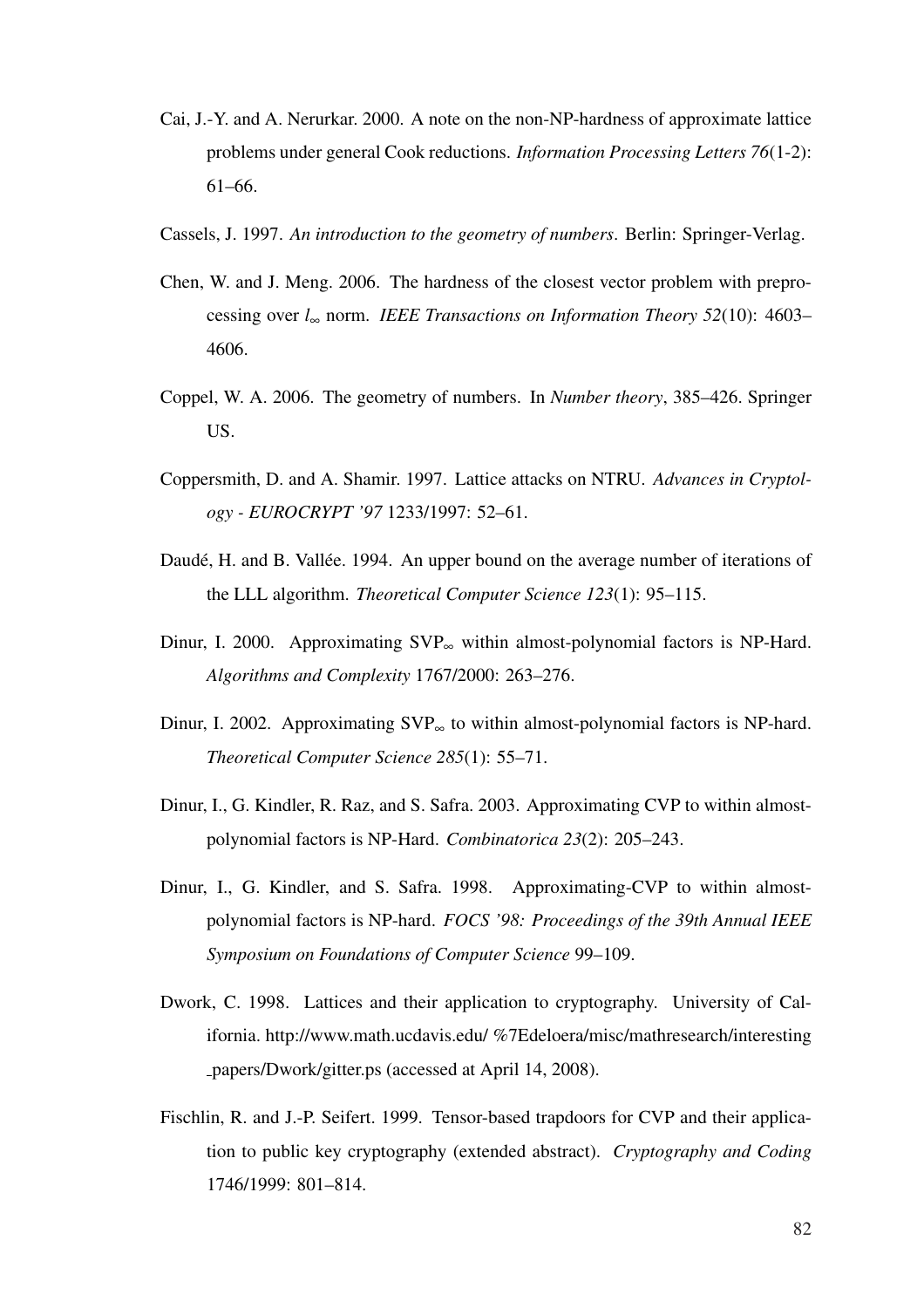Cai, J.-Y. and A. Nerurkar. 2000. A note on the non-NP-hardness of approximate lattice problems under general Cook reductions. *Information Processing Letters 76*(1-2): 61–66.

Cassels, J. 1997. *An introduction to the geometry of numbers*. Berlin: Springer-Verlag.

Chen, W. and J. Meng. 2006. The hardness of the closest vector problem with preprocessing over $l_\infty$ norm. *IEEE Transactions on Information Theory 52*(10): 4603–4606.

Coppel, W. A. 2006. The geometry of numbers. In *Number theory*, 385–426. Springer US.

Coppersmith, D. and A. Shamir. 1997. Lattice attacks on NTRU. *Advances in Cryptology - EUROCRYPT '97* 1233/1997: 52–61.

Daudé, H. and B. Vallée. 1994. An upper bound on the average number of iterations of the LLL algorithm. *Theoretical Computer Science 123*(1): 95–115.

Dinur, I. 2000. Approximating $\text{SVP}_\infty$ within almost-polynomial factors is NP-Hard. *Algorithms and Complexity* 1767/2000: 263–276.

Dinur, I. 2002. Approximating $\text{SVP}_\infty$ to within almost-polynomial factors is NP-hard. *Theoretical Computer Science 285*(1): 55–71.

Dinur, I., G. Kindler, R. Raz, and S. Safra. 2003. Approximating CVP to within almost-polynomial factors is NP-Hard. *Combinatorica 23*(2): 205–243.

Dinur, I., G. Kindler, and S. Safra. 1998. Approximating-CVP to within almost-polynomial factors is NP-hard. *FOCS '98: Proceedings of the 39th Annual IEEE Symposium on Foundations of Computer Science* 99–109.

Dwork, C. 1998. Lattices and their application to cryptography. University of California. http://www.math.ucdavis.edu/ %7Edeloera/misc/mathresearch/interesting_papers/Dwork/gitter.ps (accessed at April 14, 2008).

Fischlin, R. and J.-P. Seifert. 1999. Tensor-based trapdoors for CVP and their application to public key cryptography (extended abstract). *Cryptography and Coding* 1746/1999: 801–814.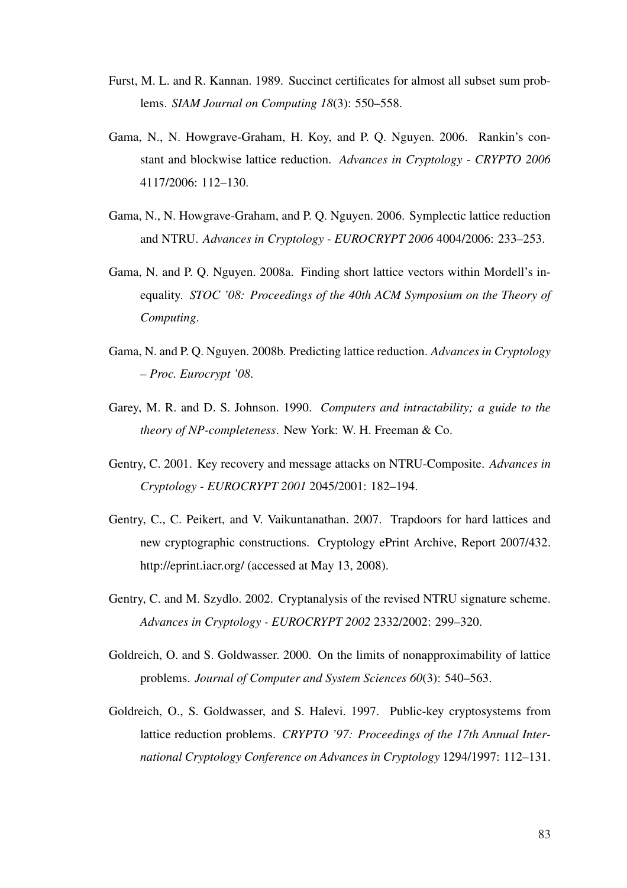Furst, M. L. and R. Kannan. 1989. Succinct certificates for almost all subset sum problems. *SIAM Journal on Computing 18*(3): 550–558.

Gama, N., N. Howgrave-Graham, H. Koy, and P. Q. Nguyen. 2006. Rankin's constant and blockwise lattice reduction. *Advances in Cryptology - CRYPTO 2006* 4117/2006: 112–130.

Gama, N., N. Howgrave-Graham, and P. Q. Nguyen. 2006. Symplectic lattice reduction and NTRU. *Advances in Cryptology - EUROCRYPT 2006* 4004/2006: 233–253.

Gama, N. and P. Q. Nguyen. 2008a. Finding short lattice vectors within Mordell's inequality. *STOC '08: Proceedings of the 40th ACM Symposium on the Theory of Computing*.

Gama, N. and P. Q. Nguyen. 2008b. Predicting lattice reduction. *Advances in Cryptology – Proc. Eurocrypt '08*.

Garey, M. R. and D. S. Johnson. 1990. *Computers and intractability; a guide to the theory of NP-completeness*. New York: W. H. Freeman & Co.

Gentry, C. 2001. Key recovery and message attacks on NTRU-Composite. *Advances in Cryptology - EUROCRYPT 2001* 2045/2001: 182–194.

Gentry, C., C. Peikert, and V. Vaikuntanathan. 2007. Trapdoors for hard lattices and new cryptographic constructions. Cryptology ePrint Archive, Report 2007/432. http://eprint.iacr.org/ (accessed at May 13, 2008).

Gentry, C. and M. Szydlo. 2002. Cryptanalysis of the revised NTRU signature scheme. *Advances in Cryptology - EUROCRYPT 2002* 2332/2002: 299–320.

Goldreich, O. and S. Goldwasser. 2000. On the limits of nonapproximability of lattice problems. *Journal of Computer and System Sciences 60*(3): 540–563.

Goldreich, O., S. Goldwasser, and S. Halevi. 1997. Public-key cryptosystems from lattice reduction problems. *CRYPTO '97: Proceedings of the 17th Annual International Cryptology Conference on Advances in Cryptology* 1294/1997: 112–131.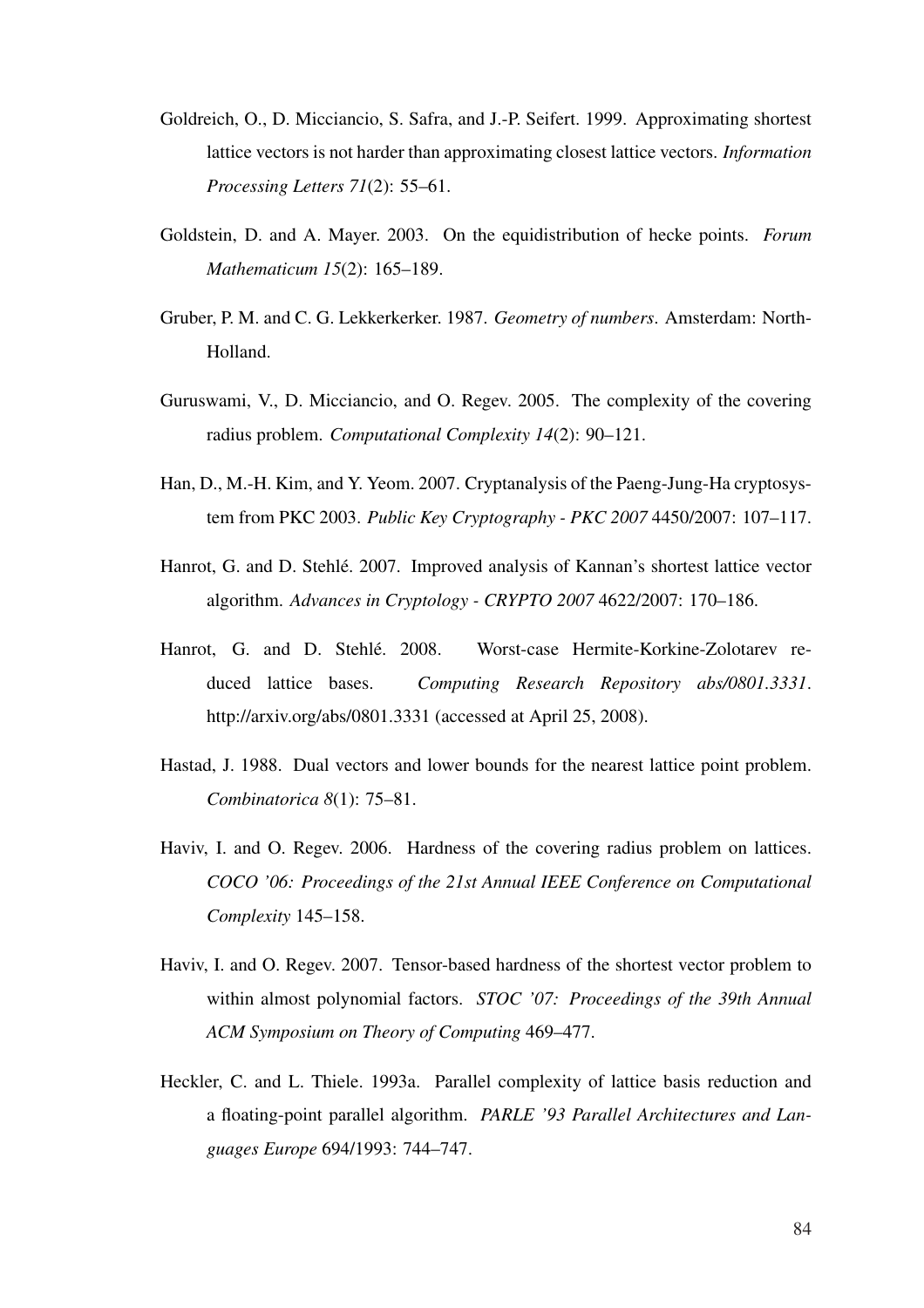Goldreich, O., D. Micciancio, S. Safra, and J.-P. Seifert. 1999. Approximating shortest lattice vectors is not harder than approximating closest lattice vectors. *Information Processing Letters 71*(2): 55–61.

Goldstein, D. and A. Mayer. 2003. On the equidistribution of hecke points. *Forum Mathematicum 15*(2): 165–189.

Gruber, P. M. and C. G. Lekkerkerker. 1987. *Geometry of numbers*. Amsterdam: North-Holland.

Guruswami, V., D. Micciancio, and O. Regev. 2005. The complexity of the covering radius problem. *Computational Complexity 14*(2): 90–121.

Han, D., M.-H. Kim, and Y. Yeom. 2007. Cryptanalysis of the Paeng-Jung-Ha cryptosystem from PKC 2003. *Public Key Cryptography - PKC 2007* 4450/2007: 107–117.

Hanrot, G. and D. Stehlé. 2007. Improved analysis of Kannan's shortest lattice vector algorithm. *Advances in Cryptology - CRYPTO 2007* 4622/2007: 170–186.

Hanrot, G. and D. Stehlé. 2008. Worst-case Hermite-Korkine-Zolotarev reduced lattice bases. *Computing Research Repository abs/0801.3331*. http://arxiv.org/abs/0801.3331 (accessed at April 25, 2008).

Hastad, J. 1988. Dual vectors and lower bounds for the nearest lattice point problem. *Combinatorica 8*(1): 75–81.

Haviv, I. and O. Regev. 2006. Hardness of the covering radius problem on lattices. *COCO '06: Proceedings of the 21st Annual IEEE Conference on Computational Complexity* 145–158.

Haviv, I. and O. Regev. 2007. Tensor-based hardness of the shortest vector problem to within almost polynomial factors. *STOC '07: Proceedings of the 39th Annual ACM Symposium on Theory of Computing* 469–477.

Heckler, C. and L. Thiele. 1993a. Parallel complexity of lattice basis reduction and a floating-point parallel algorithm. *PARLE '93 Parallel Architectures and Languages Europe* 694/1993: 744–747.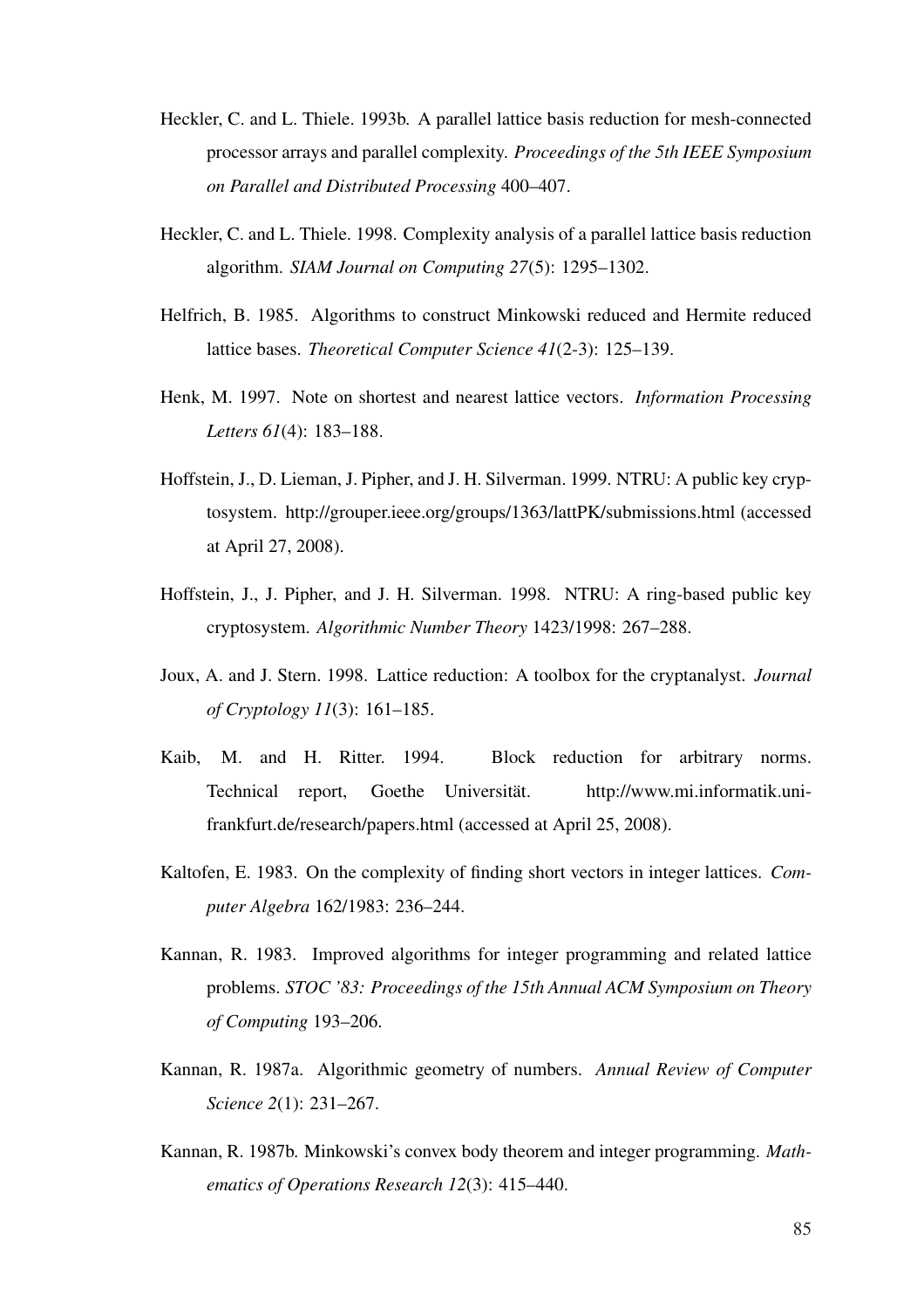Heckler, C. and L. Thiele. 1993b. A parallel lattice basis reduction for mesh-connected processor arrays and parallel complexity. *Proceedings of the 5th IEEE Symposium on Parallel and Distributed Processing* 400–407.

Heckler, C. and L. Thiele. 1998. Complexity analysis of a parallel lattice basis reduction algorithm. *SIAM Journal on Computing 27*(5): 1295–1302.

Helfrich, B. 1985. Algorithms to construct Minkowski reduced and Hermite reduced lattice bases. *Theoretical Computer Science 41*(2-3): 125–139.

Henk, M. 1997. Note on shortest and nearest lattice vectors. *Information Processing Letters 61*(4): 183–188.

Hoffstein, J., D. Lieman, J. Pipher, and J. H. Silverman. 1999. NTRU: A public key cryptosystem. http://grouper.ieee.org/groups/1363/lattPK/submissions.html (accessed at April 27, 2008).

Hoffstein, J., J. Pipher, and J. H. Silverman. 1998. NTRU: A ring-based public key cryptosystem. *Algorithmic Number Theory* 1423/1998: 267–288.

Joux, A. and J. Stern. 1998. Lattice reduction: A toolbox for the cryptanalyst. *Journal of Cryptology 11*(3): 161–185.

Kaib, M. and H. Ritter. 1994. Block reduction for arbitrary norms. Technical report, Goethe Universität. http://www.mi.informatik.uni-frankfurt.de/research/papers.html (accessed at April 25, 2008).

Kaltofen, E. 1983. On the complexity of finding short vectors in integer lattices. *Computer Algebra* 162/1983: 236–244.

Kannan, R. 1983. Improved algorithms for integer programming and related lattice problems. *STOC '83: Proceedings of the 15th Annual ACM Symposium on Theory of Computing* 193–206.

Kannan, R. 1987a. Algorithmic geometry of numbers. *Annual Review of Computer Science 2*(1): 231–267.

Kannan, R. 1987b. Minkowski's convex body theorem and integer programming. *Mathematics of Operations Research 12*(3): 415–440.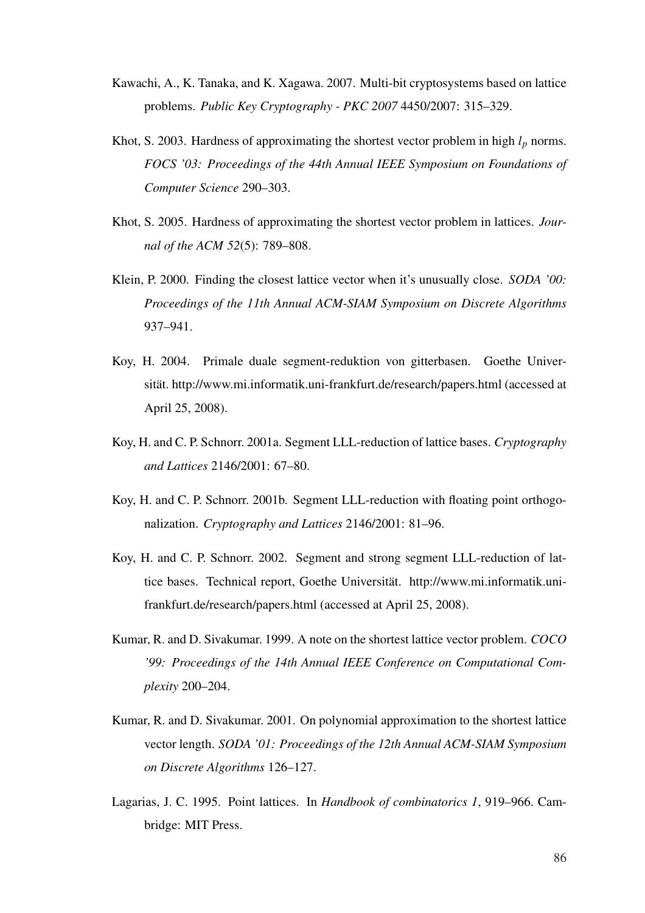Kawachi, A., K. Tanaka, and K. Xagawa. 2007. Multi-bit cryptosystems based on lattice problems. *Public Key Cryptography - PKC 2007* 4450/2007: 315–329.

Khot, S. 2003. Hardness of approximating the shortest vector problem in high $l_p$ norms. *FOCS '03: Proceedings of the 44th Annual IEEE Symposium on Foundations of Computer Science* 290–303.

Khot, S. 2005. Hardness of approximating the shortest vector problem in lattices. *Journal of the ACM 52*(5): 789–808.

Klein, P. 2000. Finding the closest lattice vector when it's unusually close. *SODA '00: Proceedings of the 11th Annual ACM-SIAM Symposium on Discrete Algorithms* 937–941.

Koy, H. 2004. Primale duale segment-reduktion von gitterbasen. Goethe Universität. http://www.mi.informatik.uni-frankfurt.de/research/papers.html (accessed at April 25, 2008).

Koy, H. and C. P. Schnorr. 2001a. Segment LLL-reduction of lattice bases. *Cryptography and Lattices* 2146/2001: 67–80.

Koy, H. and C. P. Schnorr. 2001b. Segment LLL-reduction with floating point orthogonalization. *Cryptography and Lattices* 2146/2001: 81–96.

Koy, H. and C. P. Schnorr. 2002. Segment and strong segment LLL-reduction of lattice bases. Technical report, Goethe Universität. http://www.mi.informatik.uni-frankfurt.de/research/papers.html (accessed at April 25, 2008).

Kumar, R. and D. Sivakumar. 1999. A note on the shortest lattice vector problem. *COCO '99: Proceedings of the 14th Annual IEEE Conference on Computational Complexity* 200–204.

Kumar, R. and D. Sivakumar. 2001. On polynomial approximation to the shortest lattice vector length. *SODA '01: Proceedings of the 12th Annual ACM-SIAM Symposium on Discrete Algorithms* 126–127.

Lagarias, J. C. 1995. Point lattices. In *Handbook of combinatorics 1*, 919–966. Cambridge: MIT Press.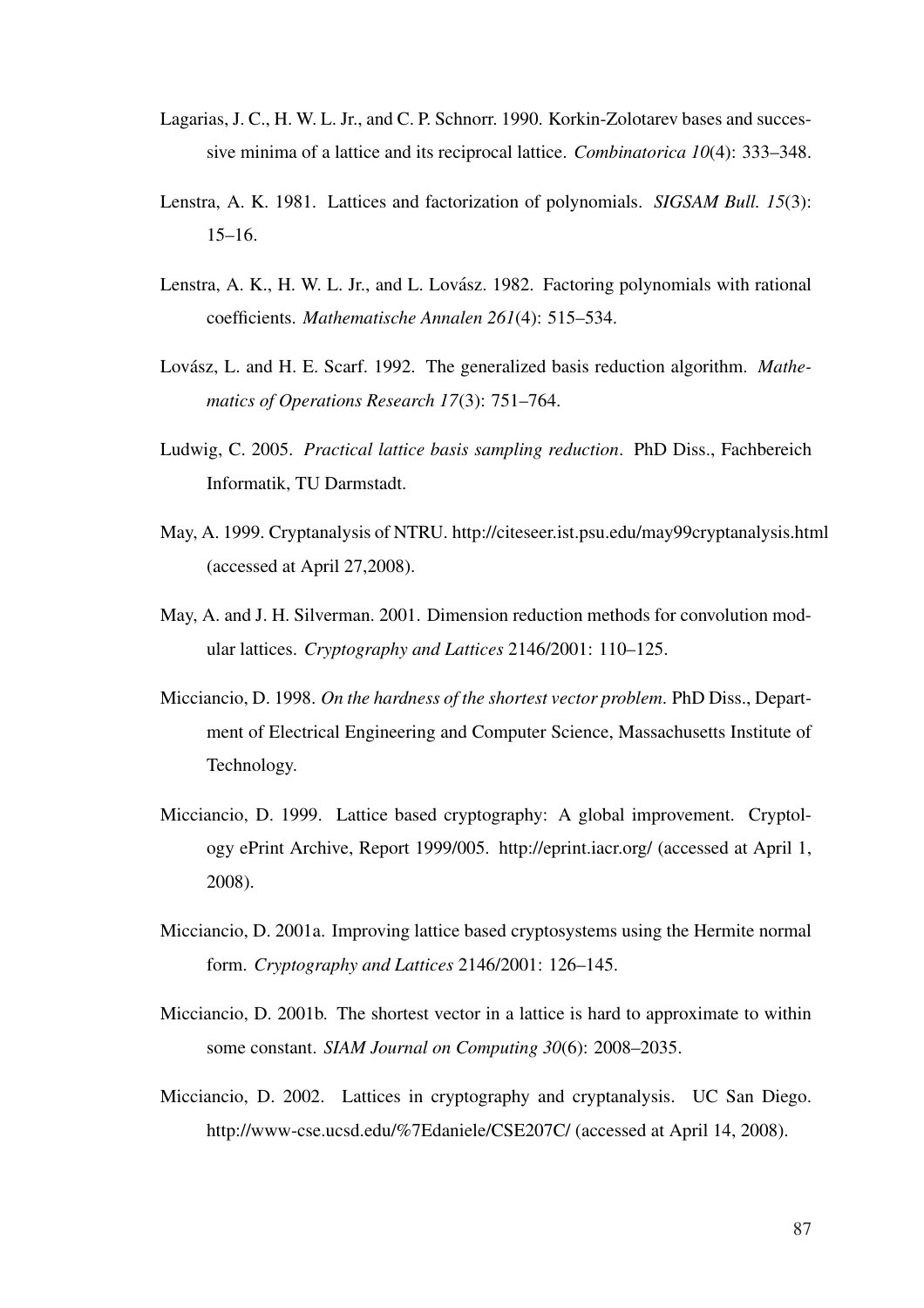Lagarias, J. C., H. W. L. Jr., and C. P. Schnorr. 1990. Korkin-Zolotarev bases and successive minima of a lattice and its reciprocal lattice. *Combinatorica 10*(4): 333–348.

Lenstra, A. K. 1981. Lattices and factorization of polynomials. *SIGSAM Bull. 15*(3): 15–16.

Lenstra, A. K., H. W. L. Jr., and L. Lovász. 1982. Factoring polynomials with rational coefficients. *Mathematische Annalen 261*(4): 515–534.

Lovász, L. and H. E. Scarf. 1992. The generalized basis reduction algorithm. *Mathematics of Operations Research 17*(3): 751–764.

Ludwig, C. 2005. *Practical lattice basis sampling reduction*. PhD Diss., Fachbereich Informatik, TU Darmstadt.

May, A. 1999. Cryptanalysis of NTRU. http://citeseer.ist.psu.edu/may99cryptanalysis.html (accessed at April 27,2008).

May, A. and J. H. Silverman. 2001. Dimension reduction methods for convolution modular lattices. *Cryptography and Lattices* 2146/2001: 110–125.

Micciancio, D. 1998. *On the hardness of the shortest vector problem*. PhD Diss., Department of Electrical Engineering and Computer Science, Massachusetts Institute of Technology.

Micciancio, D. 1999. Lattice based cryptography: A global improvement. Cryptology ePrint Archive, Report 1999/005. http://eprint.iacr.org/ (accessed at April 1, 2008).

Micciancio, D. 2001a. Improving lattice based cryptosystems using the Hermite normal form. *Cryptography and Lattices* 2146/2001: 126–145.

Micciancio, D. 2001b. The shortest vector in a lattice is hard to approximate to within some constant. *SIAM Journal on Computing 30*(6): 2008–2035.

Micciancio, D. 2002. Lattices in cryptography and cryptanalysis. UC San Diego. http://www-cse.ucsd.edu/%7Edaniele/CSE207C/ (accessed at April 14, 2008).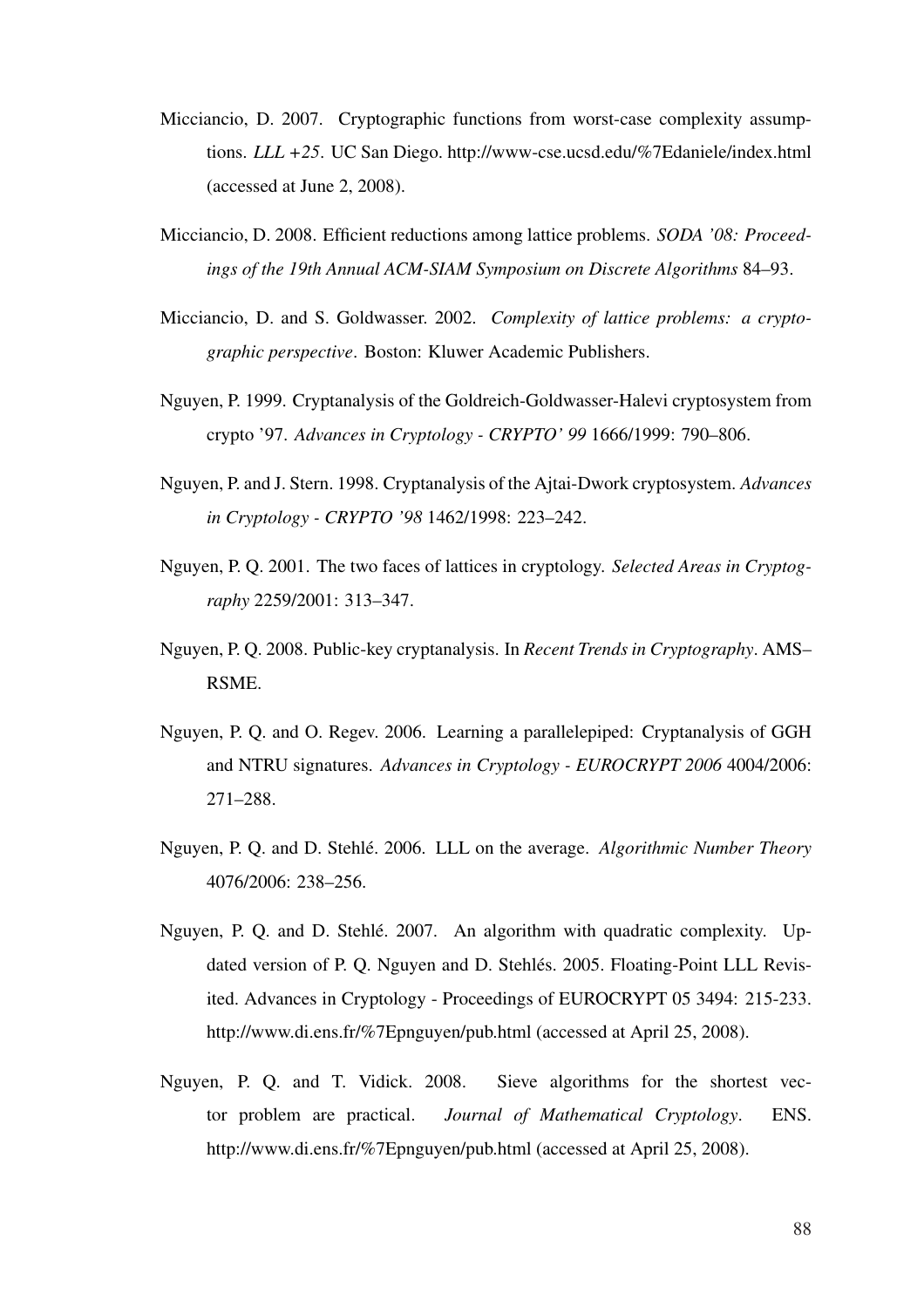Micciancio, D. 2007. Cryptographic functions from worst-case complexity assumptions. *LLL +25*. UC San Diego. http://www-cse.ucsd.edu/%7Edaniele/index.html (accessed at June 2, 2008).

Micciancio, D. 2008. Efficient reductions among lattice problems. *SODA '08: Proceedings of the 19th Annual ACM-SIAM Symposium on Discrete Algorithms* 84–93.

Micciancio, D. and S. Goldwasser. 2002. *Complexity of lattice problems: a cryptographic perspective*. Boston: Kluwer Academic Publishers.

Nguyen, P. 1999. Cryptanalysis of the Goldreich-Goldwasser-Halevi cryptosystem from crypto '97. *Advances in Cryptology - CRYPTO' 99* 1666/1999: 790–806.

Nguyen, P. and J. Stern. 1998. Cryptanalysis of the Ajtai-Dwork cryptosystem. *Advances in Cryptology - CRYPTO '98* 1462/1998: 223–242.

Nguyen, P. Q. 2001. The two faces of lattices in cryptology. *Selected Areas in Cryptography* 2259/2001: 313–347.

Nguyen, P. Q. 2008. Public-key cryptanalysis. In *Recent Trends in Cryptography*. AMS–RSME.

Nguyen, P. Q. and O. Regev. 2006. Learning a parallelepiped: Cryptanalysis of GGH and NTRU signatures. *Advances in Cryptology - EUROCRYPT 2006* 4004/2006: 271–288.

Nguyen, P. Q. and D. Stehlé. 2006. LLL on the average. *Algorithmic Number Theory* 4076/2006: 238–256.

Nguyen, P. Q. and D. Stehlé. 2007. An algorithm with quadratic complexity. Updated version of P. Q. Nguyen and D. Stehlés. 2005. Floating-Point LLL Revisited. Advances in Cryptology - Proceedings of EUROCRYPT 05 3494: 215-233. http://www.di.ens.fr/%7Epnguyen/pub.html (accessed at April 25, 2008).

Nguyen, P. Q. and T. Vidick. 2008. Sieve algorithms for the shortest vector problem are practical. *Journal of Mathematical Cryptology*. ENS. http://www.di.ens.fr/%7Epnguyen/pub.html (accessed at April 25, 2008).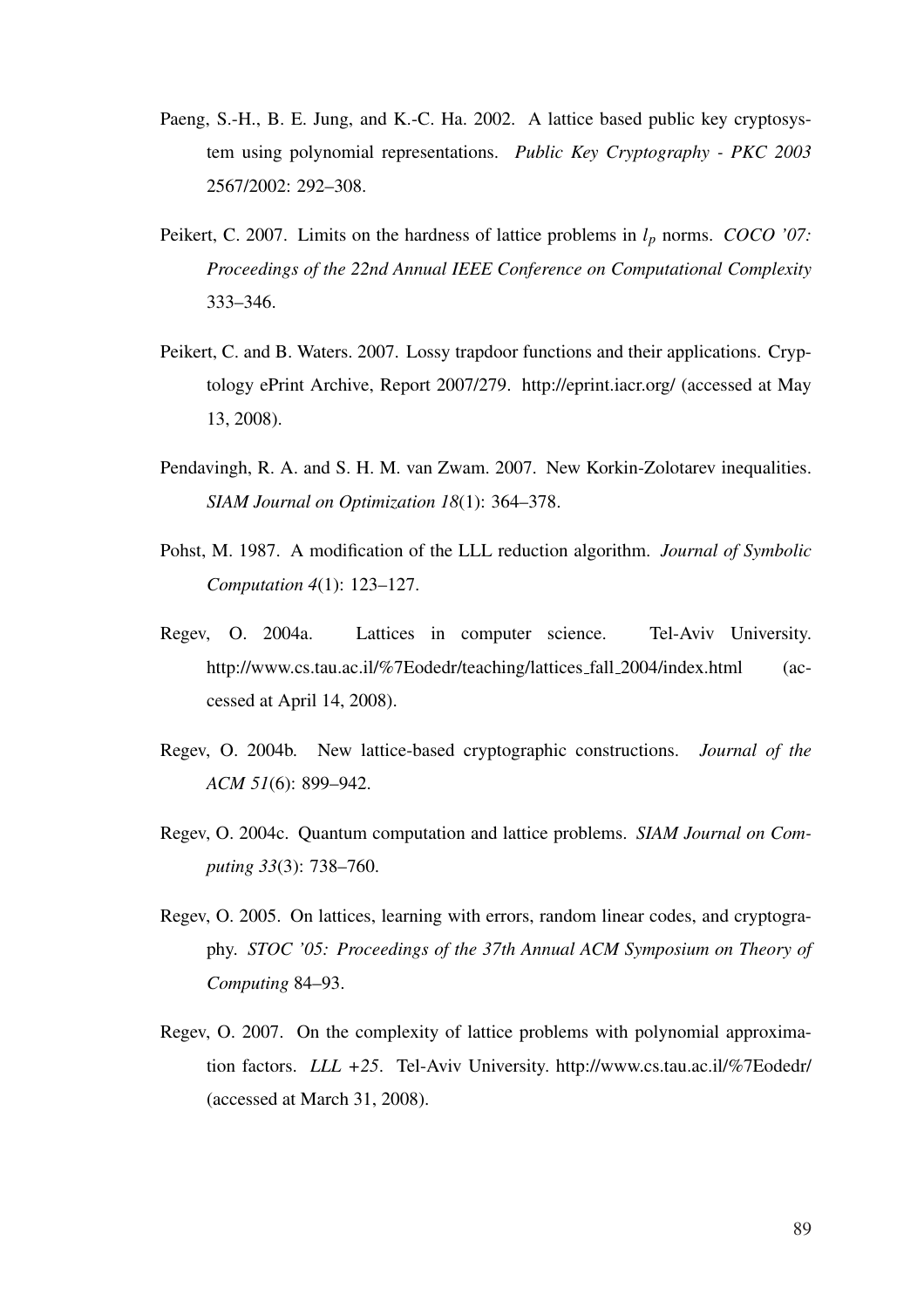Paeng, S.-H., B. E. Jung, and K.-C. Ha. 2002. A lattice based public key cryptosystem using polynomial representations. *Public Key Cryptography - PKC 2003* 2567/2002: 292–308.

Peikert, C. 2007. Limits on the hardness of lattice problems in $l_p$ norms. *COCO '07: Proceedings of the 22nd Annual IEEE Conference on Computational Complexity* 333–346.

Peikert, C. and B. Waters. 2007. Lossy trapdoor functions and their applications. Cryptology ePrint Archive, Report 2007/279. http://eprint.iacr.org/ (accessed at May 13, 2008).

Pendavingh, R. A. and S. H. M. van Zwam. 2007. New Korkin-Zolotarev inequalities. *SIAM Journal on Optimization 18*(1): 364–378.

Pohst, M. 1987. A modification of the LLL reduction algorithm. *Journal of Symbolic Computation 4*(1): 123–127.

Regev, O. 2004a. Lattices in computer science. Tel-Aviv University. http://www.cs.tau.ac.il/%7Eodedr/teaching/lattices_fall_2004/index.html (accessed at April 14, 2008).

Regev, O. 2004b. New lattice-based cryptographic constructions. *Journal of the ACM 51*(6): 899–942.

Regev, O. 2004c. Quantum computation and lattice problems. *SIAM Journal on Computing 33*(3): 738–760.

Regev, O. 2005. On lattices, learning with errors, random linear codes, and cryptography. *STOC '05: Proceedings of the 37th Annual ACM Symposium on Theory of Computing* 84–93.

Regev, O. 2007. On the complexity of lattice problems with polynomial approximation factors. *LLL +25*. Tel-Aviv University. http://www.cs.tau.ac.il/%7Eodedr/ (accessed at March 31, 2008).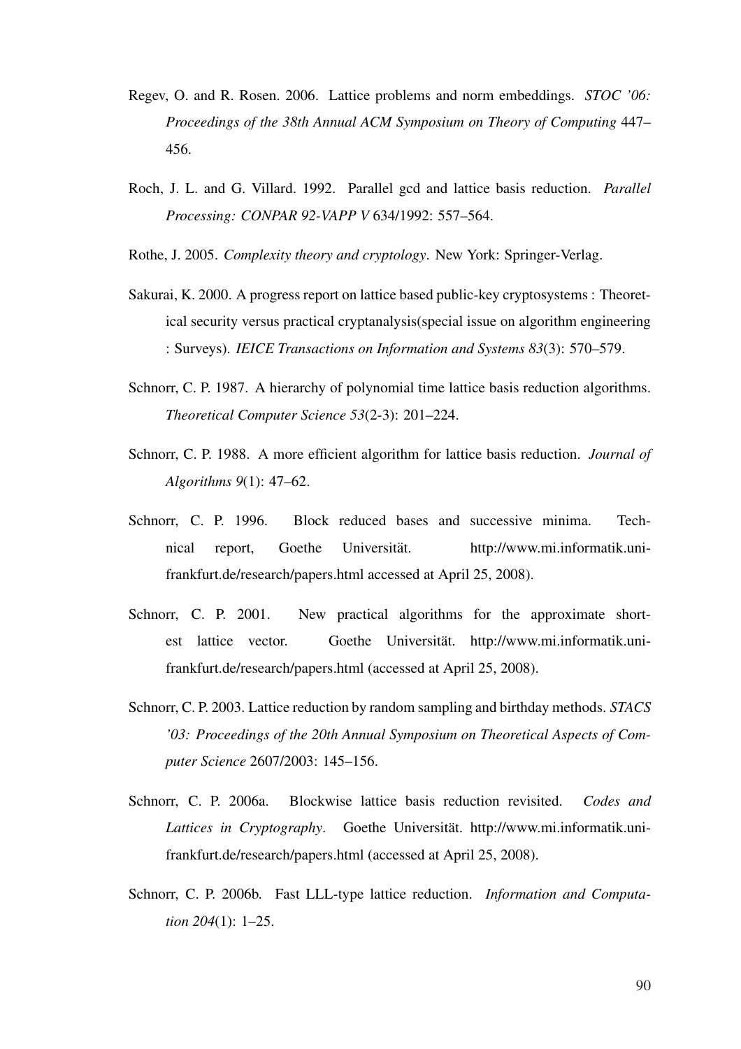Regev, O. and R. Rosen. 2006. Lattice problems and norm embeddings. *STOC '06: Proceedings of the 38th Annual ACM Symposium on Theory of Computing* 447–456.

Roch, J. L. and G. Villard. 1992. Parallel gcd and lattice basis reduction. *Parallel Processing: CONPAR 92-VAPP V* 634/1992: 557–564.

Rothe, J. 2005. *Complexity theory and cryptology*. New York: Springer-Verlag.

Sakurai, K. 2000. A progress report on lattice based public-key cryptosystems : Theoretical security versus practical cryptanalysis(special issue on algorithm engineering : Surveys). *IEICE Transactions on Information and Systems 83*(3): 570–579.

Schnorr, C. P. 1987. A hierarchy of polynomial time lattice basis reduction algorithms. *Theoretical Computer Science 53*(2-3): 201–224.

Schnorr, C. P. 1988. A more efficient algorithm for lattice basis reduction. *Journal of Algorithms 9*(1): 47–62.

Schnorr, C. P. 1996. Block reduced bases and successive minima. Technical report, Goethe Universität. http://www.mi.informatik.uni-frankfurt.de/research/papers.html accessed at April 25, 2008).

Schnorr, C. P. 2001. New practical algorithms for the approximate shortest lattice vector. Goethe Universität. http://www.mi.informatik.uni-frankfurt.de/research/papers.html (accessed at April 25, 2008).

Schnorr, C. P. 2003. Lattice reduction by random sampling and birthday methods. *STACS '03: Proceedings of the 20th Annual Symposium on Theoretical Aspects of Computer Science* 2607/2003: 145–156.

Schnorr, C. P. 2006a. Blockwise lattice basis reduction revisited. *Codes and Lattices in Cryptography*. Goethe Universität. http://www.mi.informatik.uni-frankfurt.de/research/papers.html (accessed at April 25, 2008).

Schnorr, C. P. 2006b. Fast LLL-type lattice reduction. *Information and Computation 204*(1): 1–25.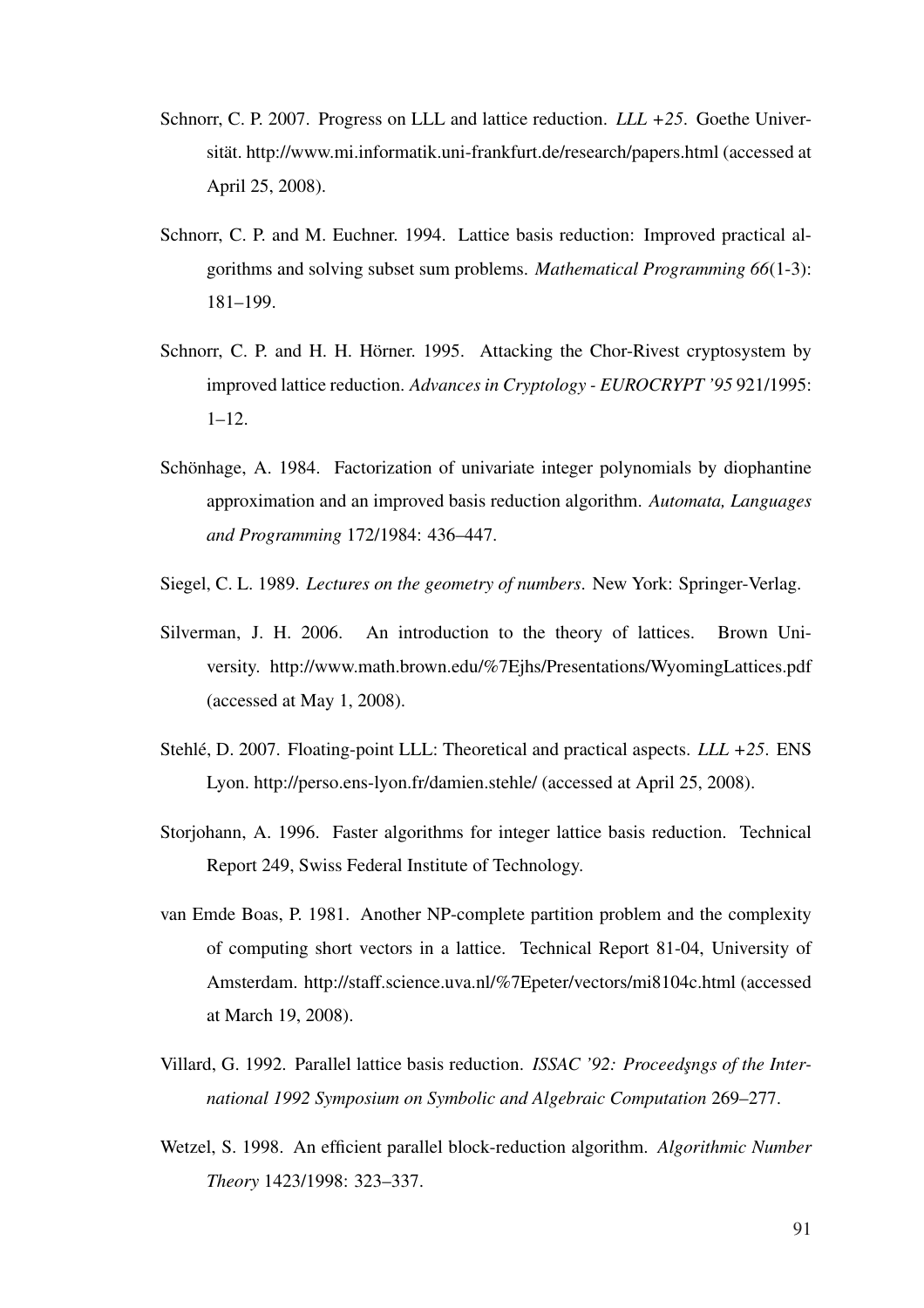Schnorr, C. P. 2007. Progress on LLL and lattice reduction. *LLL +25*. Goethe Universität. http://www.mi.informatik.uni-frankfurt.de/research/papers.html (accessed at April 25, 2008).

Schnorr, C. P. and M. Euchner. 1994. Lattice basis reduction: Improved practical algorithms and solving subset sum problems. *Mathematical Programming 66*(1-3): 181–199.

Schnorr, C. P. and H. H. Hörner. 1995. Attacking the Chor-Rivest cryptosystem by improved lattice reduction. *Advances in Cryptology - EUROCRYPT '95* 921/1995: 1–12.

Schönhage, A. 1984. Factorization of univariate integer polynomials by diophantine approximation and an improved basis reduction algorithm. *Automata, Languages and Programming* 172/1984: 436–447.

Siegel, C. L. 1989. *Lectures on the geometry of numbers*. New York: Springer-Verlag.

Silverman, J. H. 2006. An introduction to the theory of lattices. Brown University. http://www.math.brown.edu/%7Ejhs/Presentations/WyomingLattices.pdf (accessed at May 1, 2008).

Stehlé, D. 2007. Floating-point LLL: Theoretical and practical aspects. *LLL +25*. ENS Lyon. http://perso.ens-lyon.fr/damien.stehle/ (accessed at April 25, 2008).

Storjohann, A. 1996. Faster algorithms for integer lattice basis reduction. Technical Report 249, Swiss Federal Institute of Technology.

van Emde Boas, P. 1981. Another NP-complete partition problem and the complexity of computing short vectors in a lattice. Technical Report 81-04, University of Amsterdam. http://staff.science.uva.nl/%7Epeter/vectors/mi8104c.html (accessed at March 19, 2008).

Villard, G. 1992. Parallel lattice basis reduction. *ISSAC '92: Proceedşngs of the International 1992 Symposium on Symbolic and Algebraic Computation* 269–277.

Wetzel, S. 1998. An efficient parallel block-reduction algorithm. *Algorithmic Number Theory* 1423/1998: 323–337.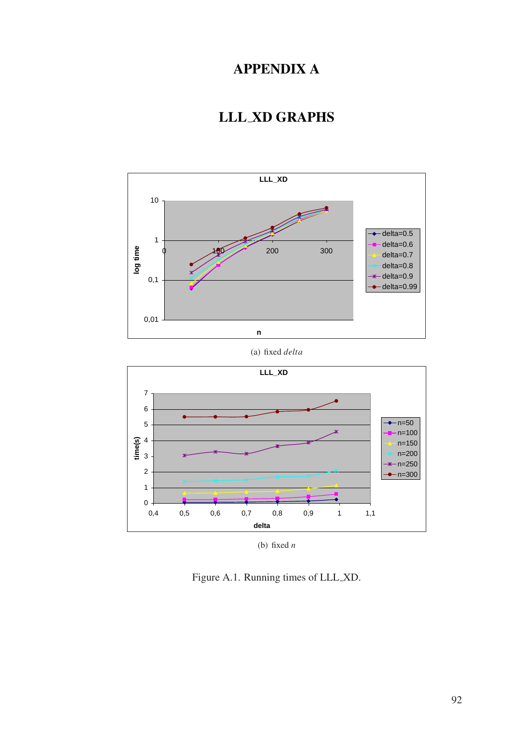# APPENDIX A

# LLL_XD GRAPHS

(a) fixed *delta*

(b) fixed $n$

Figure A.1. Running times of LLL_XD.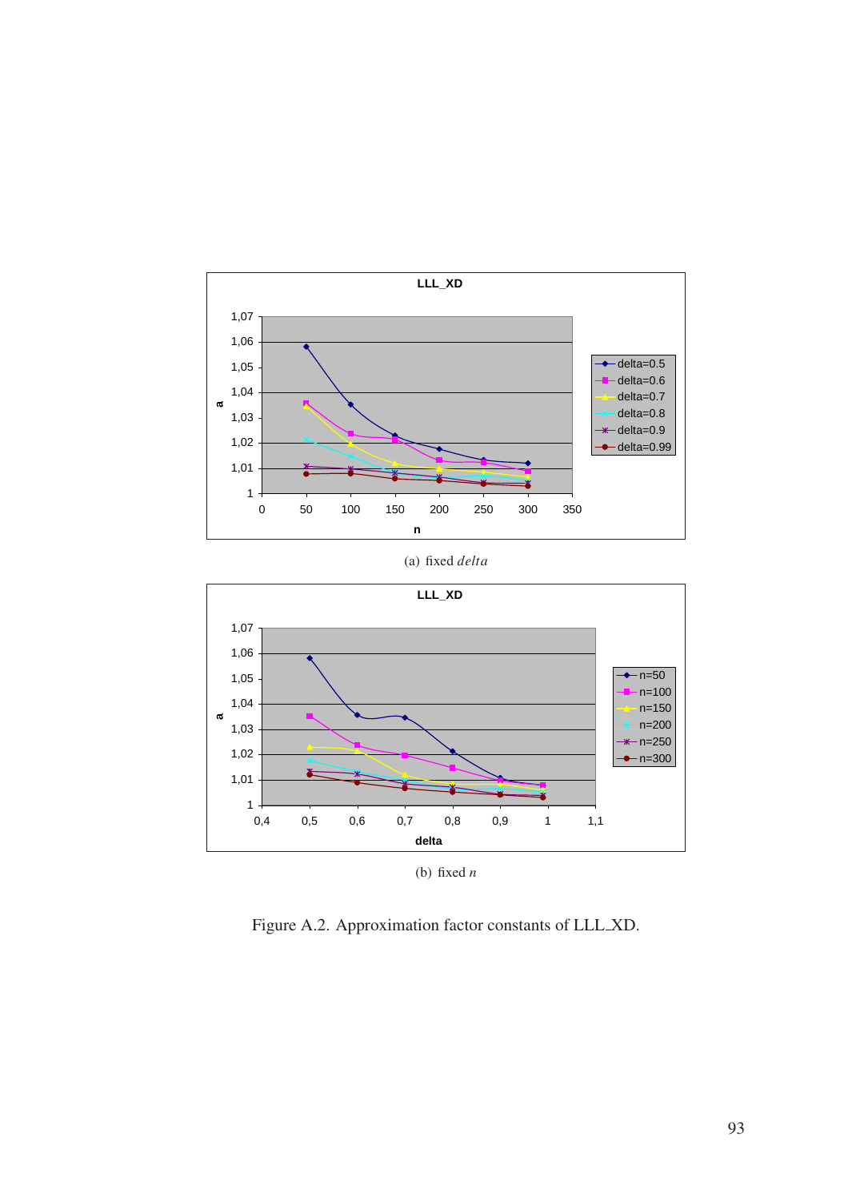(a) fixed *delta*

(b) fixed $n$

Figure A.2. Approximation factor constants of LLL_XD.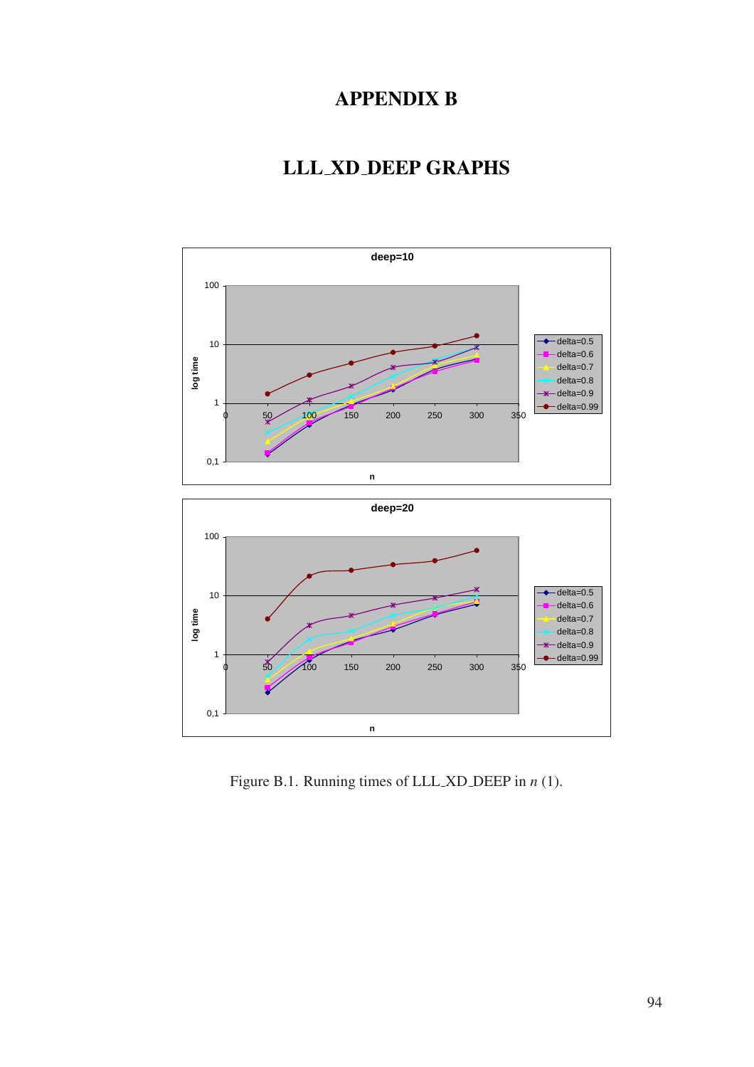# APPENDIX B

## LLL_XD_DEEP GRAPHS

Figure B.1. Running times of LLL_XD_DEEP in $n$ (1).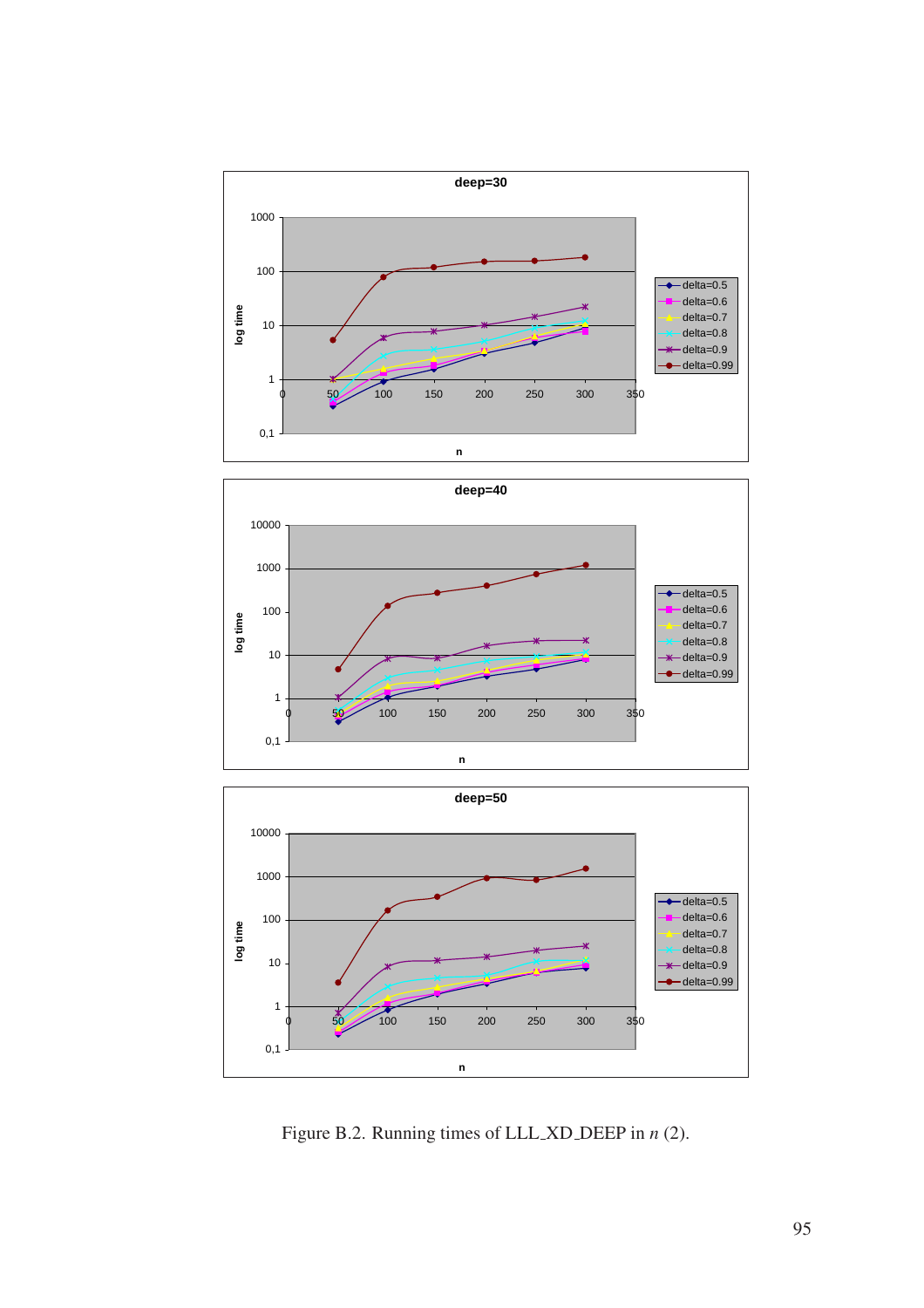Figure B.2. Running times of LLL_XD_DEEP in $n$ (2).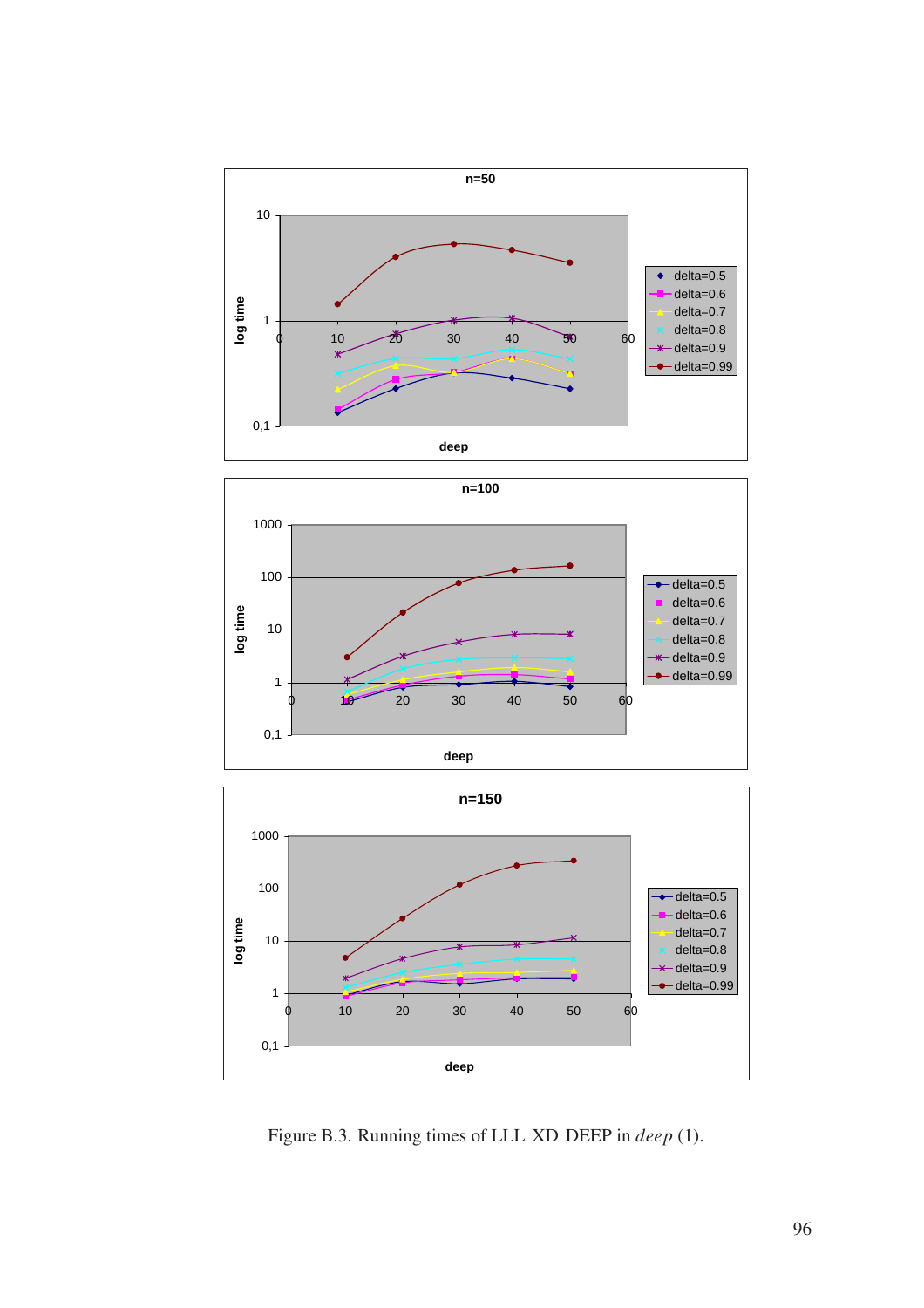Figure B.3. Running times of LLL_XD_DEEP in *deep* (1).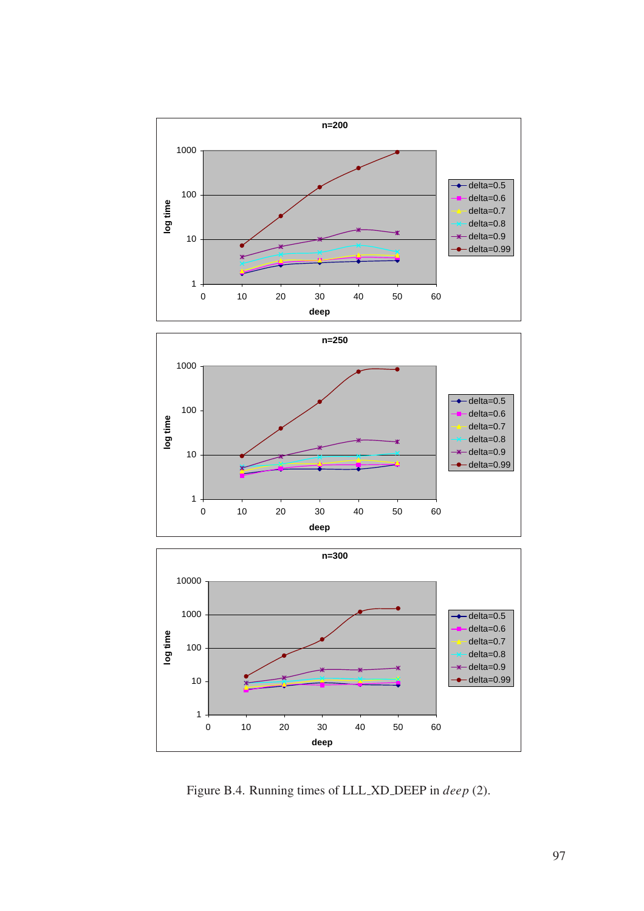Figure B.4. Running times of LLL_XD_DEEP in *deep* (2).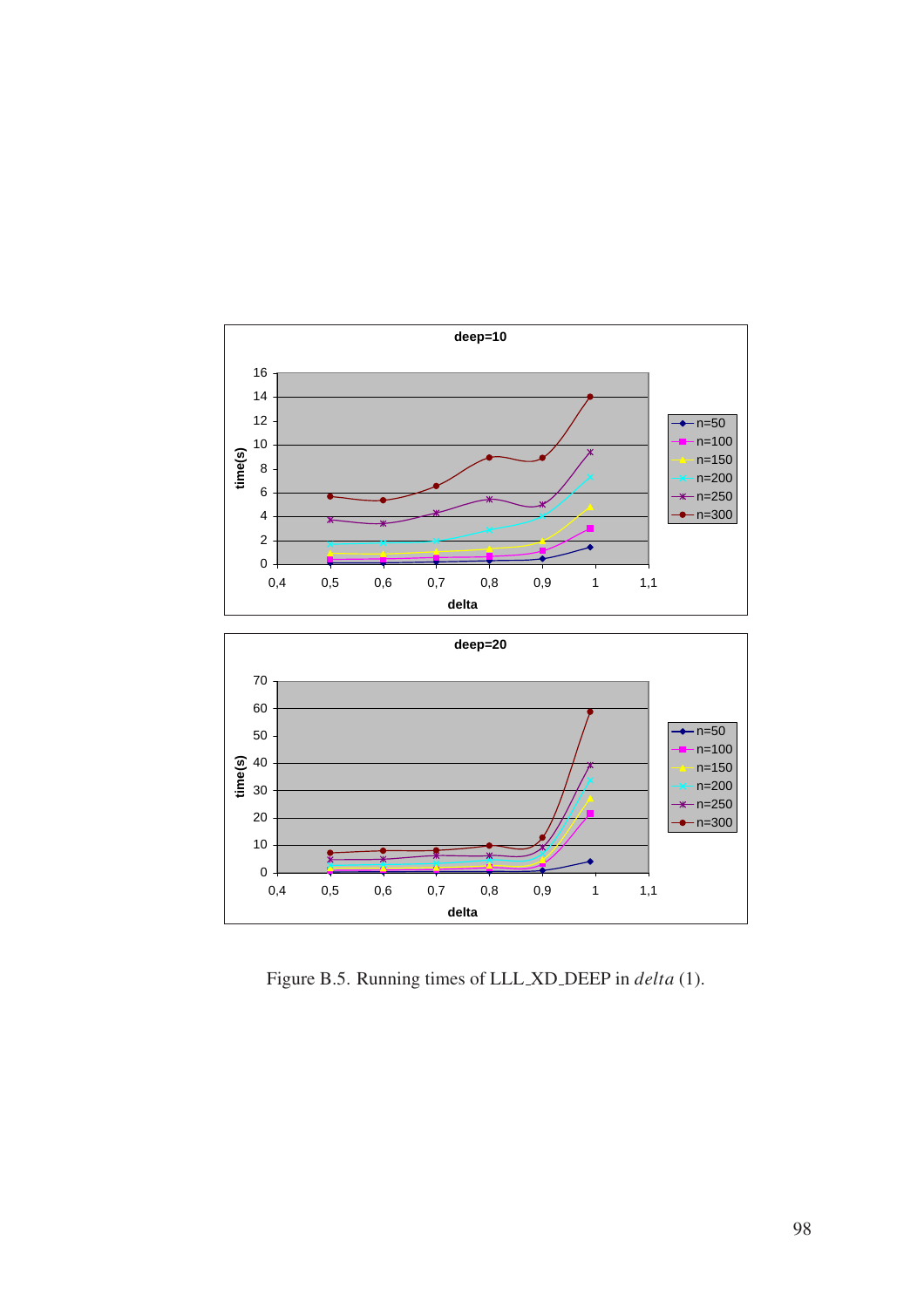Figure B.5. Running times of LLL_XD_DEEP in *delta* (1).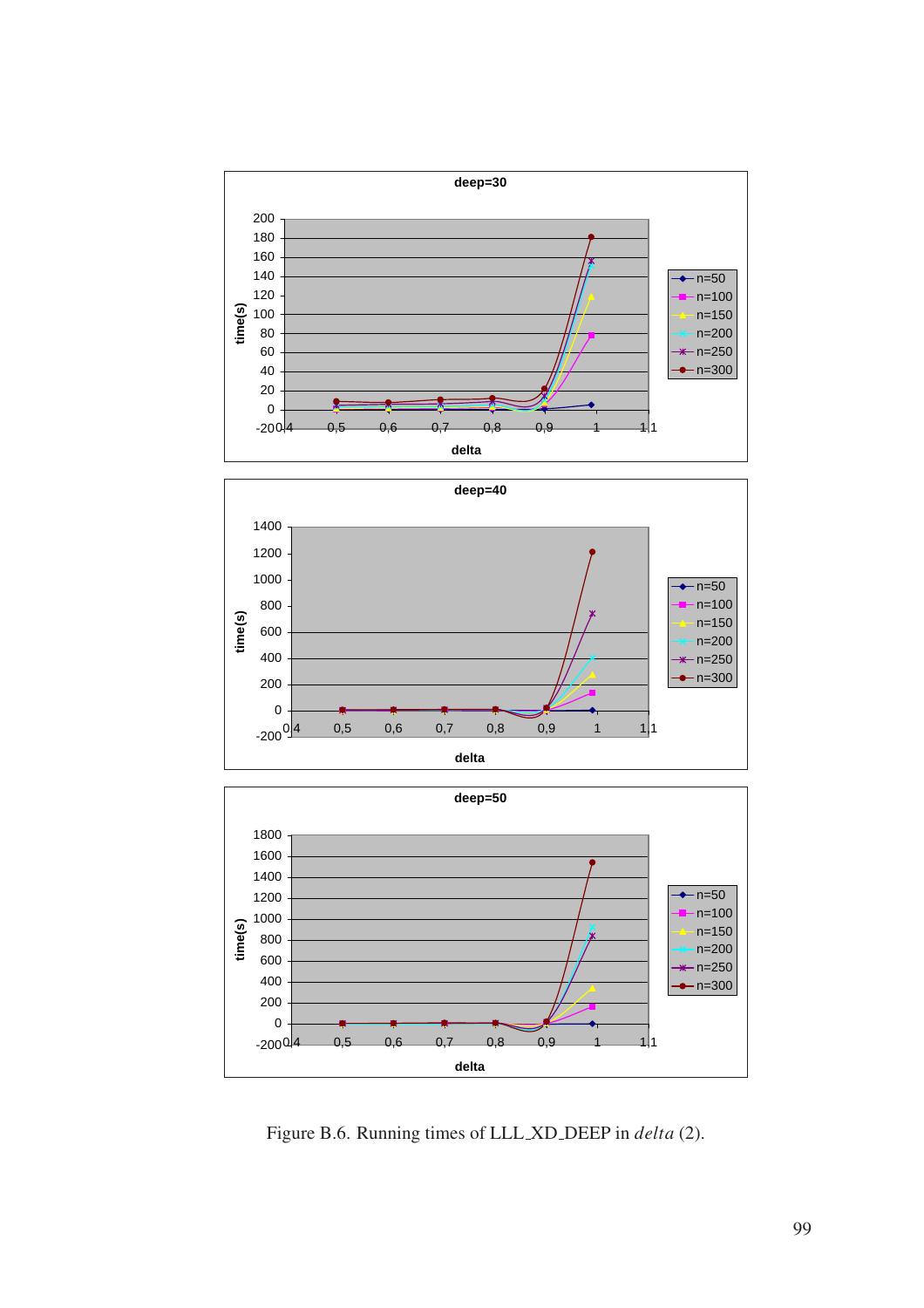Figure B.6. Running times of LLL_XD_DEEP in *delta* (2).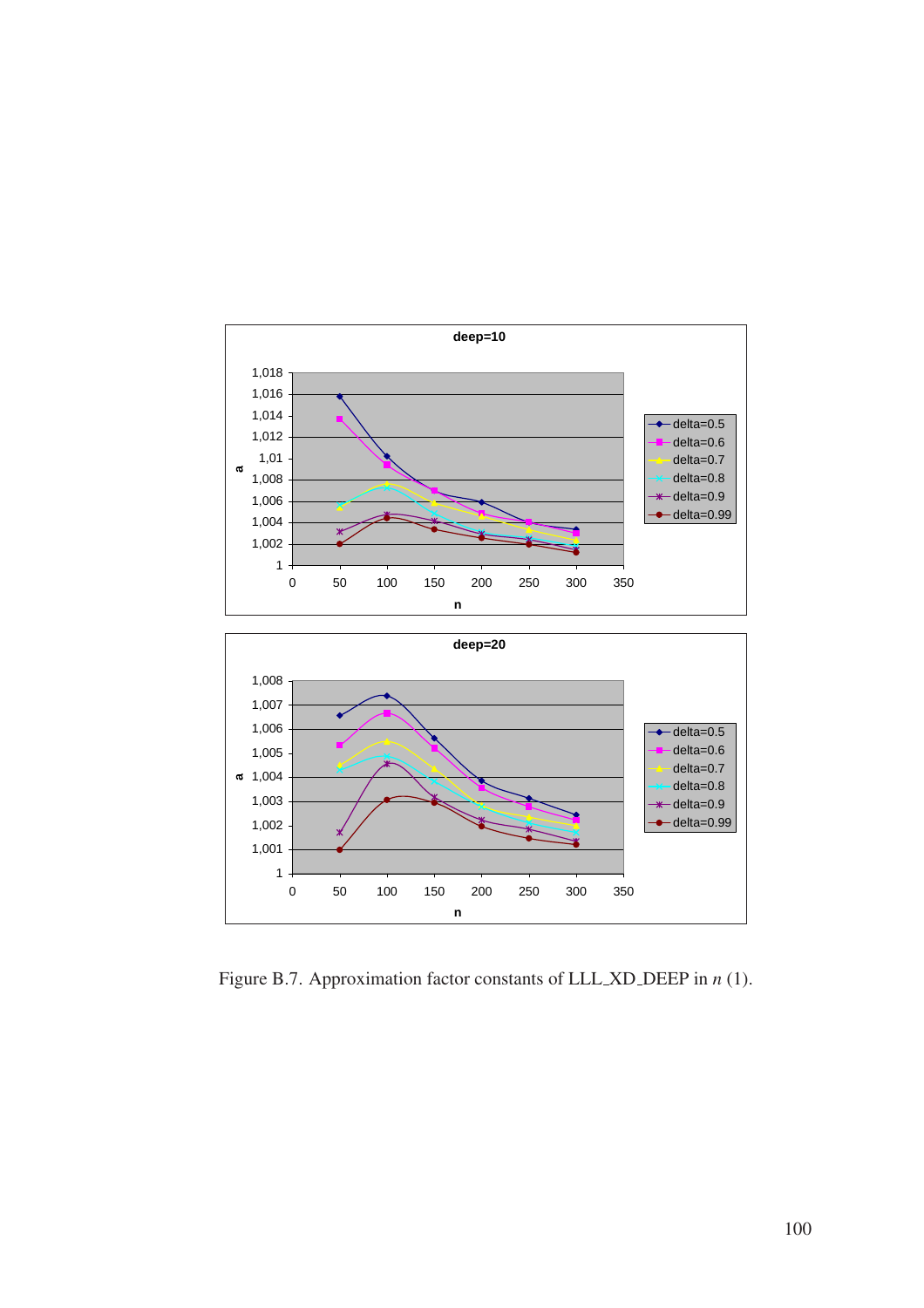Figure B.7. Approximation factor constants of LLL_XD_DEEP in $n$ (1).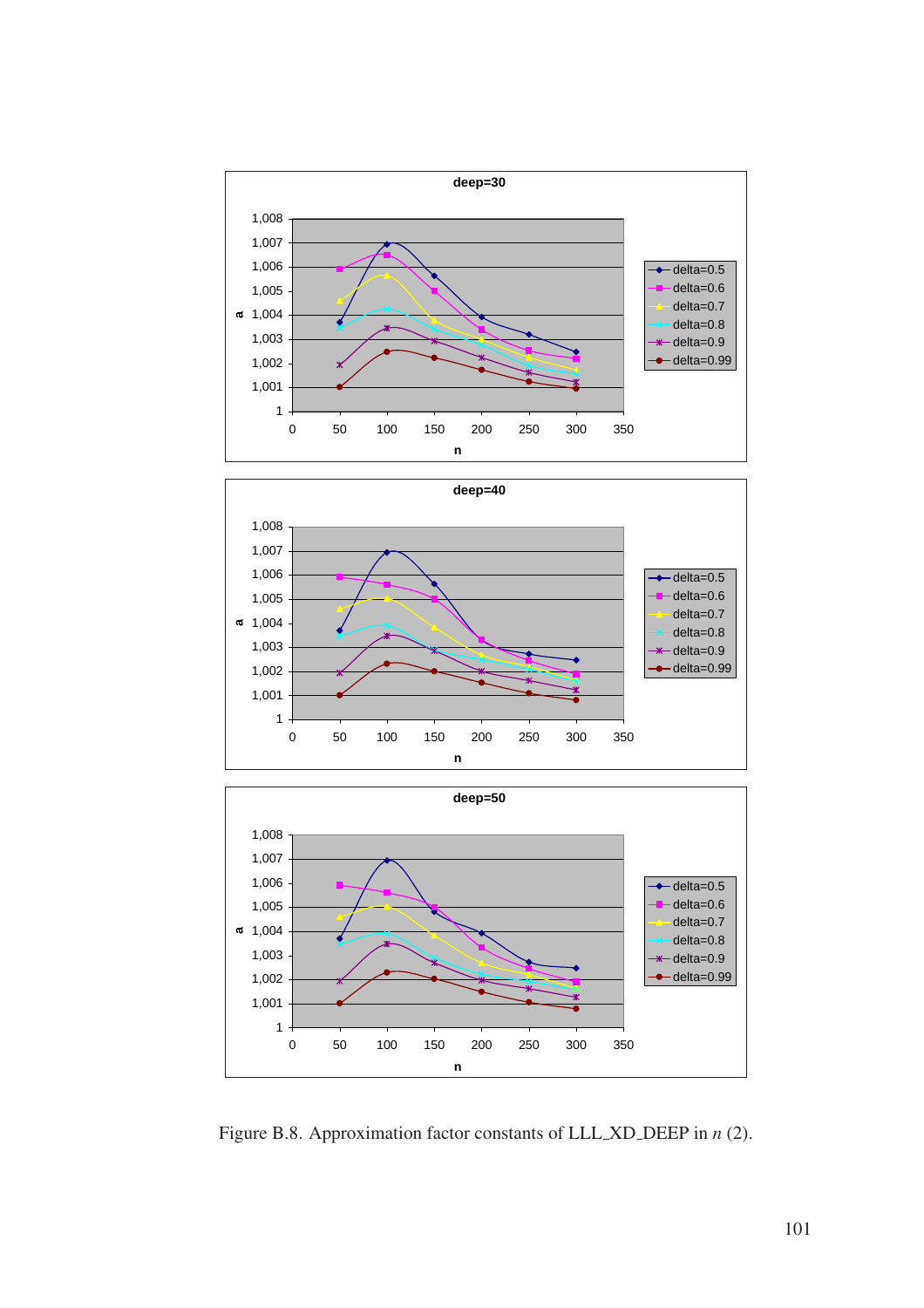Figure B.8. Approximation factor constants of LLL_XD_DEEP in $n$ (2).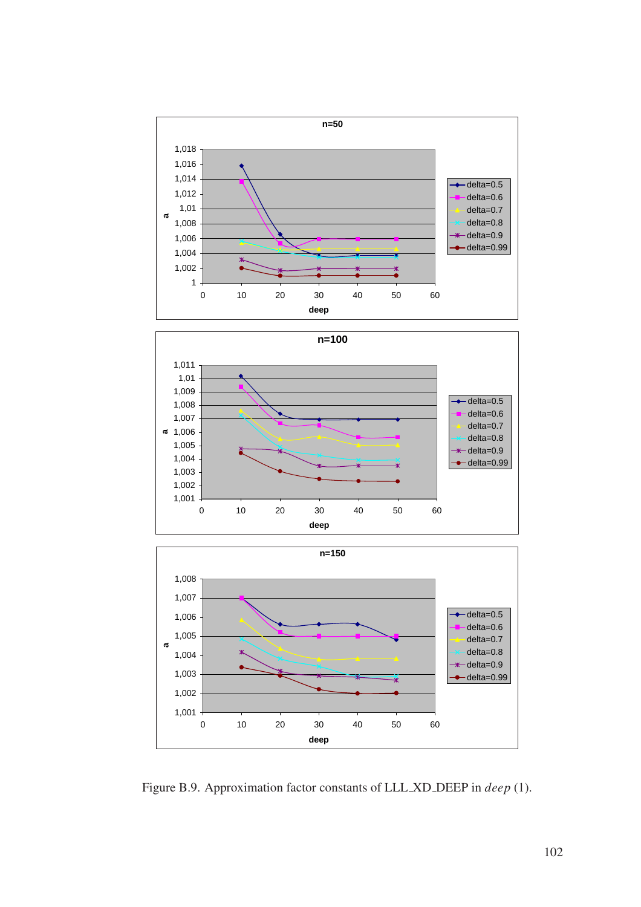Figure B.9. Approximation factor constants of LLL_XD_DEEP in *deep* (1).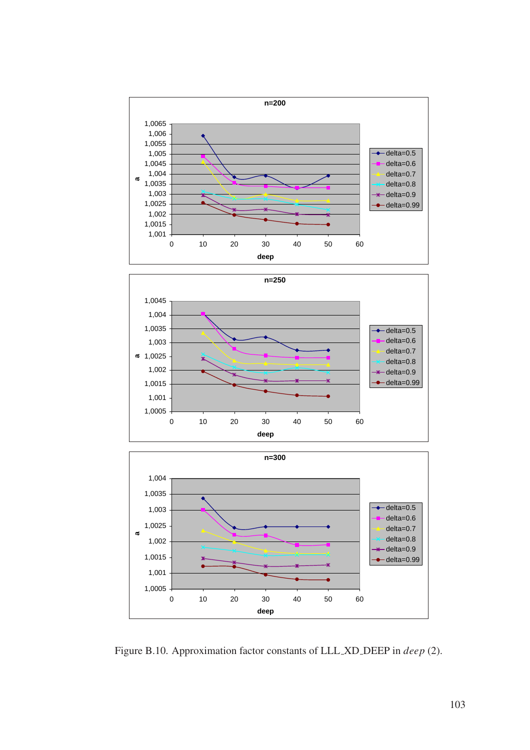Figure B.10. Approximation factor constants of LLL_XD_DEEP in *deep* (2).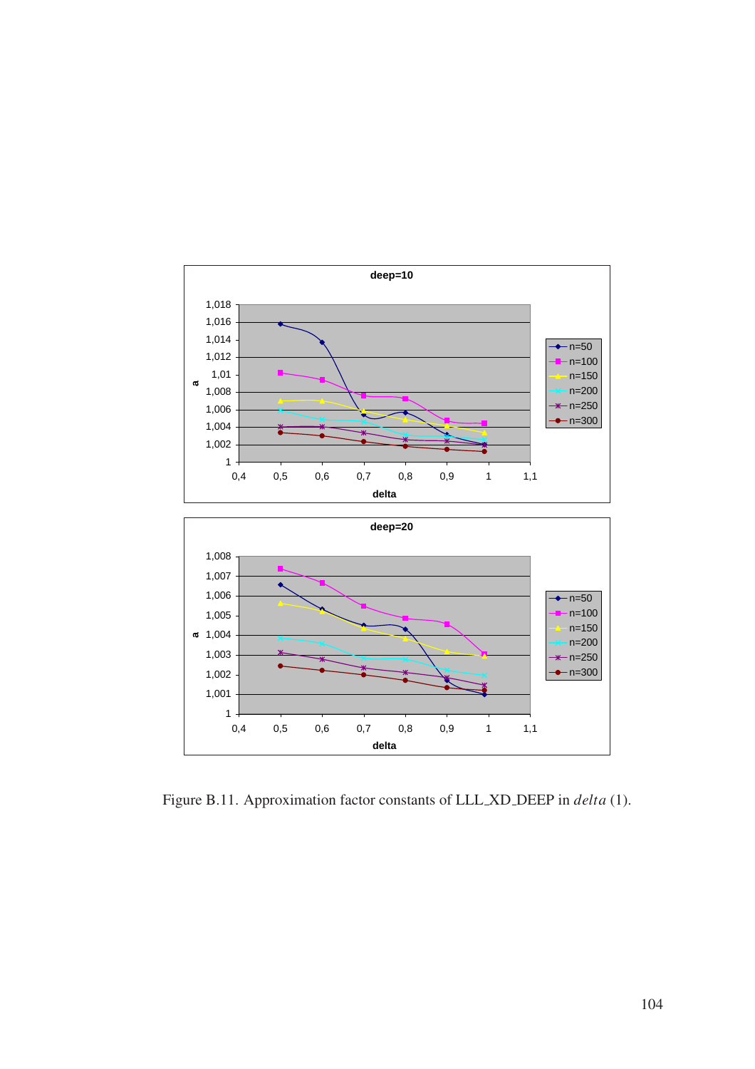Figure B.11. Approximation factor constants of LLL_XD_DEEP in *delta* (1).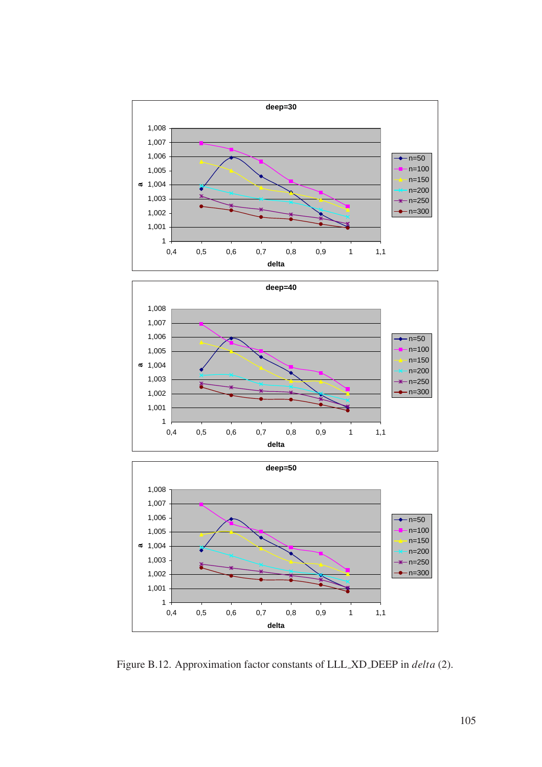Figure B.12. Approximation factor constants of LLL_XD_DEEP in *delta* (2).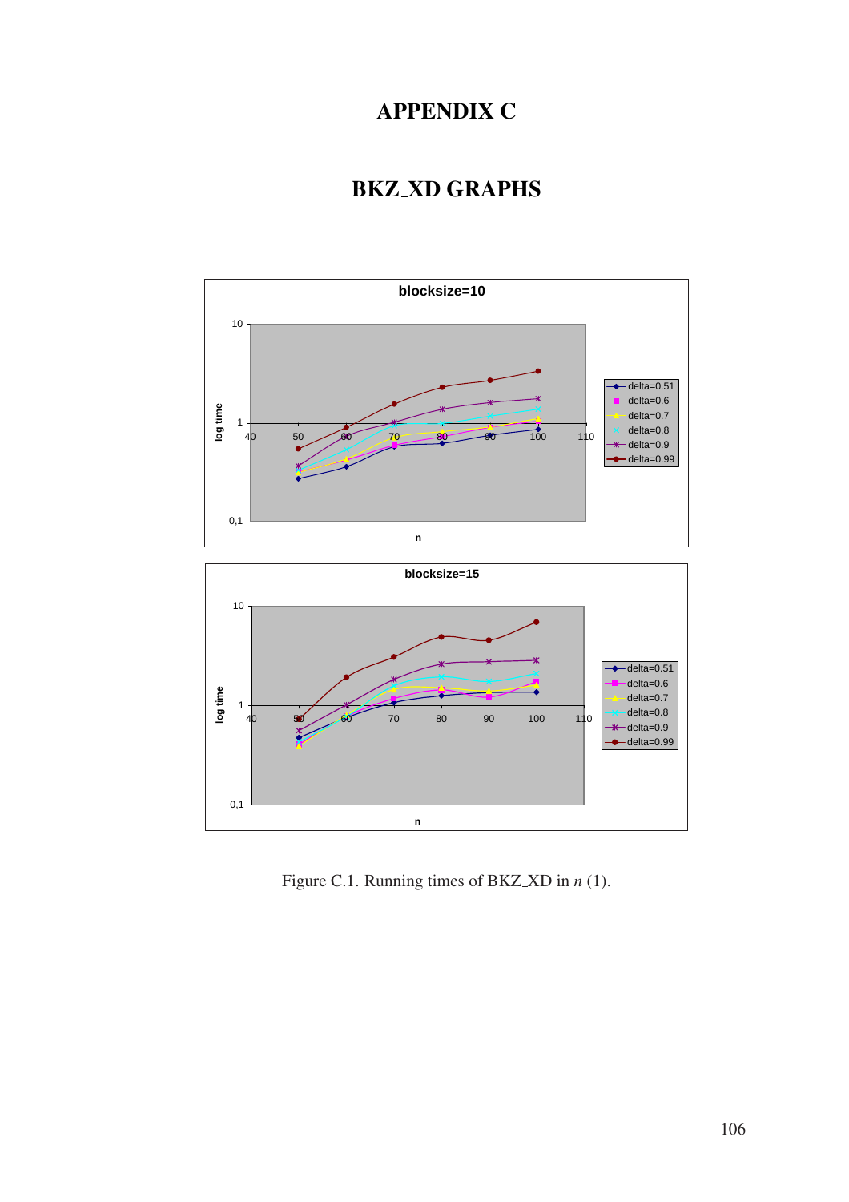# APPENDIX C

# BKZ_XD GRAPHS

Figure C.1. Running times of BKZ_XD in $n$ (1).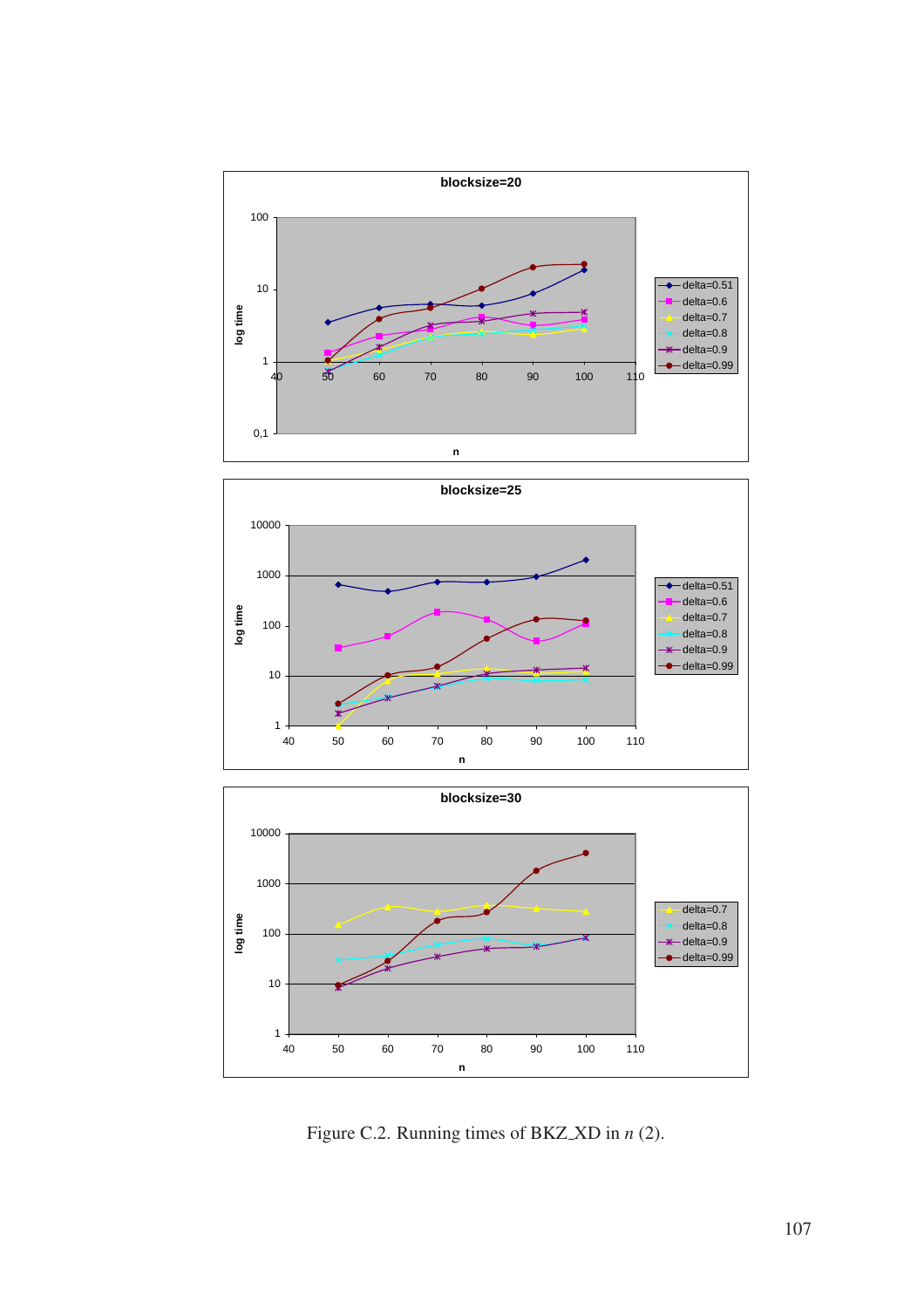**blocksize=20**

log time (0,1 – 100) vs. n (40 – 110)

Legend: delta=0.51, delta=0.6, delta=0.7, delta=0.8, delta=0.9, delta=0.99

**blocksize=25**

log time (1 – 10000) vs. n (40 – 110)

Legend: delta=0.51, delta=0.6, delta=0.7, delta=0.8, delta=0.9, delta=0.99

**blocksize=30**

log time (1 – 10000) vs. n (40 – 110)

Legend: delta=0.7, delta=0.8, delta=0.9, delta=0.99

Figure C.2. Running times of BKZ_XD in $n$ (2).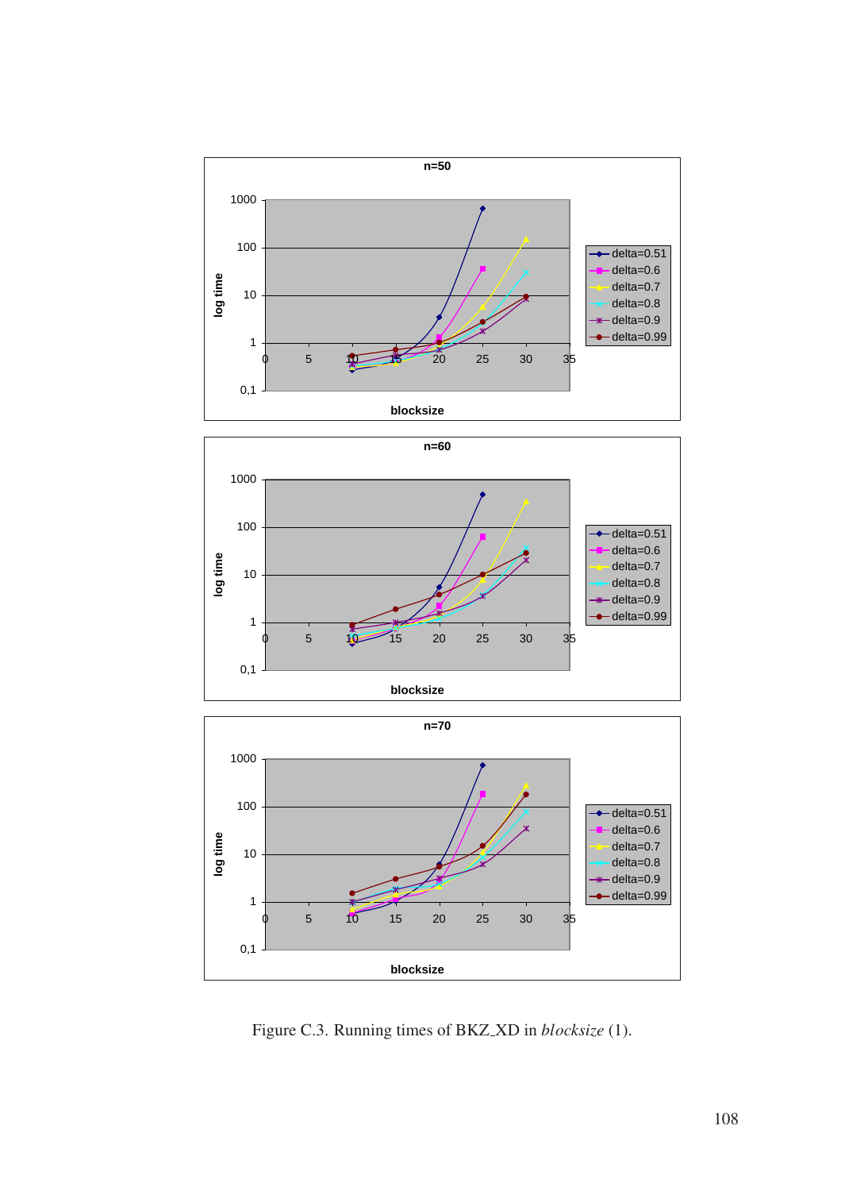Figure C.3. Running times of BKZ_XD in *blocksize* (1).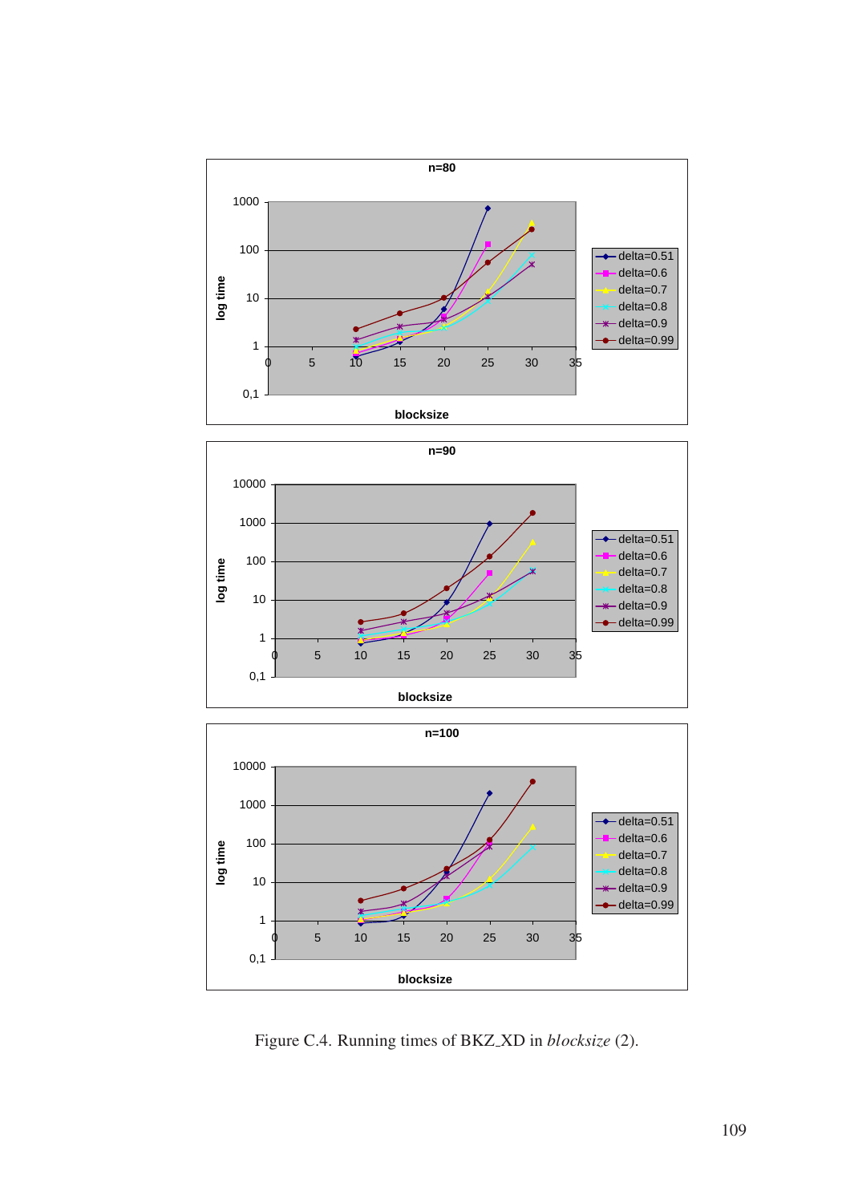Figure C.4. Running times of BKZ_XD in *blocksize* (2).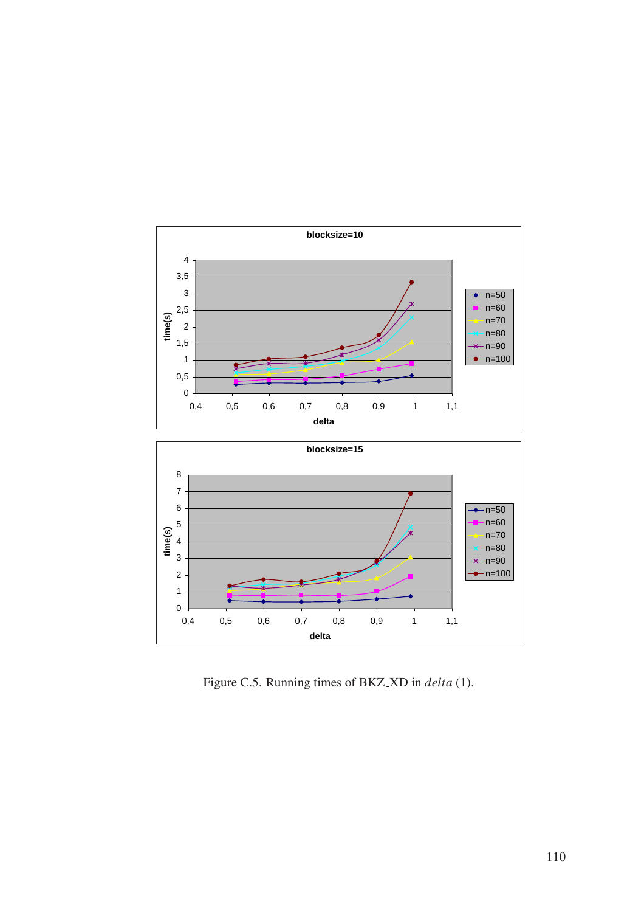Figure C.5. Running times of BKZ_XD in *delta* (1).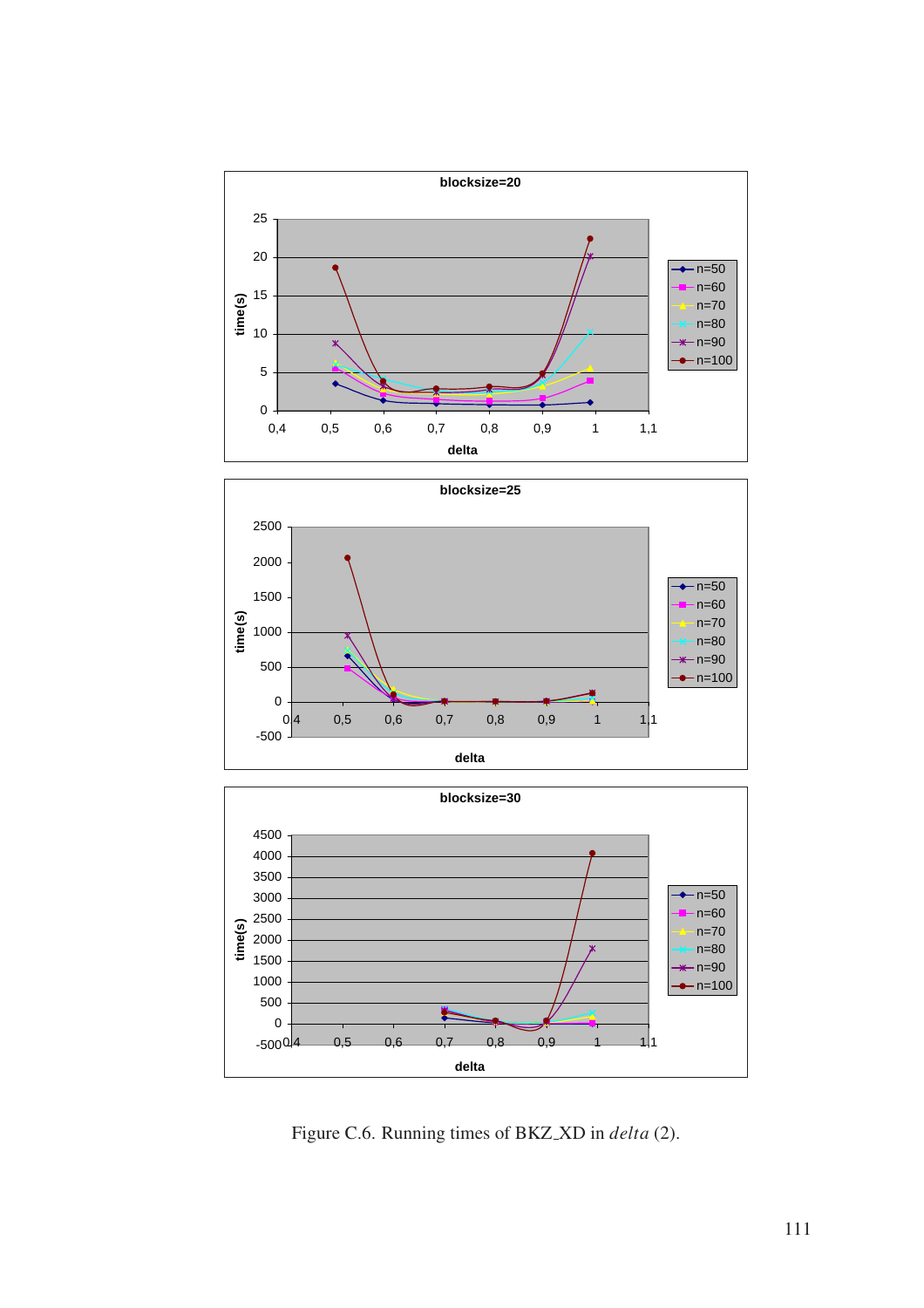Figure C.6. Running times of BKZ_XD in *delta* (2).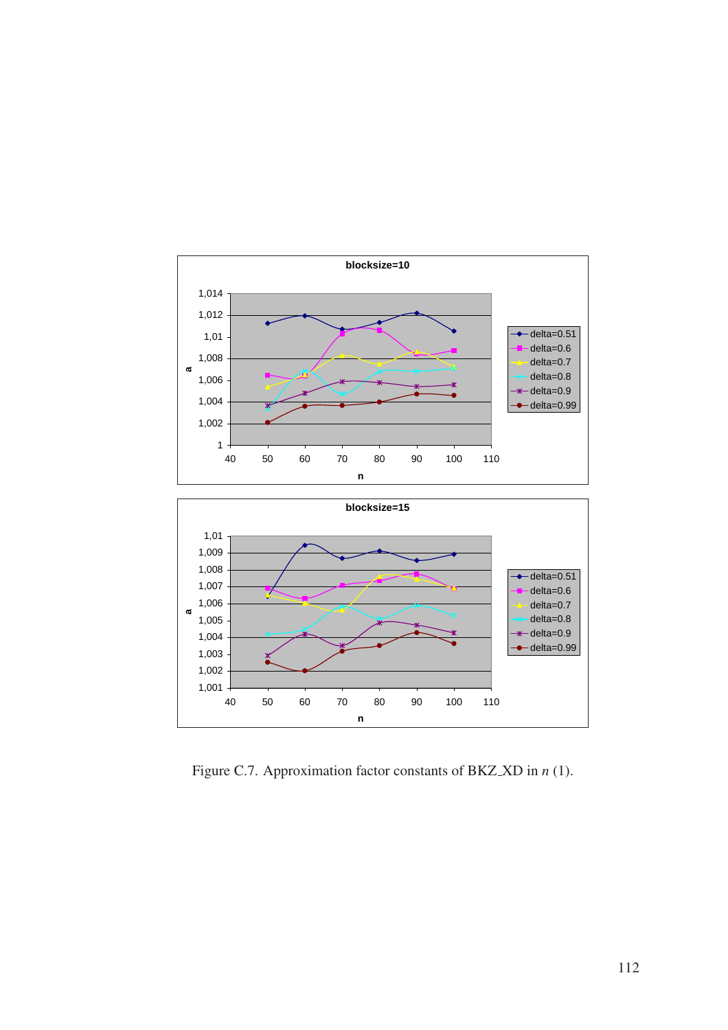Figure C.7. Approximation factor constants of BKZ_XD in $n$ (1).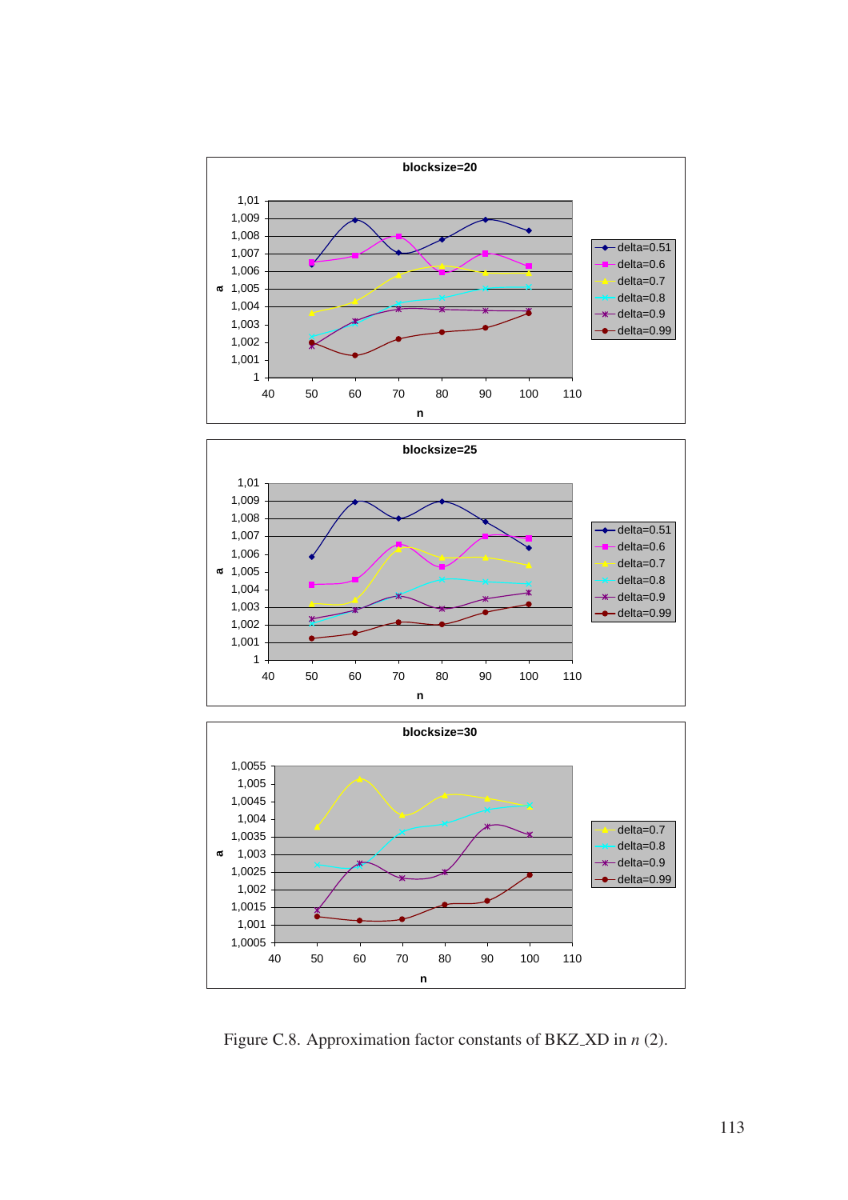Figure C.8. Approximation factor constants of BKZ_XD in *n* (2).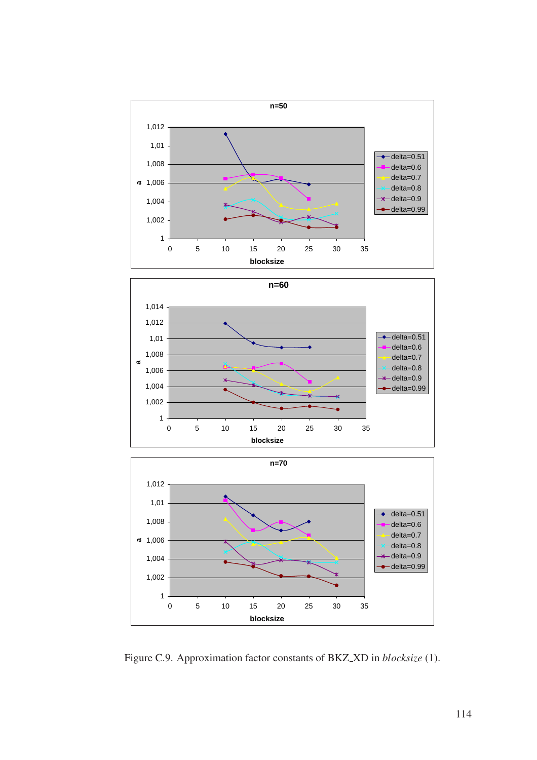Figure C.9. Approximation factor constants of BKZ_XD in *blocksize* (1).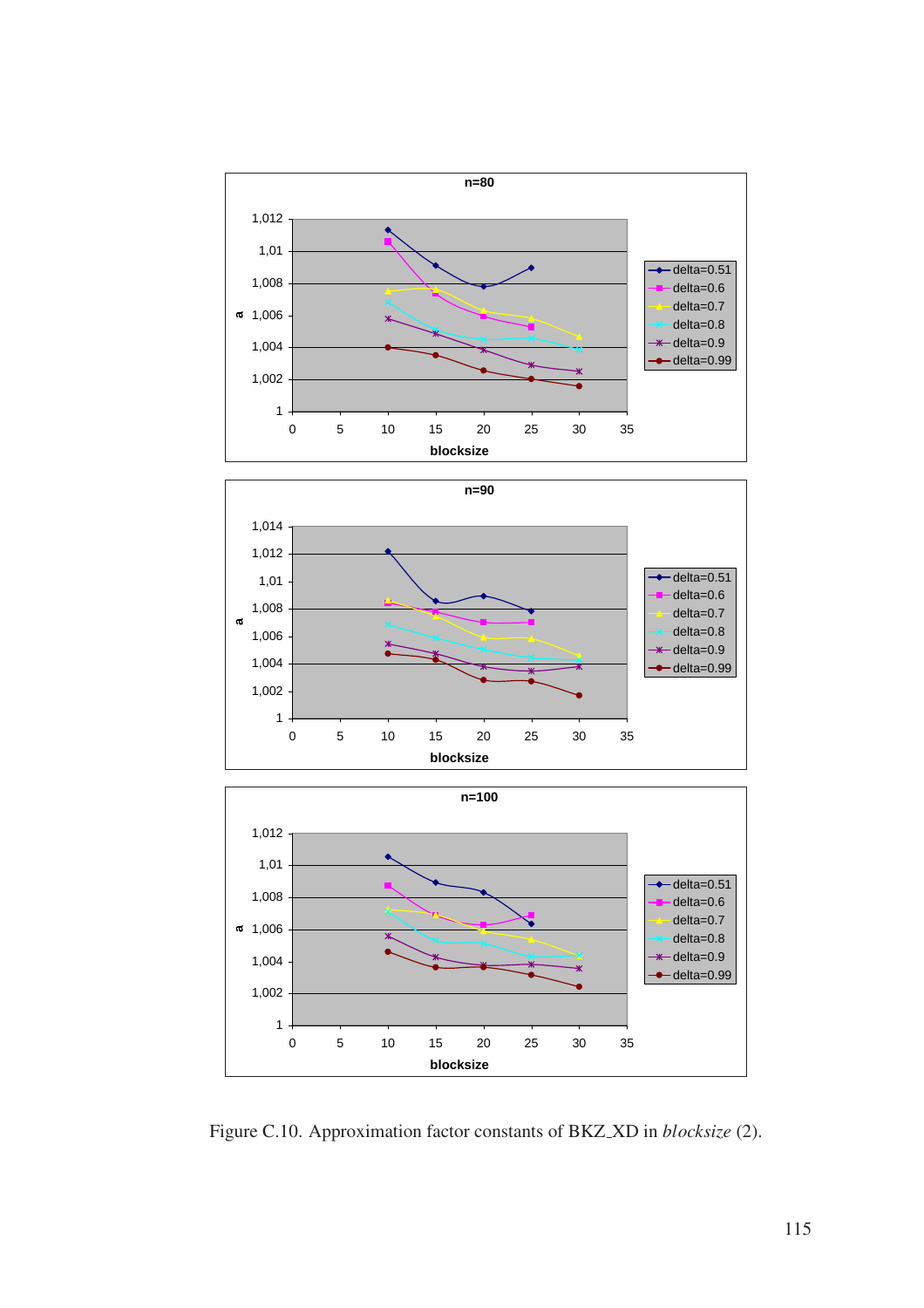Figure C.10. Approximation factor constants of BKZ_XD in *blocksize* (2).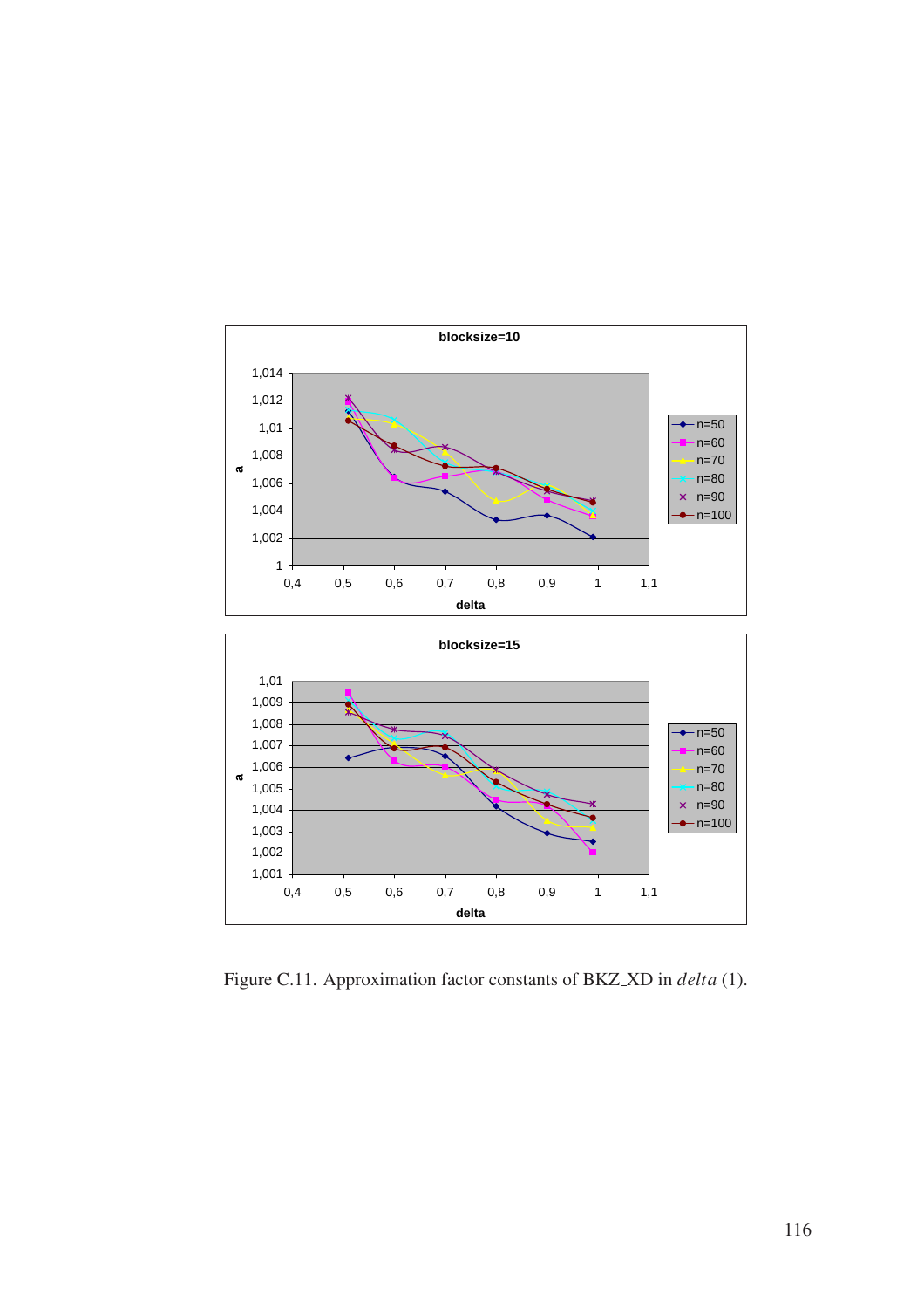Figure C.11. Approximation factor constants of BKZ_XD in *delta* (1).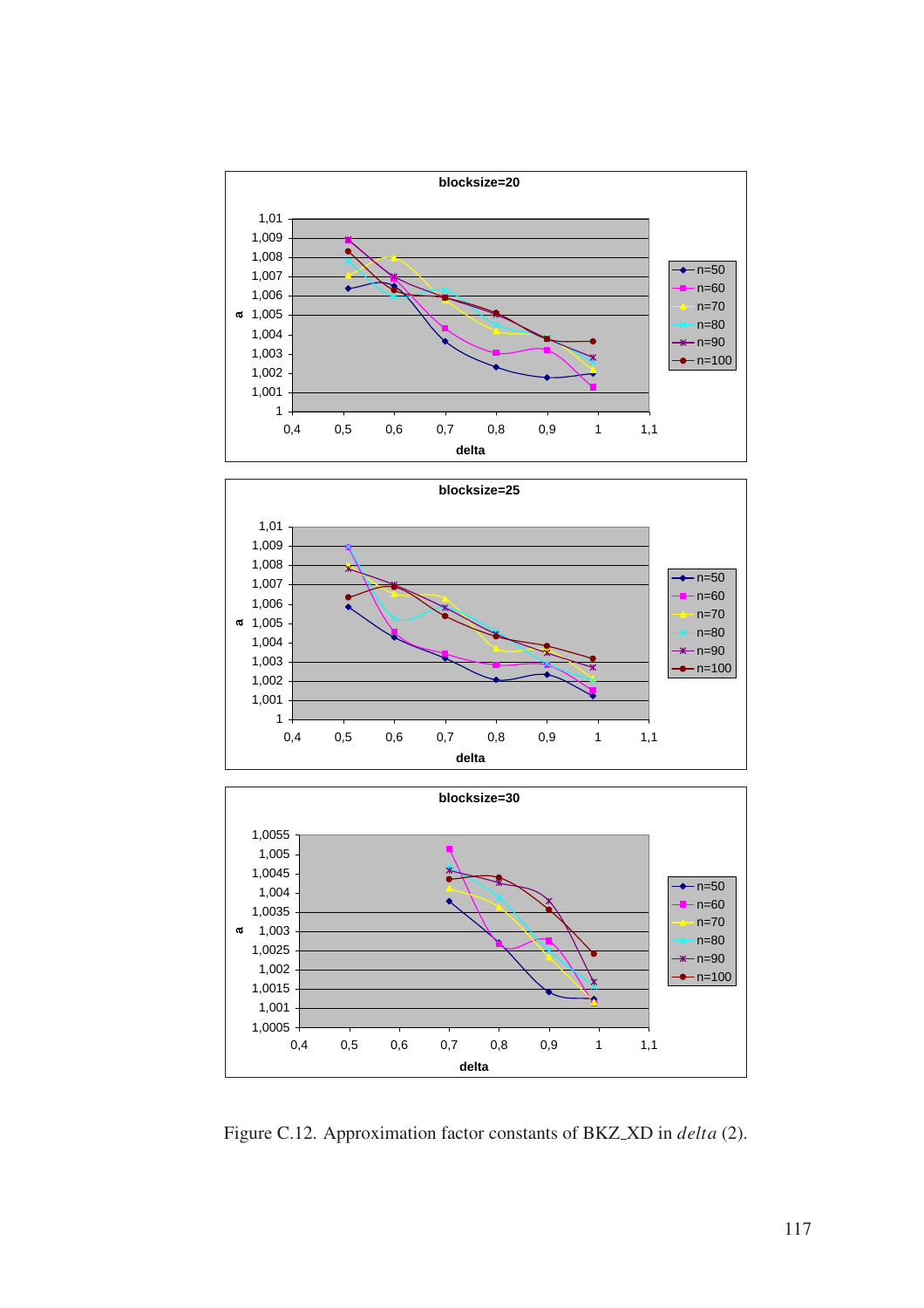Figure C.12. Approximation factor constants of BKZ_XD in *delta* (2).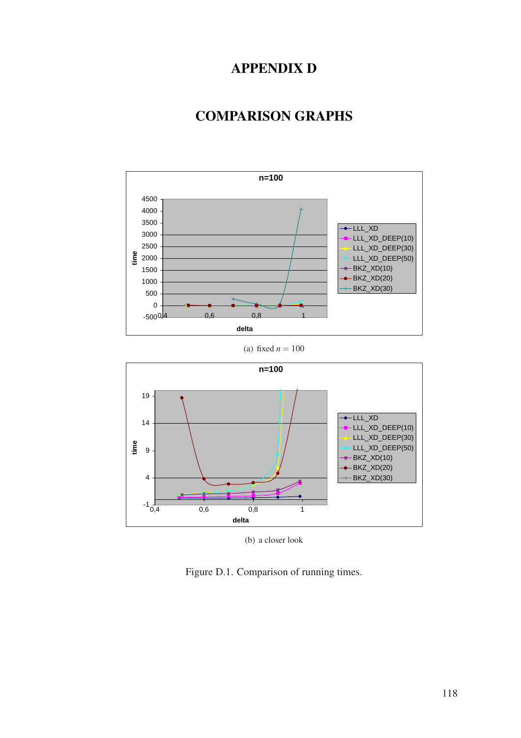# APPENDIX D

## COMPARISON GRAPHS

(a) fixed $n = 100$

(b) a closer look

Figure D.1. Comparison of running times.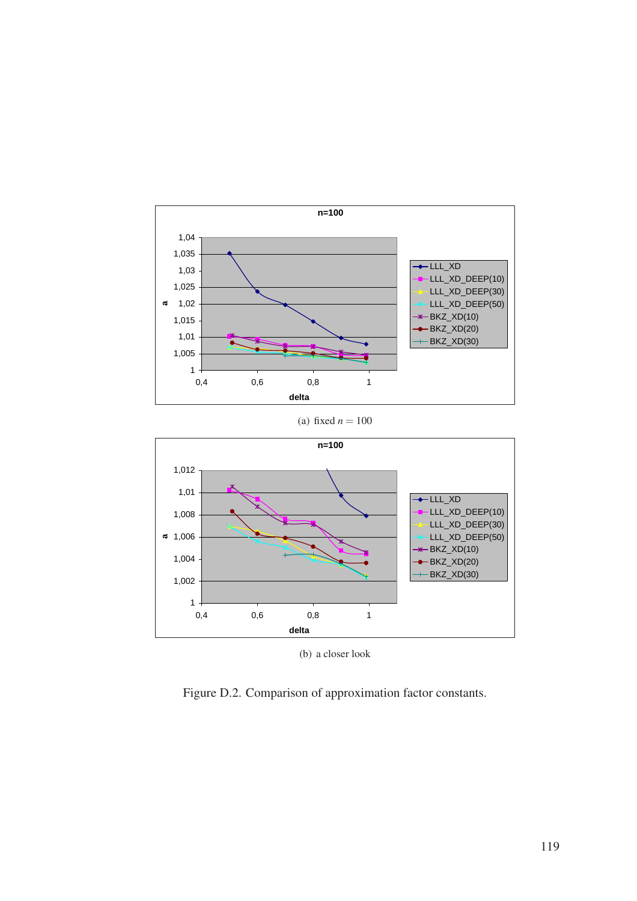n=100

1,04
1,035
1,03
1,025
1,02
1,015
1,01
1,005
1

a

0,4
0,6
0,8
1

delta

LLL_XD
LLL_XD_DEEP(10)
LLL_XD_DEEP(30)
LLL_XD_DEEP(50)
BKZ_XD(10)
BKZ_XD(20)
BKZ_XD(30)

(a) fixed $n = 100$

n=100

1,012
1,01
1,008
1,006
1,004
1,002
1

a

0,4
0,6
0,8
1

delta

LLL_XD
LLL_XD_DEEP(10)
LLL_XD_DEEP(30)
LLL_XD_DEEP(50)
BKZ_XD(10)
BKZ_XD(20)
BKZ_XD(30)

(b) a closer look

Figure D.2. Comparison of approximation factor constants.